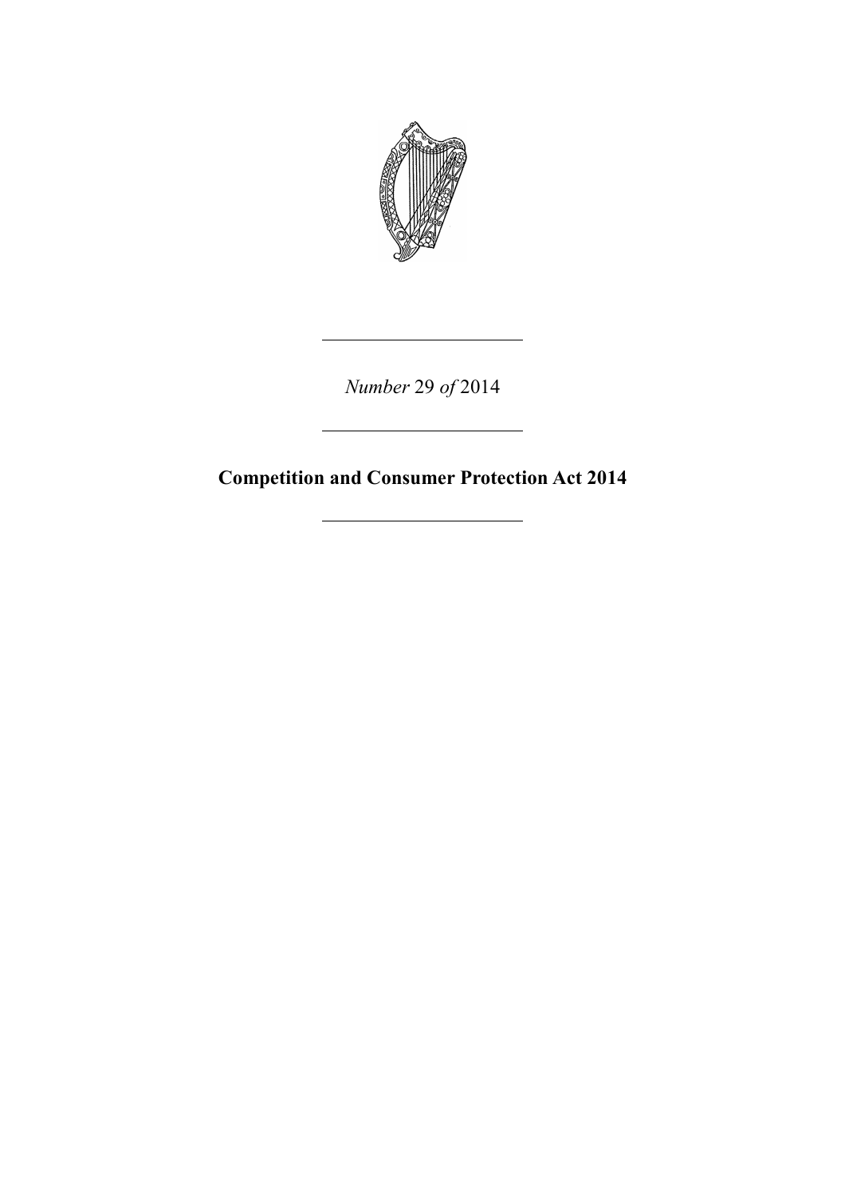*Number* 29 *of* 2014

---

# Competition and Consumer Protection Act 2014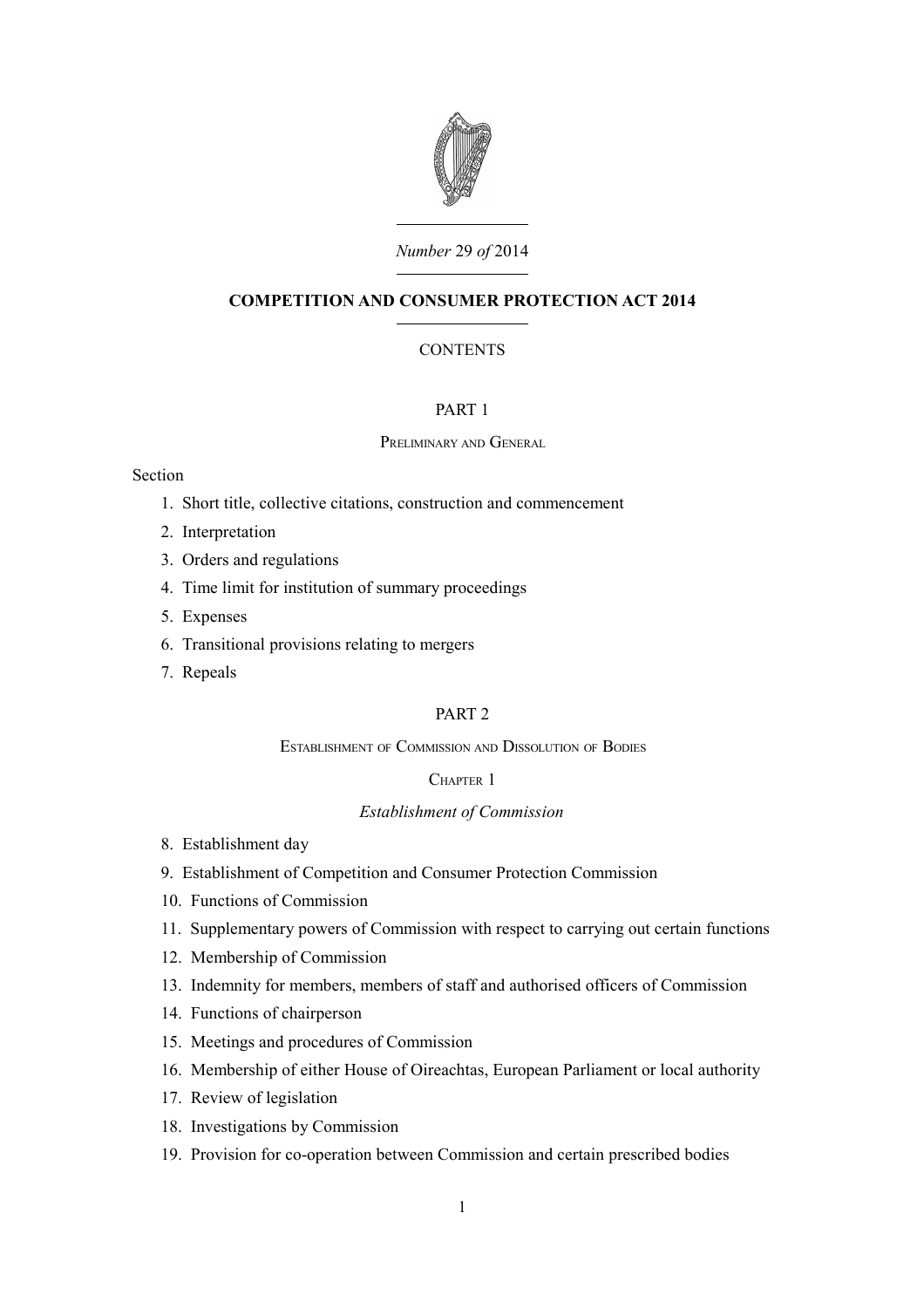*Number* 29 *of* 2014

# COMPETITION AND CONSUMER PROTECTION ACT 2014

CONTENTS

## PART 1

Preliminary and General

Section

1. Short title, collective citations, construction and commencement
2. Interpretation
3. Orders and regulations
4. Time limit for institution of summary proceedings
5. Expenses
6. Transitional provisions relating to mergers
7. Repeals

## PART 2

Establishment of Commission and Dissolution of Bodies

### Chapter 1

*Establishment of Commission*

8. Establishment day
9. Establishment of Competition and Consumer Protection Commission
10. Functions of Commission
11. Supplementary powers of Commission with respect to carrying out certain functions
12. Membership of Commission
13. Indemnity for members, members of staff and authorised officers of Commission
14. Functions of chairperson
15. Meetings and procedures of Commission
16. Membership of either House of Oireachtas, European Parliament or local authority
17. Review of legislation
18. Investigations by Commission
19. Provision for co-operation between Commission and certain prescribed bodies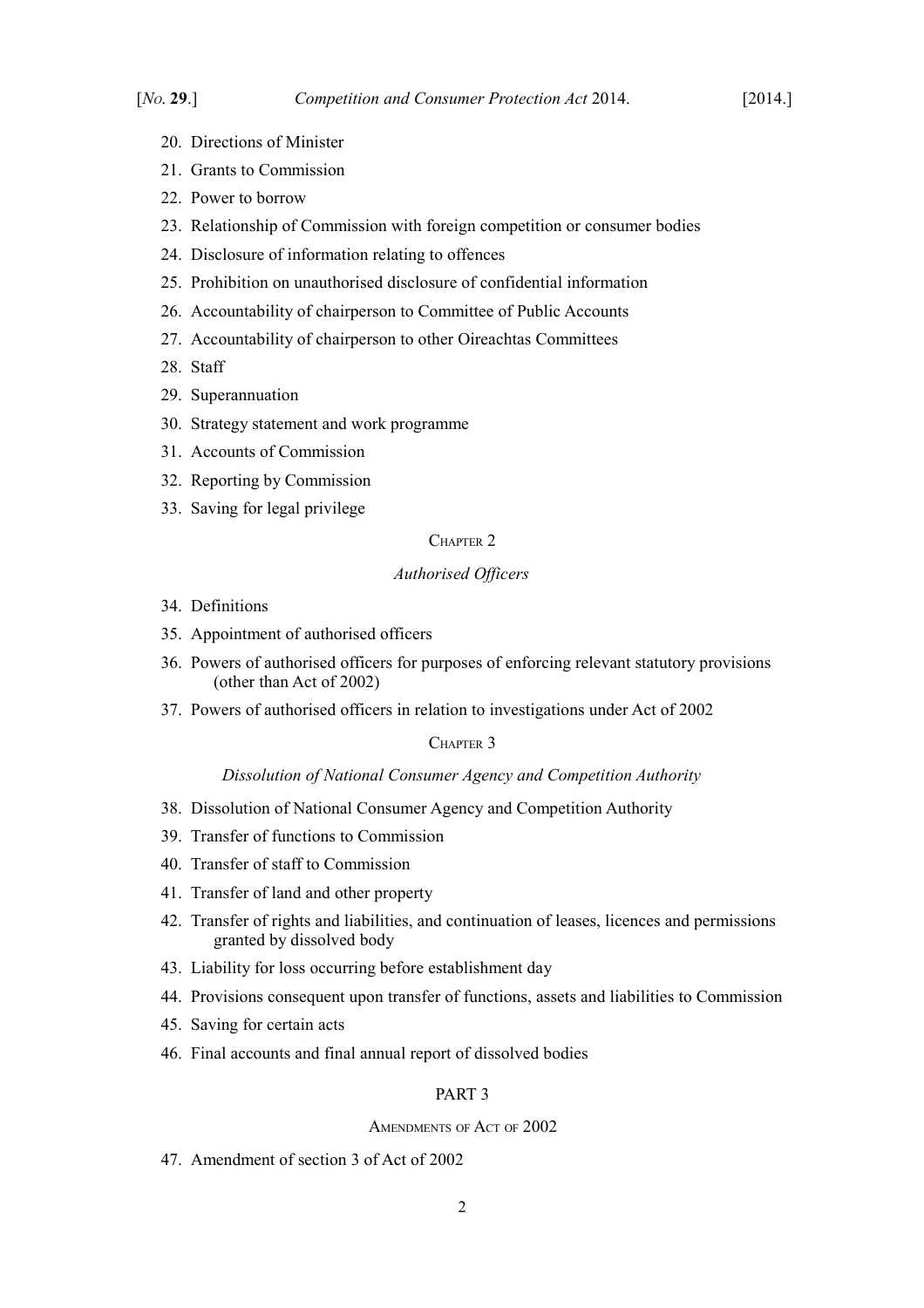20. Directions of Minister
21. Grants to Commission
22. Power to borrow
23. Relationship of Commission with foreign competition or consumer bodies
24. Disclosure of information relating to offences
25. Prohibition on unauthorised disclosure of confidential information
26. Accountability of chairperson to Committee of Public Accounts
27. Accountability of chairperson to other Oireachtas Committees
28. Staff
29. Superannuation
30. Strategy statement and work programme
31. Accounts of Commission
32. Reporting by Commission
33. Saving for legal privilege

CHAPTER 2

*Authorised Officers*

34. Definitions
35. Appointment of authorised officers
36. Powers of authorised officers for purposes of enforcing relevant statutory provisions (other than Act of 2002)
37. Powers of authorised officers in relation to investigations under Act of 2002

CHAPTER 3

*Dissolution of National Consumer Agency and Competition Authority*

38. Dissolution of National Consumer Agency and Competition Authority
39. Transfer of functions to Commission
40. Transfer of staff to Commission
41. Transfer of land and other property
42. Transfer of rights and liabilities, and continuation of leases, licences and permissions granted by dissolved body
43. Liability for loss occurring before establishment day
44. Provisions consequent upon transfer of functions, assets and liabilities to Commission
45. Saving for certain acts
46. Final accounts and final annual report of dissolved bodies

PART 3

AMENDMENTS OF ACT OF 2002

47. Amendment of section 3 of Act of 2002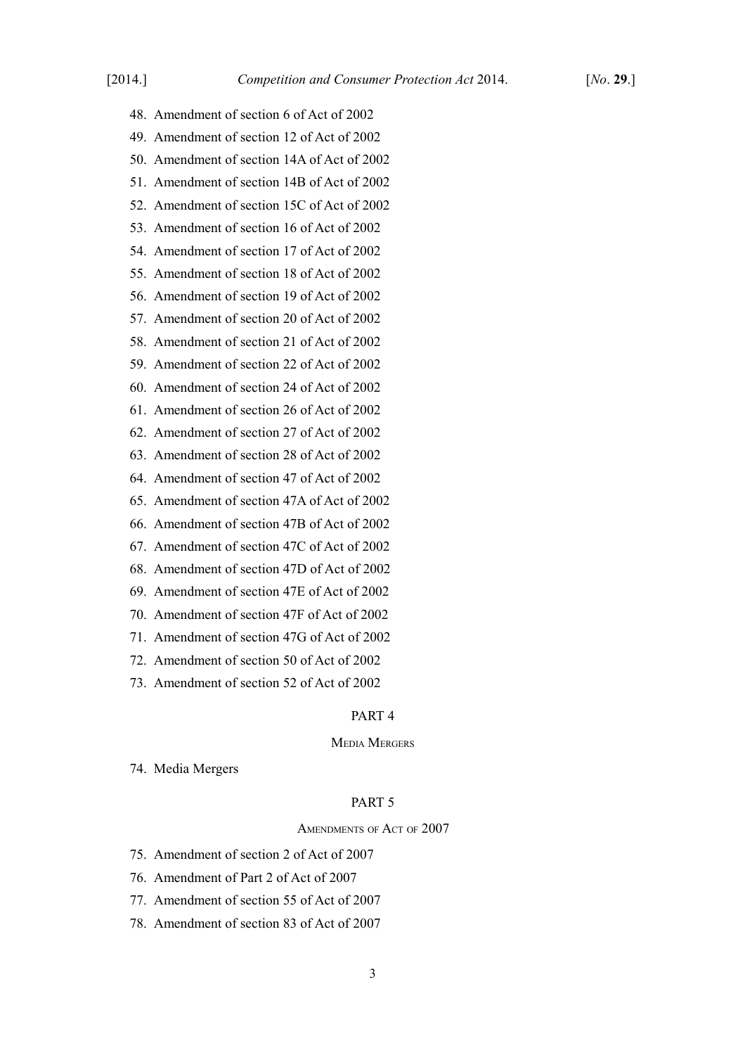48. Amendment of section 6 of Act of 2002
49. Amendment of section 12 of Act of 2002
50. Amendment of section 14A of Act of 2002
51. Amendment of section 14B of Act of 2002
52. Amendment of section 15C of Act of 2002
53. Amendment of section 16 of Act of 2002
54. Amendment of section 17 of Act of 2002
55. Amendment of section 18 of Act of 2002
56. Amendment of section 19 of Act of 2002
57. Amendment of section 20 of Act of 2002
58. Amendment of section 21 of Act of 2002
59. Amendment of section 22 of Act of 2002
60. Amendment of section 24 of Act of 2002
61. Amendment of section 26 of Act of 2002
62. Amendment of section 27 of Act of 2002
63. Amendment of section 28 of Act of 2002
64. Amendment of section 47 of Act of 2002
65. Amendment of section 47A of Act of 2002
66. Amendment of section 47B of Act of 2002
67. Amendment of section 47C of Act of 2002
68. Amendment of section 47D of Act of 2002
69. Amendment of section 47E of Act of 2002
70. Amendment of section 47F of Act of 2002
71. Amendment of section 47G of Act of 2002
72. Amendment of section 50 of Act of 2002
73. Amendment of section 52 of Act of 2002

PART 4

MEDIA MERGERS

74. Media Mergers

PART 5

AMENDMENTS OF ACT OF 2007

75. Amendment of section 2 of Act of 2007
76. Amendment of Part 2 of Act of 2007
77. Amendment of section 55 of Act of 2007
78. Amendment of section 83 of Act of 2007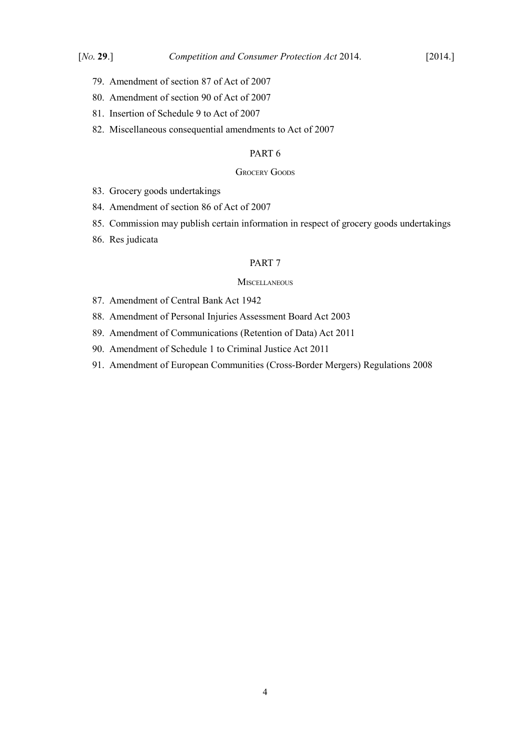79. Amendment of section 87 of Act of 2007

80. Amendment of section 90 of Act of 2007

81. Insertion of Schedule 9 to Act of 2007

82. Miscellaneous consequential amendments to Act of 2007

## PART 6

### Grocery Goods

83. Grocery goods undertakings

84. Amendment of section 86 of Act of 2007

85. Commission may publish certain information in respect of grocery goods undertakings

86. Res judicata

## PART 7

### Miscellaneous

87. Amendment of Central Bank Act 1942

88. Amendment of Personal Injuries Assessment Board Act 2003

89. Amendment of Communications (Retention of Data) Act 2011

90. Amendment of Schedule 1 to Criminal Justice Act 2011

91. Amendment of European Communities (Cross-Border Mergers) Regulations 2008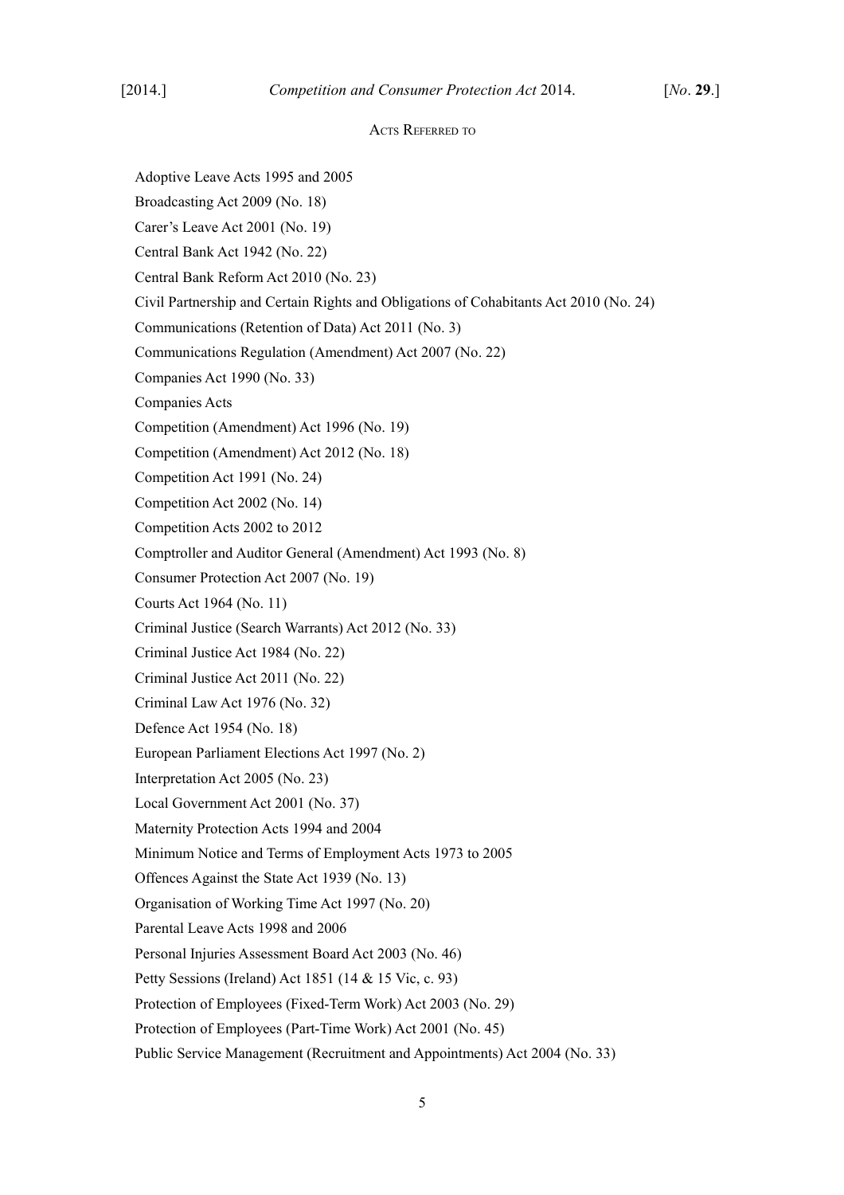## Acts Referred to

Adoptive Leave Acts 1995 and 2005

Broadcasting Act 2009 (No. 18)

Carer's Leave Act 2001 (No. 19)

Central Bank Act 1942 (No. 22)

Central Bank Reform Act 2010 (No. 23)

Civil Partnership and Certain Rights and Obligations of Cohabitants Act 2010 (No. 24)

Communications (Retention of Data) Act 2011 (No. 3)

Communications Regulation (Amendment) Act 2007 (No. 22)

Companies Act 1990 (No. 33)

Companies Acts

Competition (Amendment) Act 1996 (No. 19)

Competition (Amendment) Act 2012 (No. 18)

Competition Act 1991 (No. 24)

Competition Act 2002 (No. 14)

Competition Acts 2002 to 2012

Comptroller and Auditor General (Amendment) Act 1993 (No. 8)

Consumer Protection Act 2007 (No. 19)

Courts Act 1964 (No. 11)

Criminal Justice (Search Warrants) Act 2012 (No. 33)

Criminal Justice Act 1984 (No. 22)

Criminal Justice Act 2011 (No. 22)

Criminal Law Act 1976 (No. 32)

Defence Act 1954 (No. 18)

European Parliament Elections Act 1997 (No. 2)

Interpretation Act 2005 (No. 23)

Local Government Act 2001 (No. 37)

Maternity Protection Acts 1994 and 2004

Minimum Notice and Terms of Employment Acts 1973 to 2005

Offences Against the State Act 1939 (No. 13)

Organisation of Working Time Act 1997 (No. 20)

Parental Leave Acts 1998 and 2006

Personal Injuries Assessment Board Act 2003 (No. 46)

Petty Sessions (Ireland) Act 1851 (14 & 15 Vic, c. 93)

Protection of Employees (Fixed-Term Work) Act 2003 (No. 29)

Protection of Employees (Part-Time Work) Act 2001 (No. 45)

Public Service Management (Recruitment and Appointments) Act 2004 (No. 33)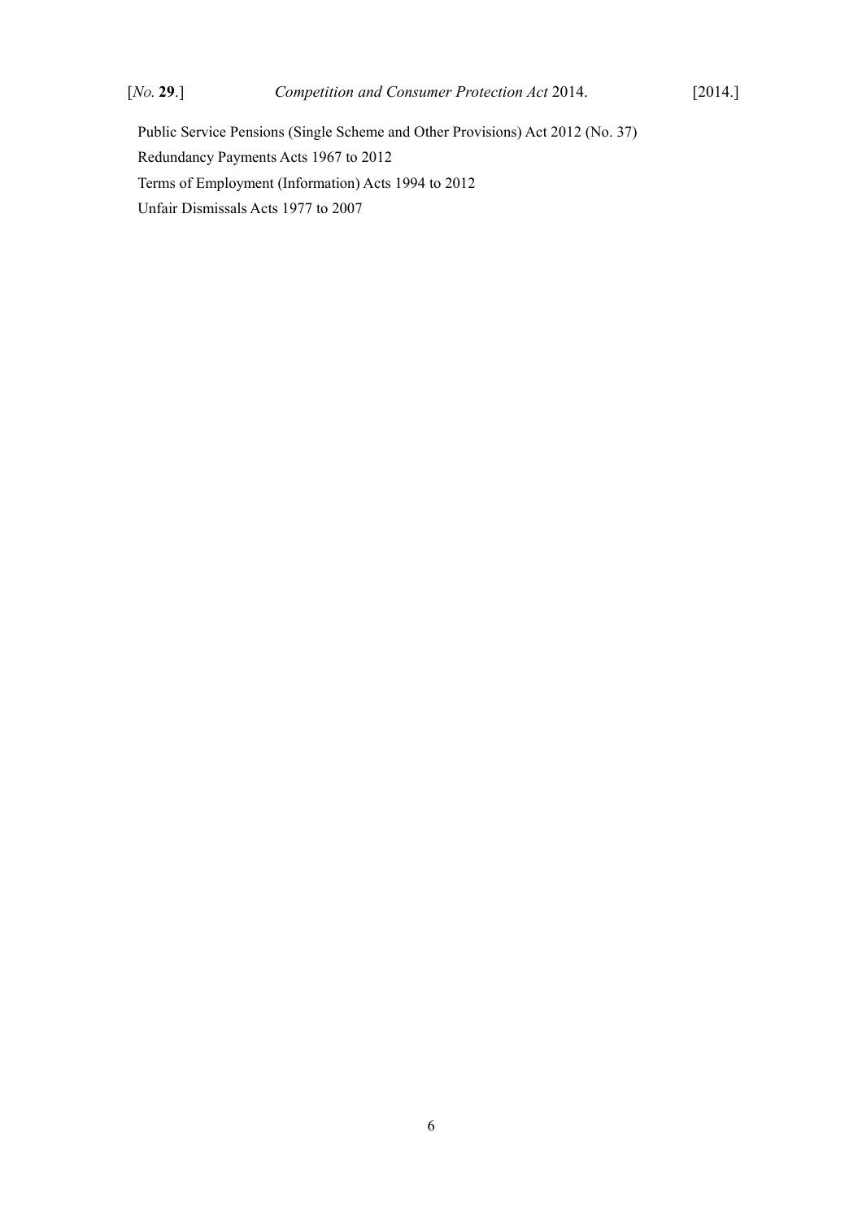Public Service Pensions (Single Scheme and Other Provisions) Act 2012 (No. 37)

Redundancy Payments Acts 1967 to 2012

Terms of Employment (Information) Acts 1994 to 2012

Unfair Dismissals Acts 1977 to 2007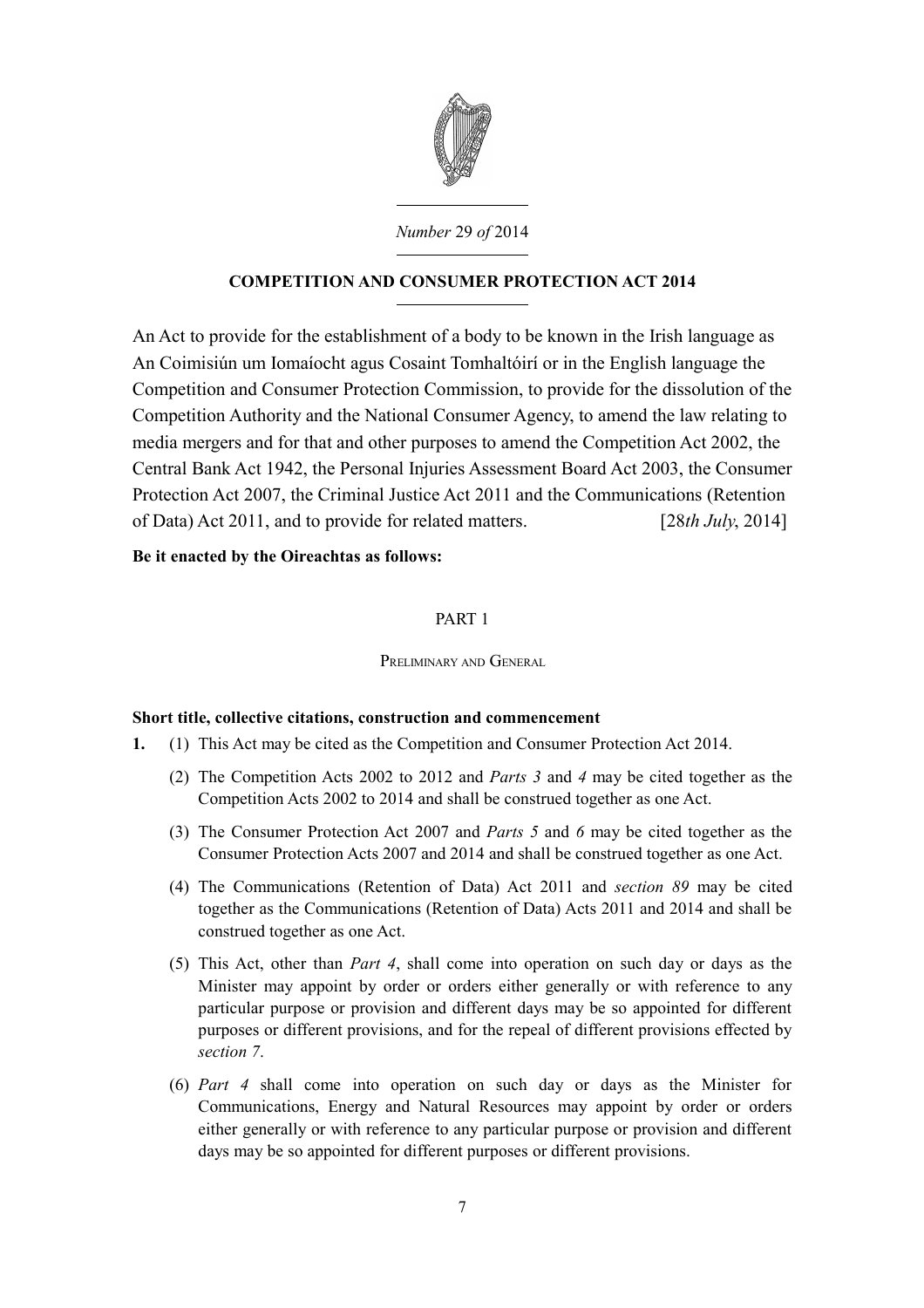*Number* 29 *of* 2014

**COMPETITION AND CONSUMER PROTECTION ACT 2014**

An Act to provide for the establishment of a body to be known in the Irish language as An Coimisiún um Iomaíocht agus Cosaint Tomhaltóirí or in the English language the Competition and Consumer Protection Commission, to provide for the dissolution of the Competition Authority and the National Consumer Agency, to amend the law relating to media mergers and for that and other purposes to amend the Competition Act 2002, the Central Bank Act 1942, the Personal Injuries Assessment Board Act 2003, the Consumer Protection Act 2007, the Criminal Justice Act 2011 and the Communications (Retention of Data) Act 2011, and to provide for related matters. [28*th July*, 2014]

**Be it enacted by the Oireachtas as follows:**

PART 1

PRELIMINARY AND GENERAL

**Short title, collective citations, construction and commencement**

**1.** (1) This Act may be cited as the Competition and Consumer Protection Act 2014.

(2) The Competition Acts 2002 to 2012 and *Parts 3* and *4* may be cited together as the Competition Acts 2002 to 2014 and shall be construed together as one Act.

(3) The Consumer Protection Act 2007 and *Parts 5* and *6* may be cited together as the Consumer Protection Acts 2007 and 2014 and shall be construed together as one Act.

(4) The Communications (Retention of Data) Act 2011 and *section 89* may be cited together as the Communications (Retention of Data) Acts 2011 and 2014 and shall be construed together as one Act.

(5) This Act, other than *Part 4*, shall come into operation on such day or days as the Minister may appoint by order or orders either generally or with reference to any particular purpose or provision and different days may be so appointed for different purposes or different provisions, and for the repeal of different provisions effected by *section 7*.

(6) *Part 4* shall come into operation on such day or days as the Minister for Communications, Energy and Natural Resources may appoint by order or orders either generally or with reference to any particular purpose or provision and different days may be so appointed for different purposes or different provisions.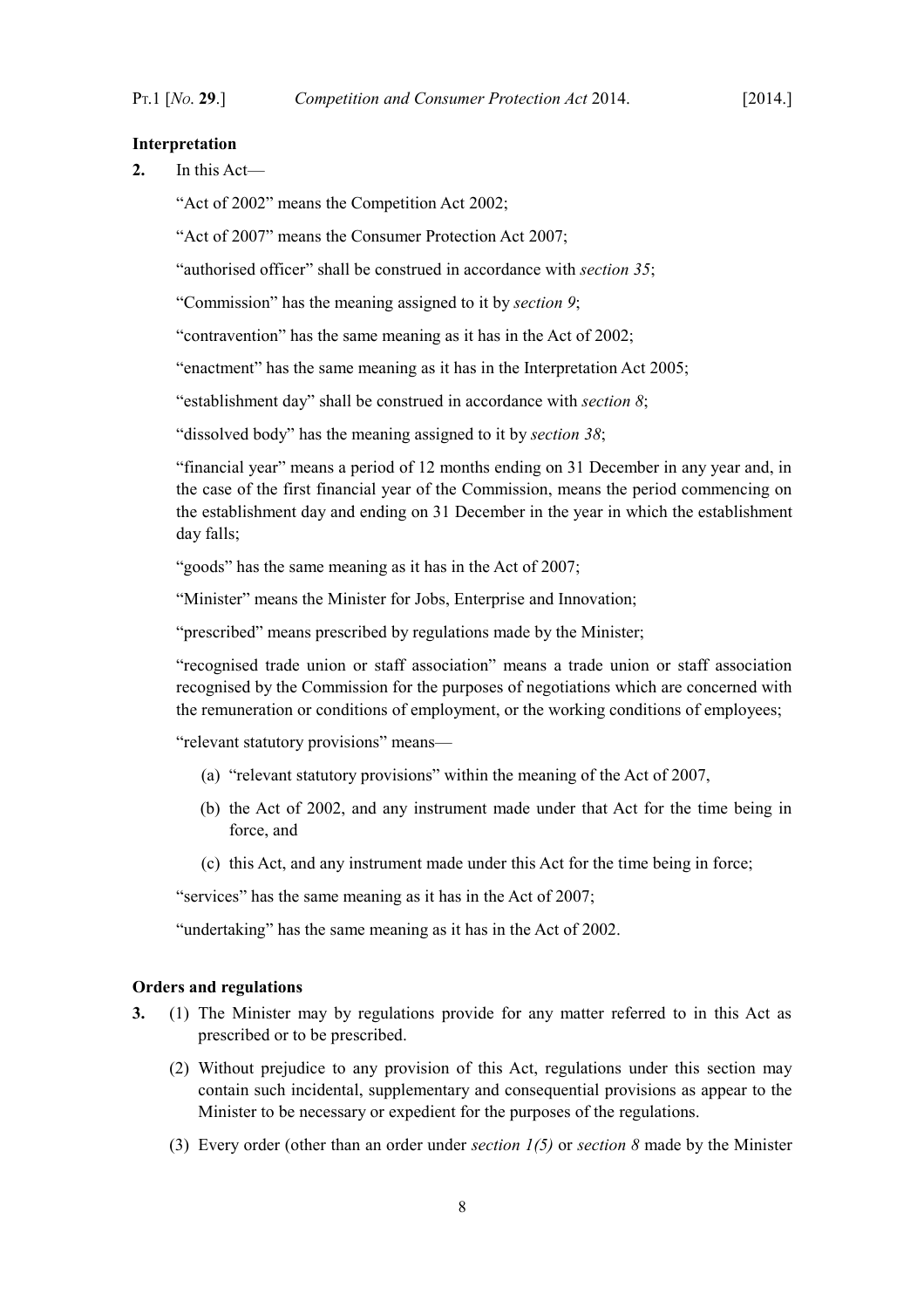**Interpretation**

**2.** In this Act—

"Act of 2002" means the Competition Act 2002;

"Act of 2007" means the Consumer Protection Act 2007;

"authorised officer" shall be construed in accordance with *section 35*;

"Commission" has the meaning assigned to it by *section 9*;

"contravention" has the same meaning as it has in the Act of 2002;

"enactment" has the same meaning as it has in the Interpretation Act 2005;

"establishment day" shall be construed in accordance with *section 8*;

"dissolved body" has the meaning assigned to it by *section 38*;

"financial year" means a period of 12 months ending on 31 December in any year and, in the case of the first financial year of the Commission, means the period commencing on the establishment day and ending on 31 December in the year in which the establishment day falls;

"goods" has the same meaning as it has in the Act of 2007;

"Minister" means the Minister for Jobs, Enterprise and Innovation;

"prescribed" means prescribed by regulations made by the Minister;

"recognised trade union or staff association" means a trade union or staff association recognised by the Commission for the purposes of negotiations which are concerned with the remuneration or conditions of employment, or the working conditions of employees;

"relevant statutory provisions" means—

(a) "relevant statutory provisions" within the meaning of the Act of 2007,

(b) the Act of 2002, and any instrument made under that Act for the time being in force, and

(c) this Act, and any instrument made under this Act for the time being in force;

"services" has the same meaning as it has in the Act of 2007;

"undertaking" has the same meaning as it has in the Act of 2002.

**Orders and regulations**

**3.** (1) The Minister may by regulations provide for any matter referred to in this Act as prescribed or to be prescribed.

(2) Without prejudice to any provision of this Act, regulations under this section may contain such incidental, supplementary and consequential provisions as appear to the Minister to be necessary or expedient for the purposes of the regulations.

(3) Every order (other than an order under *section 1(5)* or *section 8* made by the Minister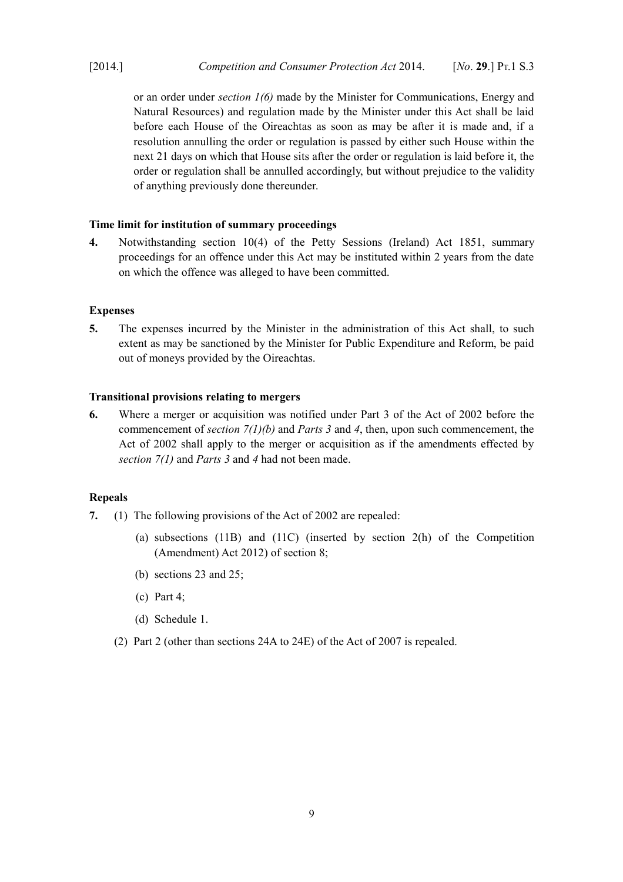or an order under *section 1(6)* made by the Minister for Communications, Energy and Natural Resources) and regulation made by the Minister under this Act shall be laid before each House of the Oireachtas as soon as may be after it is made and, if a resolution annulling the order or regulation is passed by either such House within the next 21 days on which that House sits after the order or regulation is laid before it, the order or regulation shall be annulled accordingly, but without prejudice to the validity of anything previously done thereunder.

**Time limit for institution of summary proceedings**

**4.** Notwithstanding section 10(4) of the Petty Sessions (Ireland) Act 1851, summary proceedings for an offence under this Act may be instituted within 2 years from the date on which the offence was alleged to have been committed.

**Expenses**

**5.** The expenses incurred by the Minister in the administration of this Act shall, to such extent as may be sanctioned by the Minister for Public Expenditure and Reform, be paid out of moneys provided by the Oireachtas.

**Transitional provisions relating to mergers**

**6.** Where a merger or acquisition was notified under Part 3 of the Act of 2002 before the commencement of *section 7(1)(b)* and *Parts 3* and *4*, then, upon such commencement, the Act of 2002 shall apply to the merger or acquisition as if the amendments effected by *section 7(1)* and *Parts 3* and *4* had not been made.

**Repeals**

**7.** (1) The following provisions of the Act of 2002 are repealed:

(a) subsections (11B) and (11C) (inserted by section 2(h) of the Competition (Amendment) Act 2012) of section 8;

(b) sections 23 and 25;

(c) Part 4;

(d) Schedule 1.

(2) Part 2 (other than sections 24A to 24E) of the Act of 2007 is repealed.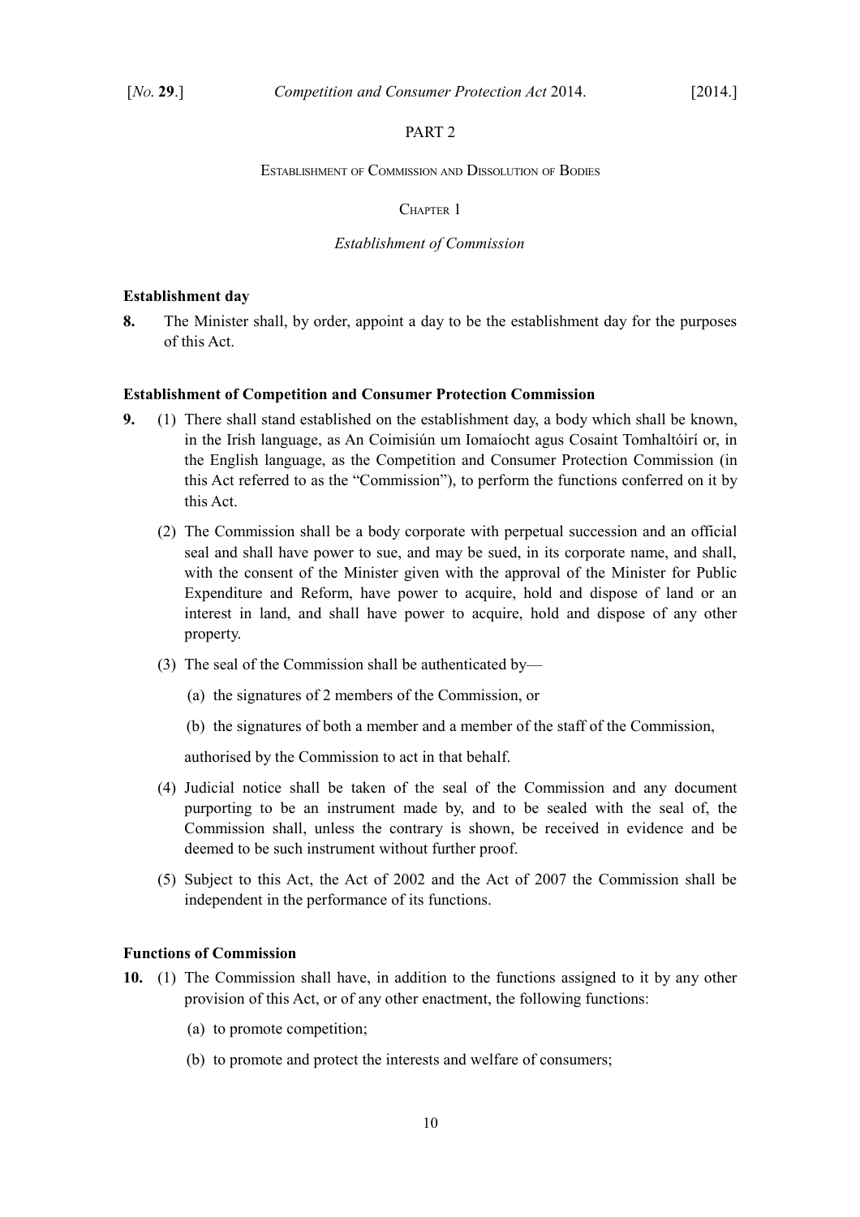PART 2

ESTABLISHMENT OF COMMISSION AND DISSOLUTION OF BODIES

CHAPTER 1

*Establishment of Commission*

**Establishment day**

**8.** The Minister shall, by order, appoint a day to be the establishment day for the purposes of this Act.

**Establishment of Competition and Consumer Protection Commission**

**9.** (1) There shall stand established on the establishment day, a body which shall be known, in the Irish language, as An Coimisiún um Iomaíocht agus Cosaint Tomhaltóirí or, in the English language, as the Competition and Consumer Protection Commission (in this Act referred to as the "Commission"), to perform the functions conferred on it by this Act.

(2) The Commission shall be a body corporate with perpetual succession and an official seal and shall have power to sue, and may be sued, in its corporate name, and shall, with the consent of the Minister given with the approval of the Minister for Public Expenditure and Reform, have power to acquire, hold and dispose of land or an interest in land, and shall have power to acquire, hold and dispose of any other property.

(3) The seal of the Commission shall be authenticated by—

(a) the signatures of 2 members of the Commission, or

(b) the signatures of both a member and a member of the staff of the Commission,

authorised by the Commission to act in that behalf.

(4) Judicial notice shall be taken of the seal of the Commission and any document purporting to be an instrument made by, and to be sealed with the seal of, the Commission shall, unless the contrary is shown, be received in evidence and be deemed to be such instrument without further proof.

(5) Subject to this Act, the Act of 2002 and the Act of 2007 the Commission shall be independent in the performance of its functions.

**Functions of Commission**

**10.** (1) The Commission shall have, in addition to the functions assigned to it by any other provision of this Act, or of any other enactment, the following functions:

(a) to promote competition;

(b) to promote and protect the interests and welfare of consumers;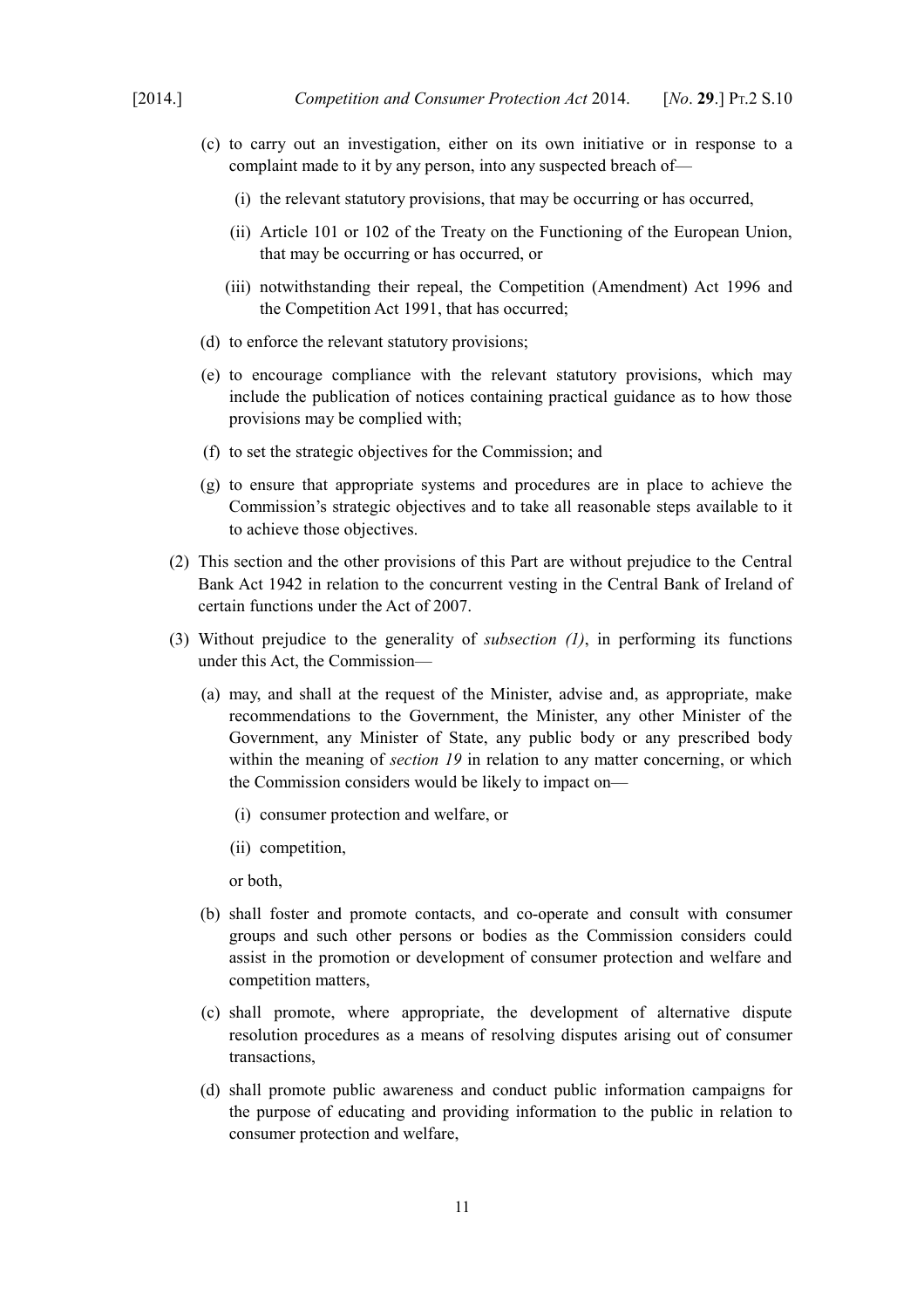(c) to carry out an investigation, either on its own initiative or in response to a complaint made to it by any person, into any suspected breach of—

(i) the relevant statutory provisions, that may be occurring or has occurred,

(ii) Article 101 or 102 of the Treaty on the Functioning of the European Union, that may be occurring or has occurred, or

(iii) notwithstanding their repeal, the Competition (Amendment) Act 1996 and the Competition Act 1991, that has occurred;

(d) to enforce the relevant statutory provisions;

(e) to encourage compliance with the relevant statutory provisions, which may include the publication of notices containing practical guidance as to how those provisions may be complied with;

(f) to set the strategic objectives for the Commission; and

(g) to ensure that appropriate systems and procedures are in place to achieve the Commission's strategic objectives and to take all reasonable steps available to it to achieve those objectives.

(2) This section and the other provisions of this Part are without prejudice to the Central Bank Act 1942 in relation to the concurrent vesting in the Central Bank of Ireland of certain functions under the Act of 2007.

(3) Without prejudice to the generality of *subsection (1)*, in performing its functions under this Act, the Commission—

(a) may, and shall at the request of the Minister, advise and, as appropriate, make recommendations to the Government, the Minister, any other Minister of the Government, any Minister of State, any public body or any prescribed body within the meaning of *section 19* in relation to any matter concerning, or which the Commission considers would be likely to impact on—

(i) consumer protection and welfare, or

(ii) competition,

or both,

(b) shall foster and promote contacts, and co-operate and consult with consumer groups and such other persons or bodies as the Commission considers could assist in the promotion or development of consumer protection and welfare and competition matters,

(c) shall promote, where appropriate, the development of alternative dispute resolution procedures as a means of resolving disputes arising out of consumer transactions,

(d) shall promote public awareness and conduct public information campaigns for the purpose of educating and providing information to the public in relation to consumer protection and welfare,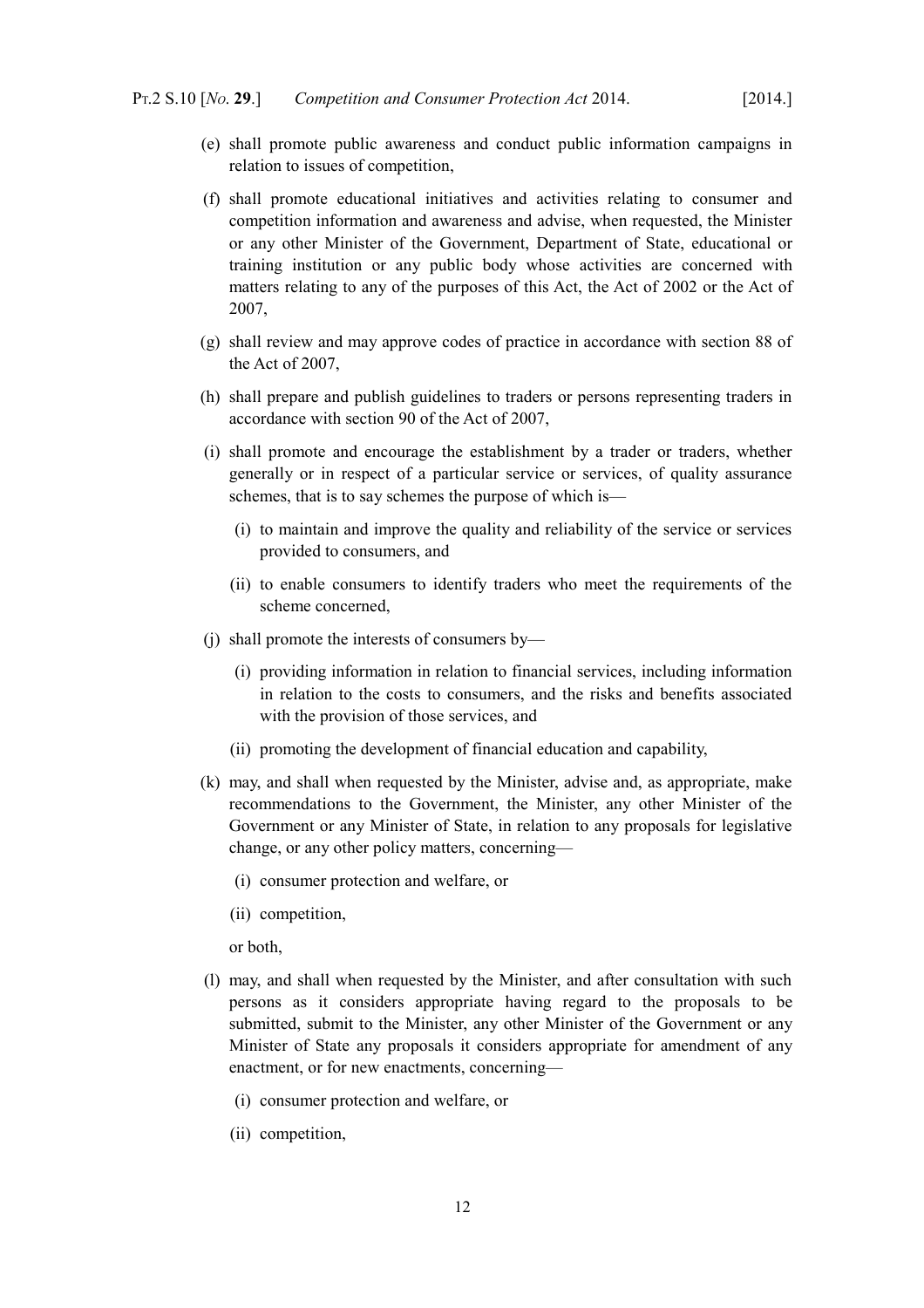(e) shall promote public awareness and conduct public information campaigns in relation to issues of competition,

(f) shall promote educational initiatives and activities relating to consumer and competition information and awareness and advise, when requested, the Minister or any other Minister of the Government, Department of State, educational or training institution or any public body whose activities are concerned with matters relating to any of the purposes of this Act, the Act of 2002 or the Act of 2007,

(g) shall review and may approve codes of practice in accordance with section 88 of the Act of 2007,

(h) shall prepare and publish guidelines to traders or persons representing traders in accordance with section 90 of the Act of 2007,

(i) shall promote and encourage the establishment by a trader or traders, whether generally or in respect of a particular service or services, of quality assurance schemes, that is to say schemes the purpose of which is—

(i) to maintain and improve the quality and reliability of the service or services provided to consumers, and

(ii) to enable consumers to identify traders who meet the requirements of the scheme concerned,

(j) shall promote the interests of consumers by—

(i) providing information in relation to financial services, including information in relation to the costs to consumers, and the risks and benefits associated with the provision of those services, and

(ii) promoting the development of financial education and capability,

(k) may, and shall when requested by the Minister, advise and, as appropriate, make recommendations to the Government, the Minister, any other Minister of the Government or any Minister of State, in relation to any proposals for legislative change, or any other policy matters, concerning—

(i) consumer protection and welfare, or

(ii) competition,

or both,

(l) may, and shall when requested by the Minister, and after consultation with such persons as it considers appropriate having regard to the proposals to be submitted, submit to the Minister, any other Minister of the Government or any Minister of State any proposals it considers appropriate for amendment of any enactment, or for new enactments, concerning—

(i) consumer protection and welfare, or

(ii) competition,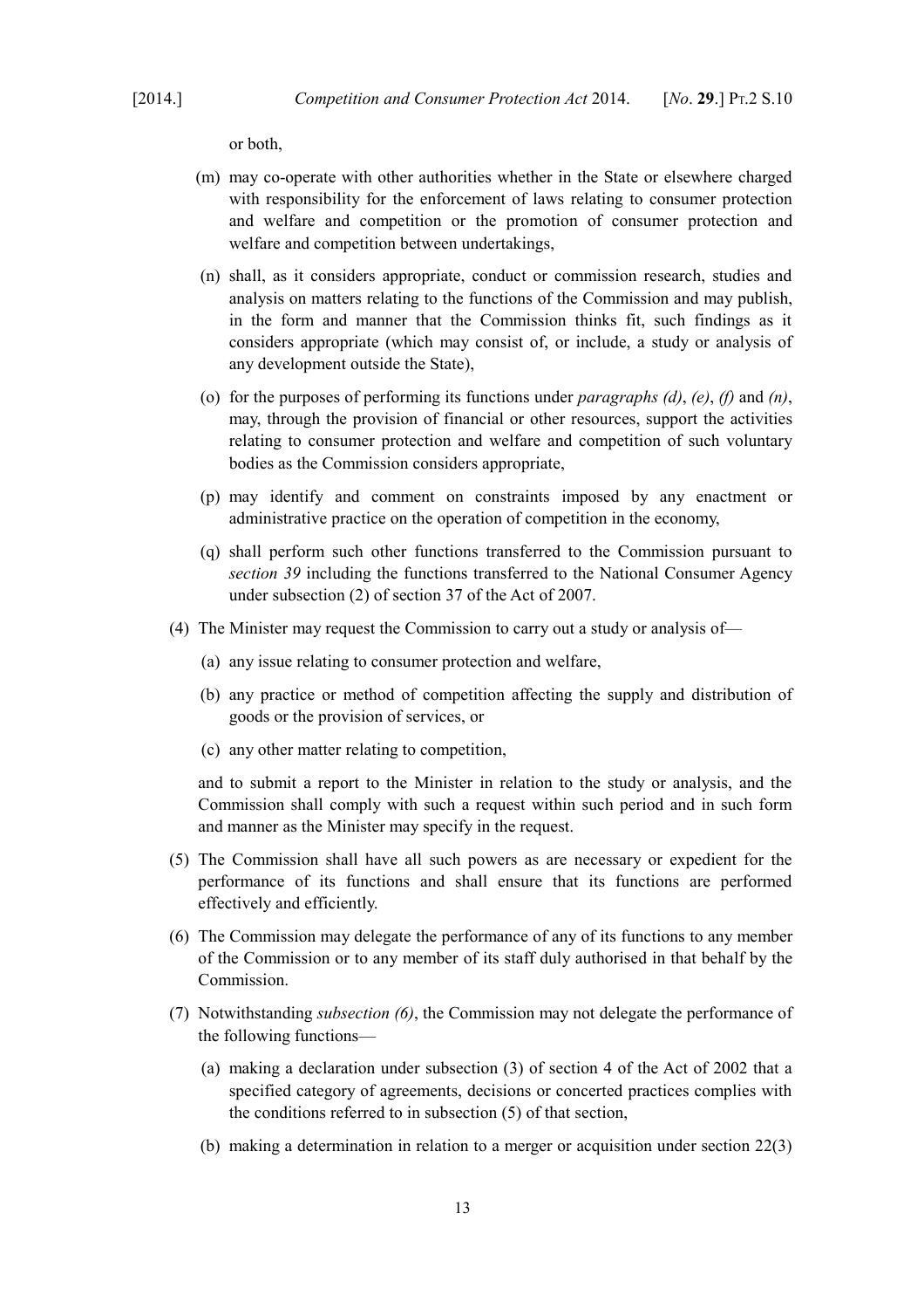or both,

(m) may co-operate with other authorities whether in the State or elsewhere charged with responsibility for the enforcement of laws relating to consumer protection and welfare and competition or the promotion of consumer protection and welfare and competition between undertakings,

(n) shall, as it considers appropriate, conduct or commission research, studies and analysis on matters relating to the functions of the Commission and may publish, in the form and manner that the Commission thinks fit, such findings as it considers appropriate (which may consist of, or include, a study or analysis of any development outside the State),

(o) for the purposes of performing its functions under *paragraphs (d)*, *(e)*, *(f)* and *(n)*, may, through the provision of financial or other resources, support the activities relating to consumer protection and welfare and competition of such voluntary bodies as the Commission considers appropriate,

(p) may identify and comment on constraints imposed by any enactment or administrative practice on the operation of competition in the economy,

(q) shall perform such other functions transferred to the Commission pursuant to *section 39* including the functions transferred to the National Consumer Agency under subsection (2) of section 37 of the Act of 2007.

(4) The Minister may request the Commission to carry out a study or analysis of—

(a) any issue relating to consumer protection and welfare,

(b) any practice or method of competition affecting the supply and distribution of goods or the provision of services, or

(c) any other matter relating to competition,

and to submit a report to the Minister in relation to the study or analysis, and the Commission shall comply with such a request within such period and in such form and manner as the Minister may specify in the request.

(5) The Commission shall have all such powers as are necessary or expedient for the performance of its functions and shall ensure that its functions are performed effectively and efficiently.

(6) The Commission may delegate the performance of any of its functions to any member of the Commission or to any member of its staff duly authorised in that behalf by the Commission.

(7) Notwithstanding *subsection (6)*, the Commission may not delegate the performance of the following functions—

(a) making a declaration under subsection (3) of section 4 of the Act of 2002 that a specified category of agreements, decisions or concerted practices complies with the conditions referred to in subsection (5) of that section,

(b) making a determination in relation to a merger or acquisition under section 22(3)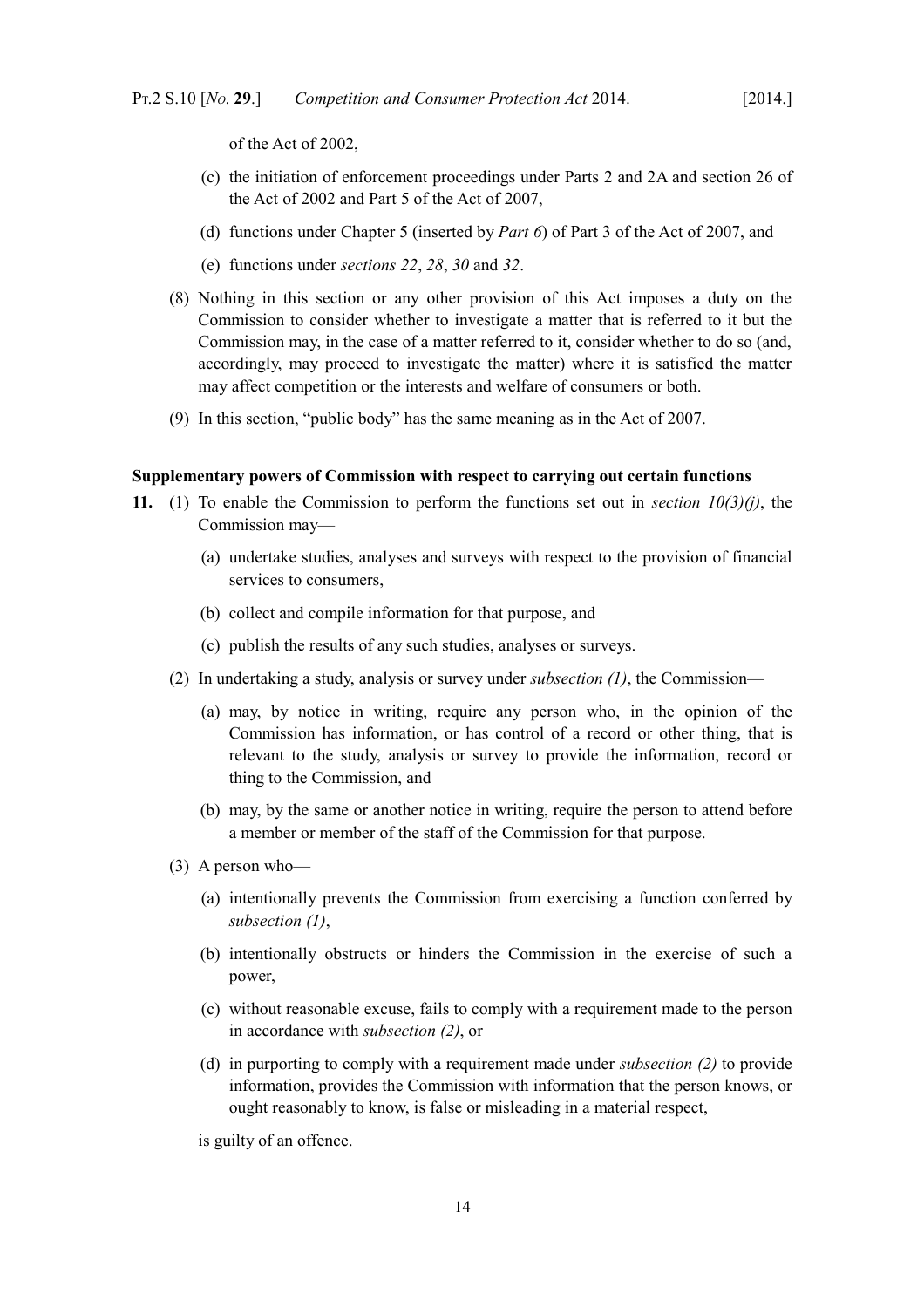of the Act of 2002,

(c) the initiation of enforcement proceedings under Parts 2 and 2A and section 26 of the Act of 2002 and Part 5 of the Act of 2007,

(d) functions under Chapter 5 (inserted by *Part 6*) of Part 3 of the Act of 2007, and

(e) functions under *sections 22*, *28*, *30* and *32*.

(8) Nothing in this section or any other provision of this Act imposes a duty on the Commission to consider whether to investigate a matter that is referred to it but the Commission may, in the case of a matter referred to it, consider whether to do so (and, accordingly, may proceed to investigate the matter) where it is satisfied the matter may affect competition or the interests and welfare of consumers or both.

(9) In this section, "public body" has the same meaning as in the Act of 2007.

**Supplementary powers of Commission with respect to carrying out certain functions**

**11.** (1) To enable the Commission to perform the functions set out in *section 10(3)(j)*, the Commission may—

(a) undertake studies, analyses and surveys with respect to the provision of financial services to consumers,

(b) collect and compile information for that purpose, and

(c) publish the results of any such studies, analyses or surveys.

(2) In undertaking a study, analysis or survey under *subsection (1)*, the Commission—

(a) may, by notice in writing, require any person who, in the opinion of the Commission has information, or has control of a record or other thing, that is relevant to the study, analysis or survey to provide the information, record or thing to the Commission, and

(b) may, by the same or another notice in writing, require the person to attend before a member or member of the staff of the Commission for that purpose.

(3) A person who—

(a) intentionally prevents the Commission from exercising a function conferred by *subsection (1)*,

(b) intentionally obstructs or hinders the Commission in the exercise of such a power,

(c) without reasonable excuse, fails to comply with a requirement made to the person in accordance with *subsection (2)*, or

(d) in purporting to comply with a requirement made under *subsection (2)* to provide information, provides the Commission with information that the person knows, or ought reasonably to know, is false or misleading in a material respect,

is guilty of an offence.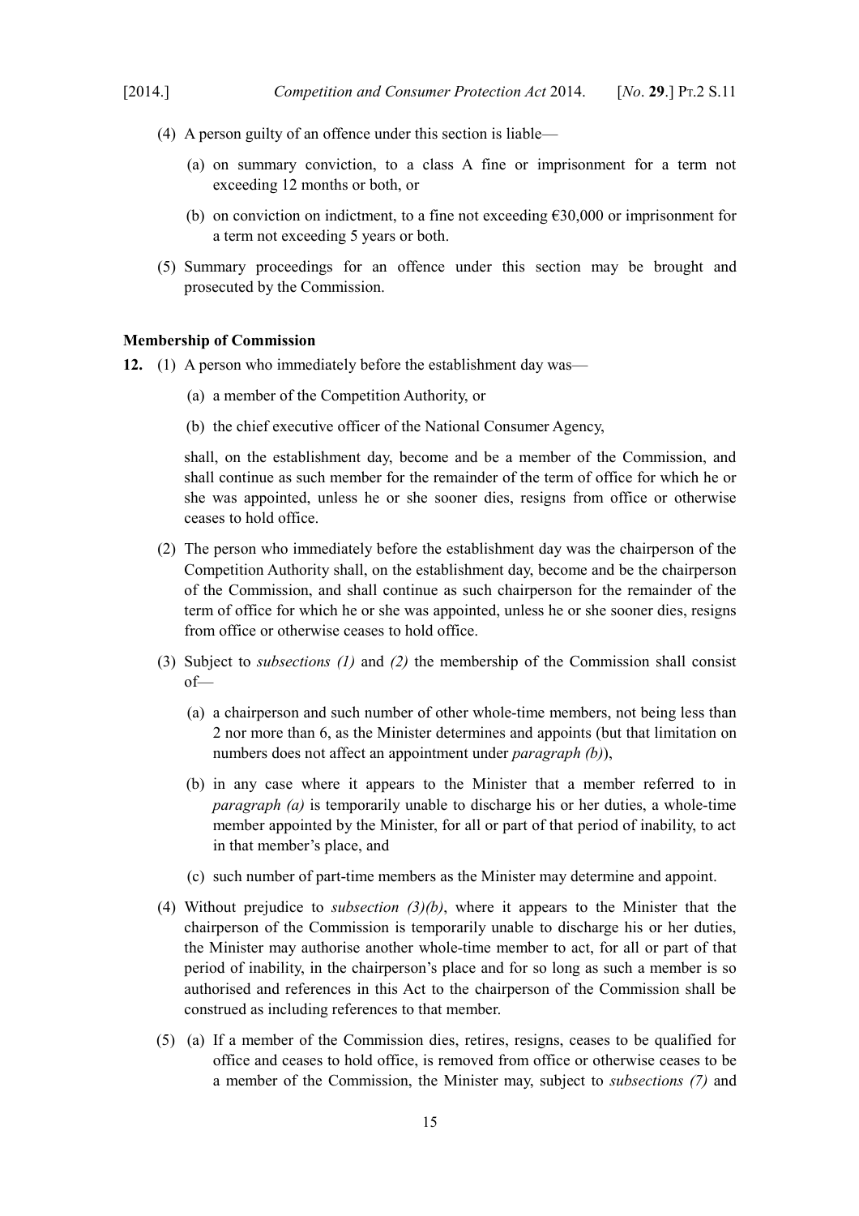(4) A person guilty of an offence under this section is liable—

(a) on summary conviction, to a class A fine or imprisonment for a term not exceeding 12 months or both, or

(b) on conviction on indictment, to a fine not exceeding €30,000 or imprisonment for a term not exceeding 5 years or both.

(5) Summary proceedings for an offence under this section may be brought and prosecuted by the Commission.

**Membership of Commission**

**12.** (1) A person who immediately before the establishment day was—

(a) a member of the Competition Authority, or

(b) the chief executive officer of the National Consumer Agency,

shall, on the establishment day, become and be a member of the Commission, and shall continue as such member for the remainder of the term of office for which he or she was appointed, unless he or she sooner dies, resigns from office or otherwise ceases to hold office.

(2) The person who immediately before the establishment day was the chairperson of the Competition Authority shall, on the establishment day, become and be the chairperson of the Commission, and shall continue as such chairperson for the remainder of the term of office for which he or she was appointed, unless he or she sooner dies, resigns from office or otherwise ceases to hold office.

(3) Subject to *subsections (1)* and *(2)* the membership of the Commission shall consist of—

(a) a chairperson and such number of other whole-time members, not being less than 2 nor more than 6, as the Minister determines and appoints (but that limitation on numbers does not affect an appointment under *paragraph (b)*),

(b) in any case where it appears to the Minister that a member referred to in *paragraph (a)* is temporarily unable to discharge his or her duties, a whole-time member appointed by the Minister, for all or part of that period of inability, to act in that member's place, and

(c) such number of part-time members as the Minister may determine and appoint.

(4) Without prejudice to *subsection (3)(b)*, where it appears to the Minister that the chairperson of the Commission is temporarily unable to discharge his or her duties, the Minister may authorise another whole-time member to act, for all or part of that period of inability, in the chairperson's place and for so long as such a member is so authorised and references in this Act to the chairperson of the Commission shall be construed as including references to that member.

(5) (a) If a member of the Commission dies, retires, resigns, ceases to be qualified for office and ceases to hold office, is removed from office or otherwise ceases to be a member of the Commission, the Minister may, subject to *subsections (7)* and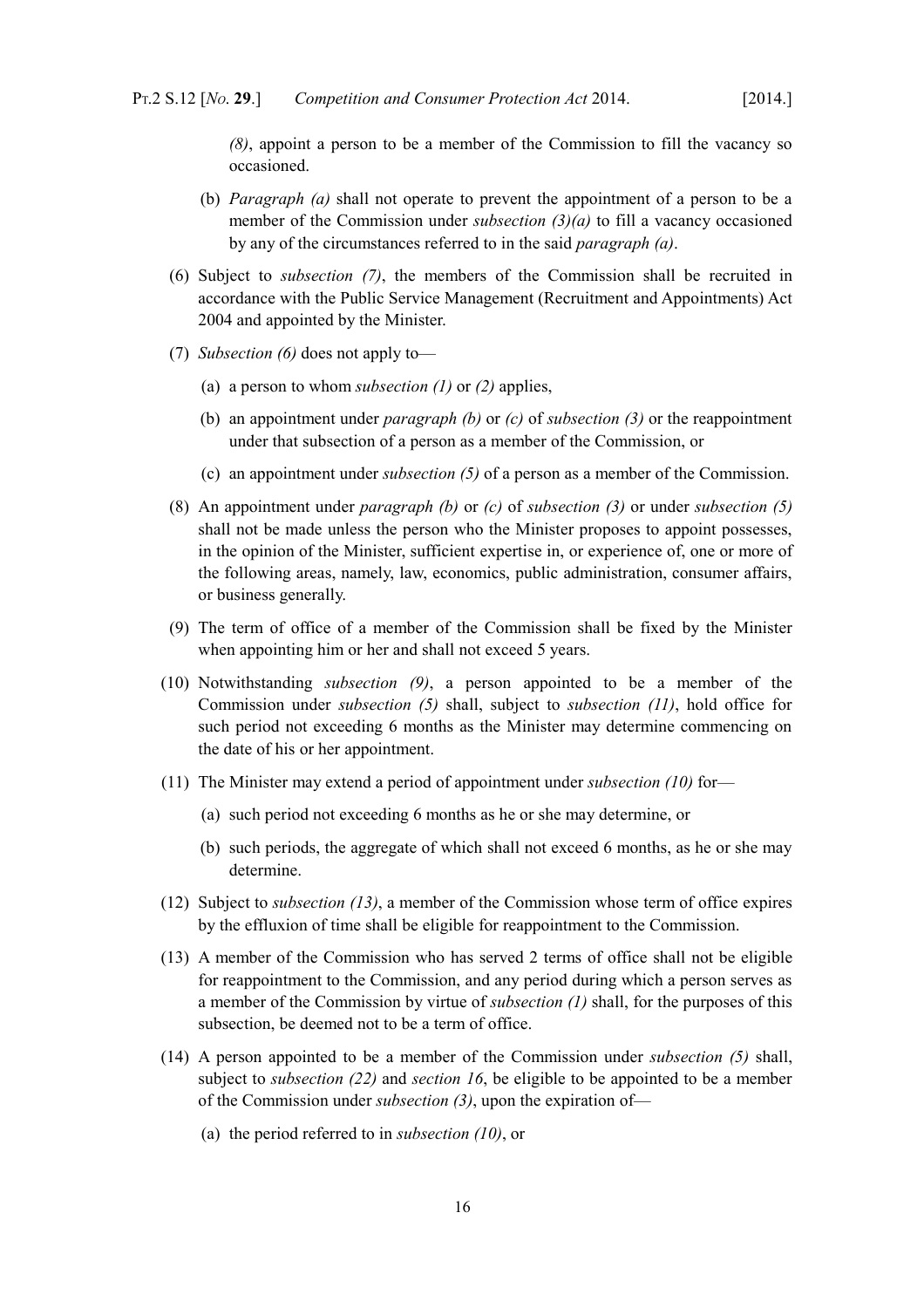*(8)*, appoint a person to be a member of the Commission to fill the vacancy so occasioned.

(b) *Paragraph (a)* shall not operate to prevent the appointment of a person to be a member of the Commission under *subsection (3)(a)* to fill a vacancy occasioned by any of the circumstances referred to in the said *paragraph (a)*.

(6) Subject to *subsection (7)*, the members of the Commission shall be recruited in accordance with the Public Service Management (Recruitment and Appointments) Act 2004 and appointed by the Minister.

(7) *Subsection (6)* does not apply to—

(a) a person to whom *subsection (1)* or *(2)* applies,

(b) an appointment under *paragraph (b)* or *(c)* of *subsection (3)* or the reappointment under that subsection of a person as a member of the Commission, or

(c) an appointment under *subsection (5)* of a person as a member of the Commission.

(8) An appointment under *paragraph (b)* or *(c)* of *subsection (3)* or under *subsection (5)* shall not be made unless the person who the Minister proposes to appoint possesses, in the opinion of the Minister, sufficient expertise in, or experience of, one or more of the following areas, namely, law, economics, public administration, consumer affairs, or business generally.

(9) The term of office of a member of the Commission shall be fixed by the Minister when appointing him or her and shall not exceed 5 years.

(10) Notwithstanding *subsection (9)*, a person appointed to be a member of the Commission under *subsection (5)* shall, subject to *subsection (11)*, hold office for such period not exceeding 6 months as the Minister may determine commencing on the date of his or her appointment.

(11) The Minister may extend a period of appointment under *subsection (10)* for—

(a) such period not exceeding 6 months as he or she may determine, or

(b) such periods, the aggregate of which shall not exceed 6 months, as he or she may determine.

(12) Subject to *subsection (13)*, a member of the Commission whose term of office expires by the effluxion of time shall be eligible for reappointment to the Commission.

(13) A member of the Commission who has served 2 terms of office shall not be eligible for reappointment to the Commission, and any period during which a person serves as a member of the Commission by virtue of *subsection (1)* shall, for the purposes of this subsection, be deemed not to be a term of office.

(14) A person appointed to be a member of the Commission under *subsection (5)* shall, subject to *subsection (22)* and *section 16*, be eligible to be appointed to be a member of the Commission under *subsection (3)*, upon the expiration of—

(a) the period referred to in *subsection (10)*, or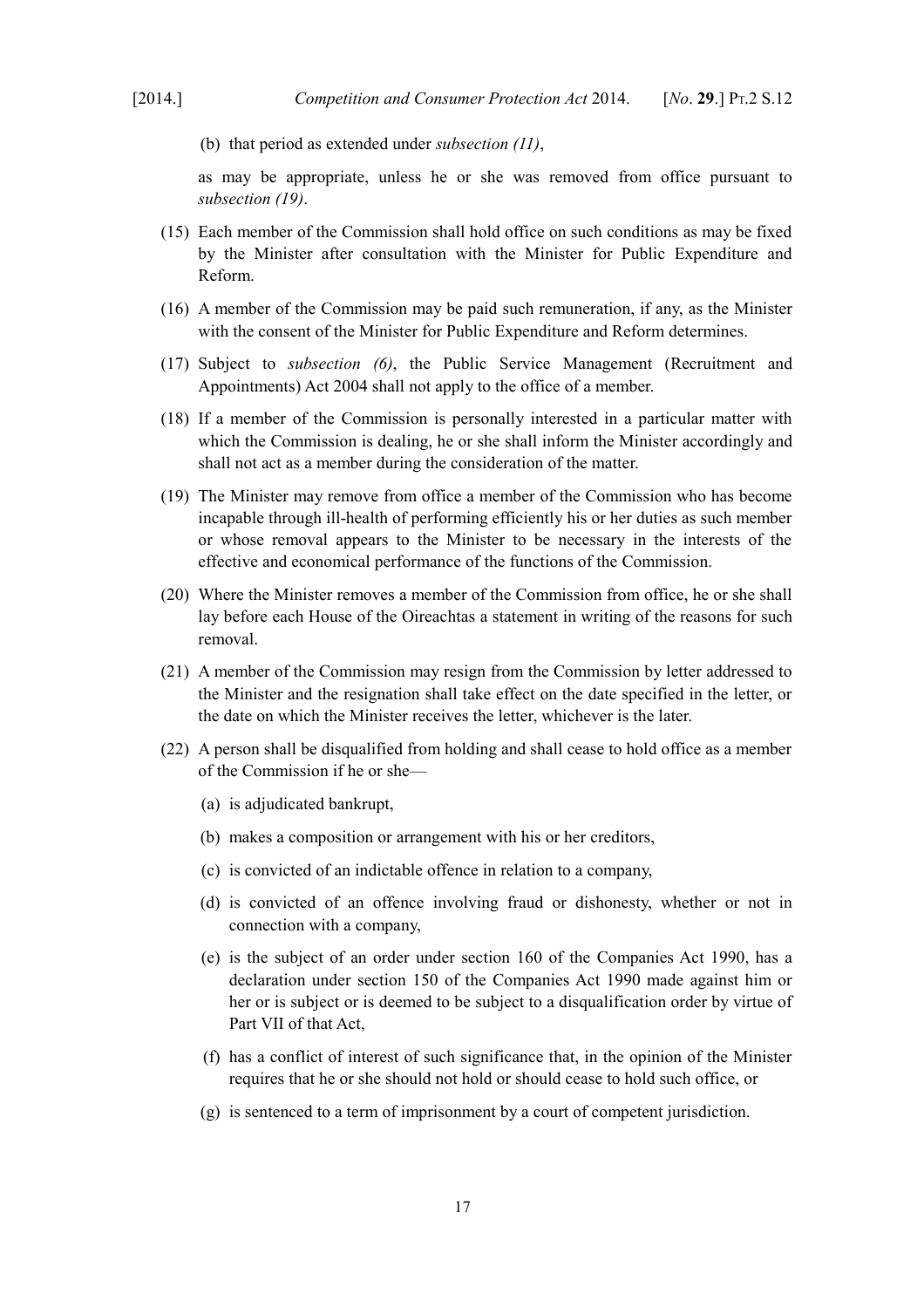(b) that period as extended under *subsection (11)*,

as may be appropriate, unless he or she was removed from office pursuant to *subsection (19)*.

(15) Each member of the Commission shall hold office on such conditions as may be fixed by the Minister after consultation with the Minister for Public Expenditure and Reform.

(16) A member of the Commission may be paid such remuneration, if any, as the Minister with the consent of the Minister for Public Expenditure and Reform determines.

(17) Subject to *subsection (6)*, the Public Service Management (Recruitment and Appointments) Act 2004 shall not apply to the office of a member.

(18) If a member of the Commission is personally interested in a particular matter with which the Commission is dealing, he or she shall inform the Minister accordingly and shall not act as a member during the consideration of the matter.

(19) The Minister may remove from office a member of the Commission who has become incapable through ill-health of performing efficiently his or her duties as such member or whose removal appears to the Minister to be necessary in the interests of the effective and economical performance of the functions of the Commission.

(20) Where the Minister removes a member of the Commission from office, he or she shall lay before each House of the Oireachtas a statement in writing of the reasons for such removal.

(21) A member of the Commission may resign from the Commission by letter addressed to the Minister and the resignation shall take effect on the date specified in the letter, or the date on which the Minister receives the letter, whichever is the later.

(22) A person shall be disqualified from holding and shall cease to hold office as a member of the Commission if he or she—

(a) is adjudicated bankrupt,

(b) makes a composition or arrangement with his or her creditors,

(c) is convicted of an indictable offence in relation to a company,

(d) is convicted of an offence involving fraud or dishonesty, whether or not in connection with a company,

(e) is the subject of an order under section 160 of the Companies Act 1990, has a declaration under section 150 of the Companies Act 1990 made against him or her or is subject or is deemed to be subject to a disqualification order by virtue of Part VII of that Act,

(f) has a conflict of interest of such significance that, in the opinion of the Minister requires that he or she should not hold or should cease to hold such office, or

(g) is sentenced to a term of imprisonment by a court of competent jurisdiction.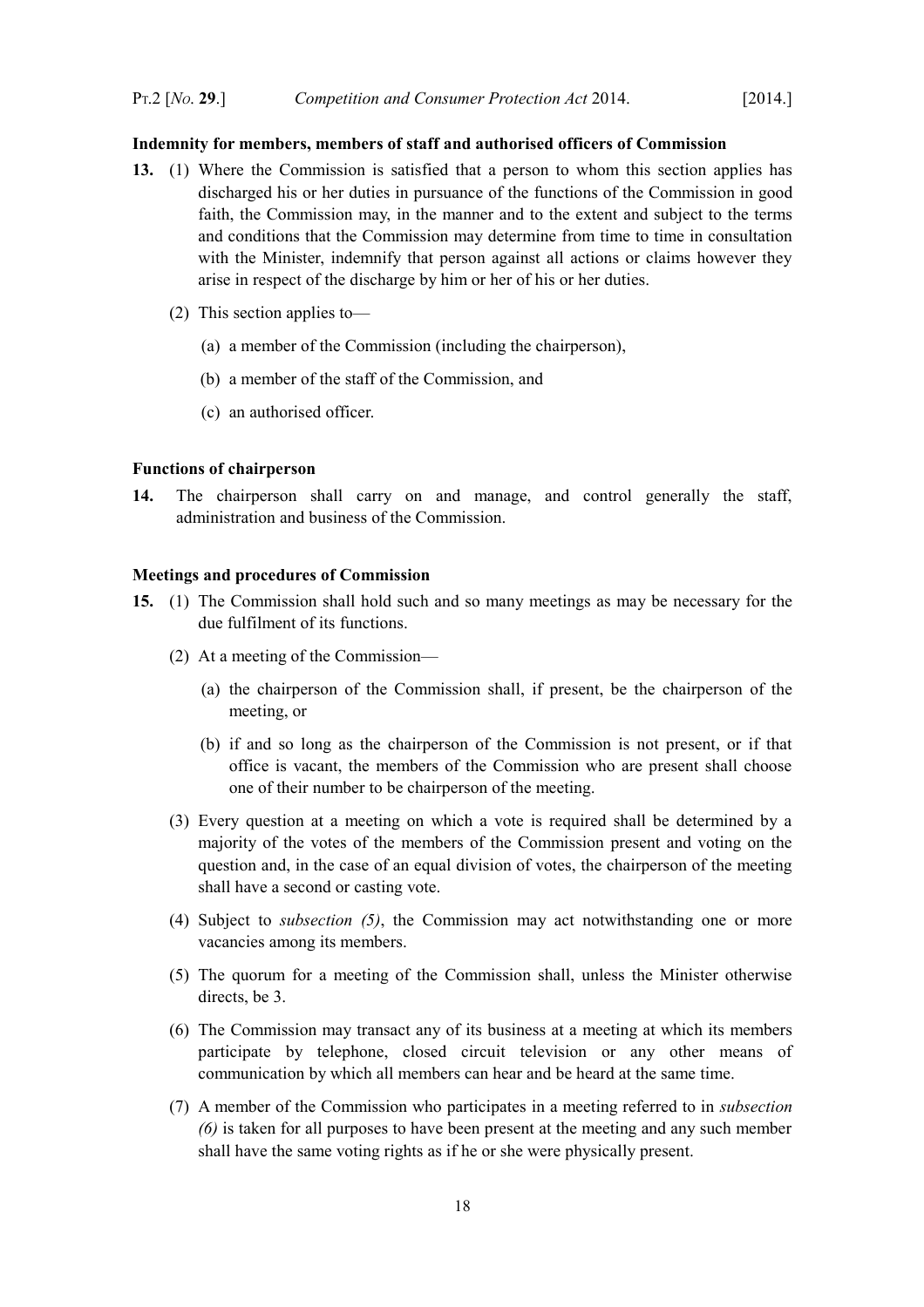**Indemnity for members, members of staff and authorised officers of Commission**

**13.** (1) Where the Commission is satisfied that a person to whom this section applies has discharged his or her duties in pursuance of the functions of the Commission in good faith, the Commission may, in the manner and to the extent and subject to the terms and conditions that the Commission may determine from time to time in consultation with the Minister, indemnify that person against all actions or claims however they arise in respect of the discharge by him or her of his or her duties.

(2) This section applies to—

(a) a member of the Commission (including the chairperson),

(b) a member of the staff of the Commission, and

(c) an authorised officer.

**Functions of chairperson**

**14.** The chairperson shall carry on and manage, and control generally the staff, administration and business of the Commission.

**Meetings and procedures of Commission**

**15.** (1) The Commission shall hold such and so many meetings as may be necessary for the due fulfilment of its functions.

(2) At a meeting of the Commission—

(a) the chairperson of the Commission shall, if present, be the chairperson of the meeting, or

(b) if and so long as the chairperson of the Commission is not present, or if that office is vacant, the members of the Commission who are present shall choose one of their number to be chairperson of the meeting.

(3) Every question at a meeting on which a vote is required shall be determined by a majority of the votes of the members of the Commission present and voting on the question and, in the case of an equal division of votes, the chairperson of the meeting shall have a second or casting vote.

(4) Subject to *subsection (5)*, the Commission may act notwithstanding one or more vacancies among its members.

(5) The quorum for a meeting of the Commission shall, unless the Minister otherwise directs, be 3.

(6) The Commission may transact any of its business at a meeting at which its members participate by telephone, closed circuit television or any other means of communication by which all members can hear and be heard at the same time.

(7) A member of the Commission who participates in a meeting referred to in *subsection (6)* is taken for all purposes to have been present at the meeting and any such member shall have the same voting rights as if he or she were physically present.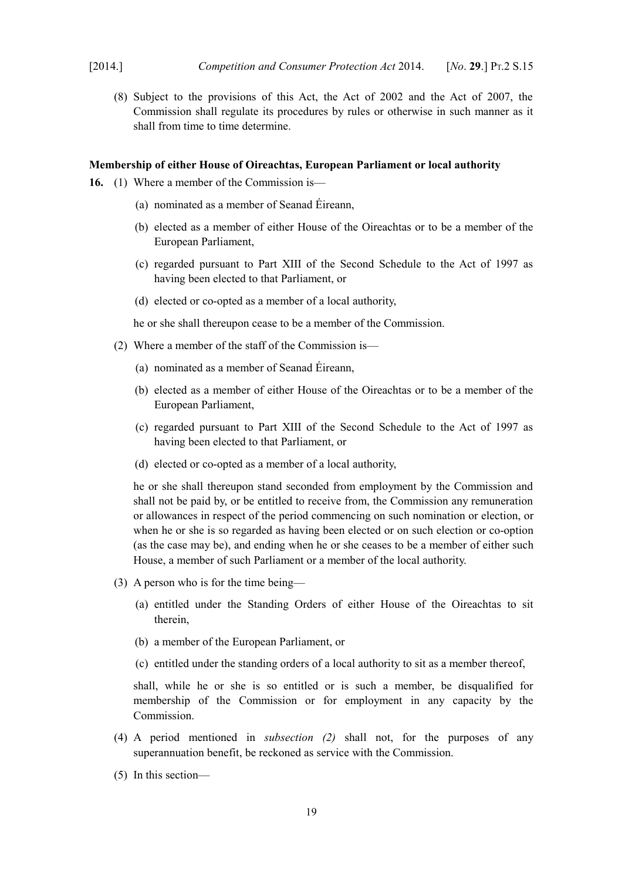(8) Subject to the provisions of this Act, the Act of 2002 and the Act of 2007, the Commission shall regulate its procedures by rules or otherwise in such manner as it shall from time to time determine.

**Membership of either House of Oireachtas, European Parliament or local authority**

**16.** (1) Where a member of the Commission is—

(a) nominated as a member of Seanad Éireann,

(b) elected as a member of either House of the Oireachtas or to be a member of the European Parliament,

(c) regarded pursuant to Part XIII of the Second Schedule to the Act of 1997 as having been elected to that Parliament, or

(d) elected or co-opted as a member of a local authority,

he or she shall thereupon cease to be a member of the Commission.

(2) Where a member of the staff of the Commission is—

(a) nominated as a member of Seanad Éireann,

(b) elected as a member of either House of the Oireachtas or to be a member of the European Parliament,

(c) regarded pursuant to Part XIII of the Second Schedule to the Act of 1997 as having been elected to that Parliament, or

(d) elected or co-opted as a member of a local authority,

he or she shall thereupon stand seconded from employment by the Commission and shall not be paid by, or be entitled to receive from, the Commission any remuneration or allowances in respect of the period commencing on such nomination or election, or when he or she is so regarded as having been elected or on such election or co-option (as the case may be), and ending when he or she ceases to be a member of either such House, a member of such Parliament or a member of the local authority.

(3) A person who is for the time being—

(a) entitled under the Standing Orders of either House of the Oireachtas to sit therein,

(b) a member of the European Parliament, or

(c) entitled under the standing orders of a local authority to sit as a member thereof,

shall, while he or she is so entitled or is such a member, be disqualified for membership of the Commission or for employment in any capacity by the Commission.

(4) A period mentioned in *subsection (2)* shall not, for the purposes of any superannuation benefit, be reckoned as service with the Commission.

(5) In this section—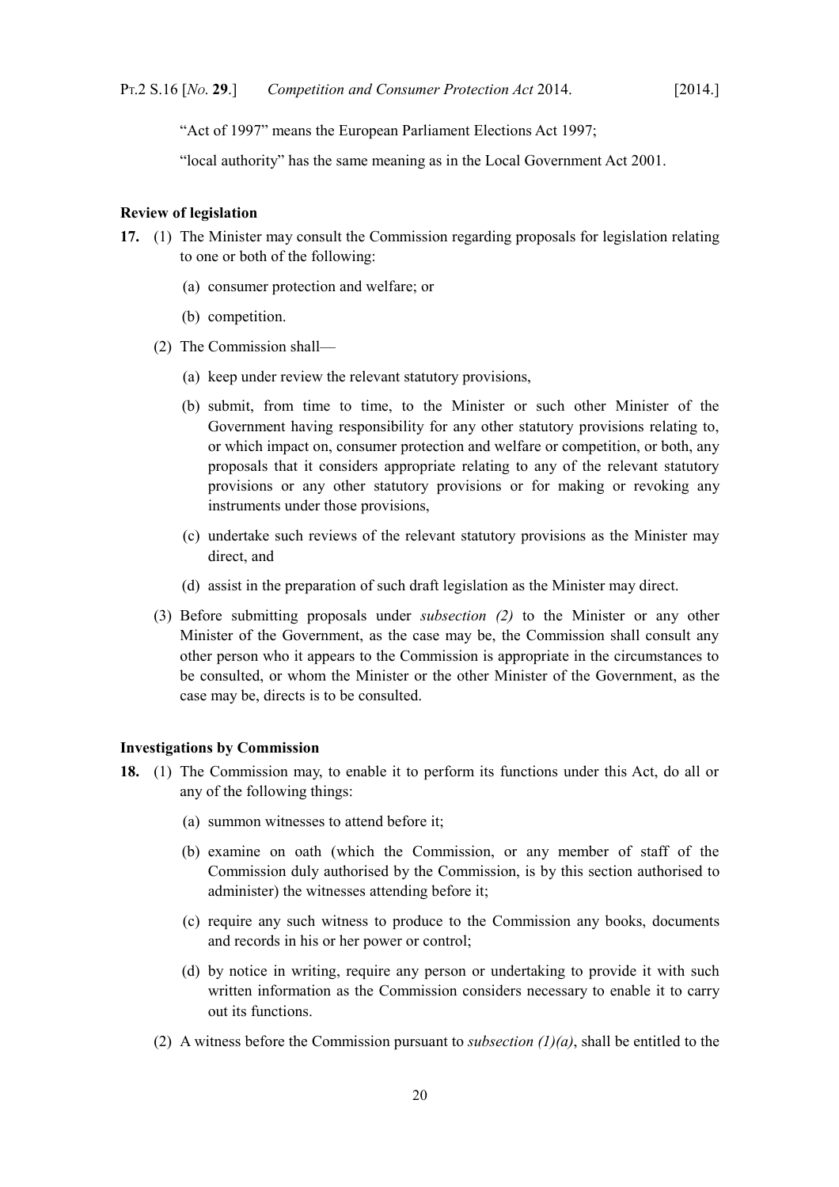"Act of 1997" means the European Parliament Elections Act 1997;

"local authority" has the same meaning as in the Local Government Act 2001.

**Review of legislation**

**17.** (1) The Minister may consult the Commission regarding proposals for legislation relating to one or both of the following:

(a) consumer protection and welfare; or

(b) competition.

(2) The Commission shall—

(a) keep under review the relevant statutory provisions,

(b) submit, from time to time, to the Minister or such other Minister of the Government having responsibility for any other statutory provisions relating to, or which impact on, consumer protection and welfare or competition, or both, any proposals that it considers appropriate relating to any of the relevant statutory provisions or any other statutory provisions or for making or revoking any instruments under those provisions,

(c) undertake such reviews of the relevant statutory provisions as the Minister may direct, and

(d) assist in the preparation of such draft legislation as the Minister may direct.

(3) Before submitting proposals under *subsection (2)* to the Minister or any other Minister of the Government, as the case may be, the Commission shall consult any other person who it appears to the Commission is appropriate in the circumstances to be consulted, or whom the Minister or the other Minister of the Government, as the case may be, directs is to be consulted.

**Investigations by Commission**

**18.** (1) The Commission may, to enable it to perform its functions under this Act, do all or any of the following things:

(a) summon witnesses to attend before it;

(b) examine on oath (which the Commission, or any member of staff of the Commission duly authorised by the Commission, is by this section authorised to administer) the witnesses attending before it;

(c) require any such witness to produce to the Commission any books, documents and records in his or her power or control;

(d) by notice in writing, require any person or undertaking to provide it with such written information as the Commission considers necessary to enable it to carry out its functions.

(2) A witness before the Commission pursuant to *subsection (1)(a)*, shall be entitled to the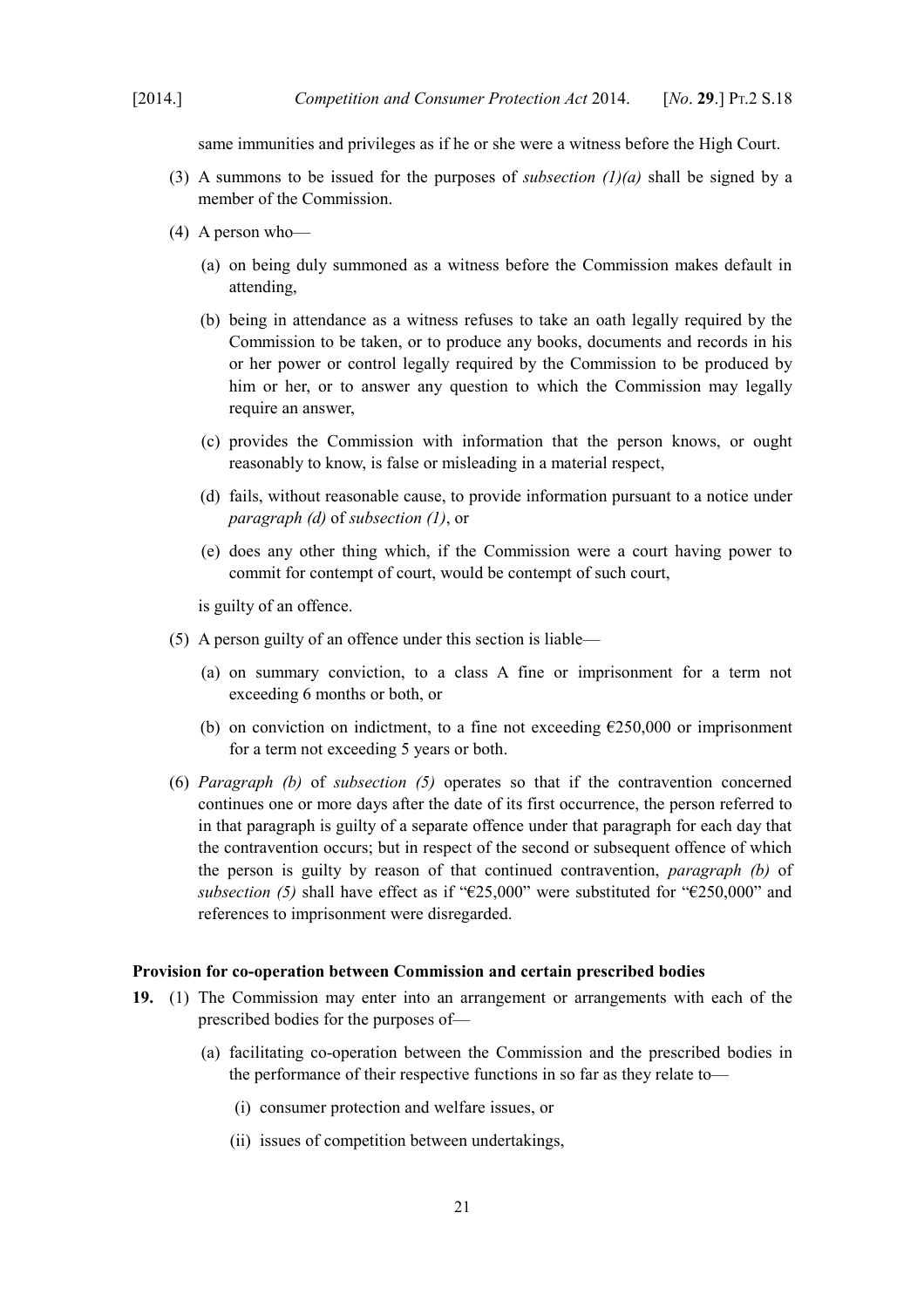same immunities and privileges as if he or she were a witness before the High Court.

(3) A summons to be issued for the purposes of *subsection (1)(a)* shall be signed by a member of the Commission.

(4) A person who—

(a) on being duly summoned as a witness before the Commission makes default in attending,

(b) being in attendance as a witness refuses to take an oath legally required by the Commission to be taken, or to produce any books, documents and records in his or her power or control legally required by the Commission to be produced by him or her, or to answer any question to which the Commission may legally require an answer,

(c) provides the Commission with information that the person knows, or ought reasonably to know, is false or misleading in a material respect,

(d) fails, without reasonable cause, to provide information pursuant to a notice under *paragraph (d)* of *subsection (1)*, or

(e) does any other thing which, if the Commission were a court having power to commit for contempt of court, would be contempt of such court,

is guilty of an offence.

(5) A person guilty of an offence under this section is liable—

(a) on summary conviction, to a class A fine or imprisonment for a term not exceeding 6 months or both, or

(b) on conviction on indictment, to a fine not exceeding €250,000 or imprisonment for a term not exceeding 5 years or both.

(6) *Paragraph (b)* of *subsection (5)* operates so that if the contravention concerned continues one or more days after the date of its first occurrence, the person referred to in that paragraph is guilty of a separate offence under that paragraph for each day that the contravention occurs; but in respect of the second or subsequent offence of which the person is guilty by reason of that continued contravention, *paragraph (b)* of *subsection (5)* shall have effect as if "€25,000" were substituted for "€250,000" and references to imprisonment were disregarded.

**Provision for co-operation between Commission and certain prescribed bodies**

**19.** (1) The Commission may enter into an arrangement or arrangements with each of the prescribed bodies for the purposes of—

(a) facilitating co-operation between the Commission and the prescribed bodies in the performance of their respective functions in so far as they relate to—

(i) consumer protection and welfare issues, or

(ii) issues of competition between undertakings,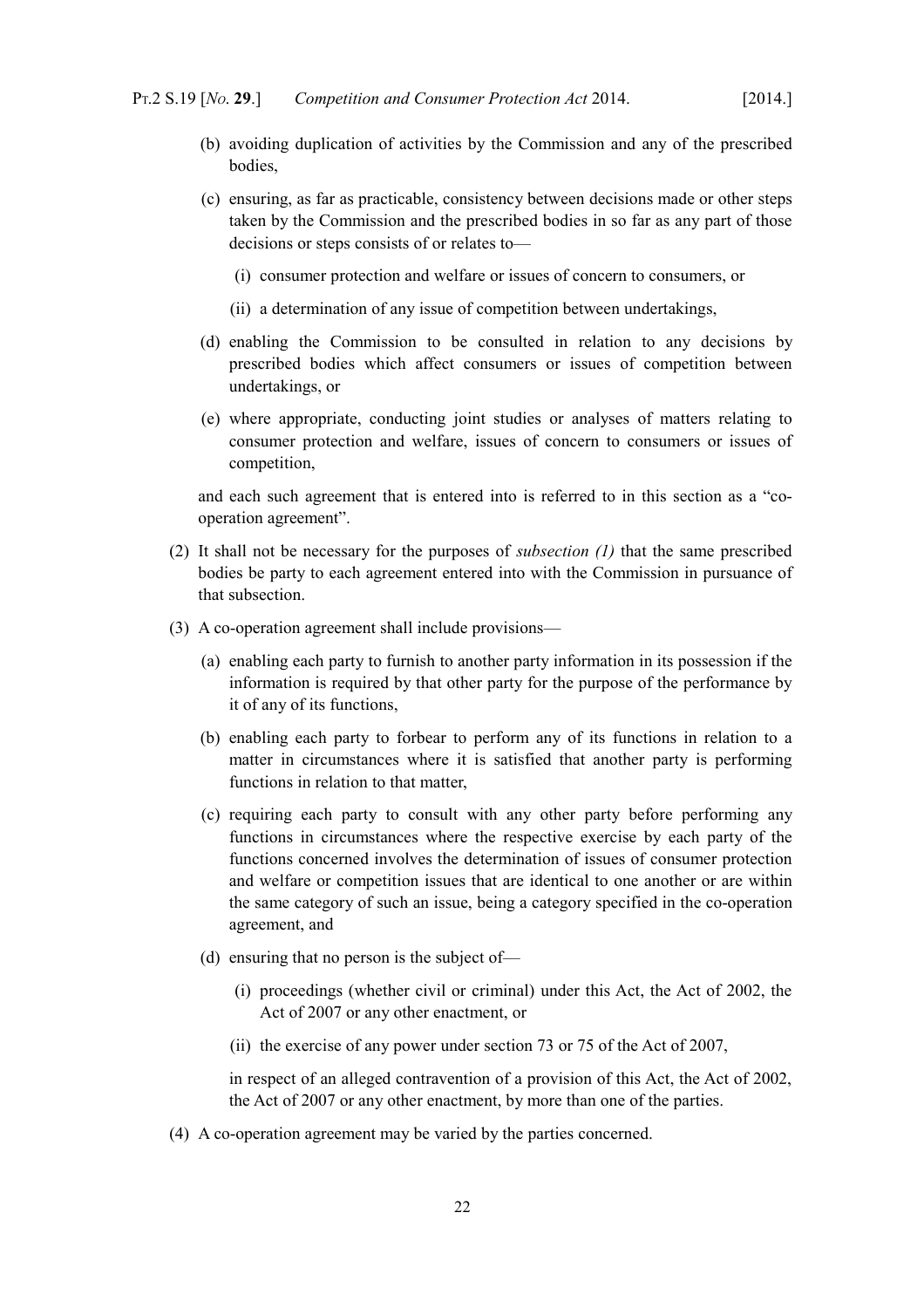(b) avoiding duplication of activities by the Commission and any of the prescribed bodies,

(c) ensuring, as far as practicable, consistency between decisions made or other steps taken by the Commission and the prescribed bodies in so far as any part of those decisions or steps consists of or relates to—

(i) consumer protection and welfare or issues of concern to consumers, or

(ii) a determination of any issue of competition between undertakings,

(d) enabling the Commission to be consulted in relation to any decisions by prescribed bodies which affect consumers or issues of competition between undertakings, or

(e) where appropriate, conducting joint studies or analyses of matters relating to consumer protection and welfare, issues of concern to consumers or issues of competition,

and each such agreement that is entered into is referred to in this section as a "co-operation agreement".

(2) It shall not be necessary for the purposes of *subsection (1)* that the same prescribed bodies be party to each agreement entered into with the Commission in pursuance of that subsection.

(3) A co-operation agreement shall include provisions—

(a) enabling each party to furnish to another party information in its possession if the information is required by that other party for the purpose of the performance by it of any of its functions,

(b) enabling each party to forbear to perform any of its functions in relation to a matter in circumstances where it is satisfied that another party is performing functions in relation to that matter,

(c) requiring each party to consult with any other party before performing any functions in circumstances where the respective exercise by each party of the functions concerned involves the determination of issues of consumer protection and welfare or competition issues that are identical to one another or are within the same category of such an issue, being a category specified in the co-operation agreement, and

(d) ensuring that no person is the subject of—

(i) proceedings (whether civil or criminal) under this Act, the Act of 2002, the Act of 2007 or any other enactment, or

(ii) the exercise of any power under section 73 or 75 of the Act of 2007,

in respect of an alleged contravention of a provision of this Act, the Act of 2002, the Act of 2007 or any other enactment, by more than one of the parties.

(4) A co-operation agreement may be varied by the parties concerned.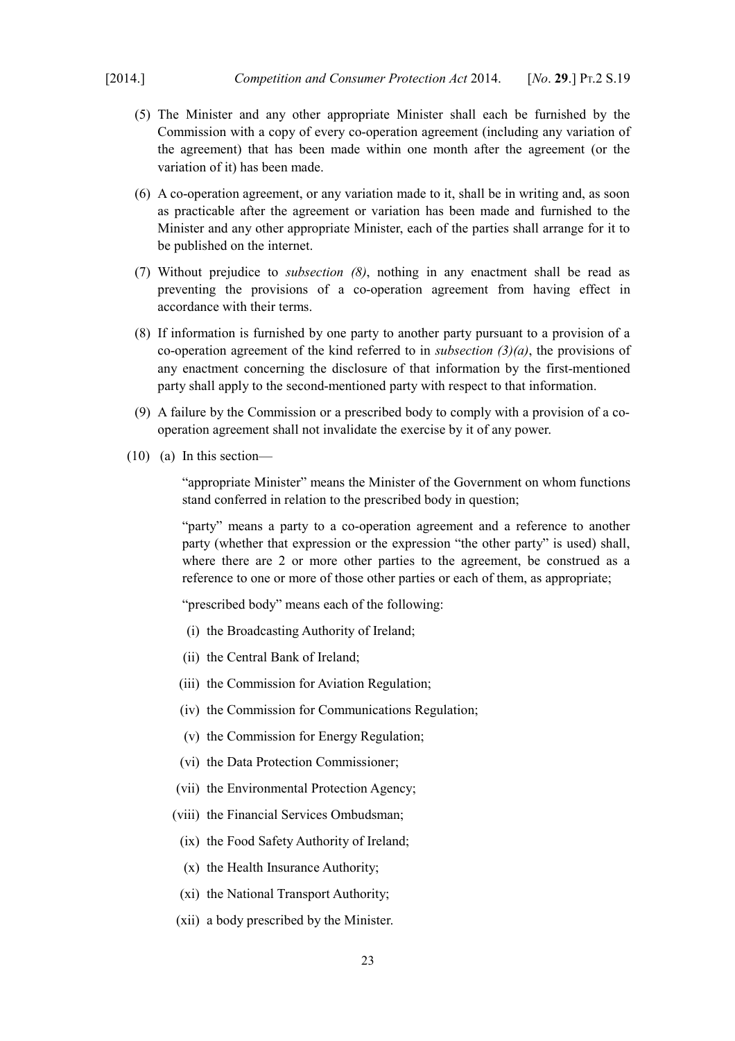(5) The Minister and any other appropriate Minister shall each be furnished by the Commission with a copy of every co-operation agreement (including any variation of the agreement) that has been made within one month after the agreement (or the variation of it) has been made.

(6) A co-operation agreement, or any variation made to it, shall be in writing and, as soon as practicable after the agreement or variation has been made and furnished to the Minister and any other appropriate Minister, each of the parties shall arrange for it to be published on the internet.

(7) Without prejudice to *subsection (8)*, nothing in any enactment shall be read as preventing the provisions of a co-operation agreement from having effect in accordance with their terms.

(8) If information is furnished by one party to another party pursuant to a provision of a co-operation agreement of the kind referred to in *subsection (3)(a)*, the provisions of any enactment concerning the disclosure of that information by the first-mentioned party shall apply to the second-mentioned party with respect to that information.

(9) A failure by the Commission or a prescribed body to comply with a provision of a co-operation agreement shall not invalidate the exercise by it of any power.

(10) (a) In this section—

"appropriate Minister" means the Minister of the Government on whom functions stand conferred in relation to the prescribed body in question;

"party" means a party to a co-operation agreement and a reference to another party (whether that expression or the expression "the other party" is used) shall, where there are 2 or more other parties to the agreement, be construed as a reference to one or more of those other parties or each of them, as appropriate;

"prescribed body" means each of the following:

(i) the Broadcasting Authority of Ireland;

(ii) the Central Bank of Ireland;

(iii) the Commission for Aviation Regulation;

(iv) the Commission for Communications Regulation;

(v) the Commission for Energy Regulation;

(vi) the Data Protection Commissioner;

(vii) the Environmental Protection Agency;

(viii) the Financial Services Ombudsman;

(ix) the Food Safety Authority of Ireland;

(x) the Health Insurance Authority;

(xi) the National Transport Authority;

(xii) a body prescribed by the Minister.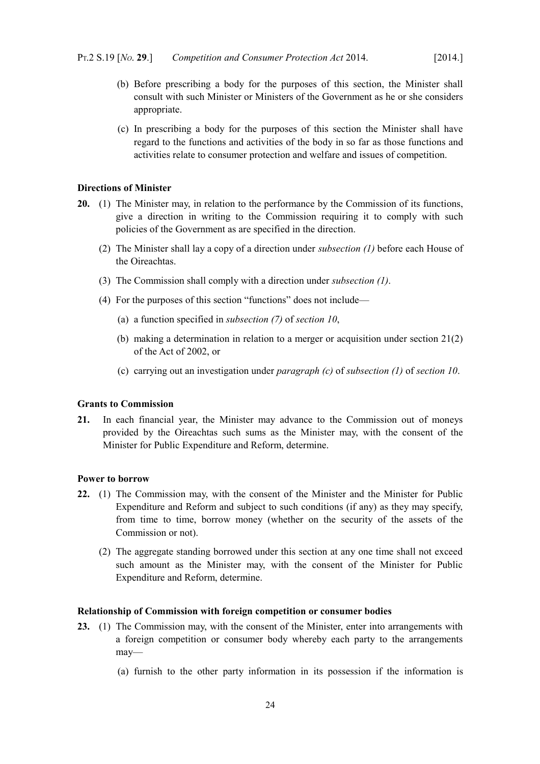(b) Before prescribing a body for the purposes of this section, the Minister shall consult with such Minister or Ministers of the Government as he or she considers appropriate.

(c) In prescribing a body for the purposes of this section the Minister shall have regard to the functions and activities of the body in so far as those functions and activities relate to consumer protection and welfare and issues of competition.

**Directions of Minister**

**20.** (1) The Minister may, in relation to the performance by the Commission of its functions, give a direction in writing to the Commission requiring it to comply with such policies of the Government as are specified in the direction.

(2) The Minister shall lay a copy of a direction under *subsection (1)* before each House of the Oireachtas.

(3) The Commission shall comply with a direction under *subsection (1)*.

(4) For the purposes of this section "functions" does not include—

(a) a function specified in *subsection (7)* of *section 10*,

(b) making a determination in relation to a merger or acquisition under section 21(2) of the Act of 2002, or

(c) carrying out an investigation under *paragraph (c)* of *subsection (1)* of *section 10*.

**Grants to Commission**

**21.** In each financial year, the Minister may advance to the Commission out of moneys provided by the Oireachtas such sums as the Minister may, with the consent of the Minister for Public Expenditure and Reform, determine.

**Power to borrow**

**22.** (1) The Commission may, with the consent of the Minister and the Minister for Public Expenditure and Reform and subject to such conditions (if any) as they may specify, from time to time, borrow money (whether on the security of the assets of the Commission or not).

(2) The aggregate standing borrowed under this section at any one time shall not exceed such amount as the Minister may, with the consent of the Minister for Public Expenditure and Reform, determine.

**Relationship of Commission with foreign competition or consumer bodies**

**23.** (1) The Commission may, with the consent of the Minister, enter into arrangements with a foreign competition or consumer body whereby each party to the arrangements may—

(a) furnish to the other party information in its possession if the information is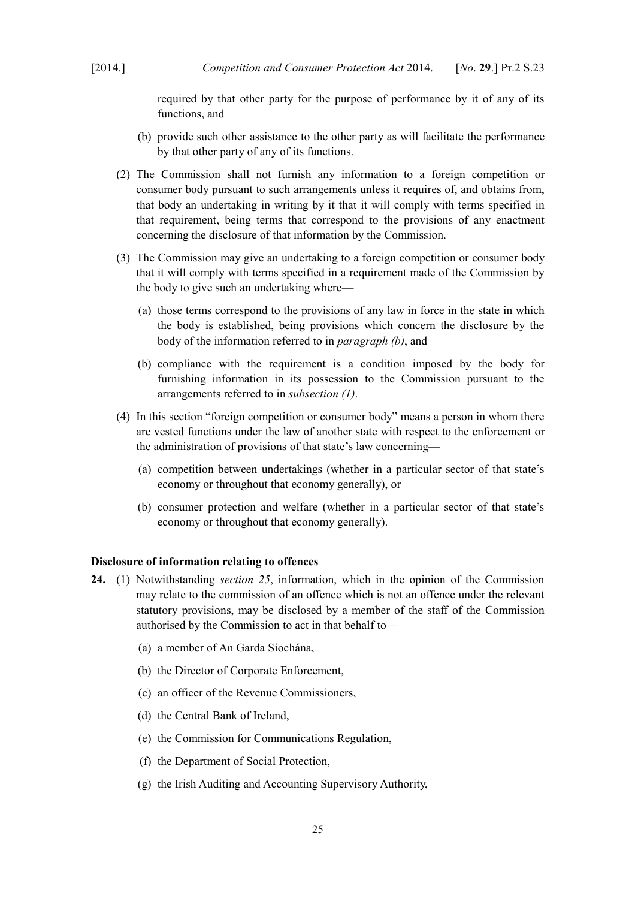required by that other party for the purpose of performance by it of any of its functions, and

(b) provide such other assistance to the other party as will facilitate the performance by that other party of any of its functions.

(2) The Commission shall not furnish any information to a foreign competition or consumer body pursuant to such arrangements unless it requires of, and obtains from, that body an undertaking in writing by it that it will comply with terms specified in that requirement, being terms that correspond to the provisions of any enactment concerning the disclosure of that information by the Commission.

(3) The Commission may give an undertaking to a foreign competition or consumer body that it will comply with terms specified in a requirement made of the Commission by the body to give such an undertaking where—

(a) those terms correspond to the provisions of any law in force in the state in which the body is established, being provisions which concern the disclosure by the body of the information referred to in *paragraph (b)*, and

(b) compliance with the requirement is a condition imposed by the body for furnishing information in its possession to the Commission pursuant to the arrangements referred to in *subsection (1)*.

(4) In this section "foreign competition or consumer body" means a person in whom there are vested functions under the law of another state with respect to the enforcement or the administration of provisions of that state's law concerning—

(a) competition between undertakings (whether in a particular sector of that state's economy or throughout that economy generally), or

(b) consumer protection and welfare (whether in a particular sector of that state's economy or throughout that economy generally).

**Disclosure of information relating to offences**

**24.** (1) Notwithstanding *section 25*, information, which in the opinion of the Commission may relate to the commission of an offence which is not an offence under the relevant statutory provisions, may be disclosed by a member of the staff of the Commission authorised by the Commission to act in that behalf to—

(a) a member of An Garda Síochána,

(b) the Director of Corporate Enforcement,

(c) an officer of the Revenue Commissioners,

(d) the Central Bank of Ireland,

(e) the Commission for Communications Regulation,

(f) the Department of Social Protection,

(g) the Irish Auditing and Accounting Supervisory Authority,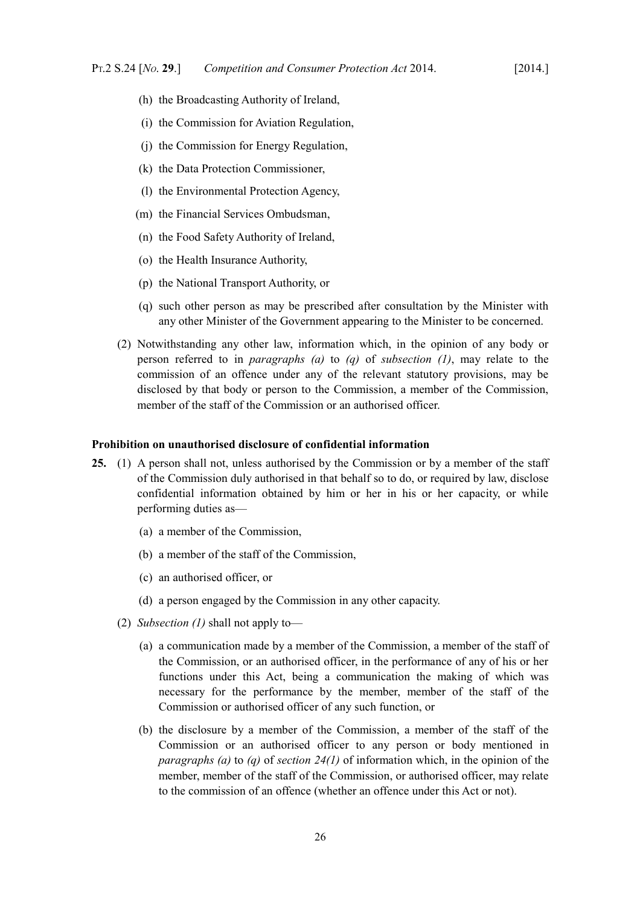(h) the Broadcasting Authority of Ireland,

(i) the Commission for Aviation Regulation,

(j) the Commission for Energy Regulation,

(k) the Data Protection Commissioner,

(l) the Environmental Protection Agency,

(m) the Financial Services Ombudsman,

(n) the Food Safety Authority of Ireland,

(o) the Health Insurance Authority,

(p) the National Transport Authority, or

(q) such other person as may be prescribed after consultation by the Minister with any other Minister of the Government appearing to the Minister to be concerned.

(2) Notwithstanding any other law, information which, in the opinion of any body or person referred to in *paragraphs (a)* to *(q)* of *subsection (1)*, may relate to the commission of an offence under any of the relevant statutory provisions, may be disclosed by that body or person to the Commission, a member of the Commission, member of the staff of the Commission or an authorised officer.

**Prohibition on unauthorised disclosure of confidential information**

**25.** (1) A person shall not, unless authorised by the Commission or by a member of the staff of the Commission duly authorised in that behalf so to do, or required by law, disclose confidential information obtained by him or her in his or her capacity, or while performing duties as—

(a) a member of the Commission,

(b) a member of the staff of the Commission,

(c) an authorised officer, or

(d) a person engaged by the Commission in any other capacity.

(2) *Subsection (1)* shall not apply to—

(a) a communication made by a member of the Commission, a member of the staff of the Commission, or an authorised officer, in the performance of any of his or her functions under this Act, being a communication the making of which was necessary for the performance by the member, member of the staff of the Commission or authorised officer of any such function, or

(b) the disclosure by a member of the Commission, a member of the staff of the Commission or an authorised officer to any person or body mentioned in *paragraphs (a)* to *(q)* of *section 24(1)* of information which, in the opinion of the member, member of the staff of the Commission, or authorised officer, may relate to the commission of an offence (whether an offence under this Act or not).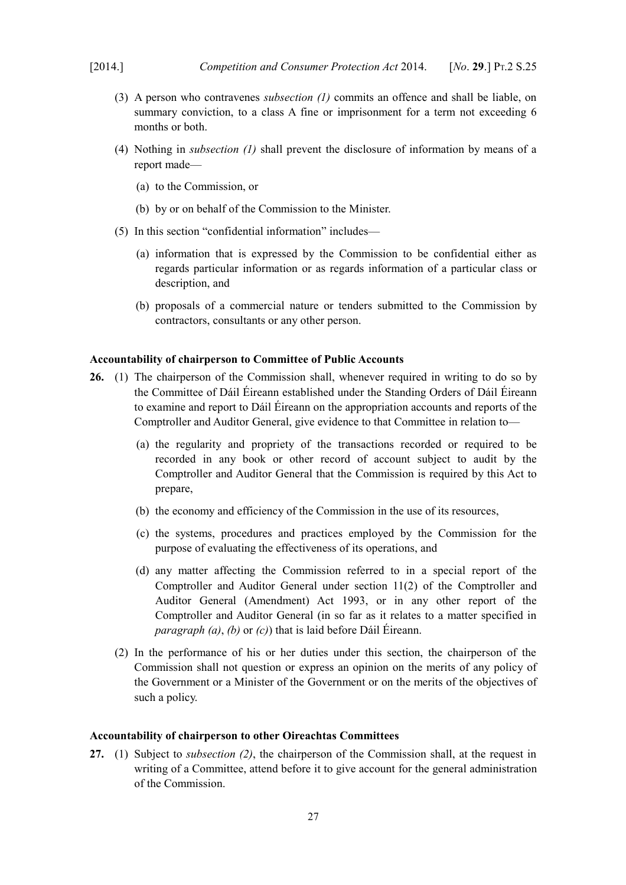(3) A person who contravenes *subsection (1)* commits an offence and shall be liable, on summary conviction, to a class A fine or imprisonment for a term not exceeding 6 months or both.

(4) Nothing in *subsection (1)* shall prevent the disclosure of information by means of a report made—

(a) to the Commission, or

(b) by or on behalf of the Commission to the Minister.

(5) In this section "confidential information" includes—

(a) information that is expressed by the Commission to be confidential either as regards particular information or as regards information of a particular class or description, and

(b) proposals of a commercial nature or tenders submitted to the Commission by contractors, consultants or any other person.

**Accountability of chairperson to Committee of Public Accounts**

**26.** (1) The chairperson of the Commission shall, whenever required in writing to do so by the Committee of Dáil Éireann established under the Standing Orders of Dáil Éireann to examine and report to Dáil Éireann on the appropriation accounts and reports of the Comptroller and Auditor General, give evidence to that Committee in relation to—

(a) the regularity and propriety of the transactions recorded or required to be recorded in any book or other record of account subject to audit by the Comptroller and Auditor General that the Commission is required by this Act to prepare,

(b) the economy and efficiency of the Commission in the use of its resources,

(c) the systems, procedures and practices employed by the Commission for the purpose of evaluating the effectiveness of its operations, and

(d) any matter affecting the Commission referred to in a special report of the Comptroller and Auditor General under section 11(2) of the Comptroller and Auditor General (Amendment) Act 1993, or in any other report of the Comptroller and Auditor General (in so far as it relates to a matter specified in *paragraph (a)*, *(b)* or *(c)*) that is laid before Dáil Éireann.

(2) In the performance of his or her duties under this section, the chairperson of the Commission shall not question or express an opinion on the merits of any policy of the Government or a Minister of the Government or on the merits of the objectives of such a policy.

**Accountability of chairperson to other Oireachtas Committees**

**27.** (1) Subject to *subsection (2)*, the chairperson of the Commission shall, at the request in writing of a Committee, attend before it to give account for the general administration of the Commission.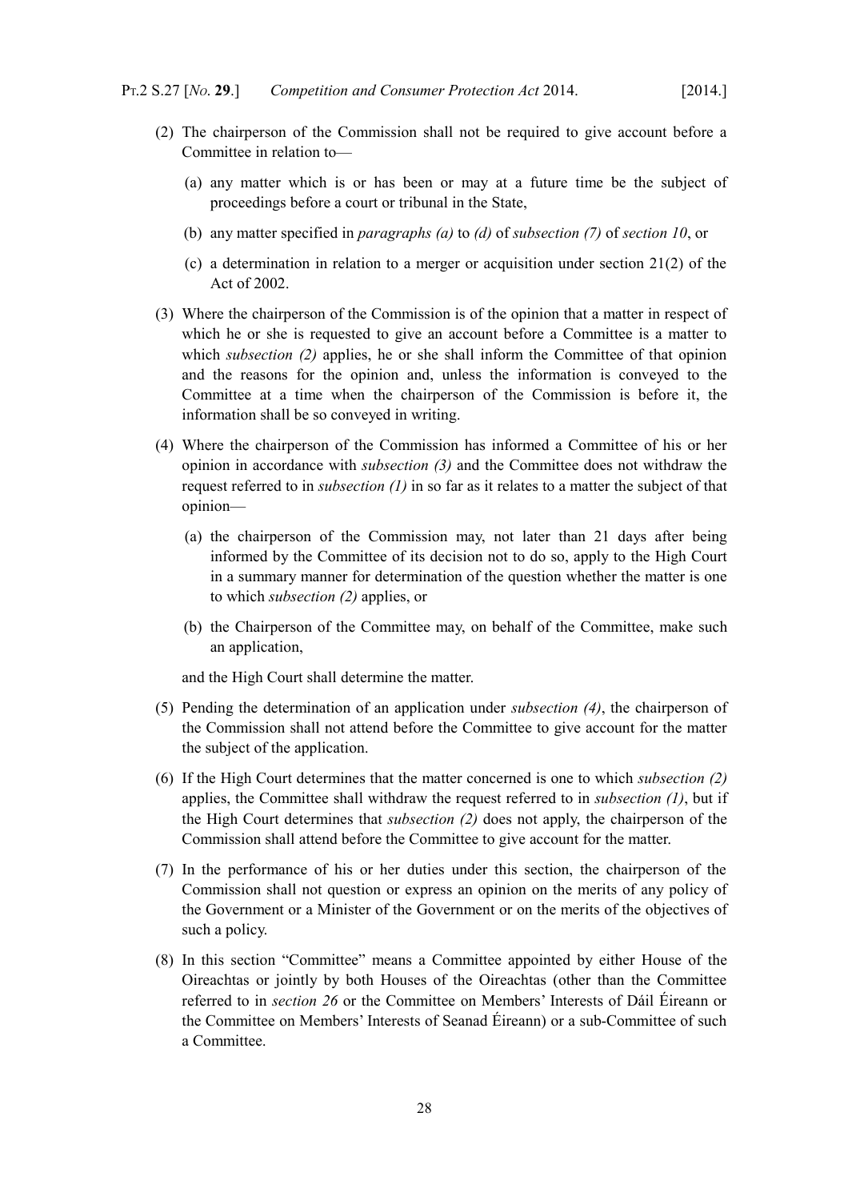(2) The chairperson of the Commission shall not be required to give account before a Committee in relation to—

(a) any matter which is or has been or may at a future time be the subject of proceedings before a court or tribunal in the State,

(b) any matter specified in *paragraphs (a)* to *(d)* of *subsection (7)* of *section 10*, or

(c) a determination in relation to a merger or acquisition under section 21(2) of the Act of 2002.

(3) Where the chairperson of the Commission is of the opinion that a matter in respect of which he or she is requested to give an account before a Committee is a matter to which *subsection (2)* applies, he or she shall inform the Committee of that opinion and the reasons for the opinion and, unless the information is conveyed to the Committee at a time when the chairperson of the Commission is before it, the information shall be so conveyed in writing.

(4) Where the chairperson of the Commission has informed a Committee of his or her opinion in accordance with *subsection (3)* and the Committee does not withdraw the request referred to in *subsection (1)* in so far as it relates to a matter the subject of that opinion—

(a) the chairperson of the Commission may, not later than 21 days after being informed by the Committee of its decision not to do so, apply to the High Court in a summary manner for determination of the question whether the matter is one to which *subsection (2)* applies, or

(b) the Chairperson of the Committee may, on behalf of the Committee, make such an application,

and the High Court shall determine the matter.

(5) Pending the determination of an application under *subsection (4)*, the chairperson of the Commission shall not attend before the Committee to give account for the matter the subject of the application.

(6) If the High Court determines that the matter concerned is one to which *subsection (2)* applies, the Committee shall withdraw the request referred to in *subsection (1)*, but if the High Court determines that *subsection (2)* does not apply, the chairperson of the Commission shall attend before the Committee to give account for the matter.

(7) In the performance of his or her duties under this section, the chairperson of the Commission shall not question or express an opinion on the merits of any policy of the Government or a Minister of the Government or on the merits of the objectives of such a policy.

(8) In this section "Committee" means a Committee appointed by either House of the Oireachtas or jointly by both Houses of the Oireachtas (other than the Committee referred to in *section 26* or the Committee on Members' Interests of Dáil Éireann or the Committee on Members' Interests of Seanad Éireann) or a sub-Committee of such a Committee.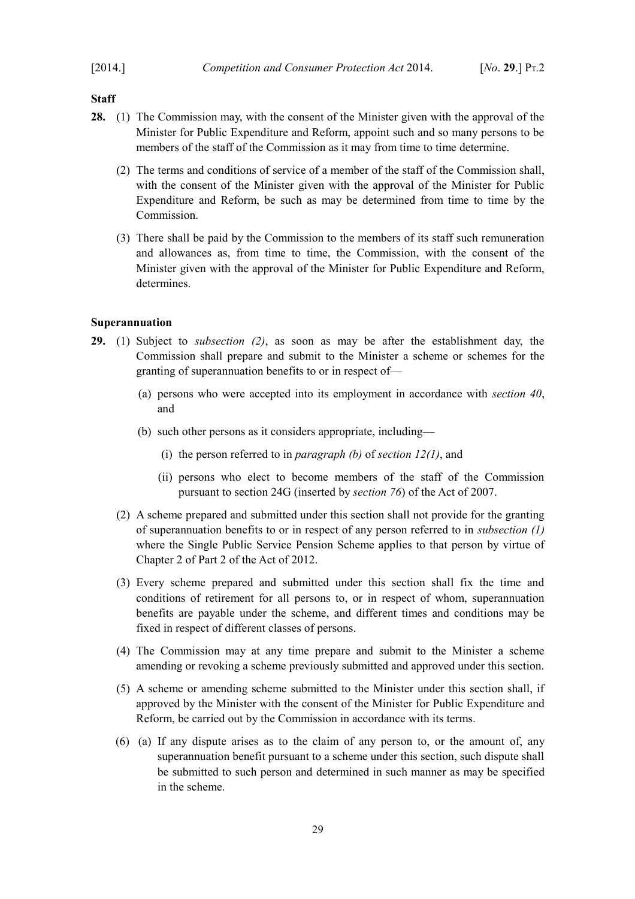**Staff**

**28.** (1) The Commission may, with the consent of the Minister given with the approval of the Minister for Public Expenditure and Reform, appoint such and so many persons to be members of the staff of the Commission as it may from time to time determine.

(2) The terms and conditions of service of a member of the staff of the Commission shall, with the consent of the Minister given with the approval of the Minister for Public Expenditure and Reform, be such as may be determined from time to time by the Commission.

(3) There shall be paid by the Commission to the members of its staff such remuneration and allowances as, from time to time, the Commission, with the consent of the Minister given with the approval of the Minister for Public Expenditure and Reform, determines.

**Superannuation**

**29.** (1) Subject to *subsection (2)*, as soon as may be after the establishment day, the Commission shall prepare and submit to the Minister a scheme or schemes for the granting of superannuation benefits to or in respect of—

(a) persons who were accepted into its employment in accordance with *section 40*, and

(b) such other persons as it considers appropriate, including—

(i) the person referred to in *paragraph (b)* of *section 12(1)*, and

(ii) persons who elect to become members of the staff of the Commission pursuant to section 24G (inserted by *section 76*) of the Act of 2007.

(2) A scheme prepared and submitted under this section shall not provide for the granting of superannuation benefits to or in respect of any person referred to in *subsection (1)* where the Single Public Service Pension Scheme applies to that person by virtue of Chapter 2 of Part 2 of the Act of 2012.

(3) Every scheme prepared and submitted under this section shall fix the time and conditions of retirement for all persons to, or in respect of whom, superannuation benefits are payable under the scheme, and different times and conditions may be fixed in respect of different classes of persons.

(4) The Commission may at any time prepare and submit to the Minister a scheme amending or revoking a scheme previously submitted and approved under this section.

(5) A scheme or amending scheme submitted to the Minister under this section shall, if approved by the Minister with the consent of the Minister for Public Expenditure and Reform, be carried out by the Commission in accordance with its terms.

(6) (a) If any dispute arises as to the claim of any person to, or the amount of, any superannuation benefit pursuant to a scheme under this section, such dispute shall be submitted to such person and determined in such manner as may be specified in the scheme.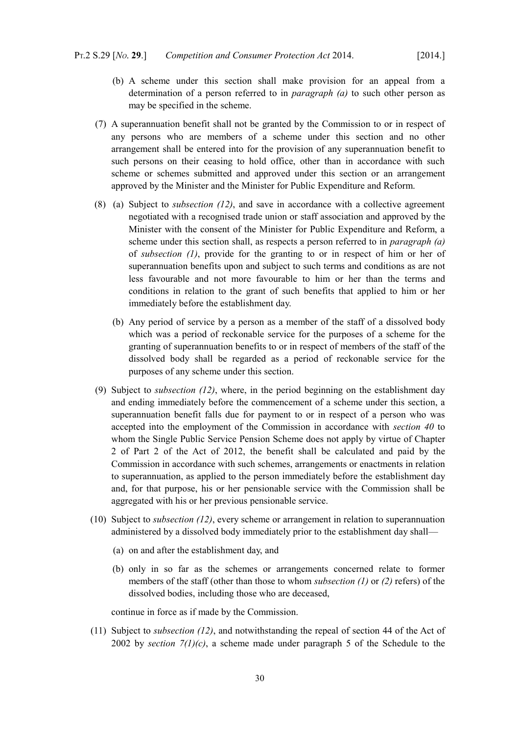(b) A scheme under this section shall make provision for an appeal from a determination of a person referred to in *paragraph (a)* to such other person as may be specified in the scheme.

(7) A superannuation benefit shall not be granted by the Commission to or in respect of any persons who are members of a scheme under this section and no other arrangement shall be entered into for the provision of any superannuation benefit to such persons on their ceasing to hold office, other than in accordance with such scheme or schemes submitted and approved under this section or an arrangement approved by the Minister and the Minister for Public Expenditure and Reform.

(8) (a) Subject to *subsection (12)*, and save in accordance with a collective agreement negotiated with a recognised trade union or staff association and approved by the Minister with the consent of the Minister for Public Expenditure and Reform, a scheme under this section shall, as respects a person referred to in *paragraph (a)* of *subsection (1)*, provide for the granting to or in respect of him or her of superannuation benefits upon and subject to such terms and conditions as are not less favourable and not more favourable to him or her than the terms and conditions in relation to the grant of such benefits that applied to him or her immediately before the establishment day.

(b) Any period of service by a person as a member of the staff of a dissolved body which was a period of reckonable service for the purposes of a scheme for the granting of superannuation benefits to or in respect of members of the staff of the dissolved body shall be regarded as a period of reckonable service for the purposes of any scheme under this section.

(9) Subject to *subsection (12)*, where, in the period beginning on the establishment day and ending immediately before the commencement of a scheme under this section, a superannuation benefit falls due for payment to or in respect of a person who was accepted into the employment of the Commission in accordance with *section 40* to whom the Single Public Service Pension Scheme does not apply by virtue of Chapter 2 of Part 2 of the Act of 2012, the benefit shall be calculated and paid by the Commission in accordance with such schemes, arrangements or enactments in relation to superannuation, as applied to the person immediately before the establishment day and, for that purpose, his or her pensionable service with the Commission shall be aggregated with his or her previous pensionable service.

(10) Subject to *subsection (12)*, every scheme or arrangement in relation to superannuation administered by a dissolved body immediately prior to the establishment day shall—

(a) on and after the establishment day, and

(b) only in so far as the schemes or arrangements concerned relate to former members of the staff (other than those to whom *subsection (1)* or *(2)* refers) of the dissolved bodies, including those who are deceased,

continue in force as if made by the Commission.

(11) Subject to *subsection (12)*, and notwithstanding the repeal of section 44 of the Act of 2002 by *section 7(1)(c)*, a scheme made under paragraph 5 of the Schedule to the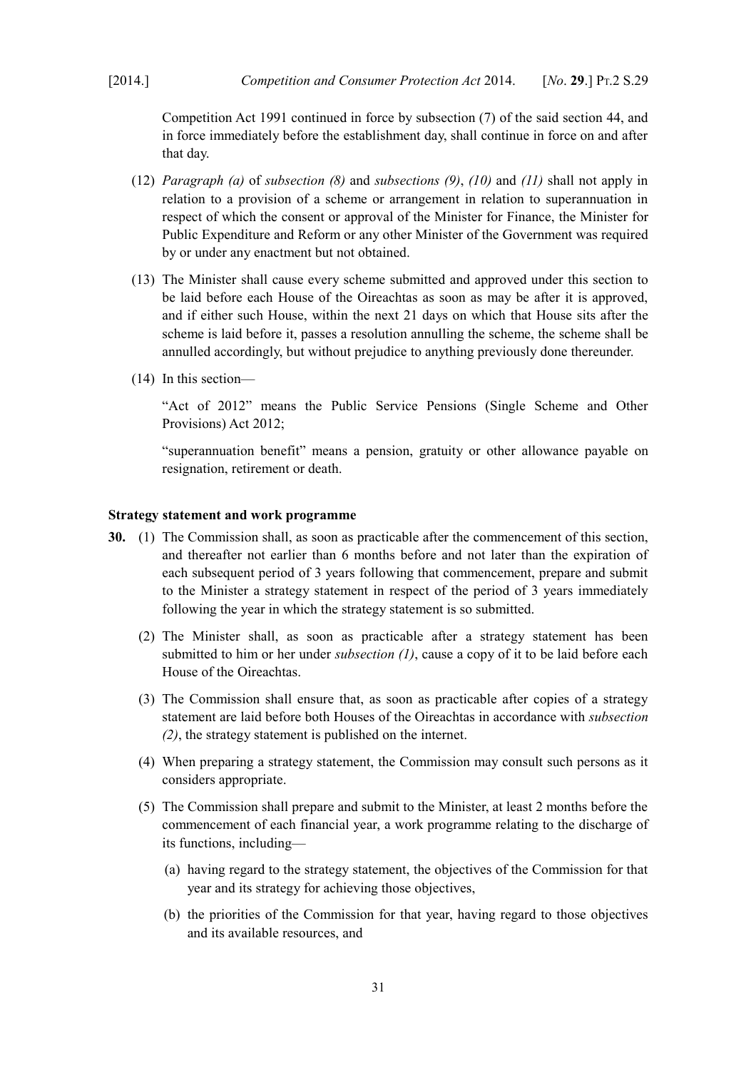Competition Act 1991 continued in force by subsection (7) of the said section 44, and in force immediately before the establishment day, shall continue in force on and after that day.

(12) *Paragraph (a)* of *subsection (8)* and *subsections (9)*, *(10)* and *(11)* shall not apply in relation to a provision of a scheme or arrangement in relation to superannuation in respect of which the consent or approval of the Minister for Finance, the Minister for Public Expenditure and Reform or any other Minister of the Government was required by or under any enactment but not obtained.

(13) The Minister shall cause every scheme submitted and approved under this section to be laid before each House of the Oireachtas as soon as may be after it is approved, and if either such House, within the next 21 days on which that House sits after the scheme is laid before it, passes a resolution annulling the scheme, the scheme shall be annulled accordingly, but without prejudice to anything previously done thereunder.

(14) In this section—

"Act of 2012" means the Public Service Pensions (Single Scheme and Other Provisions) Act 2012;

"superannuation benefit" means a pension, gratuity or other allowance payable on resignation, retirement or death.

**Strategy statement and work programme**

**30.** (1) The Commission shall, as soon as practicable after the commencement of this section, and thereafter not earlier than 6 months before and not later than the expiration of each subsequent period of 3 years following that commencement, prepare and submit to the Minister a strategy statement in respect of the period of 3 years immediately following the year in which the strategy statement is so submitted.

(2) The Minister shall, as soon as practicable after a strategy statement has been submitted to him or her under *subsection (1)*, cause a copy of it to be laid before each House of the Oireachtas.

(3) The Commission shall ensure that, as soon as practicable after copies of a strategy statement are laid before both Houses of the Oireachtas in accordance with *subsection (2)*, the strategy statement is published on the internet.

(4) When preparing a strategy statement, the Commission may consult such persons as it considers appropriate.

(5) The Commission shall prepare and submit to the Minister, at least 2 months before the commencement of each financial year, a work programme relating to the discharge of its functions, including—

(a) having regard to the strategy statement, the objectives of the Commission for that year and its strategy for achieving those objectives,

(b) the priorities of the Commission for that year, having regard to those objectives and its available resources, and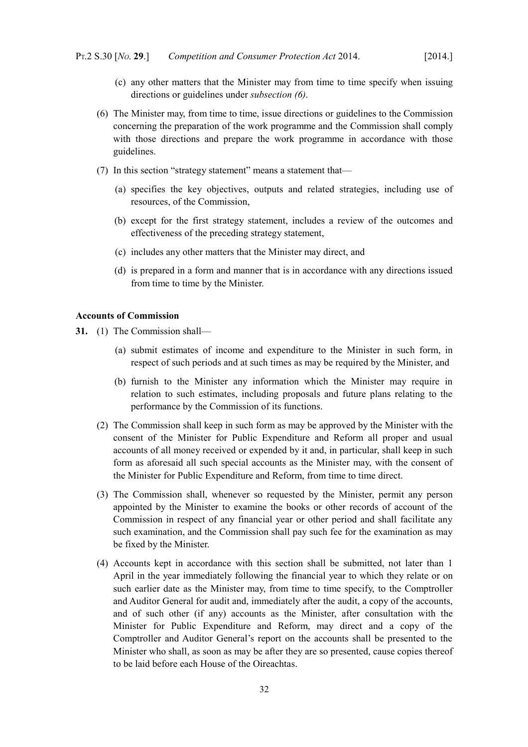(c) any other matters that the Minister may from time to time specify when issuing directions or guidelines under *subsection (6)*.

(6) The Minister may, from time to time, issue directions or guidelines to the Commission concerning the preparation of the work programme and the Commission shall comply with those directions and prepare the work programme in accordance with those guidelines.

(7) In this section "strategy statement" means a statement that—

(a) specifies the key objectives, outputs and related strategies, including use of resources, of the Commission,

(b) except for the first strategy statement, includes a review of the outcomes and effectiveness of the preceding strategy statement,

(c) includes any other matters that the Minister may direct, and

(d) is prepared in a form and manner that is in accordance with any directions issued from time to time by the Minister.

**Accounts of Commission**

**31.** (1) The Commission shall—

(a) submit estimates of income and expenditure to the Minister in such form, in respect of such periods and at such times as may be required by the Minister, and

(b) furnish to the Minister any information which the Minister may require in relation to such estimates, including proposals and future plans relating to the performance by the Commission of its functions.

(2) The Commission shall keep in such form as may be approved by the Minister with the consent of the Minister for Public Expenditure and Reform all proper and usual accounts of all money received or expended by it and, in particular, shall keep in such form as aforesaid all such special accounts as the Minister may, with the consent of the Minister for Public Expenditure and Reform, from time to time direct.

(3) The Commission shall, whenever so requested by the Minister, permit any person appointed by the Minister to examine the books or other records of account of the Commission in respect of any financial year or other period and shall facilitate any such examination, and the Commission shall pay such fee for the examination as may be fixed by the Minister.

(4) Accounts kept in accordance with this section shall be submitted, not later than 1 April in the year immediately following the financial year to which they relate or on such earlier date as the Minister may, from time to time specify, to the Comptroller and Auditor General for audit and, immediately after the audit, a copy of the accounts, and of such other (if any) accounts as the Minister, after consultation with the Minister for Public Expenditure and Reform, may direct and a copy of the Comptroller and Auditor General's report on the accounts shall be presented to the Minister who shall, as soon as may be after they are so presented, cause copies thereof to be laid before each House of the Oireachtas.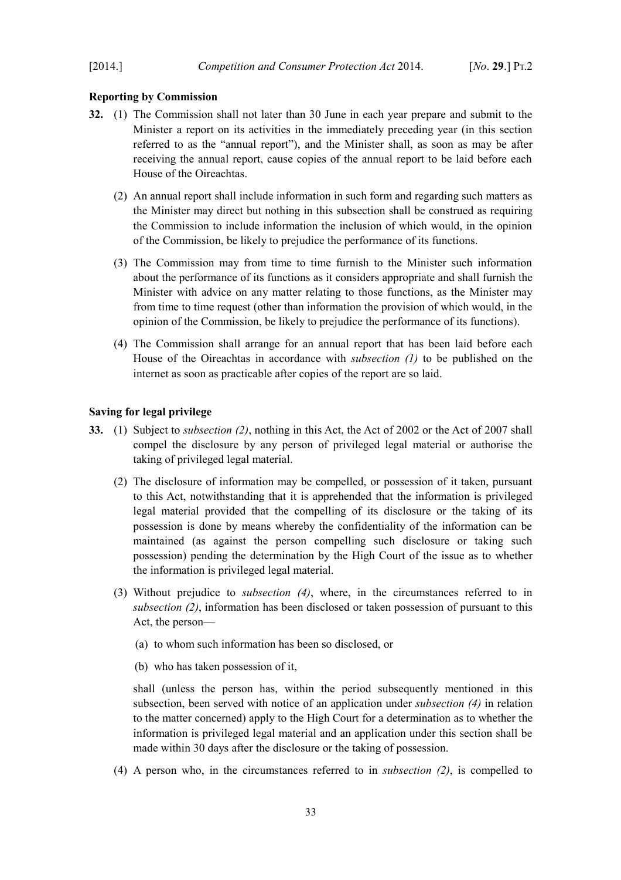**Reporting by Commission**

**32.** (1) The Commission shall not later than 30 June in each year prepare and submit to the Minister a report on its activities in the immediately preceding year (in this section referred to as the "annual report"), and the Minister shall, as soon as may be after receiving the annual report, cause copies of the annual report to be laid before each House of the Oireachtas.

(2) An annual report shall include information in such form and regarding such matters as the Minister may direct but nothing in this subsection shall be construed as requiring the Commission to include information the inclusion of which would, in the opinion of the Commission, be likely to prejudice the performance of its functions.

(3) The Commission may from time to time furnish to the Minister such information about the performance of its functions as it considers appropriate and shall furnish the Minister with advice on any matter relating to those functions, as the Minister may from time to time request (other than information the provision of which would, in the opinion of the Commission, be likely to prejudice the performance of its functions).

(4) The Commission shall arrange for an annual report that has been laid before each House of the Oireachtas in accordance with *subsection (1)* to be published on the internet as soon as practicable after copies of the report are so laid.

**Saving for legal privilege**

**33.** (1) Subject to *subsection (2)*, nothing in this Act, the Act of 2002 or the Act of 2007 shall compel the disclosure by any person of privileged legal material or authorise the taking of privileged legal material.

(2) The disclosure of information may be compelled, or possession of it taken, pursuant to this Act, notwithstanding that it is apprehended that the information is privileged legal material provided that the compelling of its disclosure or the taking of its possession is done by means whereby the confidentiality of the information can be maintained (as against the person compelling such disclosure or taking such possession) pending the determination by the High Court of the issue as to whether the information is privileged legal material.

(3) Without prejudice to *subsection (4)*, where, in the circumstances referred to in *subsection (2)*, information has been disclosed or taken possession of pursuant to this Act, the person—

(a) to whom such information has been so disclosed, or

(b) who has taken possession of it,

shall (unless the person has, within the period subsequently mentioned in this subsection, been served with notice of an application under *subsection (4)* in relation to the matter concerned) apply to the High Court for a determination as to whether the information is privileged legal material and an application under this section shall be made within 30 days after the disclosure or the taking of possession.

(4) A person who, in the circumstances referred to in *subsection (2)*, is compelled to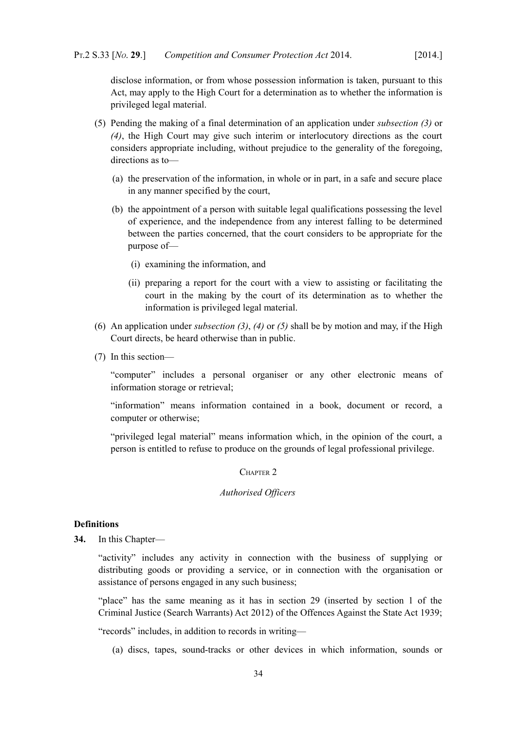disclose information, or from whose possession information is taken, pursuant to this Act, may apply to the High Court for a determination as to whether the information is privileged legal material.

(5) Pending the making of a final determination of an application under *subsection (3)* or *(4)*, the High Court may give such interim or interlocutory directions as the court considers appropriate including, without prejudice to the generality of the foregoing, directions as to—

(a) the preservation of the information, in whole or in part, in a safe and secure place in any manner specified by the court,

(b) the appointment of a person with suitable legal qualifications possessing the level of experience, and the independence from any interest falling to be determined between the parties concerned, that the court considers to be appropriate for the purpose of—

(i) examining the information, and

(ii) preparing a report for the court with a view to assisting or facilitating the court in the making by the court of its determination as to whether the information is privileged legal material.

(6) An application under *subsection (3)*, *(4)* or *(5)* shall be by motion and may, if the High Court directs, be heard otherwise than in public.

(7) In this section—

"computer" includes a personal organiser or any other electronic means of information storage or retrieval;

"information" means information contained in a book, document or record, a computer or otherwise;

"privileged legal material" means information which, in the opinion of the court, a person is entitled to refuse to produce on the grounds of legal professional privilege.

## Chapter 2

### *Authorised Officers*

**Definitions**

**34.** In this Chapter—

"activity" includes any activity in connection with the business of supplying or distributing goods or providing a service, or in connection with the organisation or assistance of persons engaged in any such business;

"place" has the same meaning as it has in section 29 (inserted by section 1 of the Criminal Justice (Search Warrants) Act 2012) of the Offences Against the State Act 1939;

"records" includes, in addition to records in writing—

(a) discs, tapes, sound-tracks or other devices in which information, sounds or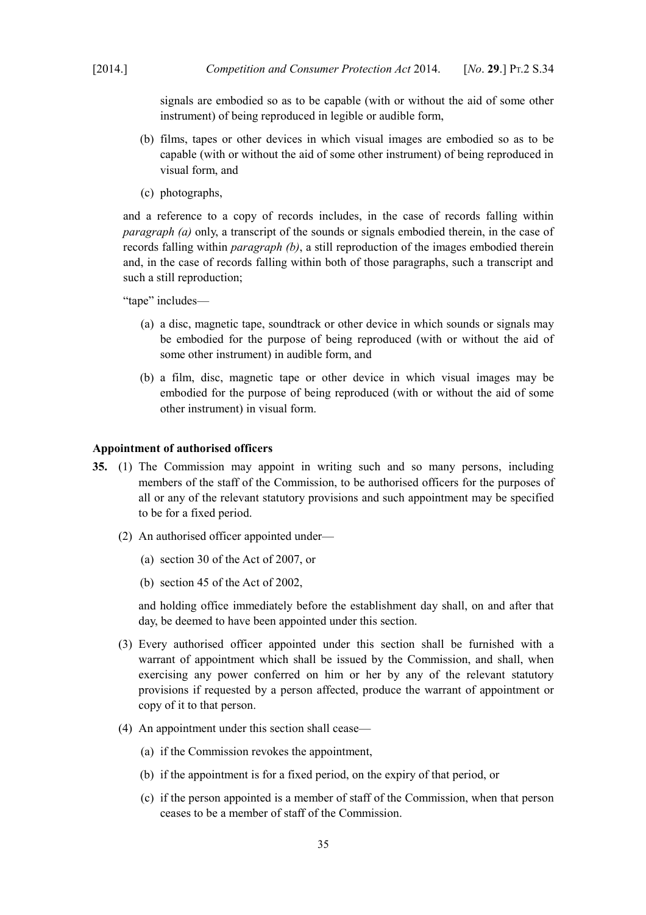signals are embodied so as to be capable (with or without the aid of some other instrument) of being reproduced in legible or audible form,

(b) films, tapes or other devices in which visual images are embodied so as to be capable (with or without the aid of some other instrument) of being reproduced in visual form, and

(c) photographs,

and a reference to a copy of records includes, in the case of records falling within *paragraph (a)* only, a transcript of the sounds or signals embodied therein, in the case of records falling within *paragraph (b)*, a still reproduction of the images embodied therein and, in the case of records falling within both of those paragraphs, such a transcript and such a still reproduction;

"tape" includes—

(a) a disc, magnetic tape, soundtrack or other device in which sounds or signals may be embodied for the purpose of being reproduced (with or without the aid of some other instrument) in audible form, and

(b) a film, disc, magnetic tape or other device in which visual images may be embodied for the purpose of being reproduced (with or without the aid of some other instrument) in visual form.

**Appointment of authorised officers**

**35.** (1) The Commission may appoint in writing such and so many persons, including members of the staff of the Commission, to be authorised officers for the purposes of all or any of the relevant statutory provisions and such appointment may be specified to be for a fixed period.

(2) An authorised officer appointed under—

(a) section 30 of the Act of 2007, or

(b) section 45 of the Act of 2002,

and holding office immediately before the establishment day shall, on and after that day, be deemed to have been appointed under this section.

(3) Every authorised officer appointed under this section shall be furnished with a warrant of appointment which shall be issued by the Commission, and shall, when exercising any power conferred on him or her by any of the relevant statutory provisions if requested by a person affected, produce the warrant of appointment or copy of it to that person.

(4) An appointment under this section shall cease—

(a) if the Commission revokes the appointment,

(b) if the appointment is for a fixed period, on the expiry of that period, or

(c) if the person appointed is a member of staff of the Commission, when that person ceases to be a member of staff of the Commission.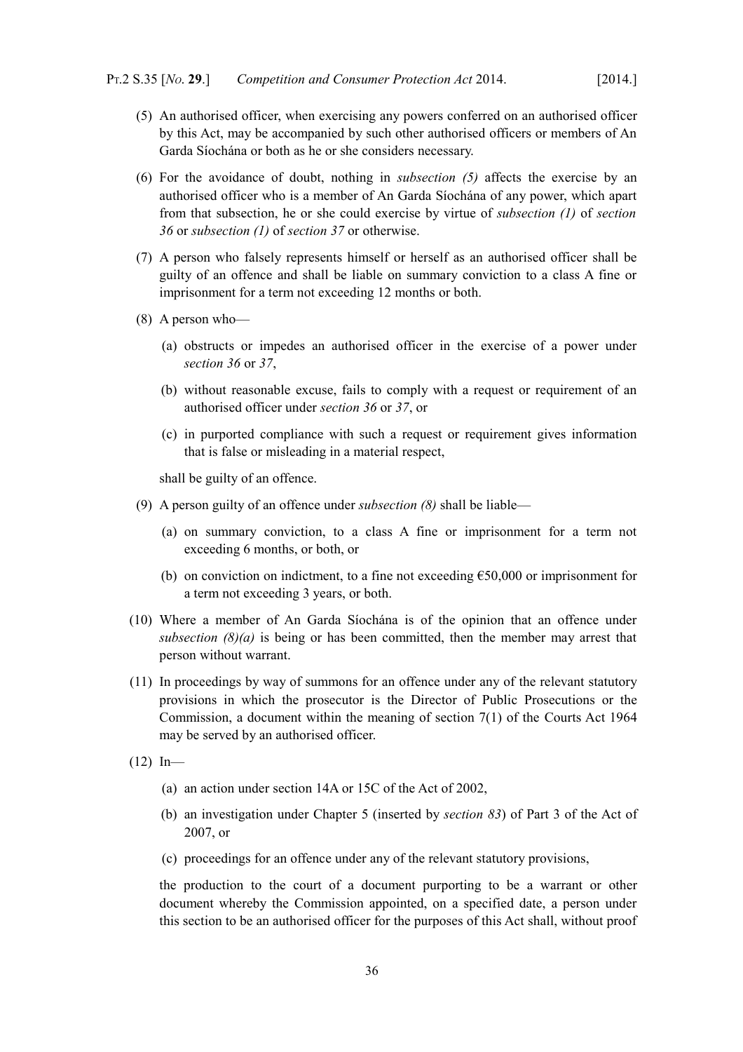(5) An authorised officer, when exercising any powers conferred on an authorised officer by this Act, may be accompanied by such other authorised officers or members of An Garda Síochána or both as he or she considers necessary.

(6) For the avoidance of doubt, nothing in *subsection (5)* affects the exercise by an authorised officer who is a member of An Garda Síochána of any power, which apart from that subsection, he or she could exercise by virtue of *subsection (1)* of *section 36* or *subsection (1)* of *section 37* or otherwise.

(7) A person who falsely represents himself or herself as an authorised officer shall be guilty of an offence and shall be liable on summary conviction to a class A fine or imprisonment for a term not exceeding 12 months or both.

(8) A person who—

(a) obstructs or impedes an authorised officer in the exercise of a power under *section 36* or *37*,

(b) without reasonable excuse, fails to comply with a request or requirement of an authorised officer under *section 36* or *37*, or

(c) in purported compliance with such a request or requirement gives information that is false or misleading in a material respect,

shall be guilty of an offence.

(9) A person guilty of an offence under *subsection (8)* shall be liable—

(a) on summary conviction, to a class A fine or imprisonment for a term not exceeding 6 months, or both, or

(b) on conviction on indictment, to a fine not exceeding €50,000 or imprisonment for a term not exceeding 3 years, or both.

(10) Where a member of An Garda Síochána is of the opinion that an offence under *subsection (8)(a)* is being or has been committed, then the member may arrest that person without warrant.

(11) In proceedings by way of summons for an offence under any of the relevant statutory provisions in which the prosecutor is the Director of Public Prosecutions or the Commission, a document within the meaning of section 7(1) of the Courts Act 1964 may be served by an authorised officer.

(12) In—

(a) an action under section 14A or 15C of the Act of 2002,

(b) an investigation under Chapter 5 (inserted by *section 83*) of Part 3 of the Act of 2007, or

(c) proceedings for an offence under any of the relevant statutory provisions,

the production to the court of a document purporting to be a warrant or other document whereby the Commission appointed, on a specified date, a person under this section to be an authorised officer for the purposes of this Act shall, without proof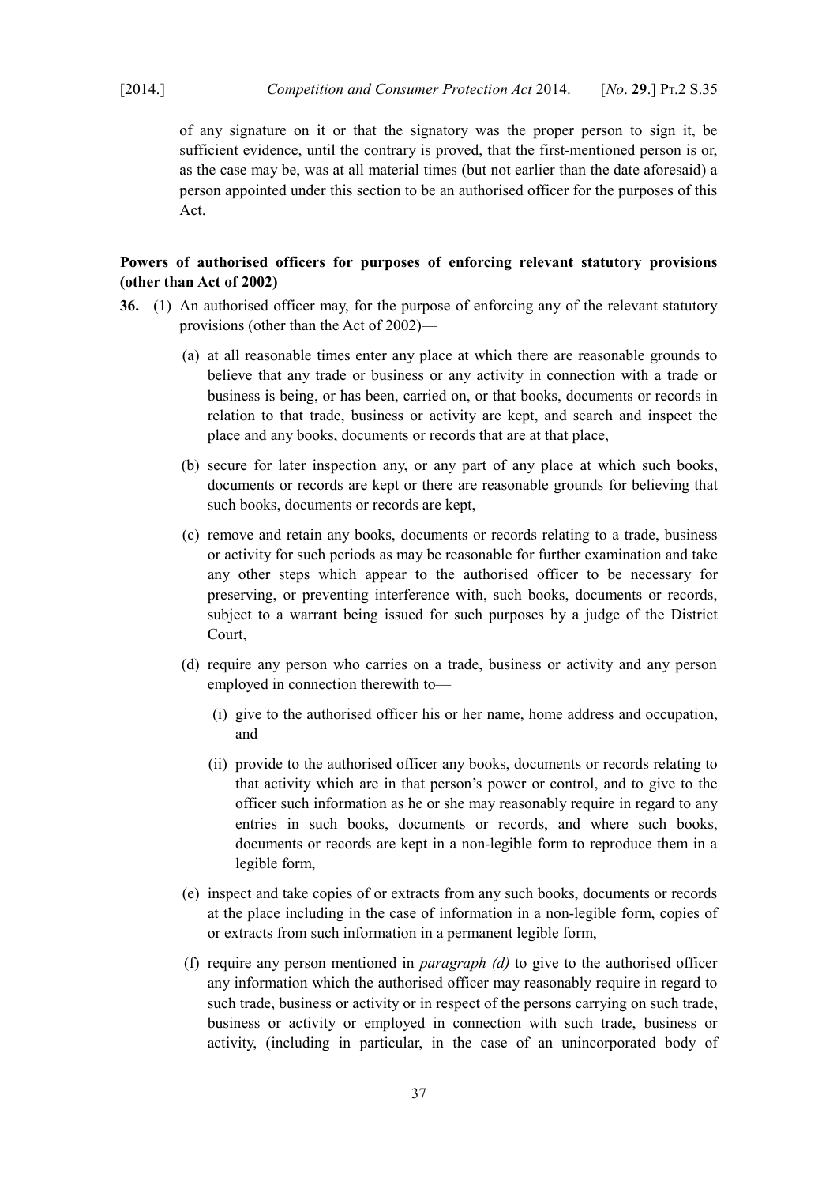of any signature on it or that the signatory was the proper person to sign it, be sufficient evidence, until the contrary is proved, that the first-mentioned person is or, as the case may be, was at all material times (but not earlier than the date aforesaid) a person appointed under this section to be an authorised officer for the purposes of this Act.

**Powers of authorised officers for purposes of enforcing relevant statutory provisions (other than Act of 2002)**

**36.** (1) An authorised officer may, for the purpose of enforcing any of the relevant statutory provisions (other than the Act of 2002)—

(a) at all reasonable times enter any place at which there are reasonable grounds to believe that any trade or business or any activity in connection with a trade or business is being, or has been, carried on, or that books, documents or records in relation to that trade, business or activity are kept, and search and inspect the place and any books, documents or records that are at that place,

(b) secure for later inspection any, or any part of any place at which such books, documents or records are kept or there are reasonable grounds for believing that such books, documents or records are kept,

(c) remove and retain any books, documents or records relating to a trade, business or activity for such periods as may be reasonable for further examination and take any other steps which appear to the authorised officer to be necessary for preserving, or preventing interference with, such books, documents or records, subject to a warrant being issued for such purposes by a judge of the District Court,

(d) require any person who carries on a trade, business or activity and any person employed in connection therewith to—

(i) give to the authorised officer his or her name, home address and occupation, and

(ii) provide to the authorised officer any books, documents or records relating to that activity which are in that person's power or control, and to give to the officer such information as he or she may reasonably require in regard to any entries in such books, documents or records, and where such books, documents or records are kept in a non-legible form to reproduce them in a legible form,

(e) inspect and take copies of or extracts from any such books, documents or records at the place including in the case of information in a non-legible form, copies of or extracts from such information in a permanent legible form,

(f) require any person mentioned in *paragraph (d)* to give to the authorised officer any information which the authorised officer may reasonably require in regard to such trade, business or activity or in respect of the persons carrying on such trade, business or activity or employed in connection with such trade, business or activity, (including in particular, in the case of an unincorporated body of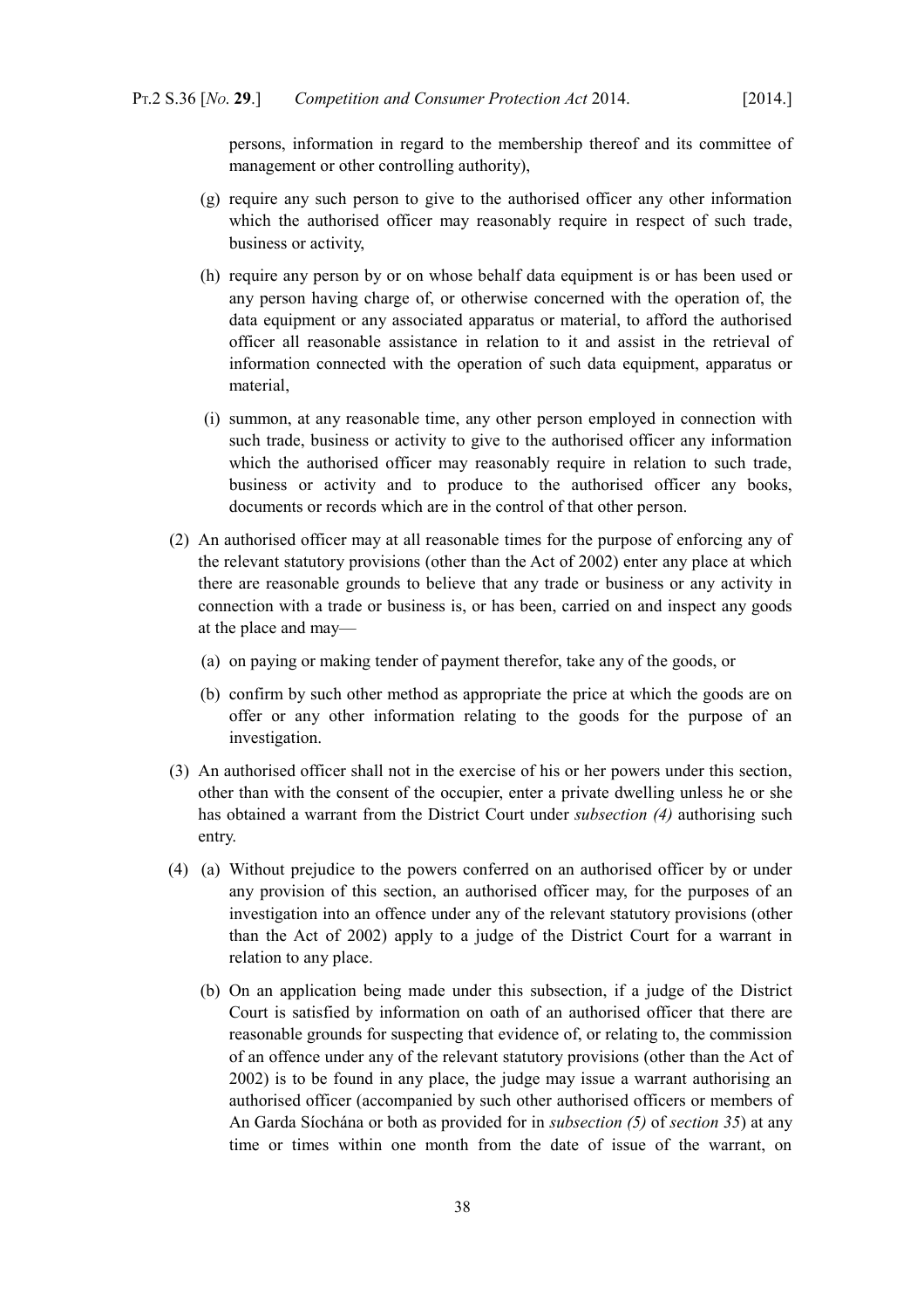persons, information in regard to the membership thereof and its committee of management or other controlling authority),

(g) require any such person to give to the authorised officer any other information which the authorised officer may reasonably require in respect of such trade, business or activity,

(h) require any person by or on whose behalf data equipment is or has been used or any person having charge of, or otherwise concerned with the operation of, the data equipment or any associated apparatus or material, to afford the authorised officer all reasonable assistance in relation to it and assist in the retrieval of information connected with the operation of such data equipment, apparatus or material,

(i) summon, at any reasonable time, any other person employed in connection with such trade, business or activity to give to the authorised officer any information which the authorised officer may reasonably require in relation to such trade, business or activity and to produce to the authorised officer any books, documents or records which are in the control of that other person.

(2) An authorised officer may at all reasonable times for the purpose of enforcing any of the relevant statutory provisions (other than the Act of 2002) enter any place at which there are reasonable grounds to believe that any trade or business or any activity in connection with a trade or business is, or has been, carried on and inspect any goods at the place and may—

(a) on paying or making tender of payment therefor, take any of the goods, or

(b) confirm by such other method as appropriate the price at which the goods are on offer or any other information relating to the goods for the purpose of an investigation.

(3) An authorised officer shall not in the exercise of his or her powers under this section, other than with the consent of the occupier, enter a private dwelling unless he or she has obtained a warrant from the District Court under *subsection (4)* authorising such entry.

(4) (a) Without prejudice to the powers conferred on an authorised officer by or under any provision of this section, an authorised officer may, for the purposes of an investigation into an offence under any of the relevant statutory provisions (other than the Act of 2002) apply to a judge of the District Court for a warrant in relation to any place.

(b) On an application being made under this subsection, if a judge of the District Court is satisfied by information on oath of an authorised officer that there are reasonable grounds for suspecting that evidence of, or relating to, the commission of an offence under any of the relevant statutory provisions (other than the Act of 2002) is to be found in any place, the judge may issue a warrant authorising an authorised officer (accompanied by such other authorised officers or members of An Garda Síochána or both as provided for in *subsection (5)* of *section 35*) at any time or times within one month from the date of issue of the warrant, on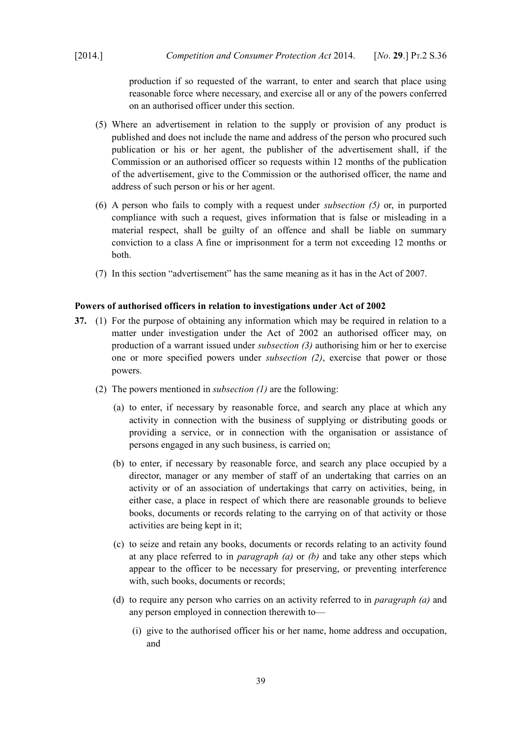production if so requested of the warrant, to enter and search that place using reasonable force where necessary, and exercise all or any of the powers conferred on an authorised officer under this section.

(5) Where an advertisement in relation to the supply or provision of any product is published and does not include the name and address of the person who procured such publication or his or her agent, the publisher of the advertisement shall, if the Commission or an authorised officer so requests within 12 months of the publication of the advertisement, give to the Commission or the authorised officer, the name and address of such person or his or her agent.

(6) A person who fails to comply with a request under *subsection (5)* or, in purported compliance with such a request, gives information that is false or misleading in a material respect, shall be guilty of an offence and shall be liable on summary conviction to a class A fine or imprisonment for a term not exceeding 12 months or both.

(7) In this section "advertisement" has the same meaning as it has in the Act of 2007.

**Powers of authorised officers in relation to investigations under Act of 2002**

**37.** (1) For the purpose of obtaining any information which may be required in relation to a matter under investigation under the Act of 2002 an authorised officer may, on production of a warrant issued under *subsection (3)* authorising him or her to exercise one or more specified powers under *subsection (2)*, exercise that power or those powers.

(2) The powers mentioned in *subsection (1)* are the following:

(a) to enter, if necessary by reasonable force, and search any place at which any activity in connection with the business of supplying or distributing goods or providing a service, or in connection with the organisation or assistance of persons engaged in any such business, is carried on;

(b) to enter, if necessary by reasonable force, and search any place occupied by a director, manager or any member of staff of an undertaking that carries on an activity or of an association of undertakings that carry on activities, being, in either case, a place in respect of which there are reasonable grounds to believe books, documents or records relating to the carrying on of that activity or those activities are being kept in it;

(c) to seize and retain any books, documents or records relating to an activity found at any place referred to in *paragraph (a)* or *(b)* and take any other steps which appear to the officer to be necessary for preserving, or preventing interference with, such books, documents or records;

(d) to require any person who carries on an activity referred to in *paragraph (a)* and any person employed in connection therewith to—

(i) give to the authorised officer his or her name, home address and occupation, and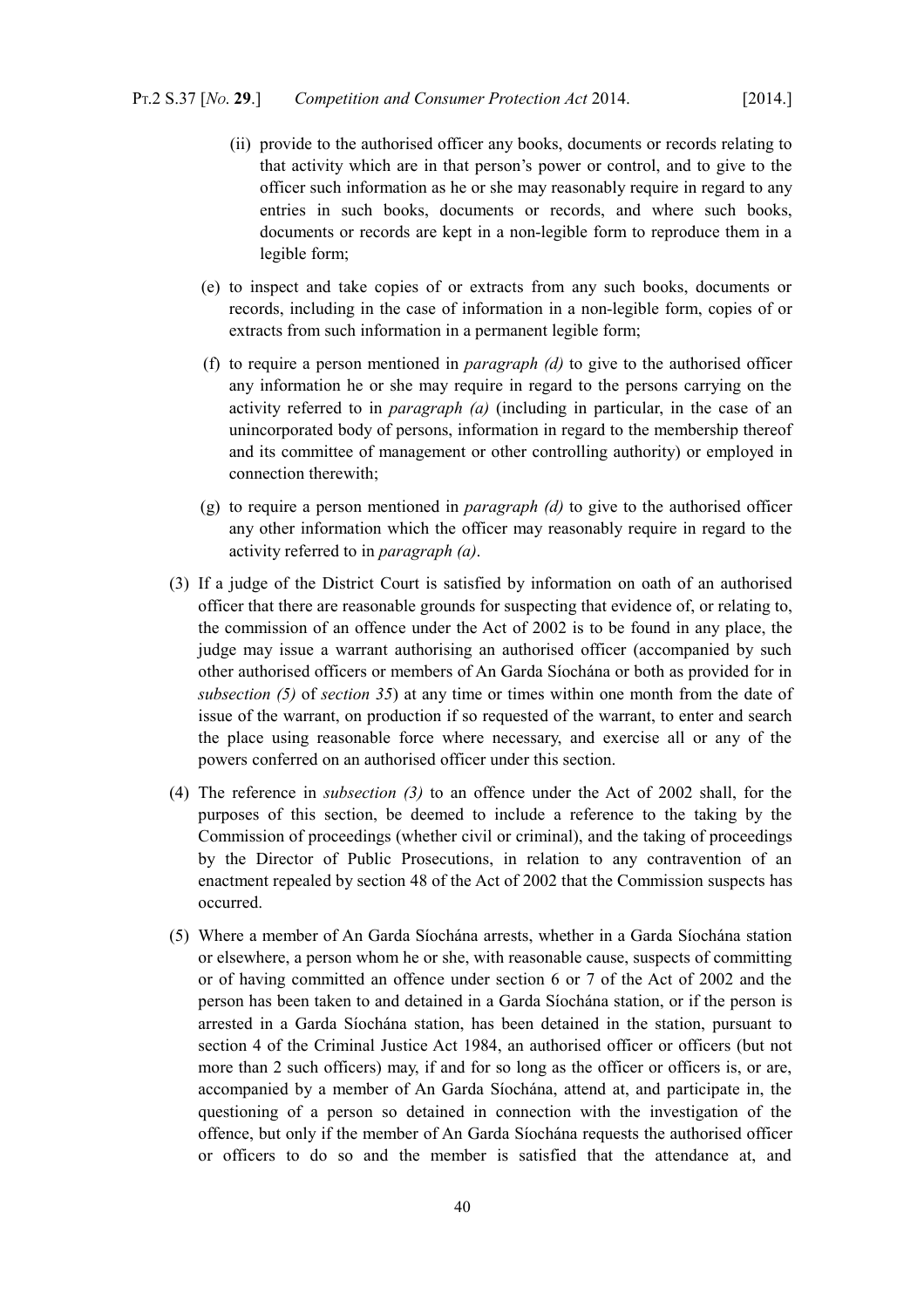(ii) provide to the authorised officer any books, documents or records relating to that activity which are in that person's power or control, and to give to the officer such information as he or she may reasonably require in regard to any entries in such books, documents or records, and where such books, documents or records are kept in a non-legible form to reproduce them in a legible form;

(e) to inspect and take copies of or extracts from any such books, documents or records, including in the case of information in a non-legible form, copies of or extracts from such information in a permanent legible form;

(f) to require a person mentioned in *paragraph (d)* to give to the authorised officer any information he or she may require in regard to the persons carrying on the activity referred to in *paragraph (a)* (including in particular, in the case of an unincorporated body of persons, information in regard to the membership thereof and its committee of management or other controlling authority) or employed in connection therewith;

(g) to require a person mentioned in *paragraph (d)* to give to the authorised officer any other information which the officer may reasonably require in regard to the activity referred to in *paragraph (a)*.

(3) If a judge of the District Court is satisfied by information on oath of an authorised officer that there are reasonable grounds for suspecting that evidence of, or relating to, the commission of an offence under the Act of 2002 is to be found in any place, the judge may issue a warrant authorising an authorised officer (accompanied by such other authorised officers or members of An Garda Síochána or both as provided for in *subsection (5)* of *section 35*) at any time or times within one month from the date of issue of the warrant, on production if so requested of the warrant, to enter and search the place using reasonable force where necessary, and exercise all or any of the powers conferred on an authorised officer under this section.

(4) The reference in *subsection (3)* to an offence under the Act of 2002 shall, for the purposes of this section, be deemed to include a reference to the taking by the Commission of proceedings (whether civil or criminal), and the taking of proceedings by the Director of Public Prosecutions, in relation to any contravention of an enactment repealed by section 48 of the Act of 2002 that the Commission suspects has occurred.

(5) Where a member of An Garda Síochána arrests, whether in a Garda Síochána station or elsewhere, a person whom he or she, with reasonable cause, suspects of committing or of having committed an offence under section 6 or 7 of the Act of 2002 and the person has been taken to and detained in a Garda Síochána station, or if the person is arrested in a Garda Síochána station, has been detained in the station, pursuant to section 4 of the Criminal Justice Act 1984, an authorised officer or officers (but not more than 2 such officers) may, if and for so long as the officer or officers is, or are, accompanied by a member of An Garda Síochána, attend at, and participate in, the questioning of a person so detained in connection with the investigation of the offence, but only if the member of An Garda Síochána requests the authorised officer or officers to do so and the member is satisfied that the attendance at, and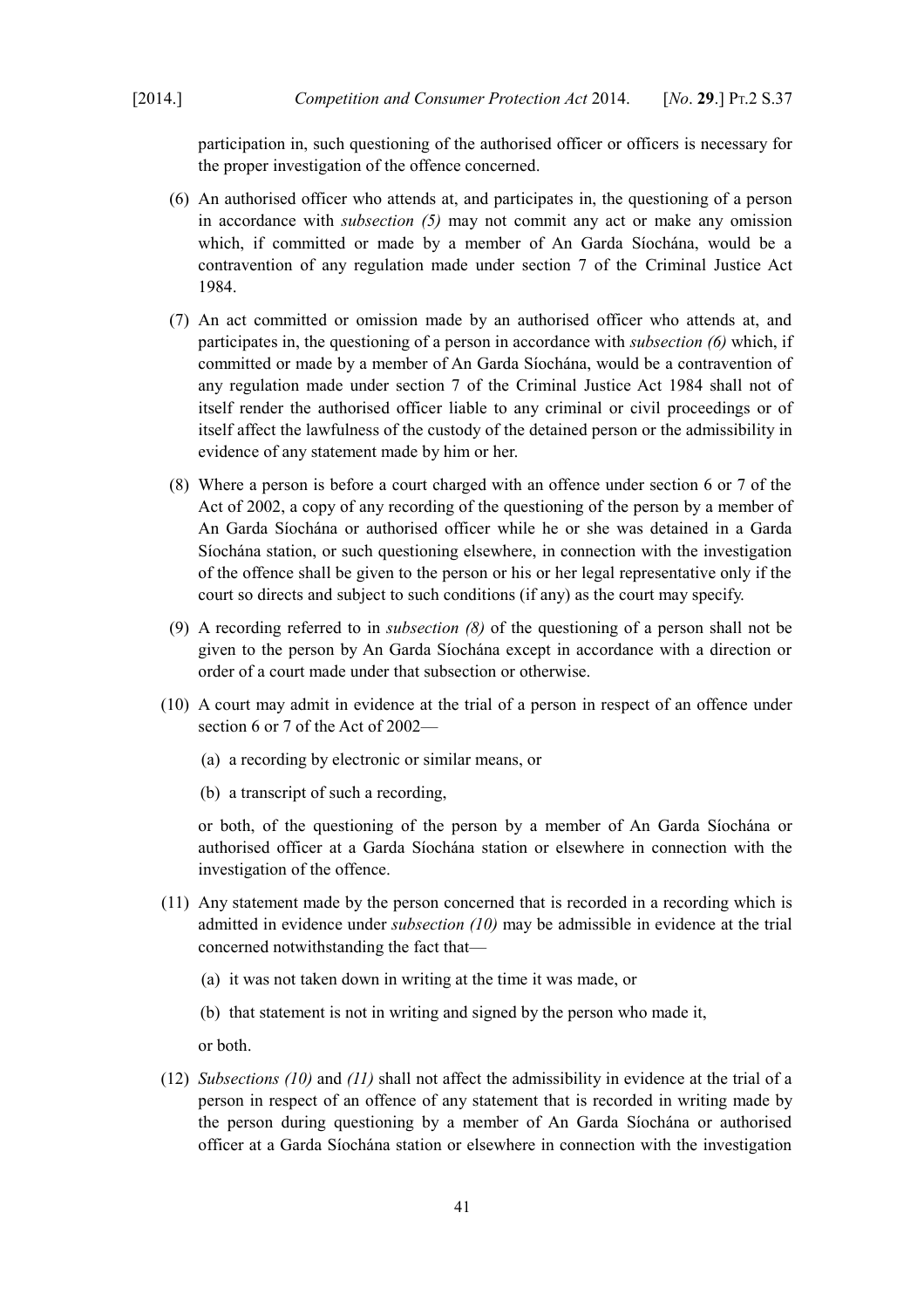participation in, such questioning of the authorised officer or officers is necessary for the proper investigation of the offence concerned.

(6) An authorised officer who attends at, and participates in, the questioning of a person in accordance with *subsection (5)* may not commit any act or make any omission which, if committed or made by a member of An Garda Síochána, would be a contravention of any regulation made under section 7 of the Criminal Justice Act 1984.

(7) An act committed or omission made by an authorised officer who attends at, and participates in, the questioning of a person in accordance with *subsection (6)* which, if committed or made by a member of An Garda Síochána, would be a contravention of any regulation made under section 7 of the Criminal Justice Act 1984 shall not of itself render the authorised officer liable to any criminal or civil proceedings or of itself affect the lawfulness of the custody of the detained person or the admissibility in evidence of any statement made by him or her.

(8) Where a person is before a court charged with an offence under section 6 or 7 of the Act of 2002, a copy of any recording of the questioning of the person by a member of An Garda Síochána or authorised officer while he or she was detained in a Garda Síochána station, or such questioning elsewhere, in connection with the investigation of the offence shall be given to the person or his or her legal representative only if the court so directs and subject to such conditions (if any) as the court may specify.

(9) A recording referred to in *subsection (8)* of the questioning of a person shall not be given to the person by An Garda Síochána except in accordance with a direction or order of a court made under that subsection or otherwise.

(10) A court may admit in evidence at the trial of a person in respect of an offence under section 6 or 7 of the Act of 2002—

(a) a recording by electronic or similar means, or

(b) a transcript of such a recording,

or both, of the questioning of the person by a member of An Garda Síochána or authorised officer at a Garda Síochána station or elsewhere in connection with the investigation of the offence.

(11) Any statement made by the person concerned that is recorded in a recording which is admitted in evidence under *subsection (10)* may be admissible in evidence at the trial concerned notwithstanding the fact that—

(a) it was not taken down in writing at the time it was made, or

(b) that statement is not in writing and signed by the person who made it,

or both.

(12) *Subsections (10)* and *(11)* shall not affect the admissibility in evidence at the trial of a person in respect of an offence of any statement that is recorded in writing made by the person during questioning by a member of An Garda Síochána or authorised officer at a Garda Síochána station or elsewhere in connection with the investigation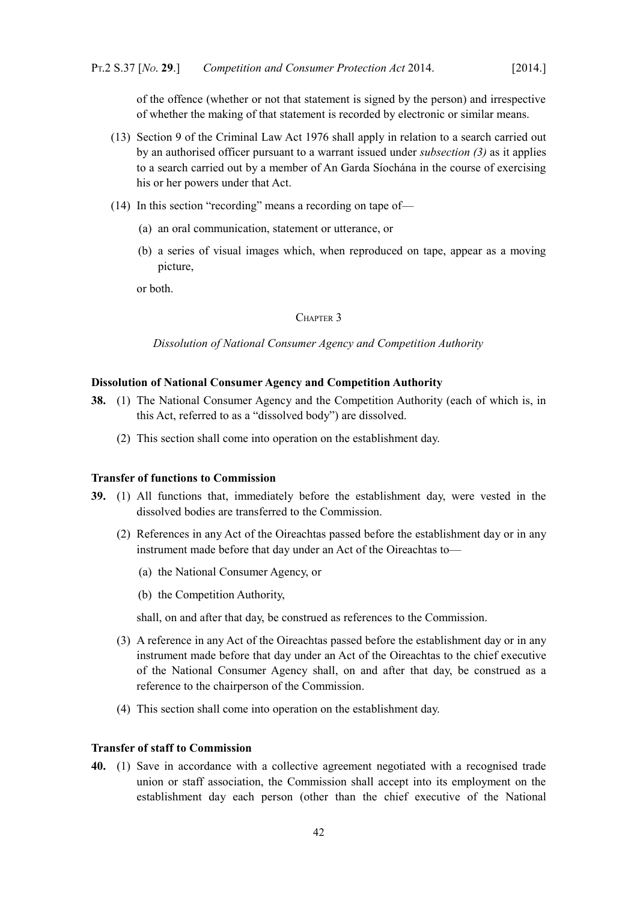of the offence (whether or not that statement is signed by the person) and irrespective of whether the making of that statement is recorded by electronic or similar means.

(13) Section 9 of the Criminal Law Act 1976 shall apply in relation to a search carried out by an authorised officer pursuant to a warrant issued under *subsection (3)* as it applies to a search carried out by a member of An Garda Síochána in the course of exercising his or her powers under that Act.

(14) In this section "recording" means a recording on tape of—

(a) an oral communication, statement or utterance, or

(b) a series of visual images which, when reproduced on tape, appear as a moving picture,

or both.

## Chapter 3

*Dissolution of National Consumer Agency and Competition Authority*

**Dissolution of National Consumer Agency and Competition Authority**

**38.** (1) The National Consumer Agency and the Competition Authority (each of which is, in this Act, referred to as a "dissolved body") are dissolved.

(2) This section shall come into operation on the establishment day.

**Transfer of functions to Commission**

**39.** (1) All functions that, immediately before the establishment day, were vested in the dissolved bodies are transferred to the Commission.

(2) References in any Act of the Oireachtas passed before the establishment day or in any instrument made before that day under an Act of the Oireachtas to—

(a) the National Consumer Agency, or

(b) the Competition Authority,

shall, on and after that day, be construed as references to the Commission.

(3) A reference in any Act of the Oireachtas passed before the establishment day or in any instrument made before that day under an Act of the Oireachtas to the chief executive of the National Consumer Agency shall, on and after that day, be construed as a reference to the chairperson of the Commission.

(4) This section shall come into operation on the establishment day.

**Transfer of staff to Commission**

**40.** (1) Save in accordance with a collective agreement negotiated with a recognised trade union or staff association, the Commission shall accept into its employment on the establishment day each person (other than the chief executive of the National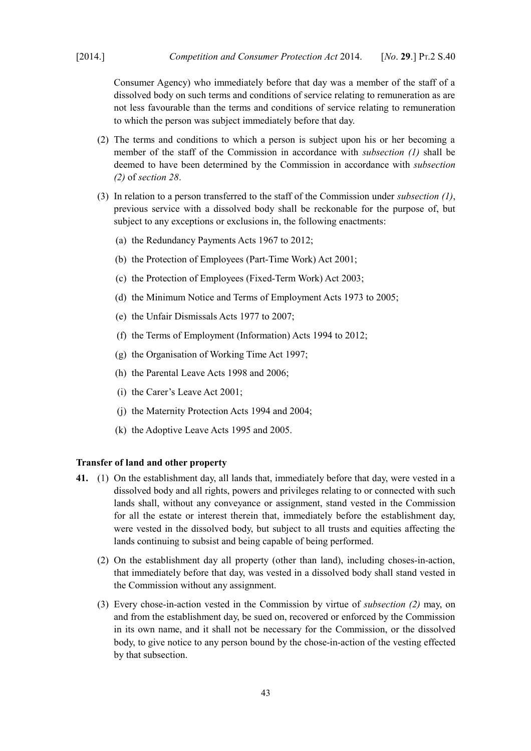Consumer Agency) who immediately before that day was a member of the staff of a dissolved body on such terms and conditions of service relating to remuneration as are not less favourable than the terms and conditions of service relating to remuneration to which the person was subject immediately before that day.

(2) The terms and conditions to which a person is subject upon his or her becoming a member of the staff of the Commission in accordance with *subsection (1)* shall be deemed to have been determined by the Commission in accordance with *subsection (2)* of *section 28*.

(3) In relation to a person transferred to the staff of the Commission under *subsection (1)*, previous service with a dissolved body shall be reckonable for the purpose of, but subject to any exceptions or exclusions in, the following enactments:

(a) the Redundancy Payments Acts 1967 to 2012;

(b) the Protection of Employees (Part-Time Work) Act 2001;

(c) the Protection of Employees (Fixed-Term Work) Act 2003;

(d) the Minimum Notice and Terms of Employment Acts 1973 to 2005;

(e) the Unfair Dismissals Acts 1977 to 2007;

(f) the Terms of Employment (Information) Acts 1994 to 2012;

(g) the Organisation of Working Time Act 1997;

(h) the Parental Leave Acts 1998 and 2006;

(i) the Carer's Leave Act 2001;

(j) the Maternity Protection Acts 1994 and 2004;

(k) the Adoptive Leave Acts 1995 and 2005.

**Transfer of land and other property**

**41.** (1) On the establishment day, all lands that, immediately before that day, were vested in a dissolved body and all rights, powers and privileges relating to or connected with such lands shall, without any conveyance or assignment, stand vested in the Commission for all the estate or interest therein that, immediately before the establishment day, were vested in the dissolved body, but subject to all trusts and equities affecting the lands continuing to subsist and being capable of being performed.

(2) On the establishment day all property (other than land), including choses-in-action, that immediately before that day, was vested in a dissolved body shall stand vested in the Commission without any assignment.

(3) Every chose-in-action vested in the Commission by virtue of *subsection (2)* may, on and from the establishment day, be sued on, recovered or enforced by the Commission in its own name, and it shall not be necessary for the Commission, or the dissolved body, to give notice to any person bound by the chose-in-action of the vesting effected by that subsection.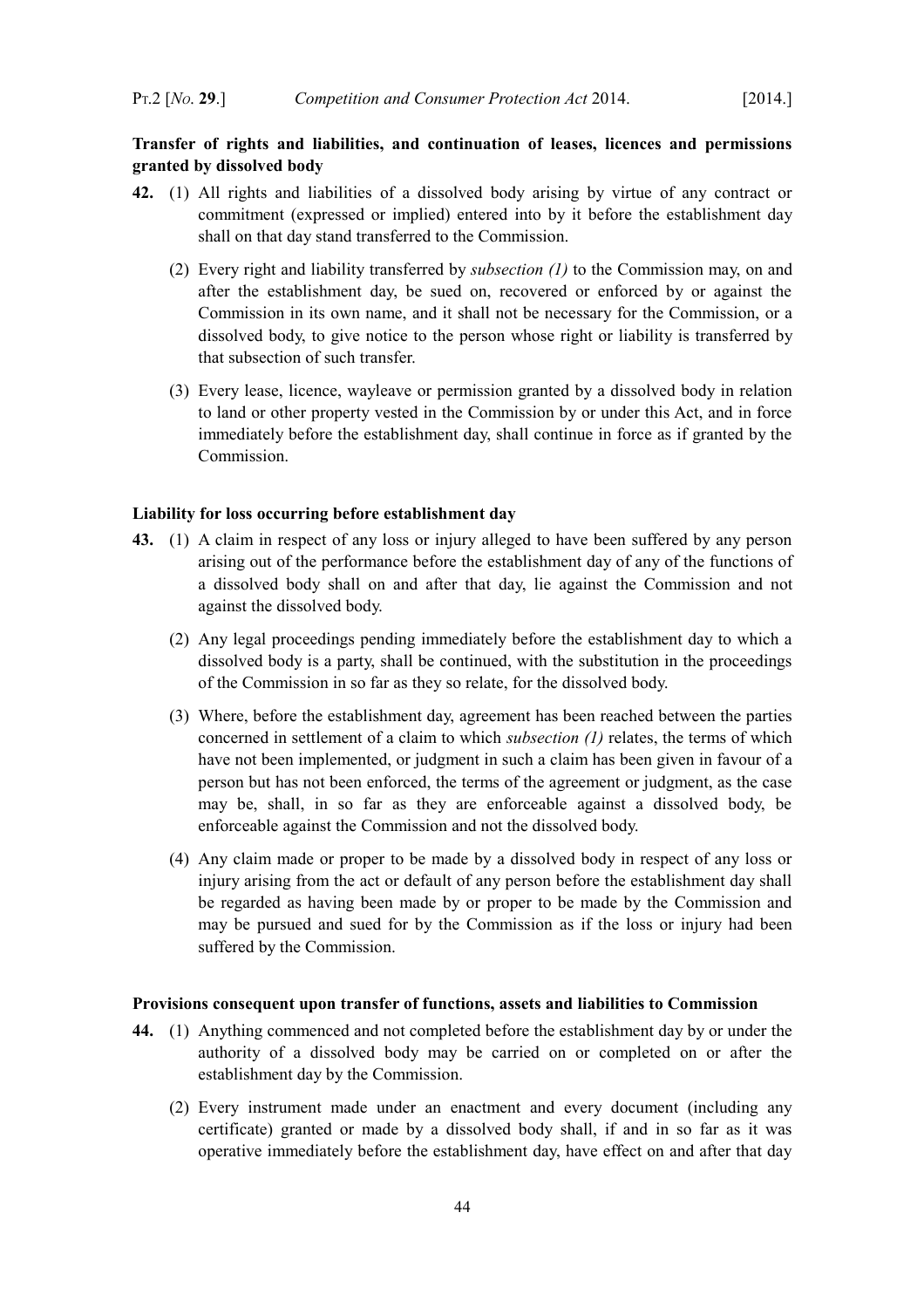**Transfer of rights and liabilities, and continuation of leases, licences and permissions granted by dissolved body**

**42.** (1) All rights and liabilities of a dissolved body arising by virtue of any contract or commitment (expressed or implied) entered into by it before the establishment day shall on that day stand transferred to the Commission.

(2) Every right and liability transferred by *subsection (1)* to the Commission may, on and after the establishment day, be sued on, recovered or enforced by or against the Commission in its own name, and it shall not be necessary for the Commission, or a dissolved body, to give notice to the person whose right or liability is transferred by that subsection of such transfer.

(3) Every lease, licence, wayleave or permission granted by a dissolved body in relation to land or other property vested in the Commission by or under this Act, and in force immediately before the establishment day, shall continue in force as if granted by the Commission.

**Liability for loss occurring before establishment day**

**43.** (1) A claim in respect of any loss or injury alleged to have been suffered by any person arising out of the performance before the establishment day of any of the functions of a dissolved body shall on and after that day, lie against the Commission and not against the dissolved body.

(2) Any legal proceedings pending immediately before the establishment day to which a dissolved body is a party, shall be continued, with the substitution in the proceedings of the Commission in so far as they so relate, for the dissolved body.

(3) Where, before the establishment day, agreement has been reached between the parties concerned in settlement of a claim to which *subsection (1)* relates, the terms of which have not been implemented, or judgment in such a claim has been given in favour of a person but has not been enforced, the terms of the agreement or judgment, as the case may be, shall, in so far as they are enforceable against a dissolved body, be enforceable against the Commission and not the dissolved body.

(4) Any claim made or proper to be made by a dissolved body in respect of any loss or injury arising from the act or default of any person before the establishment day shall be regarded as having been made by or proper to be made by the Commission and may be pursued and sued for by the Commission as if the loss or injury had been suffered by the Commission.

**Provisions consequent upon transfer of functions, assets and liabilities to Commission**

**44.** (1) Anything commenced and not completed before the establishment day by or under the authority of a dissolved body may be carried on or completed on or after the establishment day by the Commission.

(2) Every instrument made under an enactment and every document (including any certificate) granted or made by a dissolved body shall, if and in so far as it was operative immediately before the establishment day, have effect on and after that day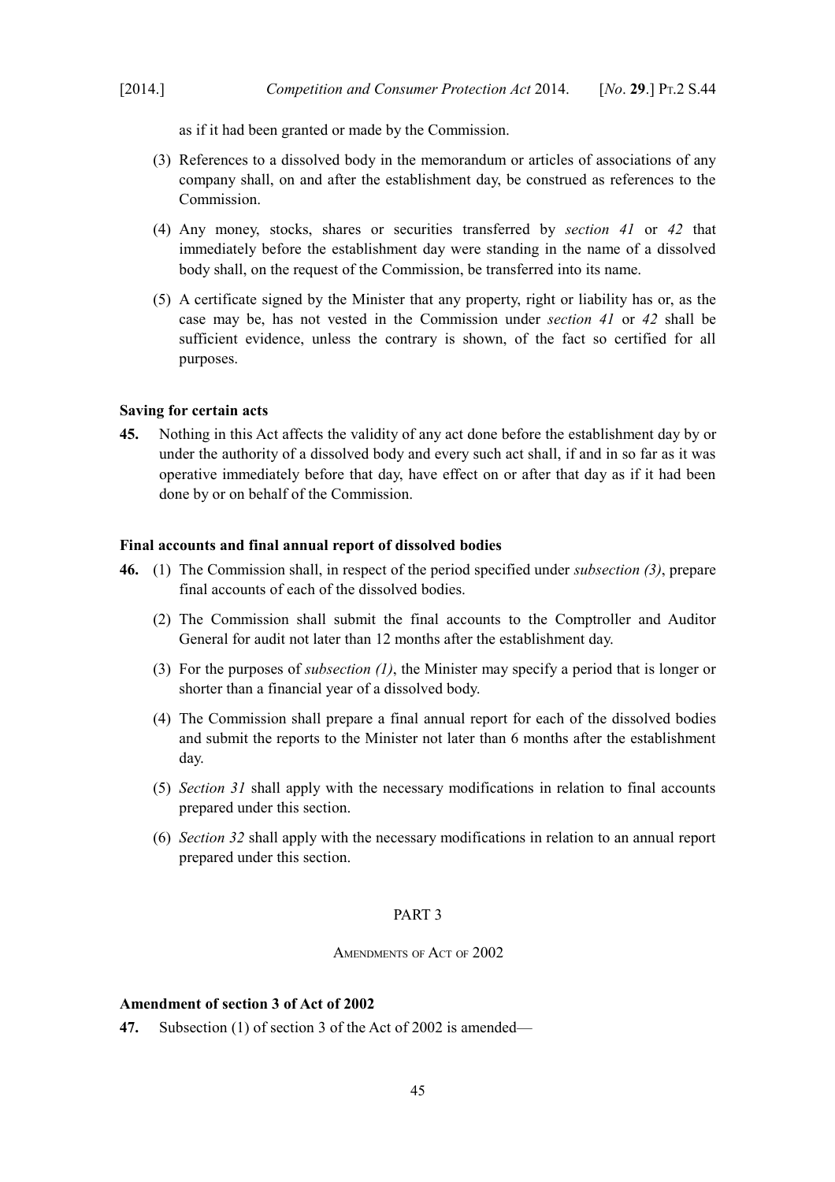as if it had been granted or made by the Commission.

(3) References to a dissolved body in the memorandum or articles of associations of any company shall, on and after the establishment day, be construed as references to the Commission.

(4) Any money, stocks, shares or securities transferred by *section 41* or *42* that immediately before the establishment day were standing in the name of a dissolved body shall, on the request of the Commission, be transferred into its name.

(5) A certificate signed by the Minister that any property, right or liability has or, as the case may be, has not vested in the Commission under *section 41* or *42* shall be sufficient evidence, unless the contrary is shown, of the fact so certified for all purposes.

**Saving for certain acts**

**45.** Nothing in this Act affects the validity of any act done before the establishment day by or under the authority of a dissolved body and every such act shall, if and in so far as it was operative immediately before that day, have effect on or after that day as if it had been done by or on behalf of the Commission.

**Final accounts and final annual report of dissolved bodies**

**46.** (1) The Commission shall, in respect of the period specified under *subsection (3)*, prepare final accounts of each of the dissolved bodies.

(2) The Commission shall submit the final accounts to the Comptroller and Auditor General for audit not later than 12 months after the establishment day.

(3) For the purposes of *subsection (1)*, the Minister may specify a period that is longer or shorter than a financial year of a dissolved body.

(4) The Commission shall prepare a final annual report for each of the dissolved bodies and submit the reports to the Minister not later than 6 months after the establishment day.

(5) *Section 31* shall apply with the necessary modifications in relation to final accounts prepared under this section.

(6) *Section 32* shall apply with the necessary modifications in relation to an annual report prepared under this section.

PART 3

AMENDMENTS OF ACT OF 2002

**Amendment of section 3 of Act of 2002**

**47.** Subsection (1) of section 3 of the Act of 2002 is amended—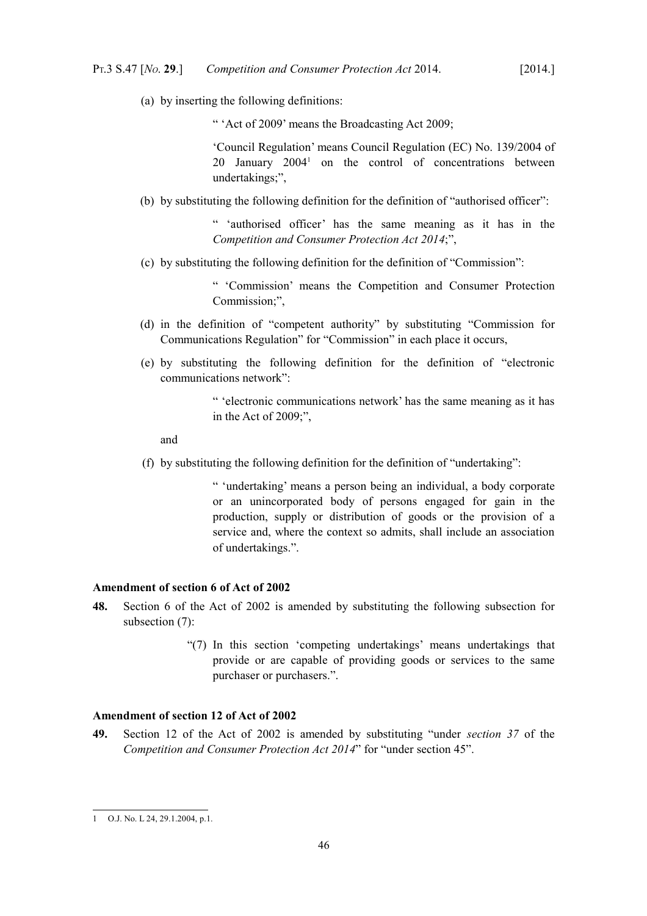(a) by inserting the following definitions:

> " 'Act of 2009' means the Broadcasting Act 2009;
>
> 'Council Regulation' means Council Regulation (EC) No. 139/2004 of 20 January 2004[1] on the control of concentrations between undertakings;",

(b) by substituting the following definition for the definition of "authorised officer":

> " 'authorised officer' has the same meaning as it has in the *Competition and Consumer Protection Act 2014*;",

(c) by substituting the following definition for the definition of "Commission":

> " 'Commission' means the Competition and Consumer Protection Commission;",

(d) in the definition of "competent authority" by substituting "Commission for Communications Regulation" for "Commission" in each place it occurs,

(e) by substituting the following definition for the definition of "electronic communications network":

> " 'electronic communications network' has the same meaning as it has in the Act of 2009;",

and

(f) by substituting the following definition for the definition of "undertaking":

> " 'undertaking' means a person being an individual, a body corporate or an unincorporated body of persons engaged for gain in the production, supply or distribution of goods or the provision of a service and, where the context so admits, shall include an association of undertakings.".

**Amendment of section 6 of Act of 2002**

**48.** Section 6 of the Act of 2002 is amended by substituting the following subsection for subsection (7):

> "(7) In this section 'competing undertakings' means undertakings that provide or are capable of providing goods or services to the same purchaser or purchasers.".

**Amendment of section 12 of Act of 2002**

**49.** Section 12 of the Act of 2002 is amended by substituting "under *section 37* of the *Competition and Consumer Protection Act 2014*" for "under section 45".

---

[1] O.J. No. L 24, 29.1.2004, p.1.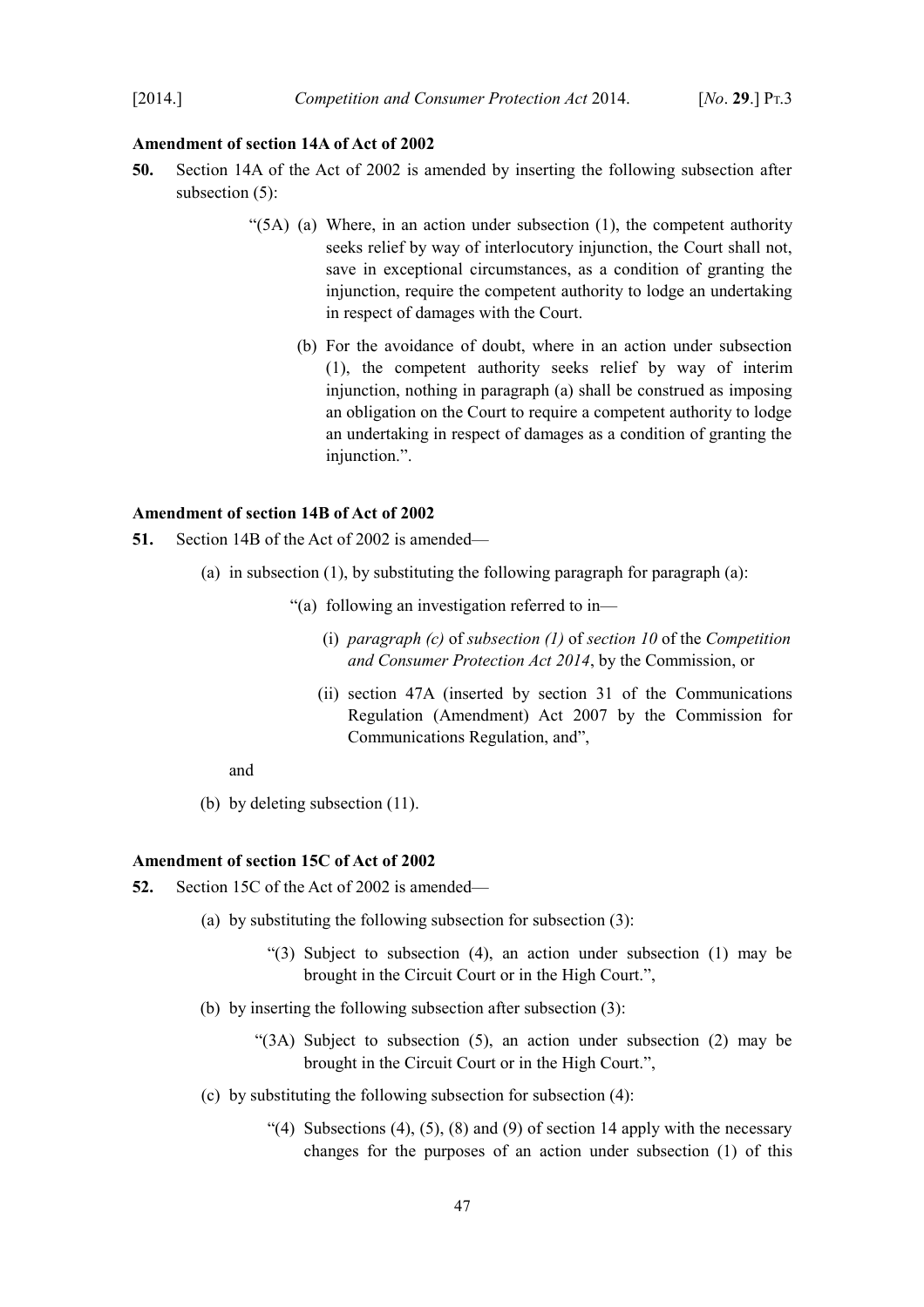**Amendment of section 14A of Act of 2002**

**50.** Section 14A of the Act of 2002 is amended by inserting the following subsection after subsection (5):

> "(5A) (a) Where, in an action under subsection (1), the competent authority seeks relief by way of interlocutory injunction, the Court shall not, save in exceptional circumstances, as a condition of granting the injunction, require the competent authority to lodge an undertaking in respect of damages with the Court.
>
> (b) For the avoidance of doubt, where in an action under subsection (1), the competent authority seeks relief by way of interim injunction, nothing in paragraph (a) shall be construed as imposing an obligation on the Court to require a competent authority to lodge an undertaking in respect of damages as a condition of granting the injunction.".

**Amendment of section 14B of Act of 2002**

**51.** Section 14B of the Act of 2002 is amended—

(a) in subsection (1), by substituting the following paragraph for paragraph (a):

> "(a) following an investigation referred to in—
>
> (i) *paragraph (c)* of *subsection (1)* of *section 10* of the *Competition and Consumer Protection Act 2014*, by the Commission, or
>
> (ii) section 47A (inserted by section 31 of the Communications Regulation (Amendment) Act 2007 by the Commission for Communications Regulation, and",

and

(b) by deleting subsection (11).

**Amendment of section 15C of Act of 2002**

**52.** Section 15C of the Act of 2002 is amended—

(a) by substituting the following subsection for subsection (3):

> "(3) Subject to subsection (4), an action under subsection (1) may be brought in the Circuit Court or in the High Court.",

(b) by inserting the following subsection after subsection (3):

> "(3A) Subject to subsection (5), an action under subsection (2) may be brought in the Circuit Court or in the High Court.",

(c) by substituting the following subsection for subsection (4):

> "(4) Subsections (4), (5), (8) and (9) of section 14 apply with the necessary changes for the purposes of an action under subsection (1) of this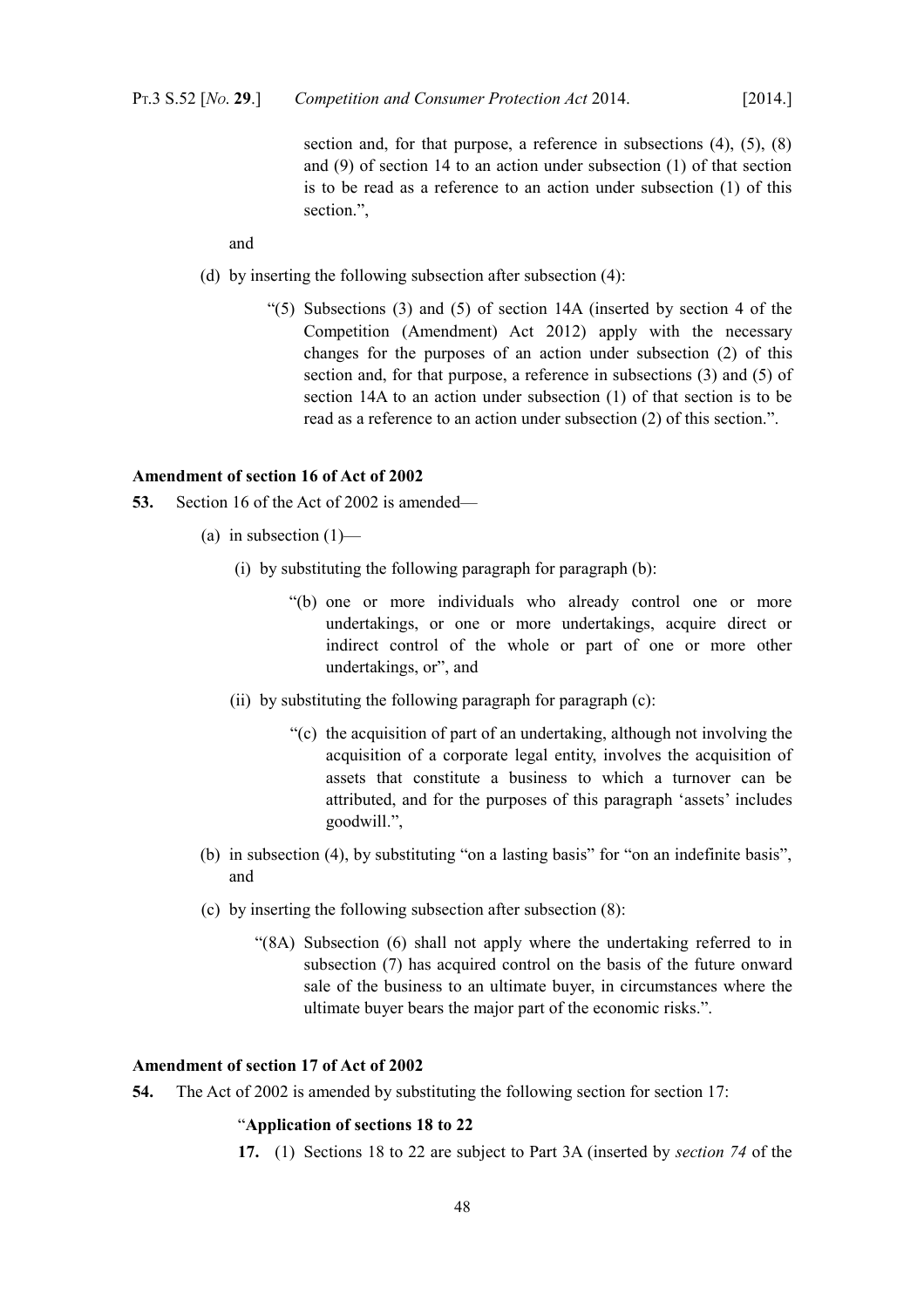section and, for that purpose, a reference in subsections (4), (5), (8) and (9) of section 14 to an action under subsection (1) of that section is to be read as a reference to an action under subsection (1) of this section.”,

and

(d) by inserting the following subsection after subsection (4):

“(5) Subsections (3) and (5) of section 14A (inserted by section 4 of the Competition (Amendment) Act 2012) apply with the necessary changes for the purposes of an action under subsection (2) of this section and, for that purpose, a reference in subsections (3) and (5) of section 14A to an action under subsection (1) of that section is to be read as a reference to an action under subsection (2) of this section.”.

**Amendment of section 16 of Act of 2002**

**53.** Section 16 of the Act of 2002 is amended—

(a) in subsection (1)—

(i) by substituting the following paragraph for paragraph (b):

“(b) one or more individuals who already control one or more undertakings, or one or more undertakings, acquire direct or indirect control of the whole or part of one or more other undertakings, or”, and

(ii) by substituting the following paragraph for paragraph (c):

“(c) the acquisition of part of an undertaking, although not involving the acquisition of a corporate legal entity, involves the acquisition of assets that constitute a business to which a turnover can be attributed, and for the purposes of this paragraph ‘assets’ includes goodwill.”,

(b) in subsection (4), by substituting “on a lasting basis” for “on an indefinite basis”, and

(c) by inserting the following subsection after subsection (8):

“(8A) Subsection (6) shall not apply where the undertaking referred to in subsection (7) has acquired control on the basis of the future onward sale of the business to an ultimate buyer, in circumstances where the ultimate buyer bears the major part of the economic risks.”.

**Amendment of section 17 of Act of 2002**

**54.** The Act of 2002 is amended by substituting the following section for section 17:

“**Application of sections 18 to 22**

**17.** (1) Sections 18 to 22 are subject to Part 3A (inserted by *section 74* of the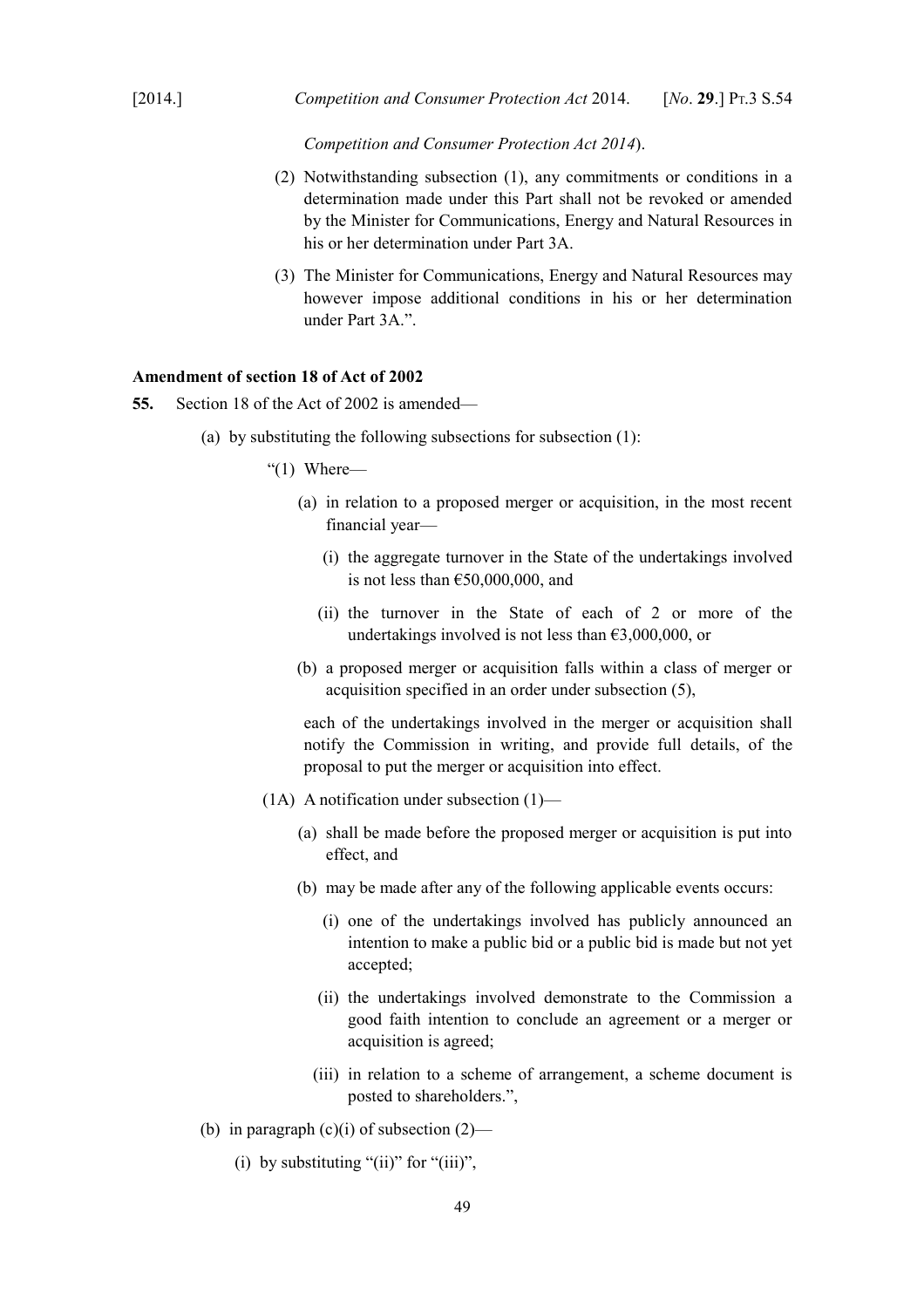*Competition and Consumer Protection Act 2014*).

(2) Notwithstanding subsection (1), any commitments or conditions in a determination made under this Part shall not be revoked or amended by the Minister for Communications, Energy and Natural Resources in his or her determination under Part 3A.

(3) The Minister for Communications, Energy and Natural Resources may however impose additional conditions in his or her determination under Part 3A.".

**Amendment of section 18 of Act of 2002**

**55.** Section 18 of the Act of 2002 is amended—

(a) by substituting the following subsections for subsection (1):

"(1) Where—

(a) in relation to a proposed merger or acquisition, in the most recent financial year—

(i) the aggregate turnover in the State of the undertakings involved is not less than €50,000,000, and

(ii) the turnover in the State of each of 2 or more of the undertakings involved is not less than €3,000,000, or

(b) a proposed merger or acquisition falls within a class of merger or acquisition specified in an order under subsection (5),

each of the undertakings involved in the merger or acquisition shall notify the Commission in writing, and provide full details, of the proposal to put the merger or acquisition into effect.

(1A) A notification under subsection (1)—

(a) shall be made before the proposed merger or acquisition is put into effect, and

(b) may be made after any of the following applicable events occurs:

(i) one of the undertakings involved has publicly announced an intention to make a public bid or a public bid is made but not yet accepted;

(ii) the undertakings involved demonstrate to the Commission a good faith intention to conclude an agreement or a merger or acquisition is agreed;

(iii) in relation to a scheme of arrangement, a scheme document is posted to shareholders.",

(b) in paragraph (c)(i) of subsection (2)—

(i) by substituting "(ii)" for "(iii)",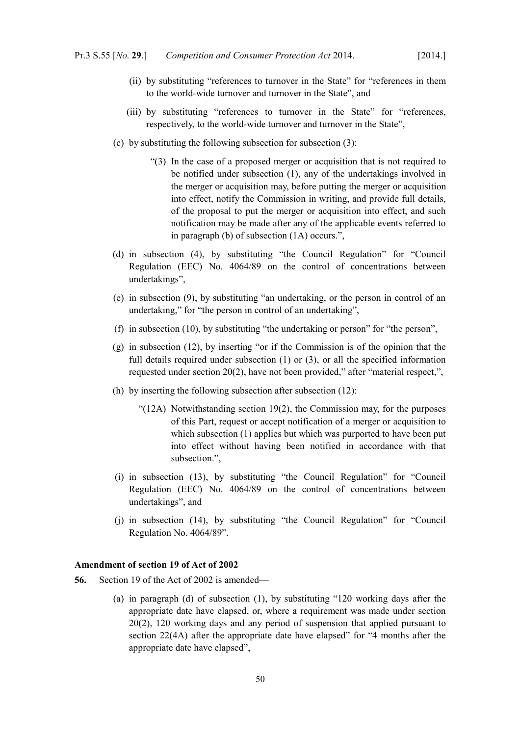(ii) by substituting "references to turnover in the State" for "references in them to the world-wide turnover and turnover in the State", and

(iii) by substituting "references to turnover in the State" for "references, respectively, to the world-wide turnover and turnover in the State",

(c) by substituting the following subsection for subsection (3):

> "(3) In the case of a proposed merger or acquisition that is not required to be notified under subsection (1), any of the undertakings involved in the merger or acquisition may, before putting the merger or acquisition into effect, notify the Commission in writing, and provide full details, of the proposal to put the merger or acquisition into effect, and such notification may be made after any of the applicable events referred to in paragraph (b) of subsection (1A) occurs.",

(d) in subsection (4), by substituting "the Council Regulation" for "Council Regulation (EEC) No. 4064/89 on the control of concentrations between undertakings",

(e) in subsection (9), by substituting "an undertaking, or the person in control of an undertaking," for "the person in control of an undertaking",

(f) in subsection (10), by substituting "the undertaking or person" for "the person",

(g) in subsection (12), by inserting "or if the Commission is of the opinion that the full details required under subsection (1) or (3), or all the specified information requested under section 20(2), have not been provided," after "material respect,",

(h) by inserting the following subsection after subsection (12):

> "(12A) Notwithstanding section 19(2), the Commission may, for the purposes of this Part, request or accept notification of a merger or acquisition to which subsection (1) applies but which was purported to have been put into effect without having been notified in accordance with that subsection.",

(i) in subsection (13), by substituting "the Council Regulation" for "Council Regulation (EEC) No. 4064/89 on the control of concentrations between undertakings", and

(j) in subsection (14), by substituting "the Council Regulation" for "Council Regulation No. 4064/89".

**Amendment of section 19 of Act of 2002**

**56.** Section 19 of the Act of 2002 is amended—

(a) in paragraph (d) of subsection (1), by substituting "120 working days after the appropriate date have elapsed, or, where a requirement was made under section 20(2), 120 working days and any period of suspension that applied pursuant to section 22(4A) after the appropriate date have elapsed" for "4 months after the appropriate date have elapsed",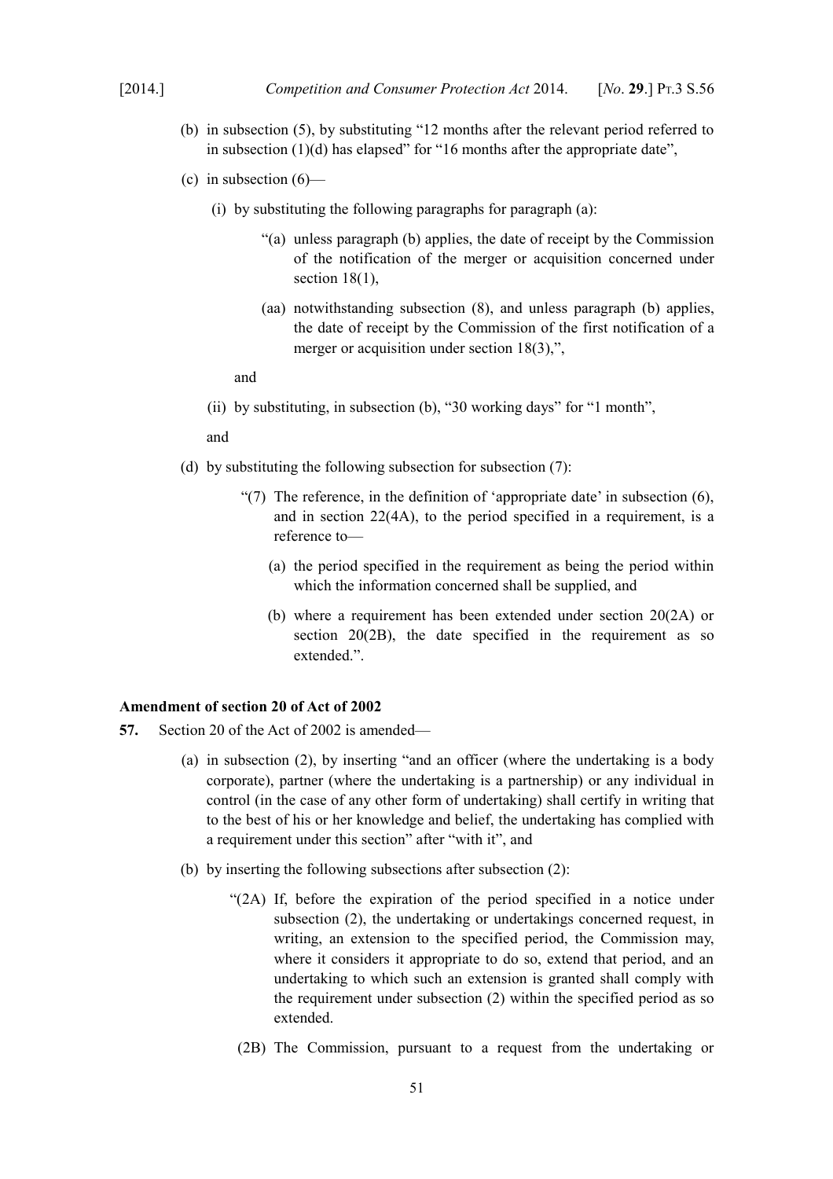(b) in subsection (5), by substituting "12 months after the relevant period referred to in subsection (1)(d) has elapsed" for "16 months after the appropriate date",

(c) in subsection (6)—

(i) by substituting the following paragraphs for paragraph (a):

"(a) unless paragraph (b) applies, the date of receipt by the Commission of the notification of the merger or acquisition concerned under section 18(1),

(aa) notwithstanding subsection (8), and unless paragraph (b) applies, the date of receipt by the Commission of the first notification of a merger or acquisition under section 18(3),",

and

(ii) by substituting, in subsection (b), "30 working days" for "1 month",

and

(d) by substituting the following subsection for subsection (7):

"(7) The reference, in the definition of 'appropriate date' in subsection (6), and in section 22(4A), to the period specified in a requirement, is a reference to—

(a) the period specified in the requirement as being the period within which the information concerned shall be supplied, and

(b) where a requirement has been extended under section 20(2A) or section 20(2B), the date specified in the requirement as so extended.".

**Amendment of section 20 of Act of 2002**

**57.** Section 20 of the Act of 2002 is amended—

(a) in subsection (2), by inserting "and an officer (where the undertaking is a body corporate), partner (where the undertaking is a partnership) or any individual in control (in the case of any other form of undertaking) shall certify in writing that to the best of his or her knowledge and belief, the undertaking has complied with a requirement under this section" after "with it", and

(b) by inserting the following subsections after subsection (2):

"(2A) If, before the expiration of the period specified in a notice under subsection (2), the undertaking or undertakings concerned request, in writing, an extension to the specified period, the Commission may, where it considers it appropriate to do so, extend that period, and an undertaking to which such an extension is granted shall comply with the requirement under subsection (2) within the specified period as so extended.

(2B) The Commission, pursuant to a request from the undertaking or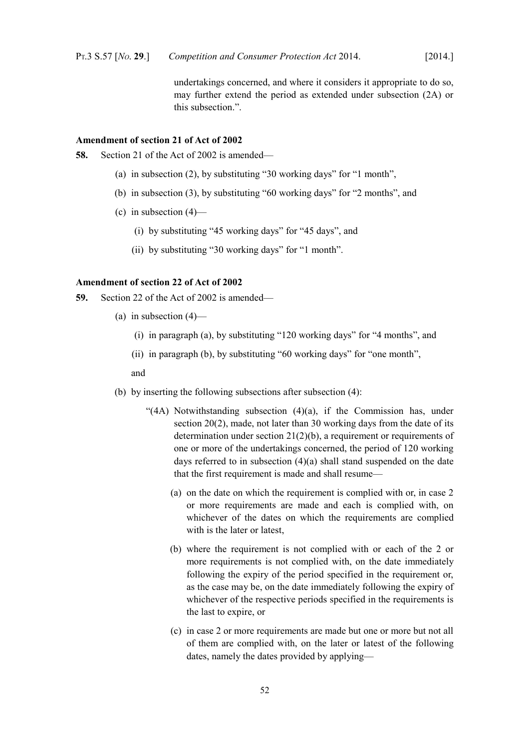undertakings concerned, and where it considers it appropriate to do so, may further extend the period as extended under subsection (2A) or this subsection.”.

**Amendment of section 21 of Act of 2002**

**58.** Section 21 of the Act of 2002 is amended—

(a) in subsection (2), by substituting “30 working days” for “1 month”,

(b) in subsection (3), by substituting “60 working days” for “2 months”, and

(c) in subsection (4)—

(i) by substituting “45 working days” for “45 days”, and

(ii) by substituting “30 working days” for “1 month”.

**Amendment of section 22 of Act of 2002**

**59.** Section 22 of the Act of 2002 is amended—

(a) in subsection (4)—

(i) in paragraph (a), by substituting “120 working days” for “4 months”, and

(ii) in paragraph (b), by substituting “60 working days” for “one month”,

and

(b) by inserting the following subsections after subsection (4):

“(4A) Notwithstanding subsection (4)(a), if the Commission has, under section 20(2), made, not later than 30 working days from the date of its determination under section 21(2)(b), a requirement or requirements of one or more of the undertakings concerned, the period of 120 working days referred to in subsection (4)(a) shall stand suspended on the date that the first requirement is made and shall resume—

(a) on the date on which the requirement is complied with or, in case 2 or more requirements are made and each is complied with, on whichever of the dates on which the requirements are complied with is the later or latest,

(b) where the requirement is not complied with or each of the 2 or more requirements is not complied with, on the date immediately following the expiry of the period specified in the requirement or, as the case may be, on the date immediately following the expiry of whichever of the respective periods specified in the requirements is the last to expire, or

(c) in case 2 or more requirements are made but one or more but not all of them are complied with, on the later or latest of the following dates, namely the dates provided by applying—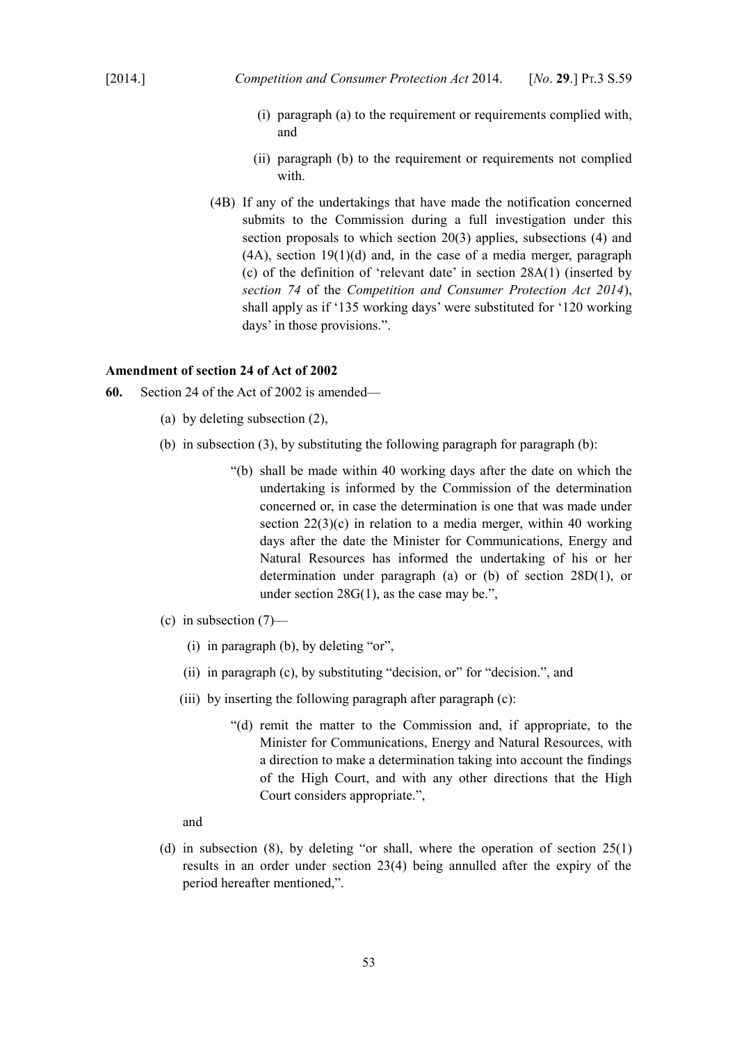(i) paragraph (a) to the requirement or requirements complied with, and

(ii) paragraph (b) to the requirement or requirements not complied with.

(4B) If any of the undertakings that have made the notification concerned submits to the Commission during a full investigation under this section proposals to which section 20(3) applies, subsections (4) and (4A), section 19(1)(d) and, in the case of a media merger, paragraph (c) of the definition of 'relevant date' in section 28A(1) (inserted by *section 74* of the *Competition and Consumer Protection Act 2014*), shall apply as if '135 working days' were substituted for '120 working days' in those provisions.".

**Amendment of section 24 of Act of 2002**

**60.** Section 24 of the Act of 2002 is amended—

(a) by deleting subsection (2),

(b) in subsection (3), by substituting the following paragraph for paragraph (b):

"(b) shall be made within 40 working days after the date on which the undertaking is informed by the Commission of the determination concerned or, in case the determination is one that was made under section 22(3)(c) in relation to a media merger, within 40 working days after the date the Minister for Communications, Energy and Natural Resources has informed the undertaking of his or her determination under paragraph (a) or (b) of section 28D(1), or under section 28G(1), as the case may be.",

(c) in subsection (7)—

(i) in paragraph (b), by deleting "or",

(ii) in paragraph (c), by substituting "decision, or" for "decision.", and

(iii) by inserting the following paragraph after paragraph (c):

"(d) remit the matter to the Commission and, if appropriate, to the Minister for Communications, Energy and Natural Resources, with a direction to make a determination taking into account the findings of the High Court, and with any other directions that the High Court considers appropriate.",

and

(d) in subsection (8), by deleting "or shall, where the operation of section 25(1) results in an order under section 23(4) being annulled after the expiry of the period hereafter mentioned,".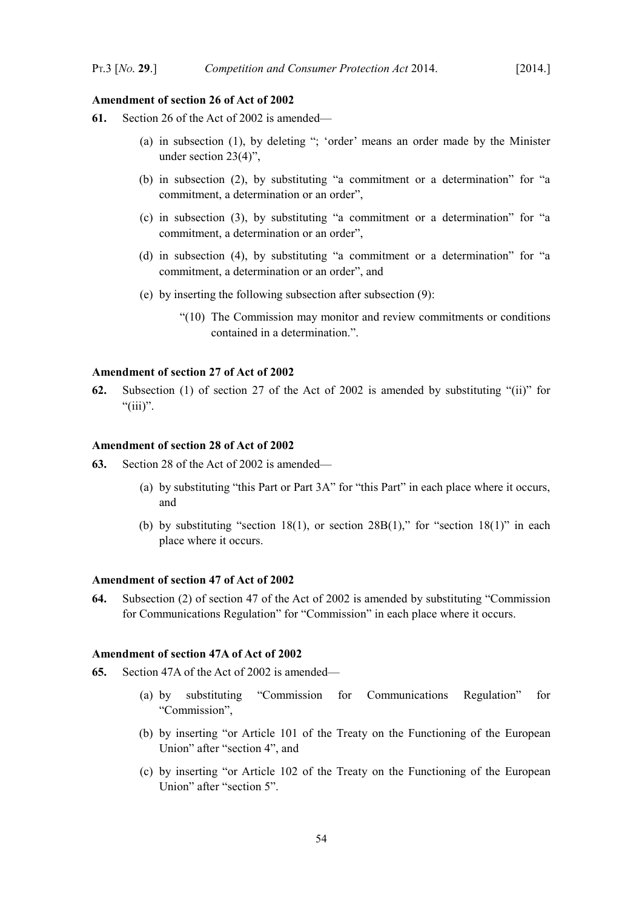**Amendment of section 26 of Act of 2002**

**61.** Section 26 of the Act of 2002 is amended—

(a) in subsection (1), by deleting "; 'order' means an order made by the Minister under section 23(4)",

(b) in subsection (2), by substituting "a commitment or a determination" for "a commitment, a determination or an order",

(c) in subsection (3), by substituting "a commitment or a determination" for "a commitment, a determination or an order",

(d) in subsection (4), by substituting "a commitment or a determination" for "a commitment, a determination or an order", and

(e) by inserting the following subsection after subsection (9):

"(10) The Commission may monitor and review commitments or conditions contained in a determination.".

**Amendment of section 27 of Act of 2002**

**62.** Subsection (1) of section 27 of the Act of 2002 is amended by substituting "(ii)" for "(iii)".

**Amendment of section 28 of Act of 2002**

**63.** Section 28 of the Act of 2002 is amended—

(a) by substituting "this Part or Part 3A" for "this Part" in each place where it occurs, and

(b) by substituting "section 18(1), or section 28B(1)," for "section 18(1)" in each place where it occurs.

**Amendment of section 47 of Act of 2002**

**64.** Subsection (2) of section 47 of the Act of 2002 is amended by substituting "Commission for Communications Regulation" for "Commission" in each place where it occurs.

**Amendment of section 47A of Act of 2002**

**65.** Section 47A of the Act of 2002 is amended—

(a) by substituting "Commission for Communications Regulation" for "Commission",

(b) by inserting "or Article 101 of the Treaty on the Functioning of the European Union" after "section 4", and

(c) by inserting "or Article 102 of the Treaty on the Functioning of the European Union" after "section 5".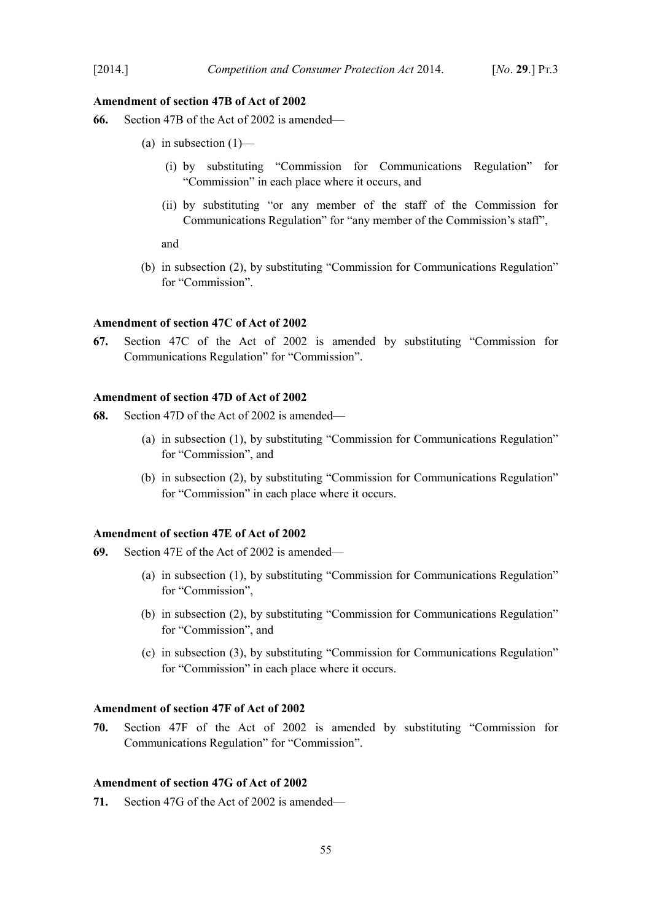**Amendment of section 47B of Act of 2002**

**66.** Section 47B of the Act of 2002 is amended—

(a) in subsection (1)—

(i) by substituting "Commission for Communications Regulation" for "Commission" in each place where it occurs, and

(ii) by substituting "or any member of the staff of the Commission for Communications Regulation" for "any member of the Commission's staff",

and

(b) in subsection (2), by substituting "Commission for Communications Regulation" for "Commission".

**Amendment of section 47C of Act of 2002**

**67.** Section 47C of the Act of 2002 is amended by substituting "Commission for Communications Regulation" for "Commission".

**Amendment of section 47D of Act of 2002**

**68.** Section 47D of the Act of 2002 is amended—

(a) in subsection (1), by substituting "Commission for Communications Regulation" for "Commission", and

(b) in subsection (2), by substituting "Commission for Communications Regulation" for "Commission" in each place where it occurs.

**Amendment of section 47E of Act of 2002**

**69.** Section 47E of the Act of 2002 is amended—

(a) in subsection (1), by substituting "Commission for Communications Regulation" for "Commission",

(b) in subsection (2), by substituting "Commission for Communications Regulation" for "Commission", and

(c) in subsection (3), by substituting "Commission for Communications Regulation" for "Commission" in each place where it occurs.

**Amendment of section 47F of Act of 2002**

**70.** Section 47F of the Act of 2002 is amended by substituting "Commission for Communications Regulation" for "Commission".

**Amendment of section 47G of Act of 2002**

**71.** Section 47G of the Act of 2002 is amended—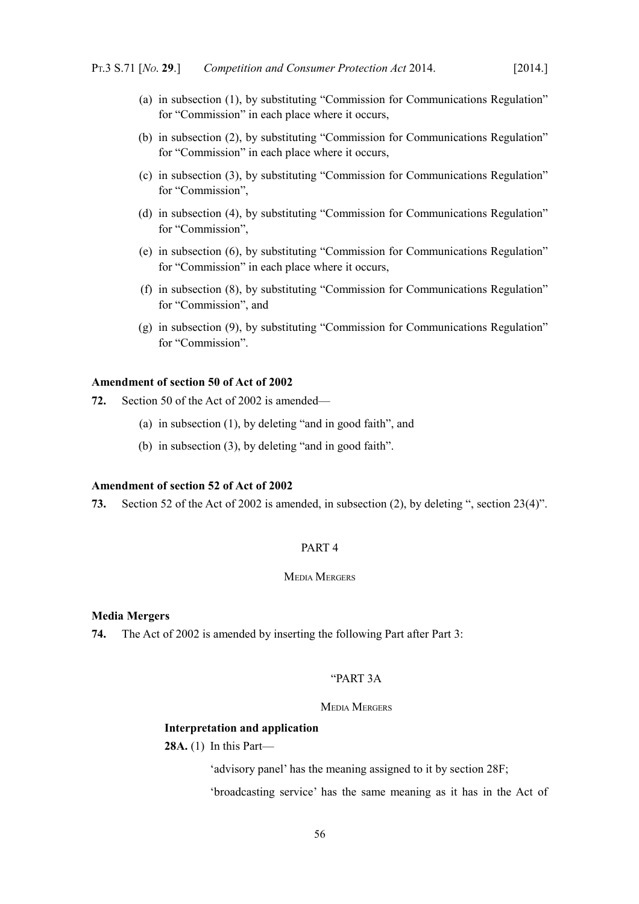(a) in subsection (1), by substituting “Commission for Communications Regulation” for “Commission” in each place where it occurs,

(b) in subsection (2), by substituting “Commission for Communications Regulation” for “Commission” in each place where it occurs,

(c) in subsection (3), by substituting “Commission for Communications Regulation” for “Commission”,

(d) in subsection (4), by substituting “Commission for Communications Regulation” for “Commission”,

(e) in subsection (6), by substituting “Commission for Communications Regulation” for “Commission” in each place where it occurs,

(f) in subsection (8), by substituting “Commission for Communications Regulation” for “Commission”, and

(g) in subsection (9), by substituting “Commission for Communications Regulation” for “Commission”.

**Amendment of section 50 of Act of 2002**

**72.** Section 50 of the Act of 2002 is amended—

(a) in subsection (1), by deleting “and in good faith”, and

(b) in subsection (3), by deleting “and in good faith”.

**Amendment of section 52 of Act of 2002**

**73.** Section 52 of the Act of 2002 is amended, in subsection (2), by deleting “, section 23(4)”.

## PART 4

## MEDIA MERGERS

**Media Mergers**

**74.** The Act of 2002 is amended by inserting the following Part after Part 3:

“PART 3A

MEDIA MERGERS

**Interpretation and application**

**28A.** (1) In this Part—

‘advisory panel’ has the meaning assigned to it by section 28F;

‘broadcasting service’ has the same meaning as it has in the Act of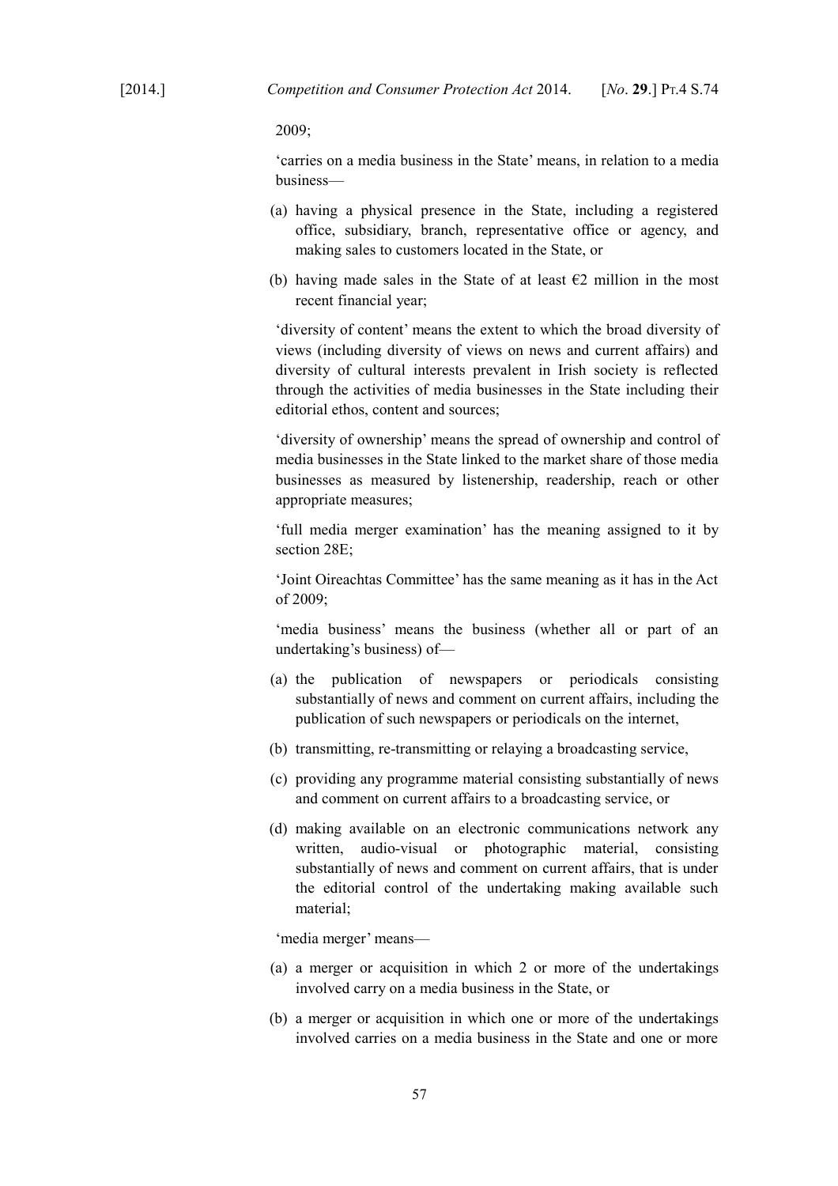2009;

'carries on a media business in the State' means, in relation to a media business—

(a) having a physical presence in the State, including a registered office, subsidiary, branch, representative office or agency, and making sales to customers located in the State, or

(b) having made sales in the State of at least €2 million in the most recent financial year;

'diversity of content' means the extent to which the broad diversity of views (including diversity of views on news and current affairs) and diversity of cultural interests prevalent in Irish society is reflected through the activities of media businesses in the State including their editorial ethos, content and sources;

'diversity of ownership' means the spread of ownership and control of media businesses in the State linked to the market share of those media businesses as measured by listenership, readership, reach or other appropriate measures;

'full media merger examination' has the meaning assigned to it by section 28E;

'Joint Oireachtas Committee' has the same meaning as it has in the Act of 2009;

'media business' means the business (whether all or part of an undertaking's business) of—

(a) the publication of newspapers or periodicals consisting substantially of news and comment on current affairs, including the publication of such newspapers or periodicals on the internet,

(b) transmitting, re-transmitting or relaying a broadcasting service,

(c) providing any programme material consisting substantially of news and comment on current affairs to a broadcasting service, or

(d) making available on an electronic communications network any written, audio-visual or photographic material, consisting substantially of news and comment on current affairs, that is under the editorial control of the undertaking making available such material;

'media merger' means—

(a) a merger or acquisition in which 2 or more of the undertakings involved carry on a media business in the State, or

(b) a merger or acquisition in which one or more of the undertakings involved carries on a media business in the State and one or more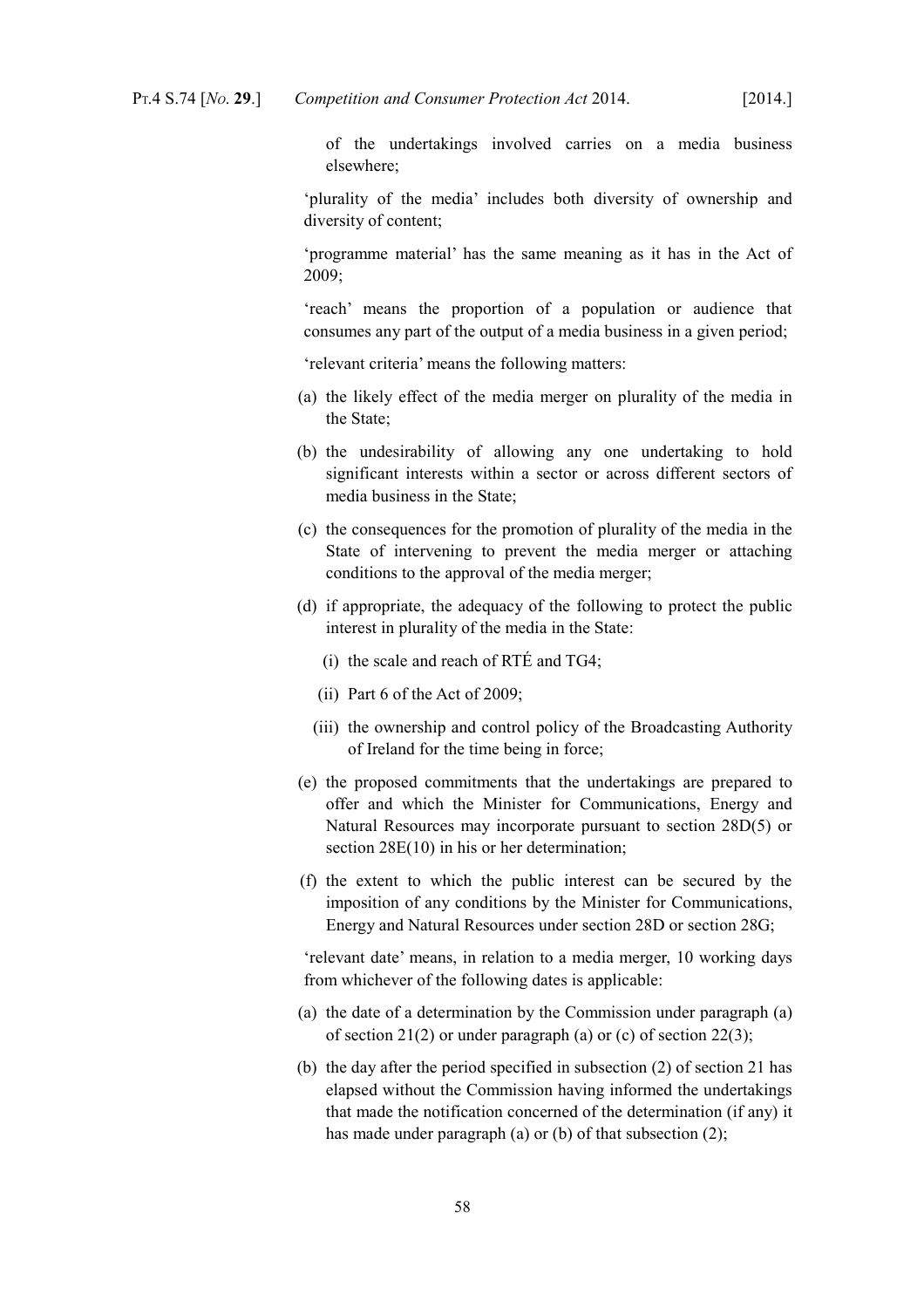of the undertakings involved carries on a media business elsewhere;

'plurality of the media' includes both diversity of ownership and diversity of content;

'programme material' has the same meaning as it has in the Act of 2009;

'reach' means the proportion of a population or audience that consumes any part of the output of a media business in a given period;

'relevant criteria' means the following matters:

(a) the likely effect of the media merger on plurality of the media in the State;

(b) the undesirability of allowing any one undertaking to hold significant interests within a sector or across different sectors of media business in the State;

(c) the consequences for the promotion of plurality of the media in the State of intervening to prevent the media merger or attaching conditions to the approval of the media merger;

(d) if appropriate, the adequacy of the following to protect the public interest in plurality of the media in the State:

- (i) the scale and reach of RTÉ and TG4;
- (ii) Part 6 of the Act of 2009;
- (iii) the ownership and control policy of the Broadcasting Authority of Ireland for the time being in force;

(e) the proposed commitments that the undertakings are prepared to offer and which the Minister for Communications, Energy and Natural Resources may incorporate pursuant to section 28D(5) or section 28E(10) in his or her determination;

(f) the extent to which the public interest can be secured by the imposition of any conditions by the Minister for Communications, Energy and Natural Resources under section 28D or section 28G;

'relevant date' means, in relation to a media merger, 10 working days from whichever of the following dates is applicable:

(a) the date of a determination by the Commission under paragraph (a) of section 21(2) or under paragraph (a) or (c) of section 22(3);

(b) the day after the period specified in subsection (2) of section 21 has elapsed without the Commission having informed the undertakings that made the notification concerned of the determination (if any) it has made under paragraph (a) or (b) of that subsection (2);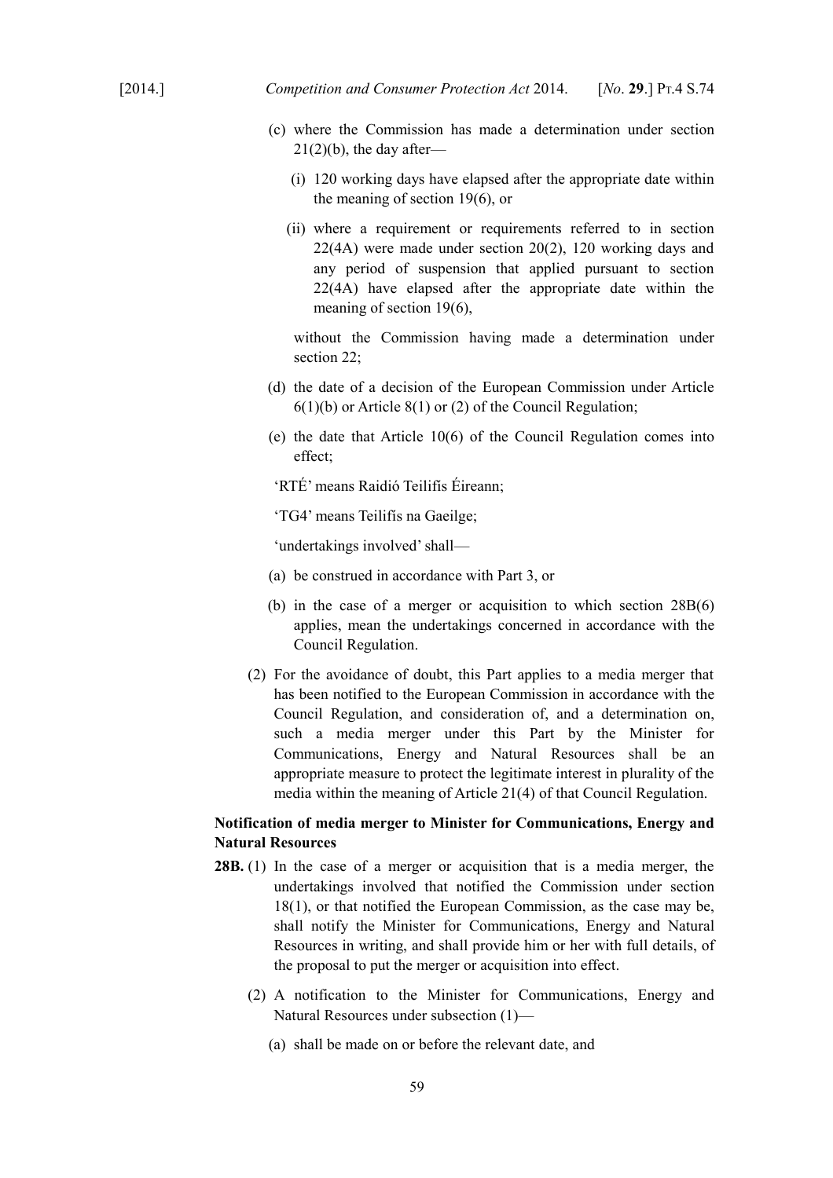(c) where the Commission has made a determination under section 21(2)(b), the day after—

(i) 120 working days have elapsed after the appropriate date within the meaning of section 19(6), or

(ii) where a requirement or requirements referred to in section 22(4A) were made under section 20(2), 120 working days and any period of suspension that applied pursuant to section 22(4A) have elapsed after the appropriate date within the meaning of section 19(6),

without the Commission having made a determination under section 22;

(d) the date of a decision of the European Commission under Article 6(1)(b) or Article 8(1) or (2) of the Council Regulation;

(e) the date that Article 10(6) of the Council Regulation comes into effect;

'RTÉ' means Raidió Teilifís Éireann;

'TG4' means Teilifís na Gaeilge;

'undertakings involved' shall—

(a) be construed in accordance with Part 3, or

(b) in the case of a merger or acquisition to which section 28B(6) applies, mean the undertakings concerned in accordance with the Council Regulation.

(2) For the avoidance of doubt, this Part applies to a media merger that has been notified to the European Commission in accordance with the Council Regulation, and consideration of, and a determination on, such a media merger under this Part by the Minister for Communications, Energy and Natural Resources shall be an appropriate measure to protect the legitimate interest in plurality of the media within the meaning of Article 21(4) of that Council Regulation.

**Notification of media merger to Minister for Communications, Energy and Natural Resources**

**28B.** (1) In the case of a merger or acquisition that is a media merger, the undertakings involved that notified the Commission under section 18(1), or that notified the European Commission, as the case may be, shall notify the Minister for Communications, Energy and Natural Resources in writing, and shall provide him or her with full details, of the proposal to put the merger or acquisition into effect.

(2) A notification to the Minister for Communications, Energy and Natural Resources under subsection (1)—

(a) shall be made on or before the relevant date, and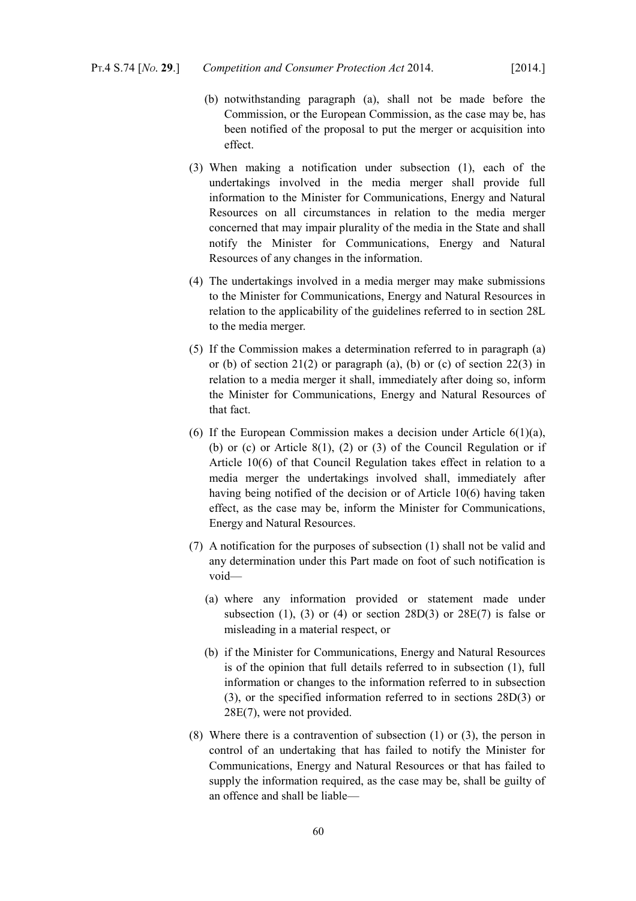(b) notwithstanding paragraph (a), shall not be made before the Commission, or the European Commission, as the case may be, has been notified of the proposal to put the merger or acquisition into effect.

(3) When making a notification under subsection (1), each of the undertakings involved in the media merger shall provide full information to the Minister for Communications, Energy and Natural Resources on all circumstances in relation to the media merger concerned that may impair plurality of the media in the State and shall notify the Minister for Communications, Energy and Natural Resources of any changes in the information.

(4) The undertakings involved in a media merger may make submissions to the Minister for Communications, Energy and Natural Resources in relation to the applicability of the guidelines referred to in section 28L to the media merger.

(5) If the Commission makes a determination referred to in paragraph (a) or (b) of section 21(2) or paragraph (a), (b) or (c) of section 22(3) in relation to a media merger it shall, immediately after doing so, inform the Minister for Communications, Energy and Natural Resources of that fact.

(6) If the European Commission makes a decision under Article 6(1)(a), (b) or (c) or Article 8(1), (2) or (3) of the Council Regulation or if Article 10(6) of that Council Regulation takes effect in relation to a media merger the undertakings involved shall, immediately after having being notified of the decision or of Article 10(6) having taken effect, as the case may be, inform the Minister for Communications, Energy and Natural Resources.

(7) A notification for the purposes of subsection (1) shall not be valid and any determination under this Part made on foot of such notification is void—

(a) where any information provided or statement made under subsection (1), (3) or (4) or section 28D(3) or 28E(7) is false or misleading in a material respect, or

(b) if the Minister for Communications, Energy and Natural Resources is of the opinion that full details referred to in subsection (1), full information or changes to the information referred to in subsection (3), or the specified information referred to in sections 28D(3) or 28E(7), were not provided.

(8) Where there is a contravention of subsection (1) or (3), the person in control of an undertaking that has failed to notify the Minister for Communications, Energy and Natural Resources or that has failed to supply the information required, as the case may be, shall be guilty of an offence and shall be liable—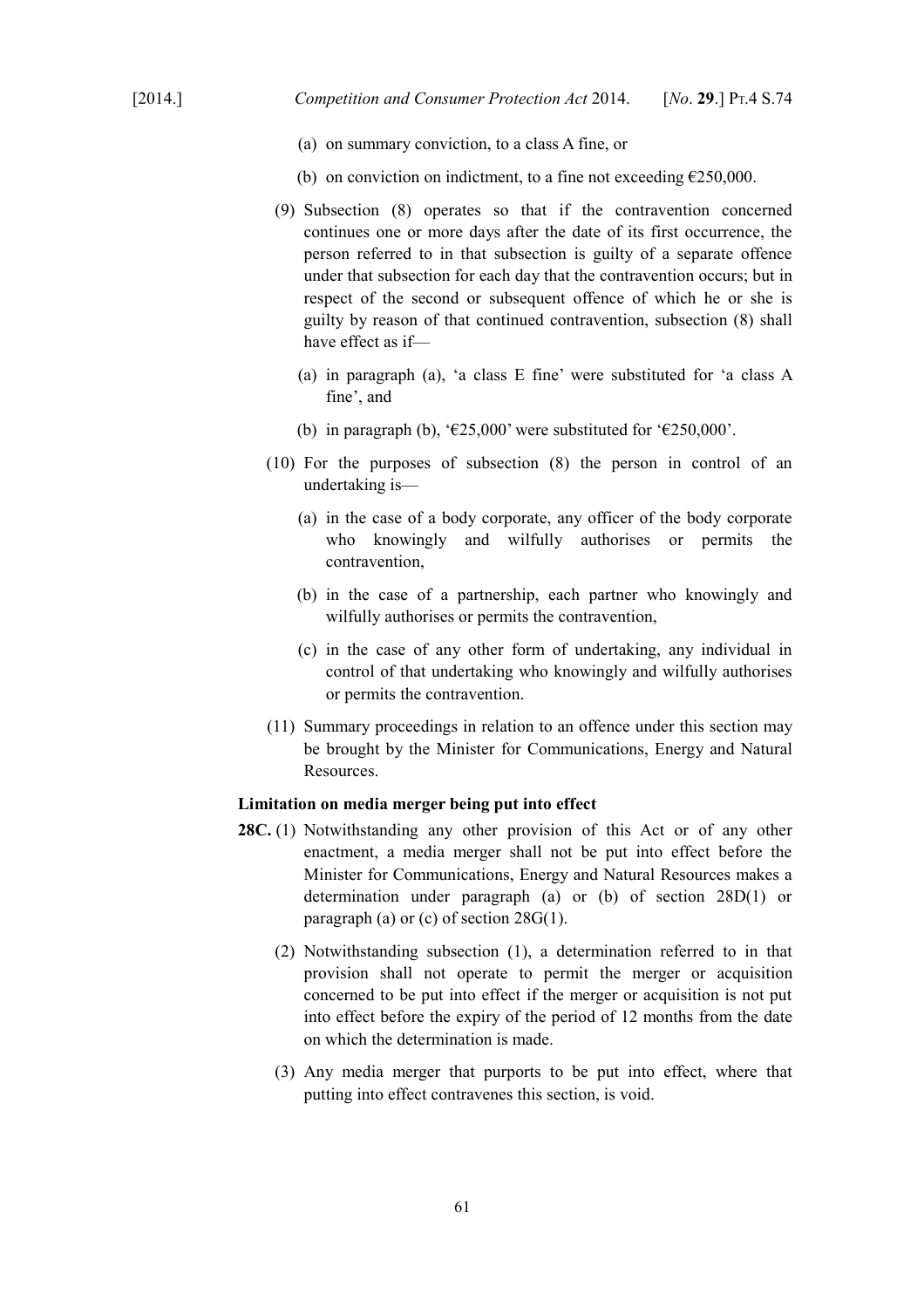(a) on summary conviction, to a class A fine, or

(b) on conviction on indictment, to a fine not exceeding €250,000.

(9) Subsection (8) operates so that if the contravention concerned continues one or more days after the date of its first occurrence, the person referred to in that subsection is guilty of a separate offence under that subsection for each day that the contravention occurs; but in respect of the second or subsequent offence of which he or she is guilty by reason of that continued contravention, subsection (8) shall have effect as if—

(a) in paragraph (a), 'a class E fine' were substituted for 'a class A fine', and

(b) in paragraph (b), '€25,000' were substituted for '€250,000'.

(10) For the purposes of subsection (8) the person in control of an undertaking is—

(a) in the case of a body corporate, any officer of the body corporate who knowingly and wilfully authorises or permits the contravention,

(b) in the case of a partnership, each partner who knowingly and wilfully authorises or permits the contravention,

(c) in the case of any other form of undertaking, any individual in control of that undertaking who knowingly and wilfully authorises or permits the contravention.

(11) Summary proceedings in relation to an offence under this section may be brought by the Minister for Communications, Energy and Natural Resources.

**Limitation on media merger being put into effect**

**28C.** (1) Notwithstanding any other provision of this Act or of any other enactment, a media merger shall not be put into effect before the Minister for Communications, Energy and Natural Resources makes a determination under paragraph (a) or (b) of section 28D(1) or paragraph (a) or (c) of section 28G(1).

(2) Notwithstanding subsection (1), a determination referred to in that provision shall not operate to permit the merger or acquisition concerned to be put into effect if the merger or acquisition is not put into effect before the expiry of the period of 12 months from the date on which the determination is made.

(3) Any media merger that purports to be put into effect, where that putting into effect contravenes this section, is void.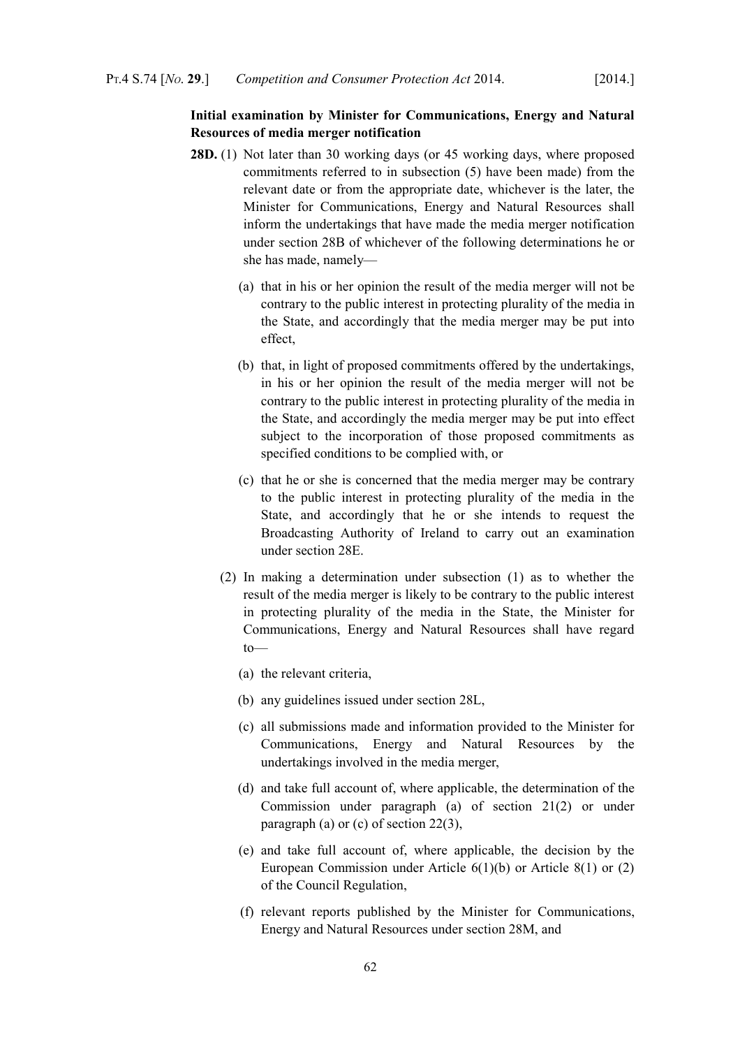**Initial examination by Minister for Communications, Energy and Natural Resources of media merger notification**

**28D.** (1) Not later than 30 working days (or 45 working days, where proposed commitments referred to in subsection (5) have been made) from the relevant date or from the appropriate date, whichever is the later, the Minister for Communications, Energy and Natural Resources shall inform the undertakings that have made the media merger notification under section 28B of whichever of the following determinations he or she has made, namely—

(a) that in his or her opinion the result of the media merger will not be contrary to the public interest in protecting plurality of the media in the State, and accordingly that the media merger may be put into effect,

(b) that, in light of proposed commitments offered by the undertakings, in his or her opinion the result of the media merger will not be contrary to the public interest in protecting plurality of the media in the State, and accordingly the media merger may be put into effect subject to the incorporation of those proposed commitments as specified conditions to be complied with, or

(c) that he or she is concerned that the media merger may be contrary to the public interest in protecting plurality of the media in the State, and accordingly that he or she intends to request the Broadcasting Authority of Ireland to carry out an examination under section 28E.

(2) In making a determination under subsection (1) as to whether the result of the media merger is likely to be contrary to the public interest in protecting plurality of the media in the State, the Minister for Communications, Energy and Natural Resources shall have regard to—

(a) the relevant criteria,

(b) any guidelines issued under section 28L,

(c) all submissions made and information provided to the Minister for Communications, Energy and Natural Resources by the undertakings involved in the media merger,

(d) and take full account of, where applicable, the determination of the Commission under paragraph (a) of section 21(2) or under paragraph (a) or (c) of section 22(3),

(e) and take full account of, where applicable, the decision by the European Commission under Article 6(1)(b) or Article 8(1) or (2) of the Council Regulation,

(f) relevant reports published by the Minister for Communications, Energy and Natural Resources under section 28M, and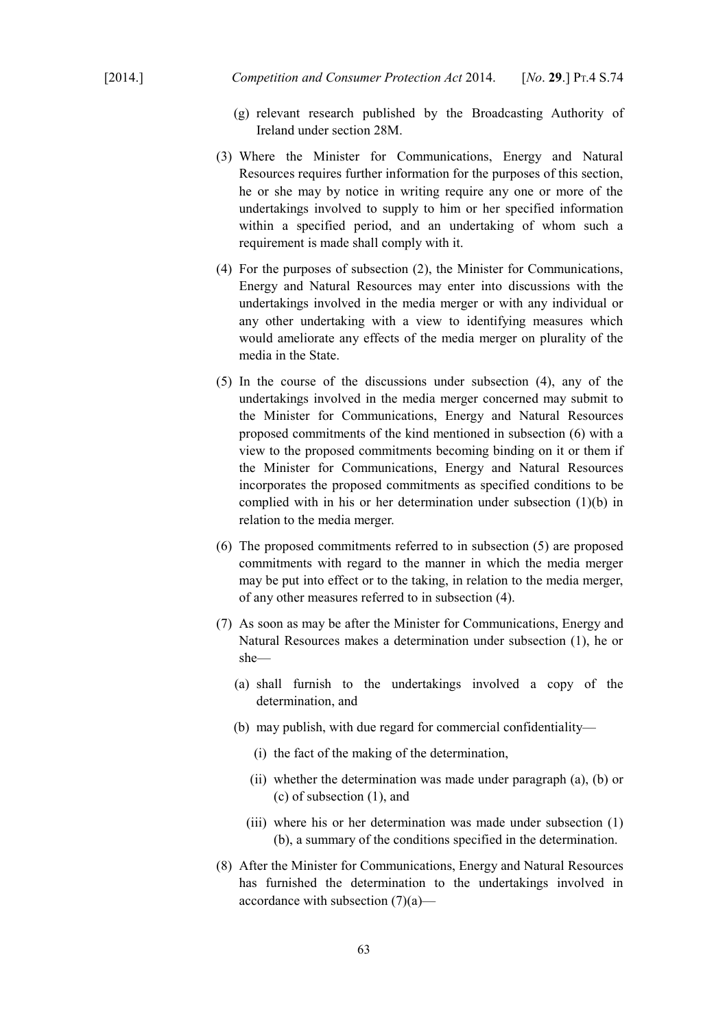(g) relevant research published by the Broadcasting Authority of Ireland under section 28M.

(3) Where the Minister for Communications, Energy and Natural Resources requires further information for the purposes of this section, he or she may by notice in writing require any one or more of the undertakings involved to supply to him or her specified information within a specified period, and an undertaking of whom such a requirement is made shall comply with it.

(4) For the purposes of subsection (2), the Minister for Communications, Energy and Natural Resources may enter into discussions with the undertakings involved in the media merger or with any individual or any other undertaking with a view to identifying measures which would ameliorate any effects of the media merger on plurality of the media in the State.

(5) In the course of the discussions under subsection (4), any of the undertakings involved in the media merger concerned may submit to the Minister for Communications, Energy and Natural Resources proposed commitments of the kind mentioned in subsection (6) with a view to the proposed commitments becoming binding on it or them if the Minister for Communications, Energy and Natural Resources incorporates the proposed commitments as specified conditions to be complied with in his or her determination under subsection (1)(b) in relation to the media merger.

(6) The proposed commitments referred to in subsection (5) are proposed commitments with regard to the manner in which the media merger may be put into effect or to the taking, in relation to the media merger, of any other measures referred to in subsection (4).

(7) As soon as may be after the Minister for Communications, Energy and Natural Resources makes a determination under subsection (1), he or she—

(a) shall furnish to the undertakings involved a copy of the determination, and

(b) may publish, with due regard for commercial confidentiality—

(i) the fact of the making of the determination,

(ii) whether the determination was made under paragraph (a), (b) or (c) of subsection (1), and

(iii) where his or her determination was made under subsection (1)(b), a summary of the conditions specified in the determination.

(8) After the Minister for Communications, Energy and Natural Resources has furnished the determination to the undertakings involved in accordance with subsection (7)(a)—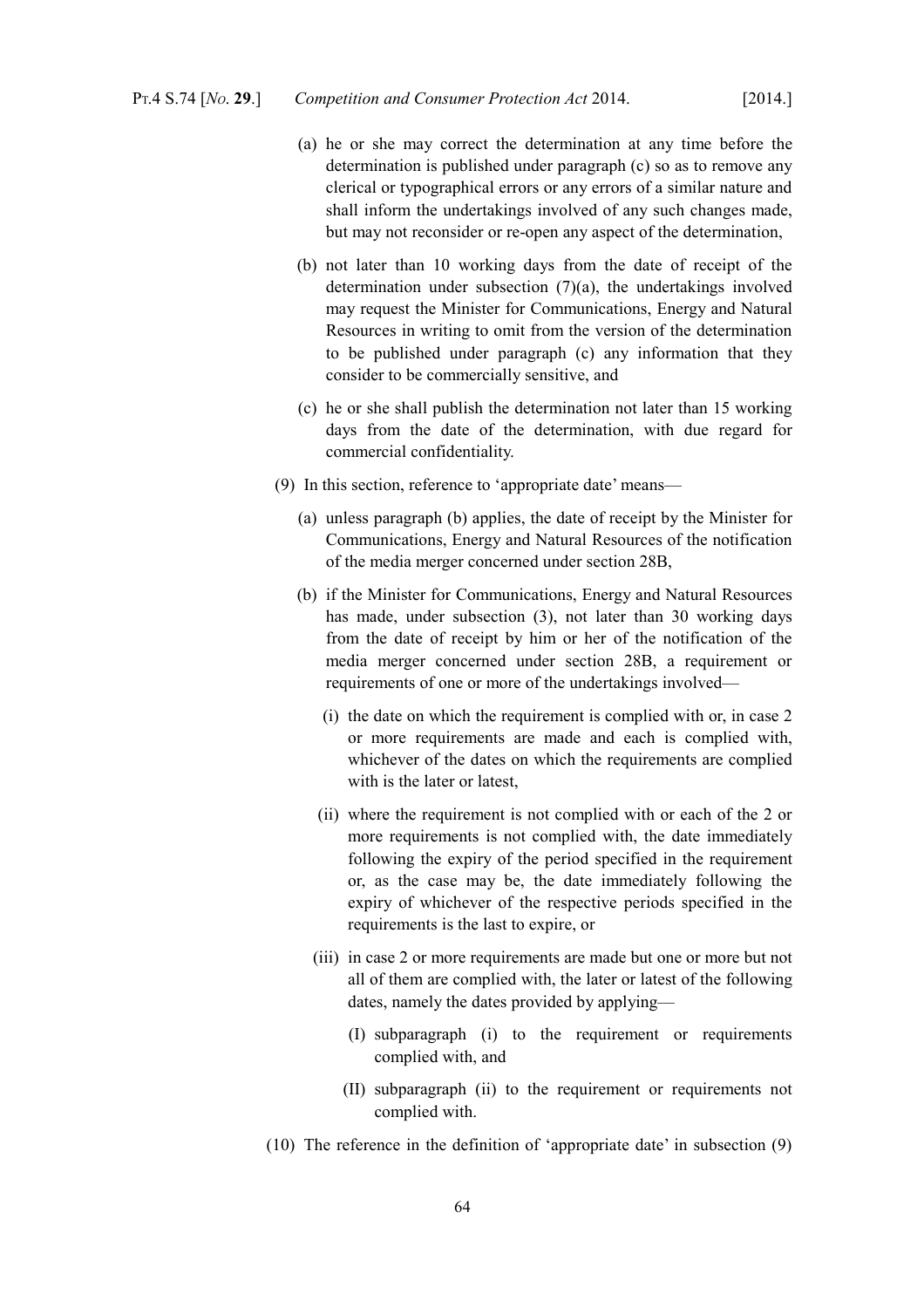(a) he or she may correct the determination at any time before the determination is published under paragraph (c) so as to remove any clerical or typographical errors or any errors of a similar nature and shall inform the undertakings involved of any such changes made, but may not reconsider or re-open any aspect of the determination,

(b) not later than 10 working days from the date of receipt of the determination under subsection (7)(a), the undertakings involved may request the Minister for Communications, Energy and Natural Resources in writing to omit from the version of the determination to be published under paragraph (c) any information that they consider to be commercially sensitive, and

(c) he or she shall publish the determination not later than 15 working days from the date of the determination, with due regard for commercial confidentiality.

(9) In this section, reference to 'appropriate date' means—

(a) unless paragraph (b) applies, the date of receipt by the Minister for Communications, Energy and Natural Resources of the notification of the media merger concerned under section 28B,

(b) if the Minister for Communications, Energy and Natural Resources has made, under subsection (3), not later than 30 working days from the date of receipt by him or her of the notification of the media merger concerned under section 28B, a requirement or requirements of one or more of the undertakings involved—

(i) the date on which the requirement is complied with or, in case 2 or more requirements are made and each is complied with, whichever of the dates on which the requirements are complied with is the later or latest,

(ii) where the requirement is not complied with or each of the 2 or more requirements is not complied with, the date immediately following the expiry of the period specified in the requirement or, as the case may be, the date immediately following the expiry of whichever of the respective periods specified in the requirements is the last to expire, or

(iii) in case 2 or more requirements are made but one or more but not all of them are complied with, the later or latest of the following dates, namely the dates provided by applying—

(I) subparagraph (i) to the requirement or requirements complied with, and

(II) subparagraph (ii) to the requirement or requirements not complied with.

(10) The reference in the definition of 'appropriate date' in subsection (9)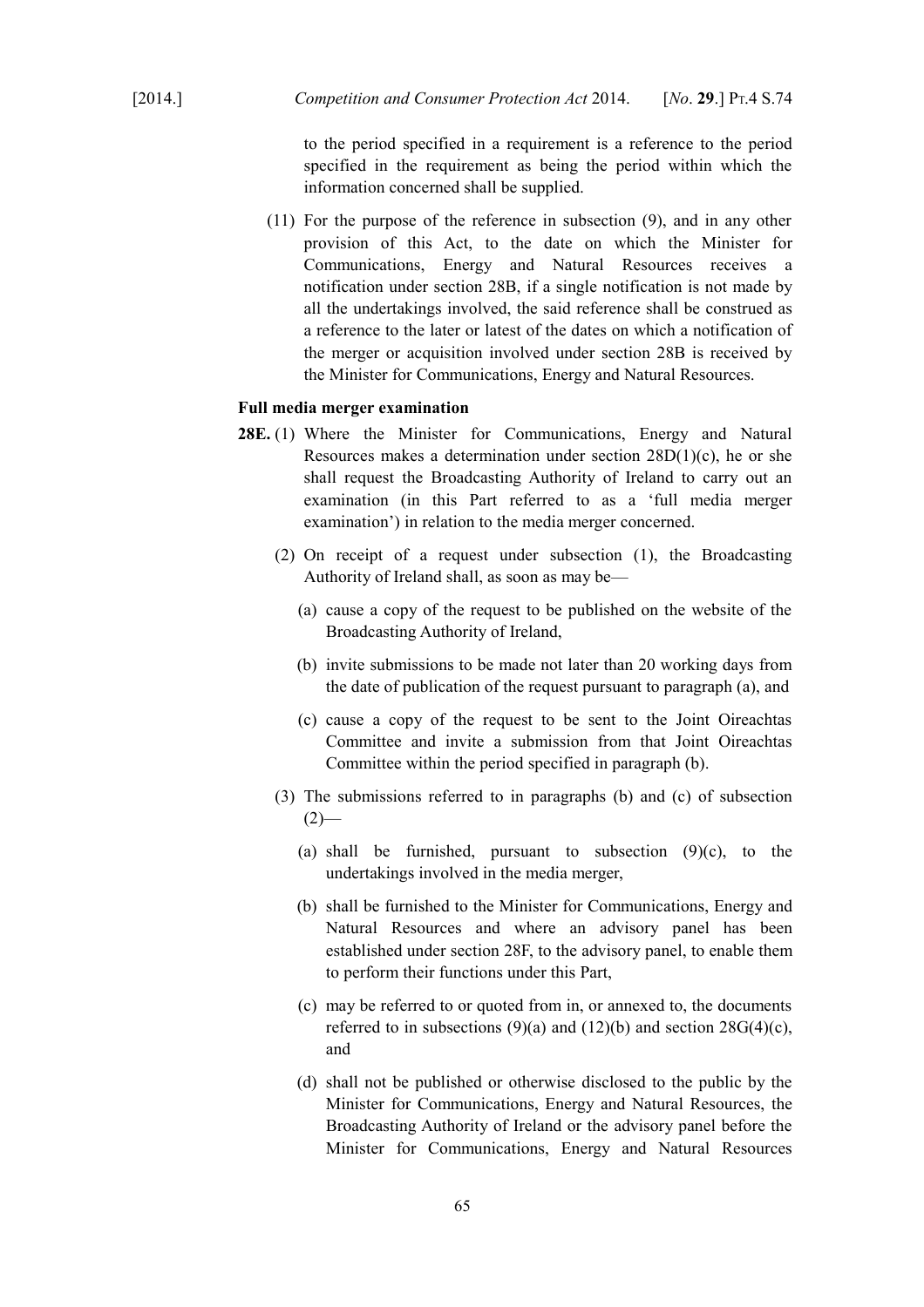to the period specified in a requirement is a reference to the period specified in the requirement as being the period within which the information concerned shall be supplied.

(11) For the purpose of the reference in subsection (9), and in any other provision of this Act, to the date on which the Minister for Communications, Energy and Natural Resources receives a notification under section 28B, if a single notification is not made by all the undertakings involved, the said reference shall be construed as a reference to the later or latest of the dates on which a notification of the merger or acquisition involved under section 28B is received by the Minister for Communications, Energy and Natural Resources.

**Full media merger examination**

**28E.** (1) Where the Minister for Communications, Energy and Natural Resources makes a determination under section 28D(1)(c), he or she shall request the Broadcasting Authority of Ireland to carry out an examination (in this Part referred to as a 'full media merger examination') in relation to the media merger concerned.

(2) On receipt of a request under subsection (1), the Broadcasting Authority of Ireland shall, as soon as may be—

(a) cause a copy of the request to be published on the website of the Broadcasting Authority of Ireland,

(b) invite submissions to be made not later than 20 working days from the date of publication of the request pursuant to paragraph (a), and

(c) cause a copy of the request to be sent to the Joint Oireachtas Committee and invite a submission from that Joint Oireachtas Committee within the period specified in paragraph (b).

(3) The submissions referred to in paragraphs (b) and (c) of subsection (2)—

(a) shall be furnished, pursuant to subsection (9)(c), to the undertakings involved in the media merger,

(b) shall be furnished to the Minister for Communications, Energy and Natural Resources and where an advisory panel has been established under section 28F, to the advisory panel, to enable them to perform their functions under this Part,

(c) may be referred to or quoted from in, or annexed to, the documents referred to in subsections (9)(a) and (12)(b) and section 28G(4)(c), and

(d) shall not be published or otherwise disclosed to the public by the Minister for Communications, Energy and Natural Resources, the Broadcasting Authority of Ireland or the advisory panel before the Minister for Communications, Energy and Natural Resources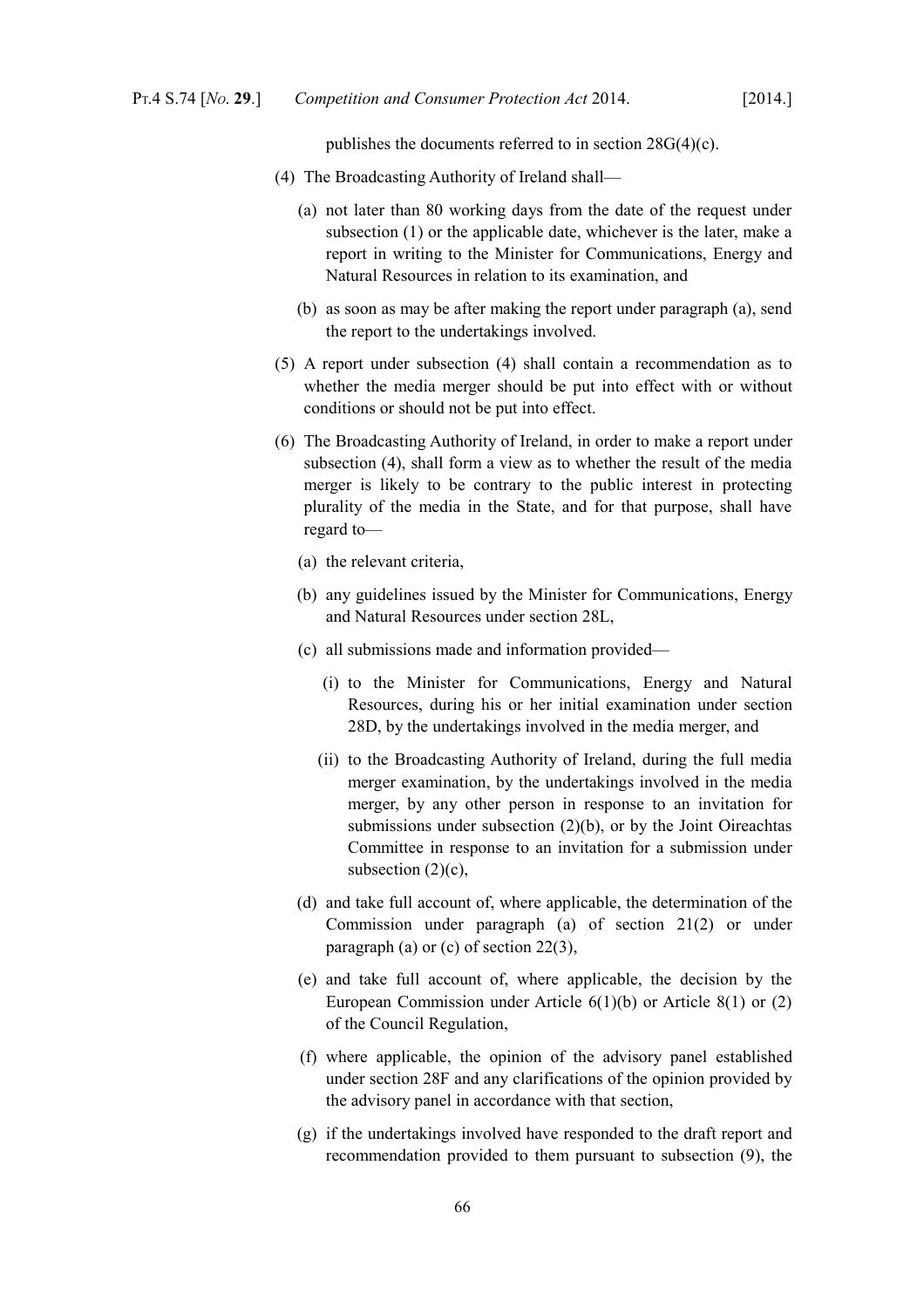publishes the documents referred to in section 28G(4)(c).

(4) The Broadcasting Authority of Ireland shall—

(a) not later than 80 working days from the date of the request under subsection (1) or the applicable date, whichever is the later, make a report in writing to the Minister for Communications, Energy and Natural Resources in relation to its examination, and

(b) as soon as may be after making the report under paragraph (a), send the report to the undertakings involved.

(5) A report under subsection (4) shall contain a recommendation as to whether the media merger should be put into effect with or without conditions or should not be put into effect.

(6) The Broadcasting Authority of Ireland, in order to make a report under subsection (4), shall form a view as to whether the result of the media merger is likely to be contrary to the public interest in protecting plurality of the media in the State, and for that purpose, shall have regard to—

(a) the relevant criteria,

(b) any guidelines issued by the Minister for Communications, Energy and Natural Resources under section 28L,

(c) all submissions made and information provided—

(i) to the Minister for Communications, Energy and Natural Resources, during his or her initial examination under section 28D, by the undertakings involved in the media merger, and

(ii) to the Broadcasting Authority of Ireland, during the full media merger examination, by the undertakings involved in the media merger, by any other person in response to an invitation for submissions under subsection (2)(b), or by the Joint Oireachtas Committee in response to an invitation for a submission under subsection (2)(c),

(d) and take full account of, where applicable, the determination of the Commission under paragraph (a) of section 21(2) or under paragraph (a) or (c) of section 22(3),

(e) and take full account of, where applicable, the decision by the European Commission under Article 6(1)(b) or Article 8(1) or (2) of the Council Regulation,

(f) where applicable, the opinion of the advisory panel established under section 28F and any clarifications of the opinion provided by the advisory panel in accordance with that section,

(g) if the undertakings involved have responded to the draft report and recommendation provided to them pursuant to subsection (9), the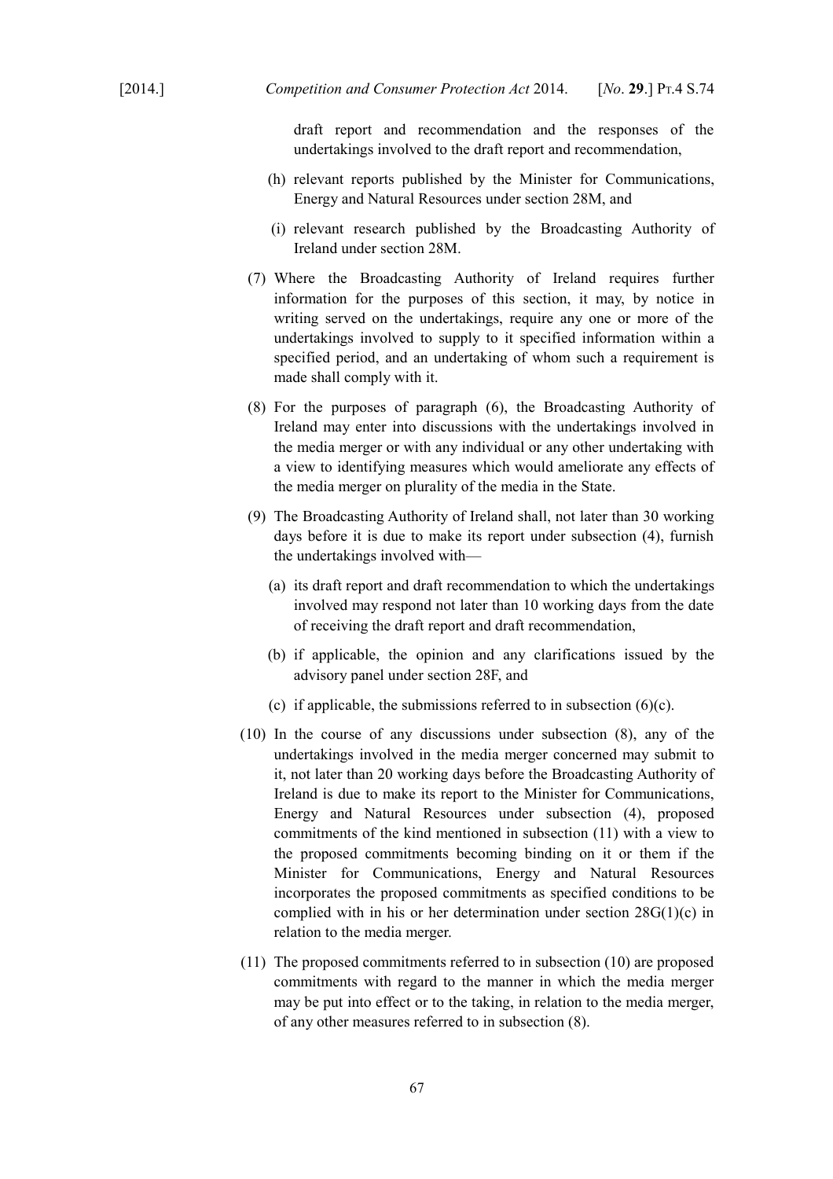draft report and recommendation and the responses of the undertakings involved to the draft report and recommendation,

(h) relevant reports published by the Minister for Communications, Energy and Natural Resources under section 28M, and

(i) relevant research published by the Broadcasting Authority of Ireland under section 28M.

(7) Where the Broadcasting Authority of Ireland requires further information for the purposes of this section, it may, by notice in writing served on the undertakings, require any one or more of the undertakings involved to supply to it specified information within a specified period, and an undertaking of whom such a requirement is made shall comply with it.

(8) For the purposes of paragraph (6), the Broadcasting Authority of Ireland may enter into discussions with the undertakings involved in the media merger or with any individual or any other undertaking with a view to identifying measures which would ameliorate any effects of the media merger on plurality of the media in the State.

(9) The Broadcasting Authority of Ireland shall, not later than 30 working days before it is due to make its report under subsection (4), furnish the undertakings involved with—

(a) its draft report and draft recommendation to which the undertakings involved may respond not later than 10 working days from the date of receiving the draft report and draft recommendation,

(b) if applicable, the opinion and any clarifications issued by the advisory panel under section 28F, and

(c) if applicable, the submissions referred to in subsection (6)(c).

(10) In the course of any discussions under subsection (8), any of the undertakings involved in the media merger concerned may submit to it, not later than 20 working days before the Broadcasting Authority of Ireland is due to make its report to the Minister for Communications, Energy and Natural Resources under subsection (4), proposed commitments of the kind mentioned in subsection (11) with a view to the proposed commitments becoming binding on it or them if the Minister for Communications, Energy and Natural Resources incorporates the proposed commitments as specified conditions to be complied with in his or her determination under section 28G(1)(c) in relation to the media merger.

(11) The proposed commitments referred to in subsection (10) are proposed commitments with regard to the manner in which the media merger may be put into effect or to the taking, in relation to the media merger, of any other measures referred to in subsection (8).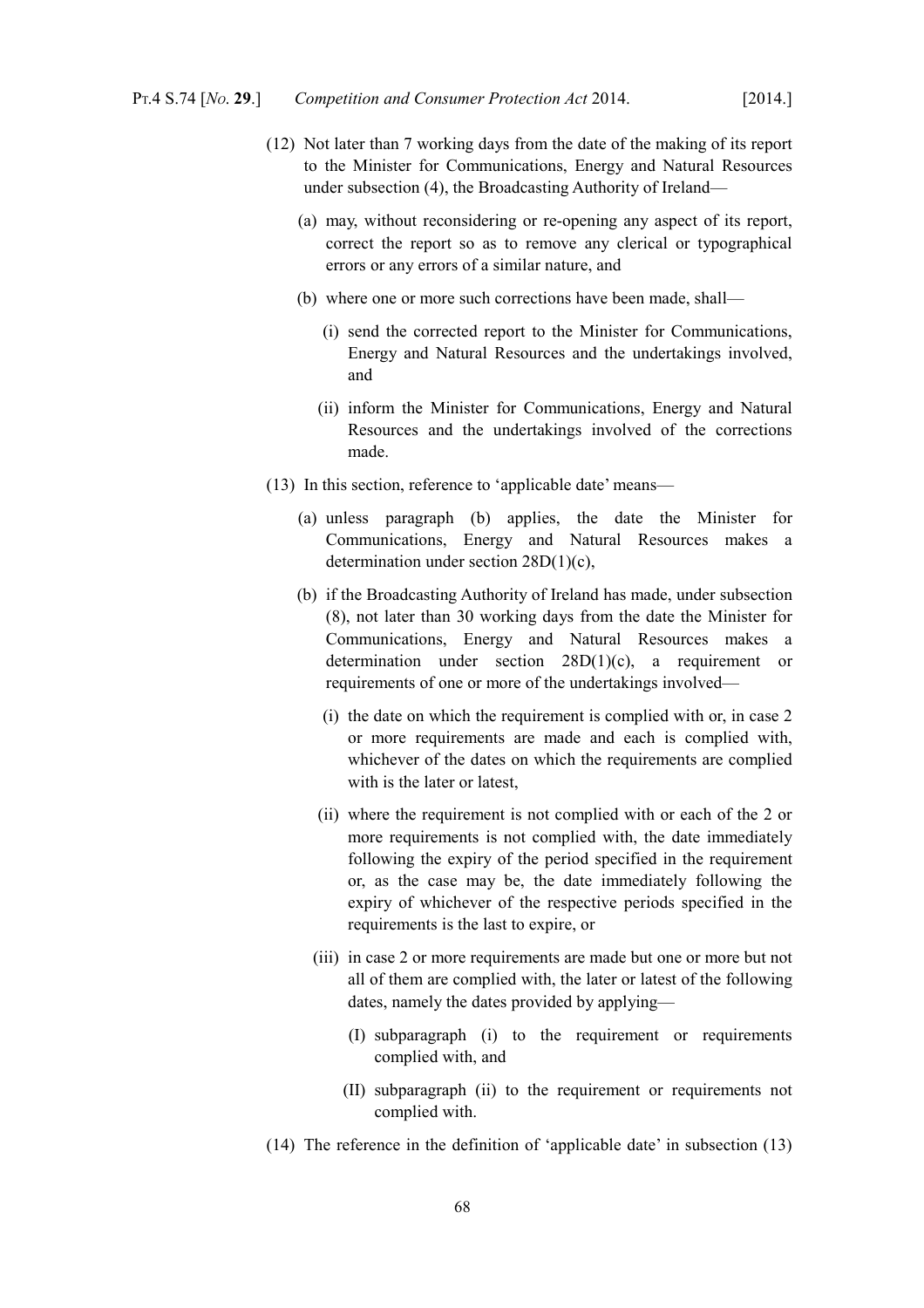(12) Not later than 7 working days from the date of the making of its report to the Minister for Communications, Energy and Natural Resources under subsection (4), the Broadcasting Authority of Ireland—

   (a) may, without reconsidering or re-opening any aspect of its report, correct the report so as to remove any clerical or typographical errors or any errors of a similar nature, and

   (b) where one or more such corrections have been made, shall—

      (i) send the corrected report to the Minister for Communications, Energy and Natural Resources and the undertakings involved, and

      (ii) inform the Minister for Communications, Energy and Natural Resources and the undertakings involved of the corrections made.

(13) In this section, reference to 'applicable date' means—

   (a) unless paragraph (b) applies, the date the Minister for Communications, Energy and Natural Resources makes a determination under section 28D(1)(c),

   (b) if the Broadcasting Authority of Ireland has made, under subsection (8), not later than 30 working days from the date the Minister for Communications, Energy and Natural Resources makes a determination under section 28D(1)(c), a requirement or requirements of one or more of the undertakings involved—

      (i) the date on which the requirement is complied with or, in case 2 or more requirements are made and each is complied with, whichever of the dates on which the requirements are complied with is the later or latest,

      (ii) where the requirement is not complied with or each of the 2 or more requirements is not complied with, the date immediately following the expiry of the period specified in the requirement or, as the case may be, the date immediately following the expiry of whichever of the respective periods specified in the requirements is the last to expire, or

      (iii) in case 2 or more requirements are made but one or more but not all of them are complied with, the later or latest of the following dates, namely the dates provided by applying—

         (I) subparagraph (i) to the requirement or requirements complied with, and

         (II) subparagraph (ii) to the requirement or requirements not complied with.

(14) The reference in the definition of 'applicable date' in subsection (13)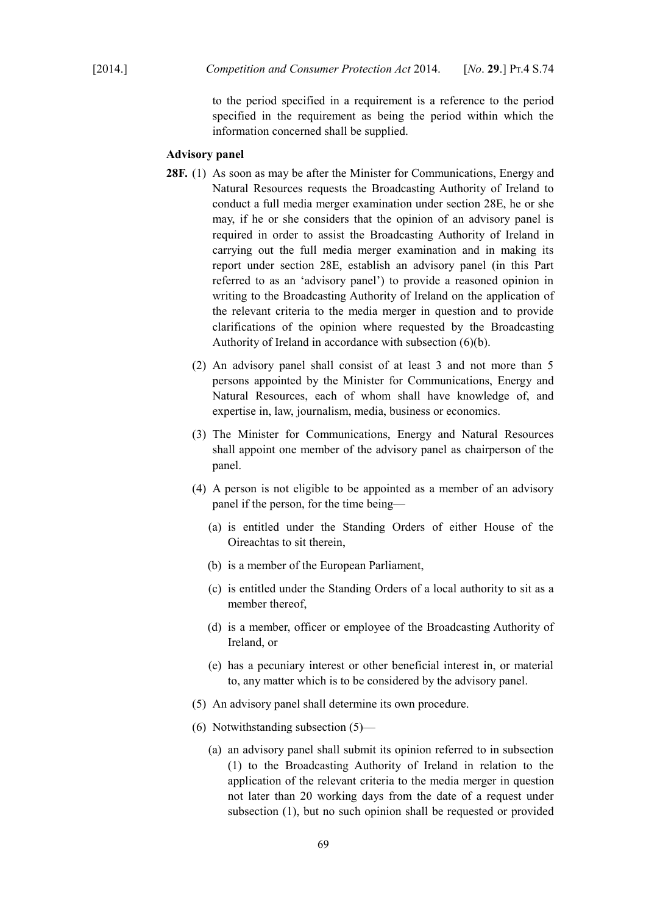to the period specified in a requirement is a reference to the period specified in the requirement as being the period within which the information concerned shall be supplied.

**Advisory panel**

**28F.** (1) As soon as may be after the Minister for Communications, Energy and Natural Resources requests the Broadcasting Authority of Ireland to conduct a full media merger examination under section 28E, he or she may, if he or she considers that the opinion of an advisory panel is required in order to assist the Broadcasting Authority of Ireland in carrying out the full media merger examination and in making its report under section 28E, establish an advisory panel (in this Part referred to as an 'advisory panel') to provide a reasoned opinion in writing to the Broadcasting Authority of Ireland on the application of the relevant criteria to the media merger in question and to provide clarifications of the opinion where requested by the Broadcasting Authority of Ireland in accordance with subsection (6)(b).

(2) An advisory panel shall consist of at least 3 and not more than 5 persons appointed by the Minister for Communications, Energy and Natural Resources, each of whom shall have knowledge of, and expertise in, law, journalism, media, business or economics.

(3) The Minister for Communications, Energy and Natural Resources shall appoint one member of the advisory panel as chairperson of the panel.

(4) A person is not eligible to be appointed as a member of an advisory panel if the person, for the time being—

(a) is entitled under the Standing Orders of either House of the Oireachtas to sit therein,

(b) is a member of the European Parliament,

(c) is entitled under the Standing Orders of a local authority to sit as a member thereof,

(d) is a member, officer or employee of the Broadcasting Authority of Ireland, or

(e) has a pecuniary interest or other beneficial interest in, or material to, any matter which is to be considered by the advisory panel.

(5) An advisory panel shall determine its own procedure.

(6) Notwithstanding subsection (5)—

(a) an advisory panel shall submit its opinion referred to in subsection (1) to the Broadcasting Authority of Ireland in relation to the application of the relevant criteria to the media merger in question not later than 20 working days from the date of a request under subsection (1), but no such opinion shall be requested or provided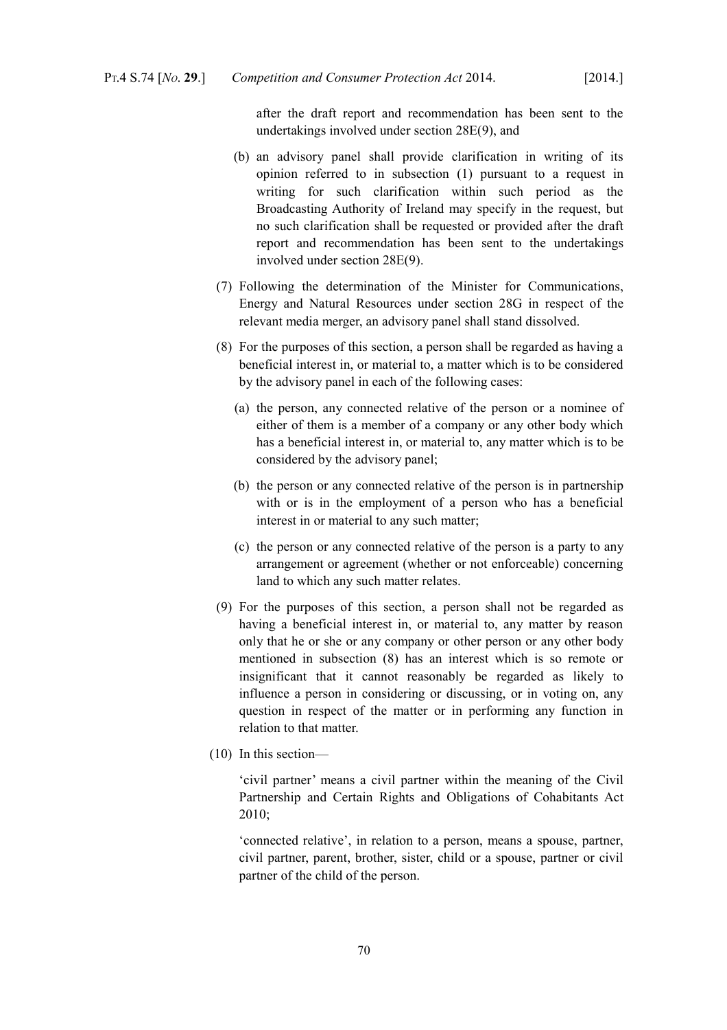after the draft report and recommendation has been sent to the undertakings involved under section 28E(9), and

(b) an advisory panel shall provide clarification in writing of its opinion referred to in subsection (1) pursuant to a request in writing for such clarification within such period as the Broadcasting Authority of Ireland may specify in the request, but no such clarification shall be requested or provided after the draft report and recommendation has been sent to the undertakings involved under section 28E(9).

(7) Following the determination of the Minister for Communications, Energy and Natural Resources under section 28G in respect of the relevant media merger, an advisory panel shall stand dissolved.

(8) For the purposes of this section, a person shall be regarded as having a beneficial interest in, or material to, a matter which is to be considered by the advisory panel in each of the following cases:

(a) the person, any connected relative of the person or a nominee of either of them is a member of a company or any other body which has a beneficial interest in, or material to, any matter which is to be considered by the advisory panel;

(b) the person or any connected relative of the person is in partnership with or is in the employment of a person who has a beneficial interest in or material to any such matter;

(c) the person or any connected relative of the person is a party to any arrangement or agreement (whether or not enforceable) concerning land to which any such matter relates.

(9) For the purposes of this section, a person shall not be regarded as having a beneficial interest in, or material to, any matter by reason only that he or she or any company or other person or any other body mentioned in subsection (8) has an interest which is so remote or insignificant that it cannot reasonably be regarded as likely to influence a person in considering or discussing, or in voting on, any question in respect of the matter or in performing any function in relation to that matter.

(10) In this section—

'civil partner' means a civil partner within the meaning of the Civil Partnership and Certain Rights and Obligations of Cohabitants Act 2010;

'connected relative', in relation to a person, means a spouse, partner, civil partner, parent, brother, sister, child or a spouse, partner or civil partner of the child of the person.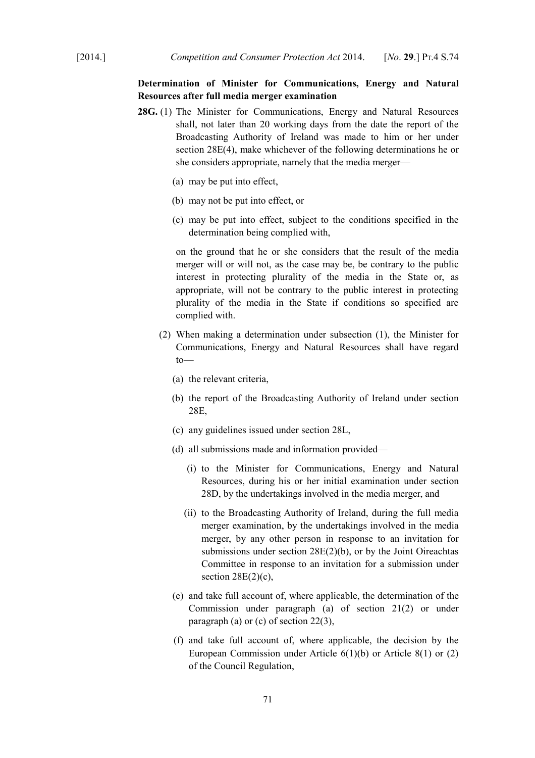**Determination of Minister for Communications, Energy and Natural Resources after full media merger examination**

**28G.** (1) The Minister for Communications, Energy and Natural Resources shall, not later than 20 working days from the date the report of the Broadcasting Authority of Ireland was made to him or her under section 28E(4), make whichever of the following determinations he or she considers appropriate, namely that the media merger—

(a) may be put into effect,

(b) may not be put into effect, or

(c) may be put into effect, subject to the conditions specified in the determination being complied with,

on the ground that he or she considers that the result of the media merger will or will not, as the case may be, be contrary to the public interest in protecting plurality of the media in the State or, as appropriate, will not be contrary to the public interest in protecting plurality of the media in the State if conditions so specified are complied with.

(2) When making a determination under subsection (1), the Minister for Communications, Energy and Natural Resources shall have regard to—

(a) the relevant criteria,

(b) the report of the Broadcasting Authority of Ireland under section 28E,

(c) any guidelines issued under section 28L,

(d) all submissions made and information provided—

(i) to the Minister for Communications, Energy and Natural Resources, during his or her initial examination under section 28D, by the undertakings involved in the media merger, and

(ii) to the Broadcasting Authority of Ireland, during the full media merger examination, by the undertakings involved in the media merger, by any other person in response to an invitation for submissions under section 28E(2)(b), or by the Joint Oireachtas Committee in response to an invitation for a submission under section 28E(2)(c),

(e) and take full account of, where applicable, the determination of the Commission under paragraph (a) of section 21(2) or under paragraph (a) or (c) of section 22(3),

(f) and take full account of, where applicable, the decision by the European Commission under Article 6(1)(b) or Article 8(1) or (2) of the Council Regulation,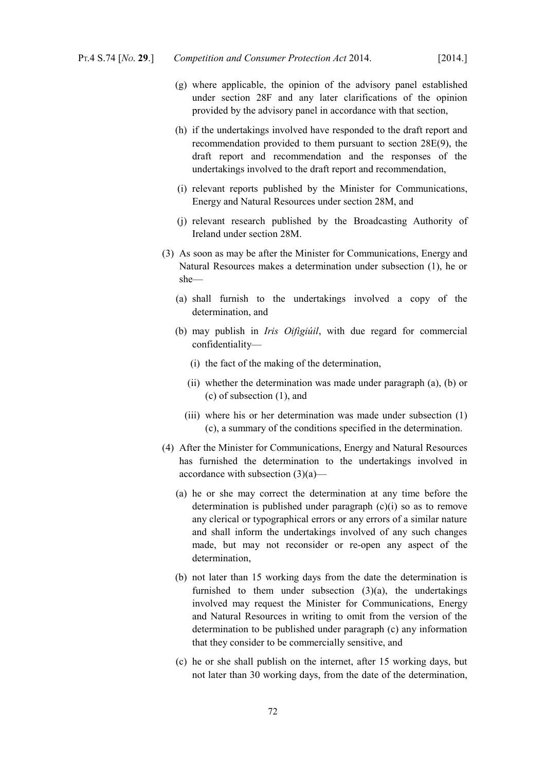(g) where applicable, the opinion of the advisory panel established under section 28F and any later clarifications of the opinion provided by the advisory panel in accordance with that section,

(h) if the undertakings involved have responded to the draft report and recommendation provided to them pursuant to section 28E(9), the draft report and recommendation and the responses of the undertakings involved to the draft report and recommendation,

(i) relevant reports published by the Minister for Communications, Energy and Natural Resources under section 28M, and

(j) relevant research published by the Broadcasting Authority of Ireland under section 28M.

(3) As soon as may be after the Minister for Communications, Energy and Natural Resources makes a determination under subsection (1), he or she—

(a) shall furnish to the undertakings involved a copy of the determination, and

(b) may publish in *Iris Oifigiúil*, with due regard for commercial confidentiality—

(i) the fact of the making of the determination,

(ii) whether the determination was made under paragraph (a), (b) or (c) of subsection (1), and

(iii) where his or her determination was made under subsection (1)(c), a summary of the conditions specified in the determination.

(4) After the Minister for Communications, Energy and Natural Resources has furnished the determination to the undertakings involved in accordance with subsection (3)(a)—

(a) he or she may correct the determination at any time before the determination is published under paragraph (c)(i) so as to remove any clerical or typographical errors or any errors of a similar nature and shall inform the undertakings involved of any such changes made, but may not reconsider or re-open any aspect of the determination,

(b) not later than 15 working days from the date the determination is furnished to them under subsection (3)(a), the undertakings involved may request the Minister for Communications, Energy and Natural Resources in writing to omit from the version of the determination to be published under paragraph (c) any information that they consider to be commercially sensitive, and

(c) he or she shall publish on the internet, after 15 working days, but not later than 30 working days, from the date of the determination,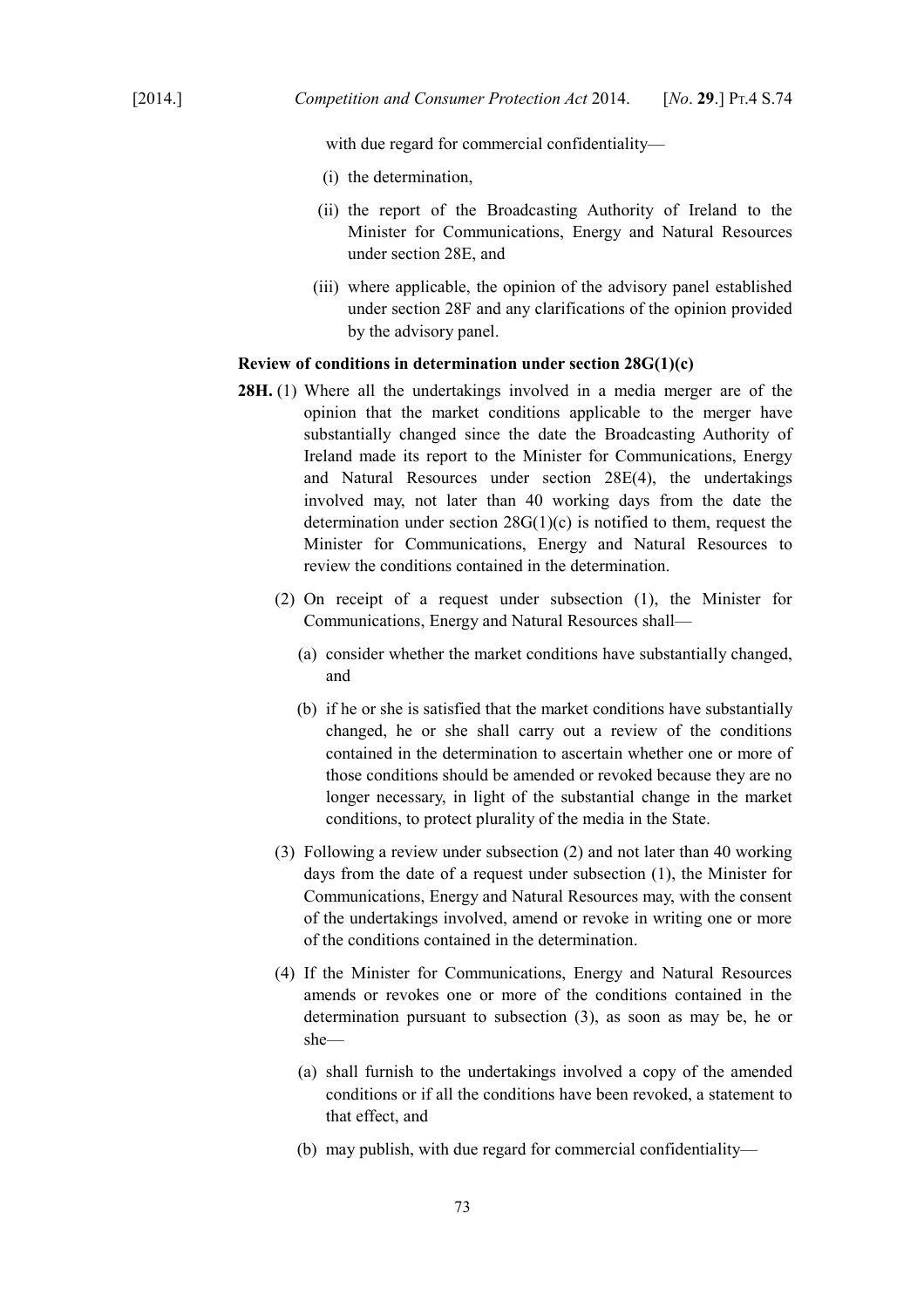with due regard for commercial confidentiality—

(i) the determination,

(ii) the report of the Broadcasting Authority of Ireland to the Minister for Communications, Energy and Natural Resources under section 28E, and

(iii) where applicable, the opinion of the advisory panel established under section 28F and any clarifications of the opinion provided by the advisory panel.

**Review of conditions in determination under section 28G(1)(c)**

**28H.** (1) Where all the undertakings involved in a media merger are of the opinion that the market conditions applicable to the merger have substantially changed since the date the Broadcasting Authority of Ireland made its report to the Minister for Communications, Energy and Natural Resources under section 28E(4), the undertakings involved may, not later than 40 working days from the date the determination under section 28G(1)(c) is notified to them, request the Minister for Communications, Energy and Natural Resources to review the conditions contained in the determination.

(2) On receipt of a request under subsection (1), the Minister for Communications, Energy and Natural Resources shall—

(a) consider whether the market conditions have substantially changed, and

(b) if he or she is satisfied that the market conditions have substantially changed, he or she shall carry out a review of the conditions contained in the determination to ascertain whether one or more of those conditions should be amended or revoked because they are no longer necessary, in light of the substantial change in the market conditions, to protect plurality of the media in the State.

(3) Following a review under subsection (2) and not later than 40 working days from the date of a request under subsection (1), the Minister for Communications, Energy and Natural Resources may, with the consent of the undertakings involved, amend or revoke in writing one or more of the conditions contained in the determination.

(4) If the Minister for Communications, Energy and Natural Resources amends or revokes one or more of the conditions contained in the determination pursuant to subsection (3), as soon as may be, he or she—

(a) shall furnish to the undertakings involved a copy of the amended conditions or if all the conditions have been revoked, a statement to that effect, and

(b) may publish, with due regard for commercial confidentiality—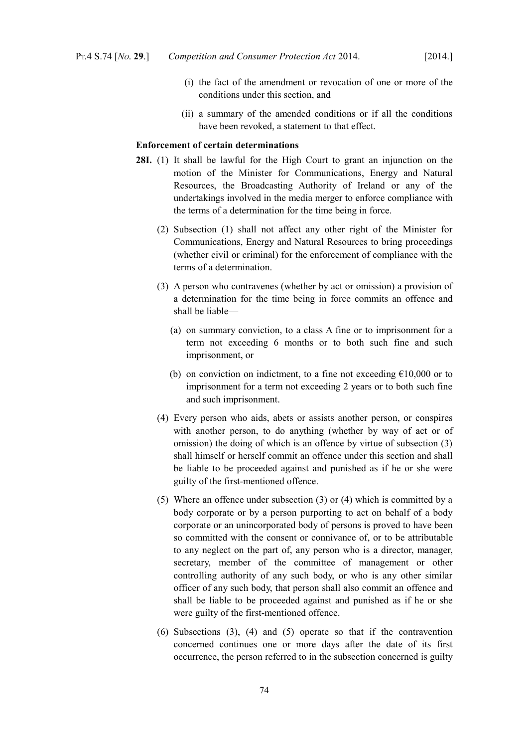(i) the fact of the amendment or revocation of one or more of the conditions under this section, and

(ii) a summary of the amended conditions or if all the conditions have been revoked, a statement to that effect.

**Enforcement of certain determinations**

**28I.** (1) It shall be lawful for the High Court to grant an injunction on the motion of the Minister for Communications, Energy and Natural Resources, the Broadcasting Authority of Ireland or any of the undertakings involved in the media merger to enforce compliance with the terms of a determination for the time being in force.

(2) Subsection (1) shall not affect any other right of the Minister for Communications, Energy and Natural Resources to bring proceedings (whether civil or criminal) for the enforcement of compliance with the terms of a determination.

(3) A person who contravenes (whether by act or omission) a provision of a determination for the time being in force commits an offence and shall be liable—

(a) on summary conviction, to a class A fine or to imprisonment for a term not exceeding 6 months or to both such fine and such imprisonment, or

(b) on conviction on indictment, to a fine not exceeding €10,000 or to imprisonment for a term not exceeding 2 years or to both such fine and such imprisonment.

(4) Every person who aids, abets or assists another person, or conspires with another person, to do anything (whether by way of act or of omission) the doing of which is an offence by virtue of subsection (3) shall himself or herself commit an offence under this section and shall be liable to be proceeded against and punished as if he or she were guilty of the first-mentioned offence.

(5) Where an offence under subsection (3) or (4) which is committed by a body corporate or by a person purporting to act on behalf of a body corporate or an unincorporated body of persons is proved to have been so committed with the consent or connivance of, or to be attributable to any neglect on the part of, any person who is a director, manager, secretary, member of the committee of management or other controlling authority of any such body, or who is any other similar officer of any such body, that person shall also commit an offence and shall be liable to be proceeded against and punished as if he or she were guilty of the first-mentioned offence.

(6) Subsections (3), (4) and (5) operate so that if the contravention concerned continues one or more days after the date of its first occurrence, the person referred to in the subsection concerned is guilty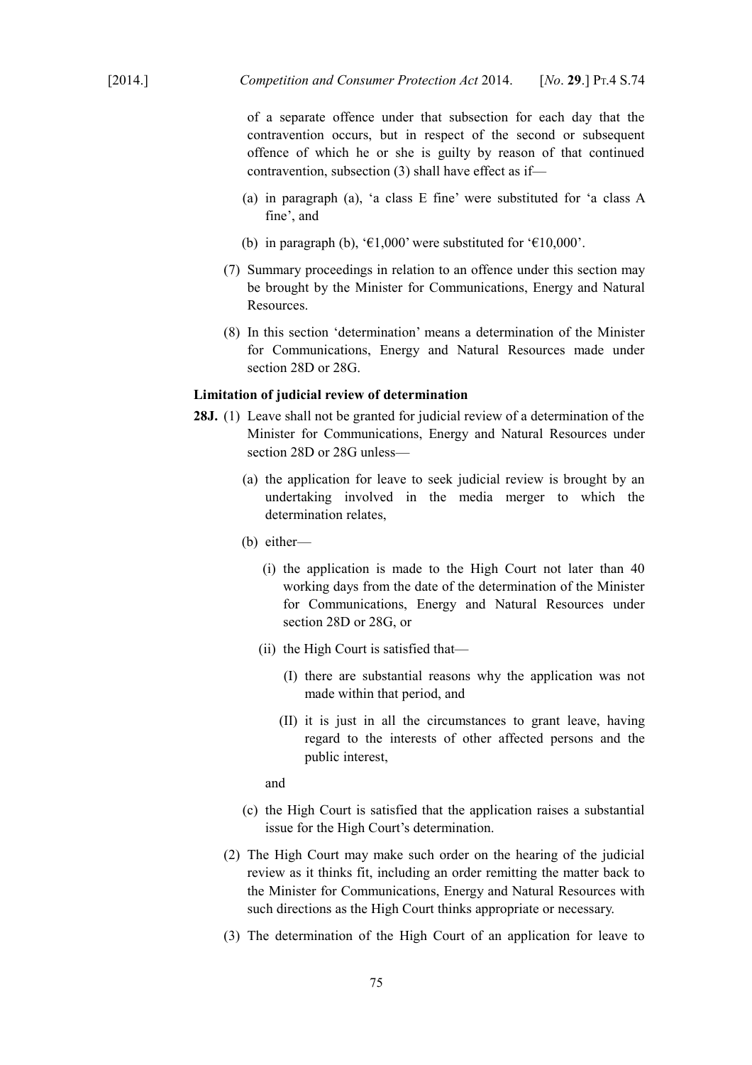of a separate offence under that subsection for each day that the contravention occurs, but in respect of the second or subsequent offence of which he or she is guilty by reason of that continued contravention, subsection (3) shall have effect as if—

(a) in paragraph (a), 'a class E fine' were substituted for 'a class A fine', and

(b) in paragraph (b), '€1,000' were substituted for '€10,000'.

(7) Summary proceedings in relation to an offence under this section may be brought by the Minister for Communications, Energy and Natural Resources.

(8) In this section 'determination' means a determination of the Minister for Communications, Energy and Natural Resources made under section 28D or 28G.

**Limitation of judicial review of determination**

**28J.** (1) Leave shall not be granted for judicial review of a determination of the Minister for Communications, Energy and Natural Resources under section 28D or 28G unless—

(a) the application for leave to seek judicial review is brought by an undertaking involved in the media merger to which the determination relates,

(b) either—

(i) the application is made to the High Court not later than 40 working days from the date of the determination of the Minister for Communications, Energy and Natural Resources under section 28D or 28G, or

(ii) the High Court is satisfied that—

(I) there are substantial reasons why the application was not made within that period, and

(II) it is just in all the circumstances to grant leave, having regard to the interests of other affected persons and the public interest,

and

(c) the High Court is satisfied that the application raises a substantial issue for the High Court's determination.

(2) The High Court may make such order on the hearing of the judicial review as it thinks fit, including an order remitting the matter back to the Minister for Communications, Energy and Natural Resources with such directions as the High Court thinks appropriate or necessary.

(3) The determination of the High Court of an application for leave to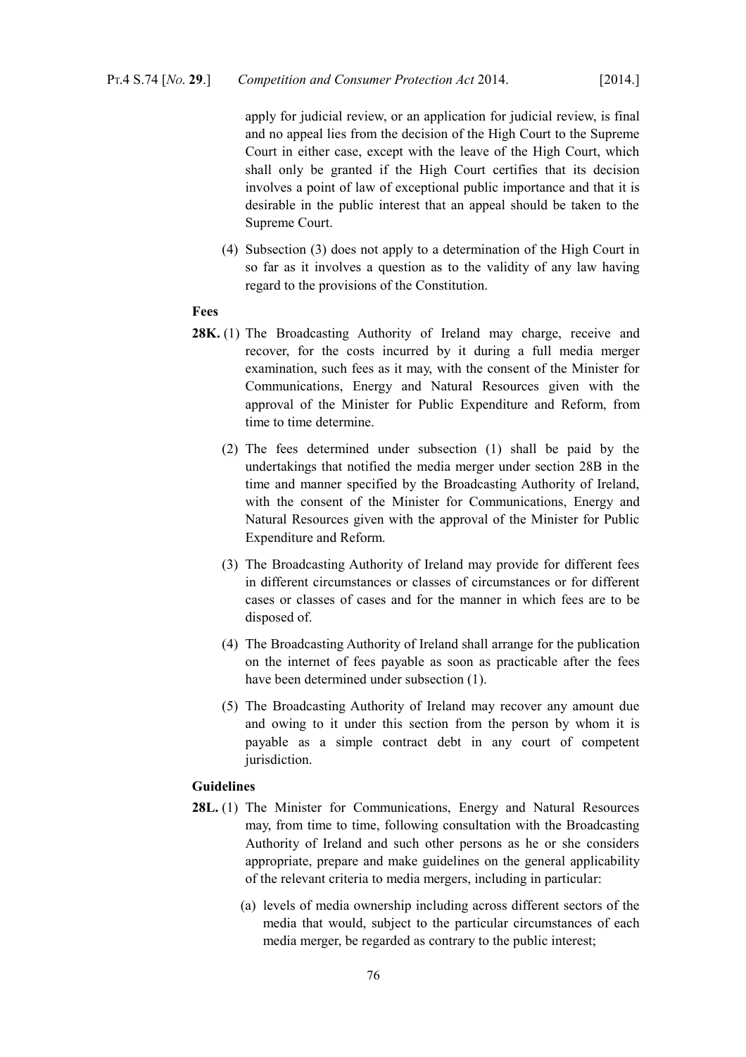apply for judicial review, or an application for judicial review, is final and no appeal lies from the decision of the High Court to the Supreme Court in either case, except with the leave of the High Court, which shall only be granted if the High Court certifies that its decision involves a point of law of exceptional public importance and that it is desirable in the public interest that an appeal should be taken to the Supreme Court.

(4) Subsection (3) does not apply to a determination of the High Court in so far as it involves a question as to the validity of any law having regard to the provisions of the Constitution.

**Fees**

**28K.** (1) The Broadcasting Authority of Ireland may charge, receive and recover, for the costs incurred by it during a full media merger examination, such fees as it may, with the consent of the Minister for Communications, Energy and Natural Resources given with the approval of the Minister for Public Expenditure and Reform, from time to time determine.

(2) The fees determined under subsection (1) shall be paid by the undertakings that notified the media merger under section 28B in the time and manner specified by the Broadcasting Authority of Ireland, with the consent of the Minister for Communications, Energy and Natural Resources given with the approval of the Minister for Public Expenditure and Reform.

(3) The Broadcasting Authority of Ireland may provide for different fees in different circumstances or classes of circumstances or for different cases or classes of cases and for the manner in which fees are to be disposed of.

(4) The Broadcasting Authority of Ireland shall arrange for the publication on the internet of fees payable as soon as practicable after the fees have been determined under subsection (1).

(5) The Broadcasting Authority of Ireland may recover any amount due and owing to it under this section from the person by whom it is payable as a simple contract debt in any court of competent jurisdiction.

**Guidelines**

**28L.** (1) The Minister for Communications, Energy and Natural Resources may, from time to time, following consultation with the Broadcasting Authority of Ireland and such other persons as he or she considers appropriate, prepare and make guidelines on the general applicability of the relevant criteria to media mergers, including in particular:

(a) levels of media ownership including across different sectors of the media that would, subject to the particular circumstances of each media merger, be regarded as contrary to the public interest;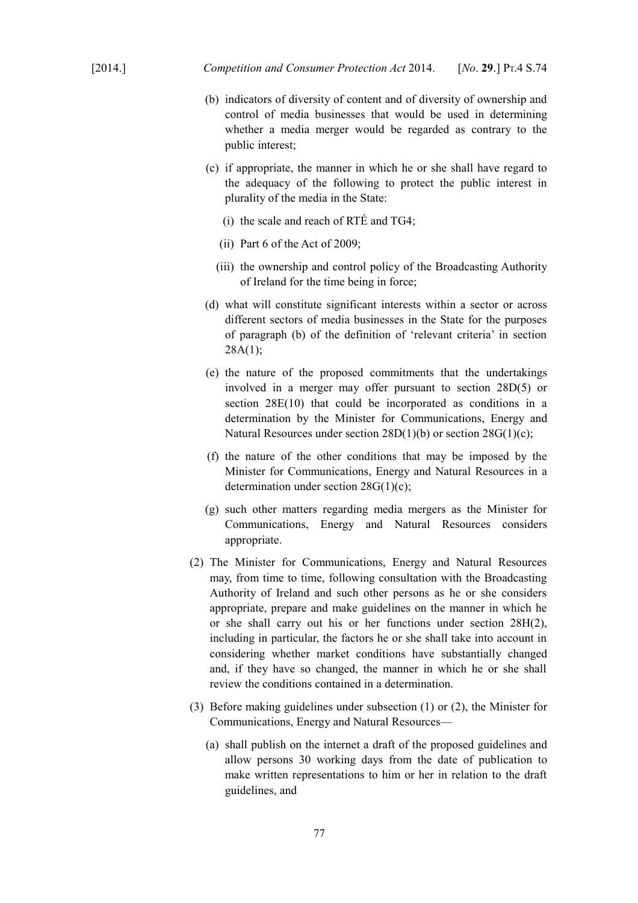(b) indicators of diversity of content and of diversity of ownership and control of media businesses that would be used in determining whether a media merger would be regarded as contrary to the public interest;

(c) if appropriate, the manner in which he or she shall have regard to the adequacy of the following to protect the public interest in plurality of the media in the State:

  (i) the scale and reach of RTÉ and TG4;

  (ii) Part 6 of the Act of 2009;

  (iii) the ownership and control policy of the Broadcasting Authority of Ireland for the time being in force;

(d) what will constitute significant interests within a sector or across different sectors of media businesses in the State for the purposes of paragraph (b) of the definition of 'relevant criteria' in section 28A(1);

(e) the nature of the proposed commitments that the undertakings involved in a merger may offer pursuant to section 28D(5) or section 28E(10) that could be incorporated as conditions in a determination by the Minister for Communications, Energy and Natural Resources under section 28D(1)(b) or section 28G(1)(c);

(f) the nature of the other conditions that may be imposed by the Minister for Communications, Energy and Natural Resources in a determination under section 28G(1)(c);

(g) such other matters regarding media mergers as the Minister for Communications, Energy and Natural Resources considers appropriate.

(2) The Minister for Communications, Energy and Natural Resources may, from time to time, following consultation with the Broadcasting Authority of Ireland and such other persons as he or she considers appropriate, prepare and make guidelines on the manner in which he or she shall carry out his or her functions under section 28H(2), including in particular, the factors he or she shall take into account in considering whether market conditions have substantially changed and, if they have so changed, the manner in which he or she shall review the conditions contained in a determination.

(3) Before making guidelines under subsection (1) or (2), the Minister for Communications, Energy and Natural Resources—

(a) shall publish on the internet a draft of the proposed guidelines and allow persons 30 working days from the date of publication to make written representations to him or her in relation to the draft guidelines, and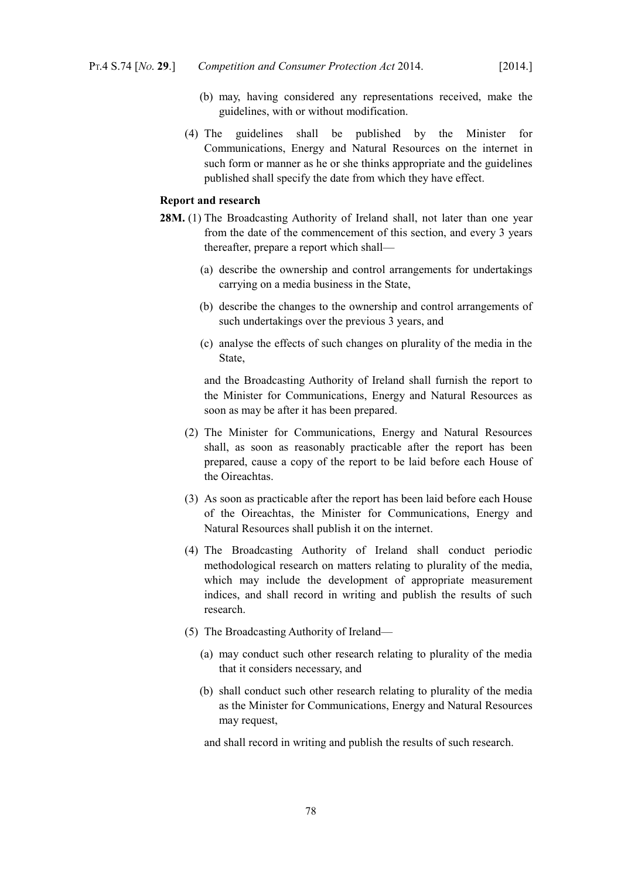(b) may, having considered any representations received, make the guidelines, with or without modification.

(4) The guidelines shall be published by the Minister for Communications, Energy and Natural Resources on the internet in such form or manner as he or she thinks appropriate and the guidelines published shall specify the date from which they have effect.

**Report and research**

**28M.** (1) The Broadcasting Authority of Ireland shall, not later than one year from the date of the commencement of this section, and every 3 years thereafter, prepare a report which shall—

(a) describe the ownership and control arrangements for undertakings carrying on a media business in the State,

(b) describe the changes to the ownership and control arrangements of such undertakings over the previous 3 years, and

(c) analyse the effects of such changes on plurality of the media in the State,

and the Broadcasting Authority of Ireland shall furnish the report to the Minister for Communications, Energy and Natural Resources as soon as may be after it has been prepared.

(2) The Minister for Communications, Energy and Natural Resources shall, as soon as reasonably practicable after the report has been prepared, cause a copy of the report to be laid before each House of the Oireachtas.

(3) As soon as practicable after the report has been laid before each House of the Oireachtas, the Minister for Communications, Energy and Natural Resources shall publish it on the internet.

(4) The Broadcasting Authority of Ireland shall conduct periodic methodological research on matters relating to plurality of the media, which may include the development of appropriate measurement indices, and shall record in writing and publish the results of such research.

(5) The Broadcasting Authority of Ireland—

(a) may conduct such other research relating to plurality of the media that it considers necessary, and

(b) shall conduct such other research relating to plurality of the media as the Minister for Communications, Energy and Natural Resources may request,

and shall record in writing and publish the results of such research.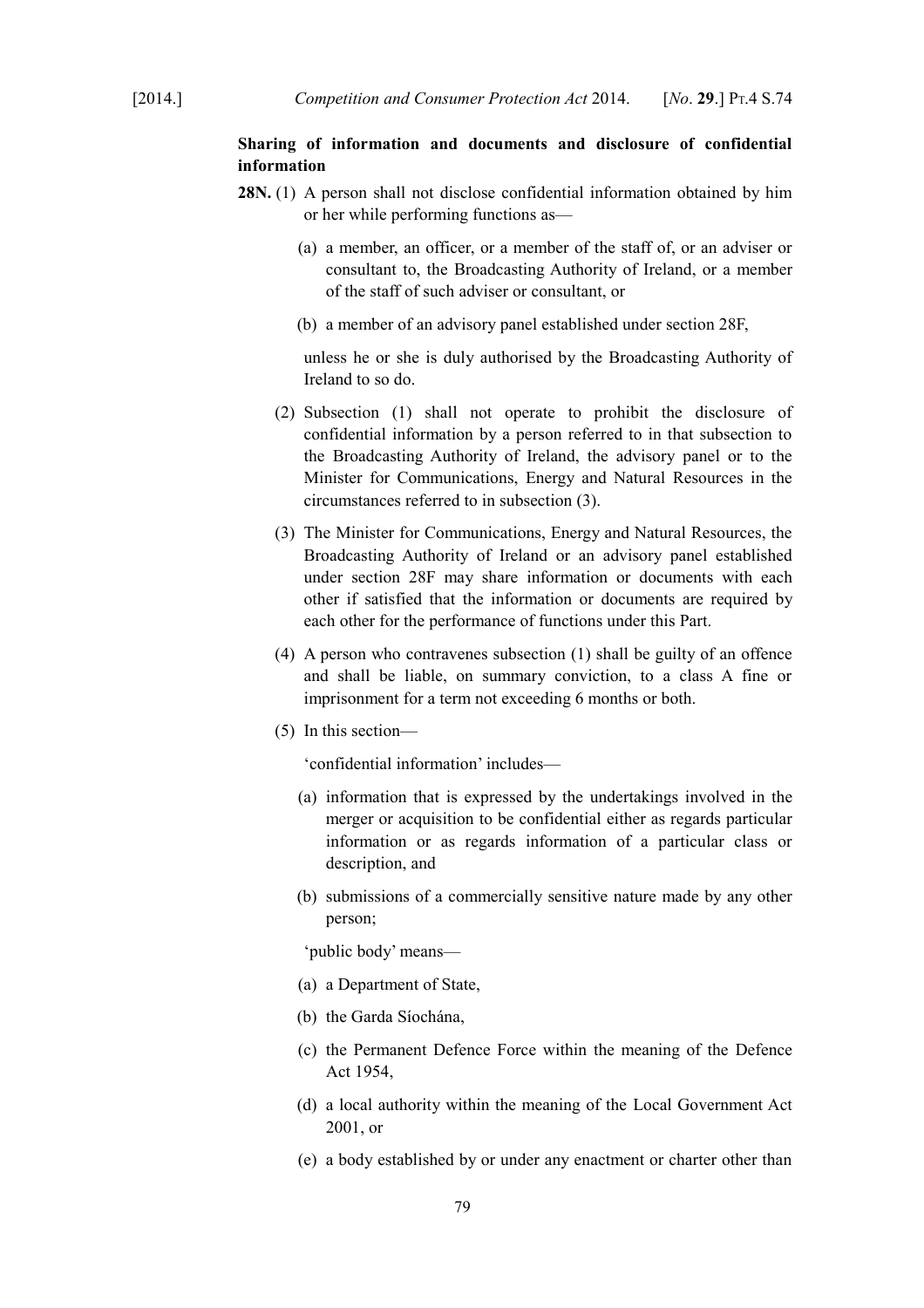**Sharing of information and documents and disclosure of confidential information**

**28N.** (1) A person shall not disclose confidential information obtained by him or her while performing functions as—

(a) a member, an officer, or a member of the staff of, or an adviser or consultant to, the Broadcasting Authority of Ireland, or a member of the staff of such adviser or consultant, or

(b) a member of an advisory panel established under section 28F,

unless he or she is duly authorised by the Broadcasting Authority of Ireland to so do.

(2) Subsection (1) shall not operate to prohibit the disclosure of confidential information by a person referred to in that subsection to the Broadcasting Authority of Ireland, the advisory panel or to the Minister for Communications, Energy and Natural Resources in the circumstances referred to in subsection (3).

(3) The Minister for Communications, Energy and Natural Resources, the Broadcasting Authority of Ireland or an advisory panel established under section 28F may share information or documents with each other if satisfied that the information or documents are required by each other for the performance of functions under this Part.

(4) A person who contravenes subsection (1) shall be guilty of an offence and shall be liable, on summary conviction, to a class A fine or imprisonment for a term not exceeding 6 months or both.

(5) In this section—

'confidential information' includes—

(a) information that is expressed by the undertakings involved in the merger or acquisition to be confidential either as regards particular information or as regards information of a particular class or description, and

(b) submissions of a commercially sensitive nature made by any other person;

'public body' means—

(a) a Department of State,

(b) the Garda Síochána,

(c) the Permanent Defence Force within the meaning of the Defence Act 1954,

(d) a local authority within the meaning of the Local Government Act 2001, or

(e) a body established by or under any enactment or charter other than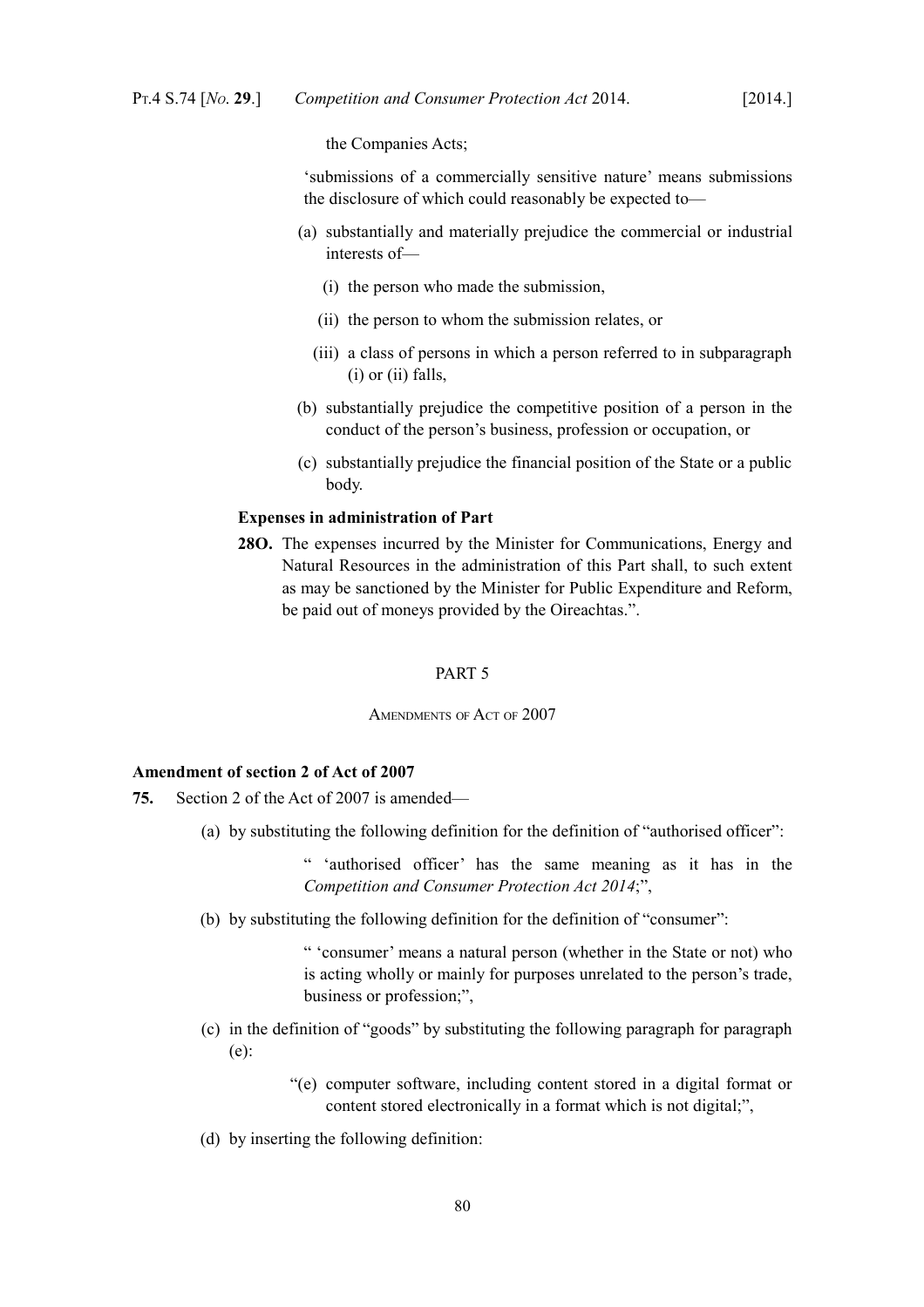the Companies Acts;

'submissions of a commercially sensitive nature' means submissions the disclosure of which could reasonably be expected to—

(a) substantially and materially prejudice the commercial or industrial interests of—

(i) the person who made the submission,

(ii) the person to whom the submission relates, or

(iii) a class of persons in which a person referred to in subparagraph (i) or (ii) falls,

(b) substantially prejudice the competitive position of a person in the conduct of the person's business, profession or occupation, or

(c) substantially prejudice the financial position of the State or a public body.

**Expenses in administration of Part**

**28O.** The expenses incurred by the Minister for Communications, Energy and Natural Resources in the administration of this Part shall, to such extent as may be sanctioned by the Minister for Public Expenditure and Reform, be paid out of moneys provided by the Oireachtas.".

PART 5

AMENDMENTS OF ACT OF 2007

**Amendment of section 2 of Act of 2007**

**75.** Section 2 of the Act of 2007 is amended—

(a) by substituting the following definition for the definition of "authorised officer":

" 'authorised officer' has the same meaning as it has in the *Competition and Consumer Protection Act 2014*;",

(b) by substituting the following definition for the definition of "consumer":

" 'consumer' means a natural person (whether in the State or not) who is acting wholly or mainly for purposes unrelated to the person's trade, business or profession;",

(c) in the definition of "goods" by substituting the following paragraph for paragraph (e):

"(e) computer software, including content stored in a digital format or content stored electronically in a format which is not digital;",

(d) by inserting the following definition: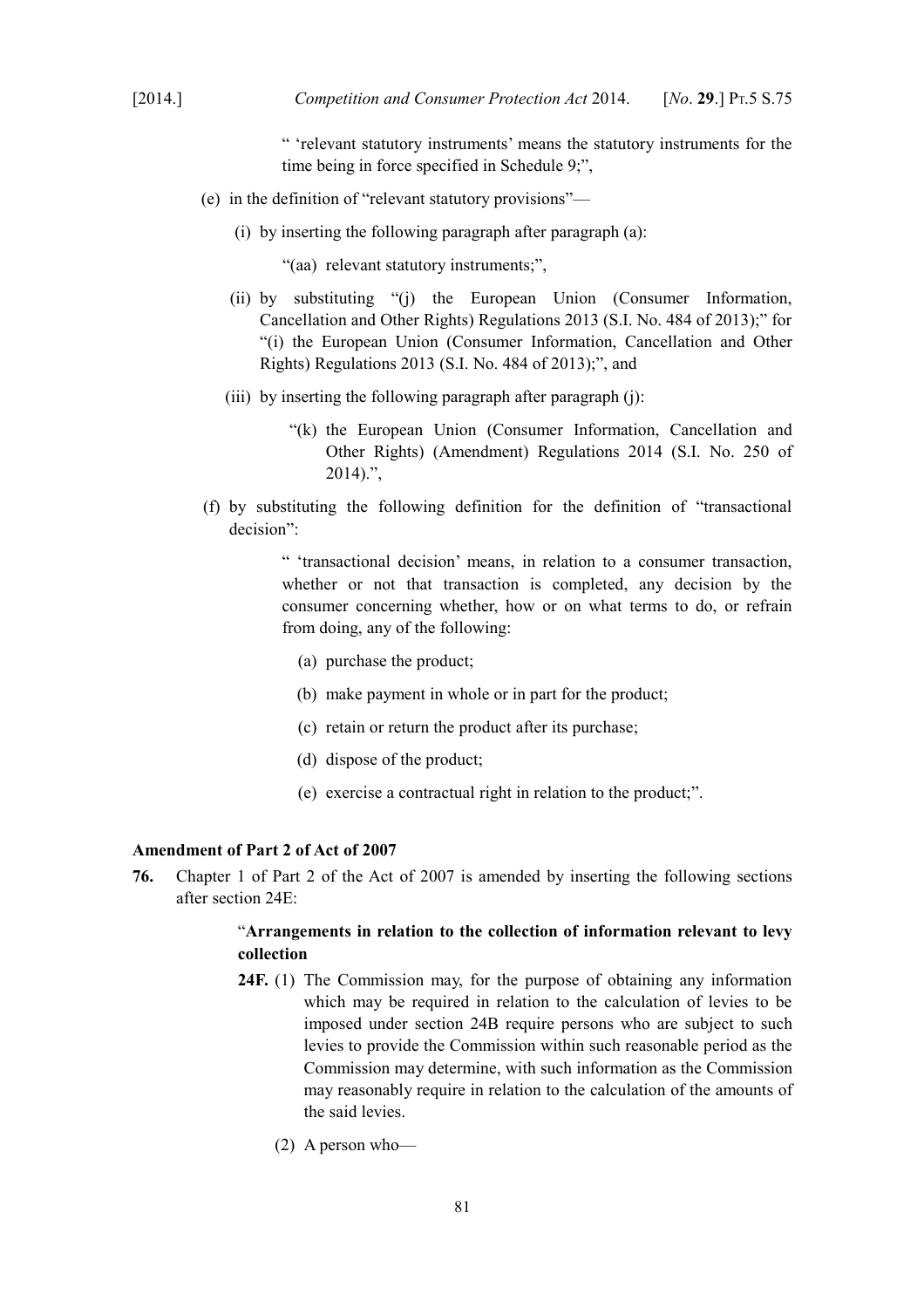" 'relevant statutory instruments' means the statutory instruments for the time being in force specified in Schedule 9;",

(e) in the definition of "relevant statutory provisions"—

(i) by inserting the following paragraph after paragraph (a):

"(aa) relevant statutory instruments;",

(ii) by substituting "(j) the European Union (Consumer Information, Cancellation and Other Rights) Regulations 2013 (S.I. No. 484 of 2013);" for "(i) the European Union (Consumer Information, Cancellation and Other Rights) Regulations 2013 (S.I. No. 484 of 2013);", and

(iii) by inserting the following paragraph after paragraph (j):

"(k) the European Union (Consumer Information, Cancellation and Other Rights) (Amendment) Regulations 2014 (S.I. No. 250 of 2014).",

(f) by substituting the following definition for the definition of "transactional decision":

" 'transactional decision' means, in relation to a consumer transaction, whether or not that transaction is completed, any decision by the consumer concerning whether, how or on what terms to do, or refrain from doing, any of the following:

(a) purchase the product;

(b) make payment in whole or in part for the product;

(c) retain or return the product after its purchase;

(d) dispose of the product;

(e) exercise a contractual right in relation to the product;".

**Amendment of Part 2 of Act of 2007**

**76.** Chapter 1 of Part 2 of the Act of 2007 is amended by inserting the following sections after section 24E:

"**Arrangements in relation to the collection of information relevant to levy collection**

**24F.** (1) The Commission may, for the purpose of obtaining any information which may be required in relation to the calculation of levies to be imposed under section 24B require persons who are subject to such levies to provide the Commission within such reasonable period as the Commission may determine, with such information as the Commission may reasonably require in relation to the calculation of the amounts of the said levies.

(2) A person who—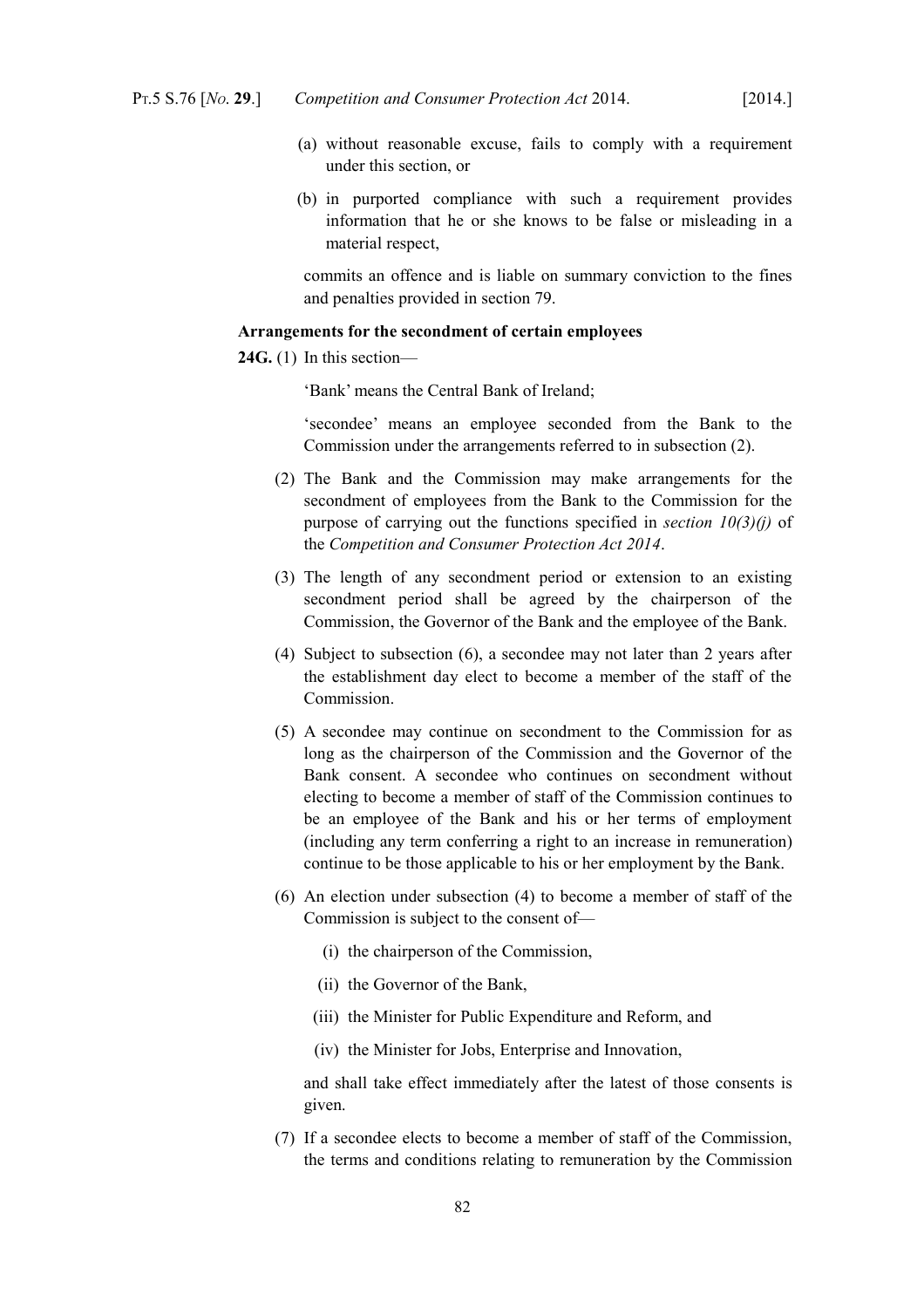(a) without reasonable excuse, fails to comply with a requirement under this section, or

(b) in purported compliance with such a requirement provides information that he or she knows to be false or misleading in a material respect,

commits an offence and is liable on summary conviction to the fines and penalties provided in section 79.

**Arrangements for the secondment of certain employees**

**24G.** (1) In this section—

'Bank' means the Central Bank of Ireland;

'secondee' means an employee seconded from the Bank to the Commission under the arrangements referred to in subsection (2).

(2) The Bank and the Commission may make arrangements for the secondment of employees from the Bank to the Commission for the purpose of carrying out the functions specified in *section 10(3)(j)* of the *Competition and Consumer Protection Act 2014*.

(3) The length of any secondment period or extension to an existing secondment period shall be agreed by the chairperson of the Commission, the Governor of the Bank and the employee of the Bank.

(4) Subject to subsection (6), a secondee may not later than 2 years after the establishment day elect to become a member of the staff of the Commission.

(5) A secondee may continue on secondment to the Commission for as long as the chairperson of the Commission and the Governor of the Bank consent. A secondee who continues on secondment without electing to become a member of staff of the Commission continues to be an employee of the Bank and his or her terms of employment (including any term conferring a right to an increase in remuneration) continue to be those applicable to his or her employment by the Bank.

(6) An election under subsection (4) to become a member of staff of the Commission is subject to the consent of—

(i) the chairperson of the Commission,

(ii) the Governor of the Bank,

(iii) the Minister for Public Expenditure and Reform, and

(iv) the Minister for Jobs, Enterprise and Innovation,

and shall take effect immediately after the latest of those consents is given.

(7) If a secondee elects to become a member of staff of the Commission, the terms and conditions relating to remuneration by the Commission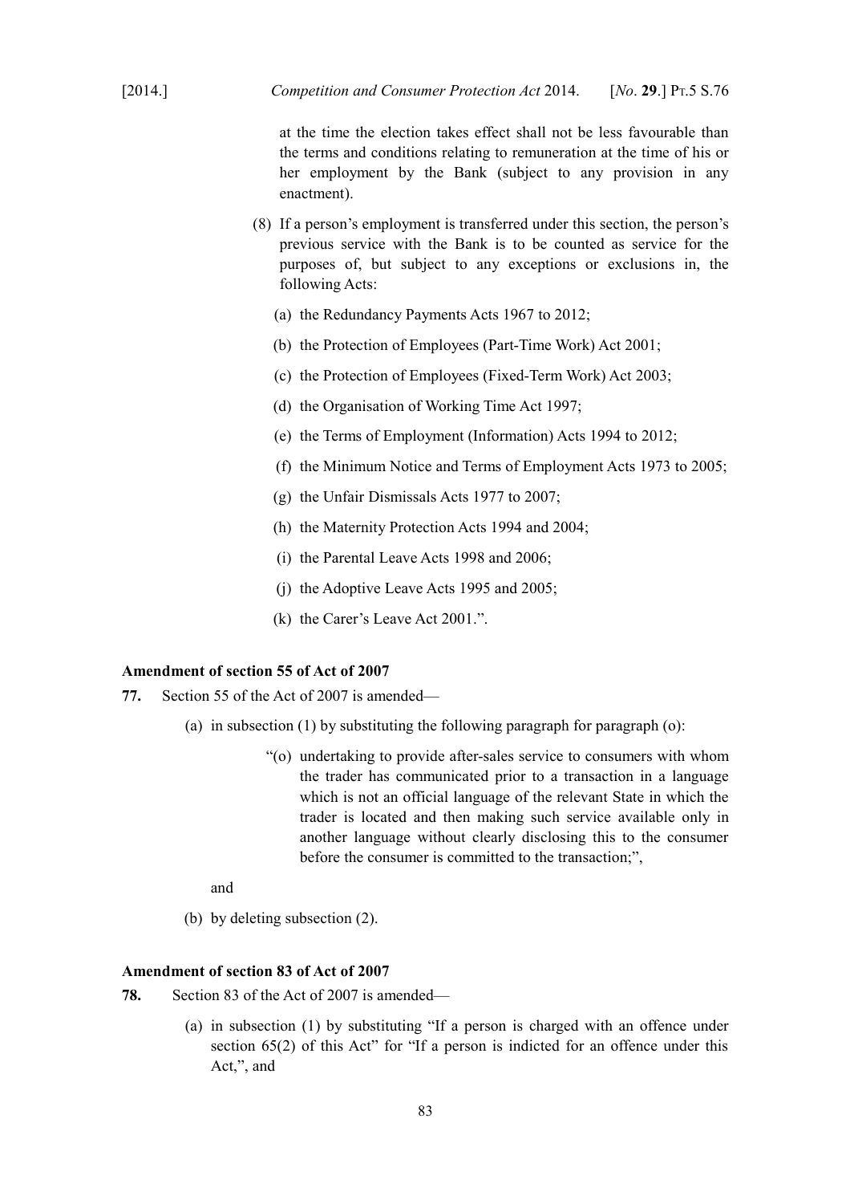at the time the election takes effect shall not be less favourable than the terms and conditions relating to remuneration at the time of his or her employment by the Bank (subject to any provision in any enactment).

(8) If a person's employment is transferred under this section, the person's previous service with the Bank is to be counted as service for the purposes of, but subject to any exceptions or exclusions in, the following Acts:

(a) the Redundancy Payments Acts 1967 to 2012;

(b) the Protection of Employees (Part-Time Work) Act 2001;

(c) the Protection of Employees (Fixed-Term Work) Act 2003;

(d) the Organisation of Working Time Act 1997;

(e) the Terms of Employment (Information) Acts 1994 to 2012;

(f) the Minimum Notice and Terms of Employment Acts 1973 to 2005;

(g) the Unfair Dismissals Acts 1977 to 2007;

(h) the Maternity Protection Acts 1994 and 2004;

(i) the Parental Leave Acts 1998 and 2006;

(j) the Adoptive Leave Acts 1995 and 2005;

(k) the Carer's Leave Act 2001.".

**Amendment of section 55 of Act of 2007**

**77.** Section 55 of the Act of 2007 is amended—

(a) in subsection (1) by substituting the following paragraph for paragraph (o):

"(o) undertaking to provide after-sales service to consumers with whom the trader has communicated prior to a transaction in a language which is not an official language of the relevant State in which the trader is located and then making such service available only in another language without clearly disclosing this to the consumer before the consumer is committed to the transaction;",

and

(b) by deleting subsection (2).

**Amendment of section 83 of Act of 2007**

**78.** Section 83 of the Act of 2007 is amended—

(a) in subsection (1) by substituting "If a person is charged with an offence under section 65(2) of this Act" for "If a person is indicted for an offence under this Act,", and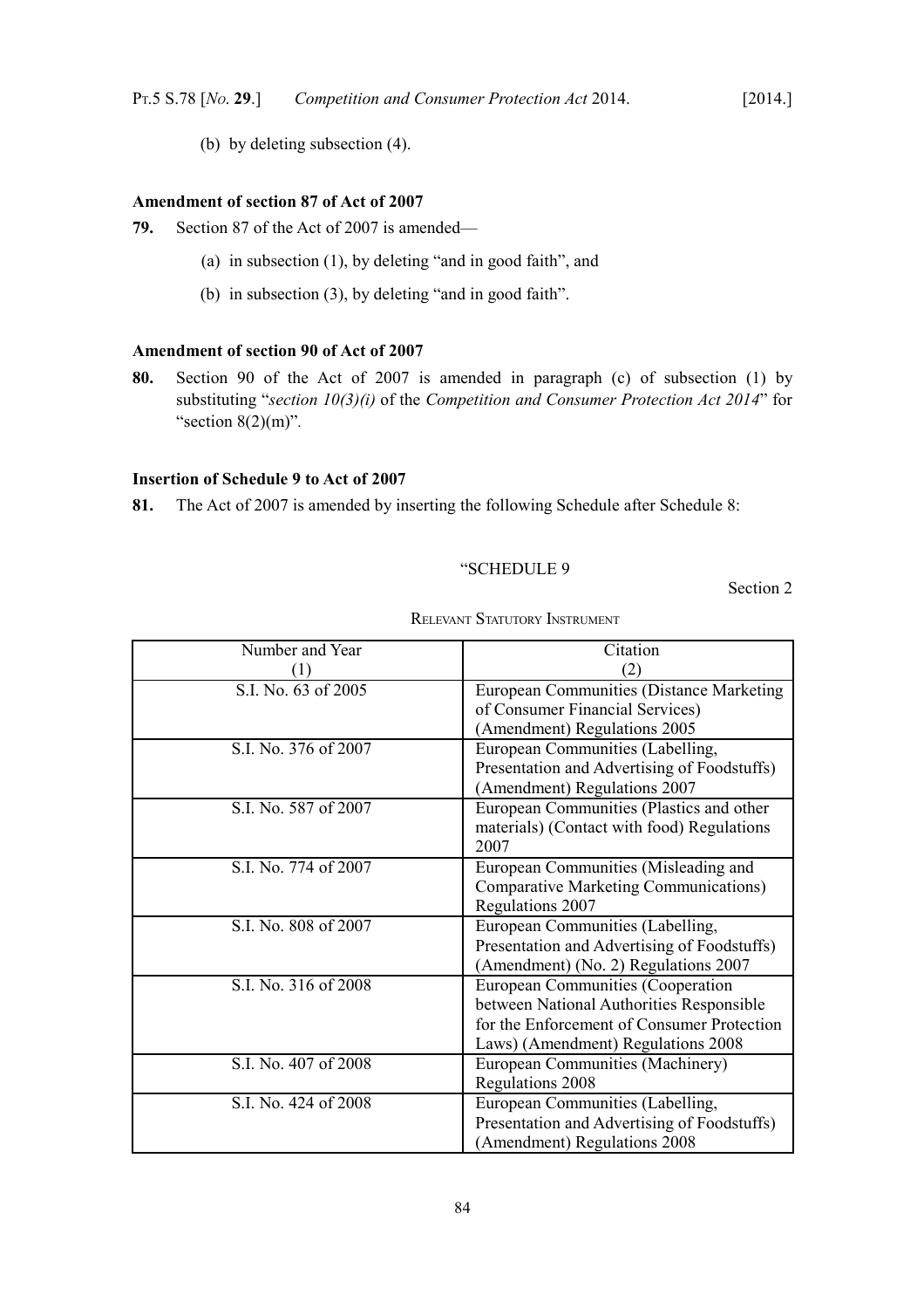(b) by deleting subsection (4).

**Amendment of section 87 of Act of 2007**

**79.** Section 87 of the Act of 2007 is amended—

(a) in subsection (1), by deleting "and in good faith", and

(b) in subsection (3), by deleting "and in good faith".

**Amendment of section 90 of Act of 2007**

**80.** Section 90 of the Act of 2007 is amended in paragraph (c) of subsection (1) by substituting "*section 10(3)(i)* of the *Competition and Consumer Protection Act 2014*" for "section 8(2)(m)".

**Insertion of Schedule 9 to Act of 2007**

**81.** The Act of 2007 is amended by inserting the following Schedule after Schedule 8:

"SCHEDULE 9

Section 2

RELEVANT STATUTORY INSTRUMENT

| Number and Year (1) | Citation (2) |
|---|---|
| S.I. No. 63 of 2005 | European Communities (Distance Marketing of Consumer Financial Services) (Amendment) Regulations 2005 |
| S.I. No. 376 of 2007 | European Communities (Labelling, Presentation and Advertising of Foodstuffs) (Amendment) Regulations 2007 |
| S.I. No. 587 of 2007 | European Communities (Plastics and other materials) (Contact with food) Regulations 2007 |
| S.I. No. 774 of 2007 | European Communities (Misleading and Comparative Marketing Communications) Regulations 2007 |
| S.I. No. 808 of 2007 | European Communities (Labelling, Presentation and Advertising of Foodstuffs) (Amendment) (No. 2) Regulations 2007 |
| S.I. No. 316 of 2008 | European Communities (Cooperation between National Authorities Responsible for the Enforcement of Consumer Protection Laws) (Amendment) Regulations 2008 |
| S.I. No. 407 of 2008 | European Communities (Machinery) Regulations 2008 |
| S.I. No. 424 of 2008 | European Communities (Labelling, Presentation and Advertising of Foodstuffs) (Amendment) Regulations 2008 |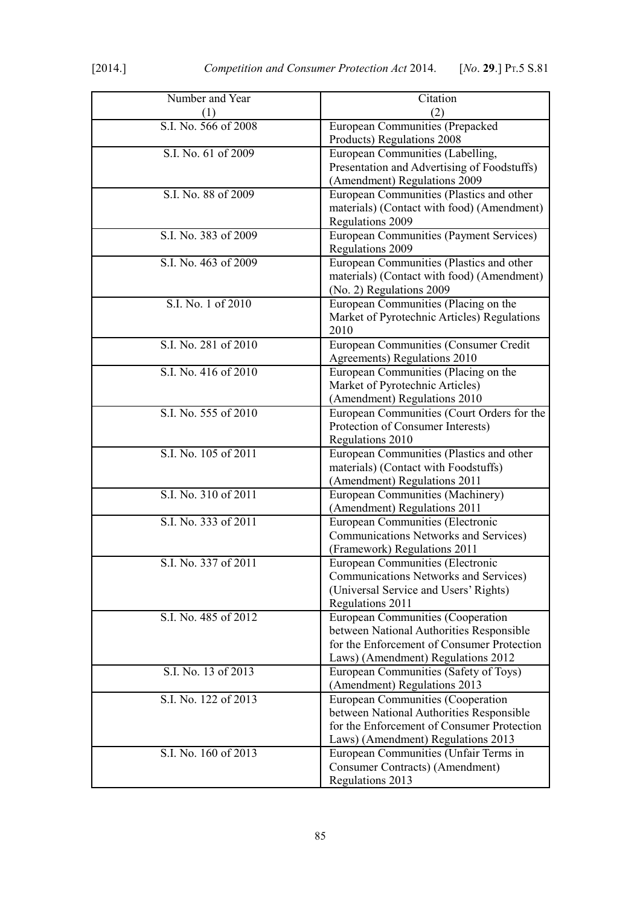| Number and Year<br>(1) | Citation<br>(2) |
|---|---|
| S.I. No. 566 of 2008 | European Communities (Prepacked Products) Regulations 2008 |
| S.I. No. 61 of 2009 | European Communities (Labelling, Presentation and Advertising of Foodstuffs) (Amendment) Regulations 2009 |
| S.I. No. 88 of 2009 | European Communities (Plastics and other materials) (Contact with food) (Amendment) Regulations 2009 |
| S.I. No. 383 of 2009 | European Communities (Payment Services) Regulations 2009 |
| S.I. No. 463 of 2009 | European Communities (Plastics and other materials) (Contact with food) (Amendment) (No. 2) Regulations 2009 |
| S.I. No. 1 of 2010 | European Communities (Placing on the Market of Pyrotechnic Articles) Regulations 2010 |
| S.I. No. 281 of 2010 | European Communities (Consumer Credit Agreements) Regulations 2010 |
| S.I. No. 416 of 2010 | European Communities (Placing on the Market of Pyrotechnic Articles) (Amendment) Regulations 2010 |
| S.I. No. 555 of 2010 | European Communities (Court Orders for the Protection of Consumer Interests) Regulations 2010 |
| S.I. No. 105 of 2011 | European Communities (Plastics and other materials) (Contact with Foodstuffs) (Amendment) Regulations 2011 |
| S.I. No. 310 of 2011 | European Communities (Machinery) (Amendment) Regulations 2011 |
| S.I. No. 333 of 2011 | European Communities (Electronic Communications Networks and Services) (Framework) Regulations 2011 |
| S.I. No. 337 of 2011 | European Communities (Electronic Communications Networks and Services) (Universal Service and Users' Rights) Regulations 2011 |
| S.I. No. 485 of 2012 | European Communities (Cooperation between National Authorities Responsible for the Enforcement of Consumer Protection Laws) (Amendment) Regulations 2012 |
| S.I. No. 13 of 2013 | European Communities (Safety of Toys) (Amendment) Regulations 2013 |
| S.I. No. 122 of 2013 | European Communities (Cooperation between National Authorities Responsible for the Enforcement of Consumer Protection Laws) (Amendment) Regulations 2013 |
| S.I. No. 160 of 2013 | European Communities (Unfair Terms in Consumer Contracts) (Amendment) Regulations 2013 |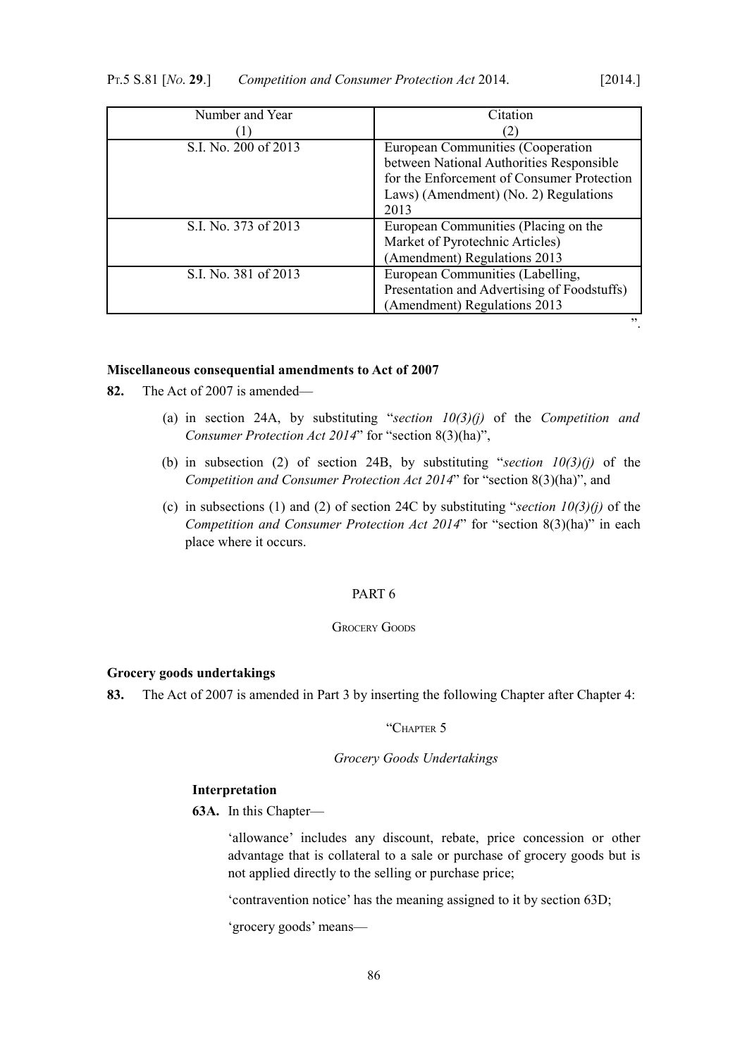| Number and Year<br>(1) | Citation<br>(2) |
|---|---|
| S.I. No. 200 of 2013 | European Communities (Cooperation between National Authorities Responsible for the Enforcement of Consumer Protection Laws) (Amendment) (No. 2) Regulations 2013 |
| S.I. No. 373 of 2013 | European Communities (Placing on the Market of Pyrotechnic Articles) (Amendment) Regulations 2013 |
| S.I. No. 381 of 2013 | European Communities (Labelling, Presentation and Advertising of Foodstuffs) (Amendment) Regulations 2013 |

".

**Miscellaneous consequential amendments to Act of 2007**

**82.** The Act of 2007 is amended—

(a) in section 24A, by substituting "*section 10(3)(j)* of the *Competition and Consumer Protection Act 2014*" for "section 8(3)(ha)",

(b) in subsection (2) of section 24B, by substituting "*section 10(3)(j)* of the *Competition and Consumer Protection Act 2014*" for "section 8(3)(ha)", and

(c) in subsections (1) and (2) of section 24C by substituting "*section 10(3)(j)* of the *Competition and Consumer Protection Act 2014*" for "section 8(3)(ha)" in each place where it occurs.

PART 6

GROCERY GOODS

**Grocery goods undertakings**

**83.** The Act of 2007 is amended in Part 3 by inserting the following Chapter after Chapter 4:

"CHAPTER 5

*Grocery Goods Undertakings*

**Interpretation**

**63A.** In this Chapter—

'allowance' includes any discount, rebate, price concession or other advantage that is collateral to a sale or purchase of grocery goods but is not applied directly to the selling or purchase price;

'contravention notice' has the meaning assigned to it by section 63D;

'grocery goods' means—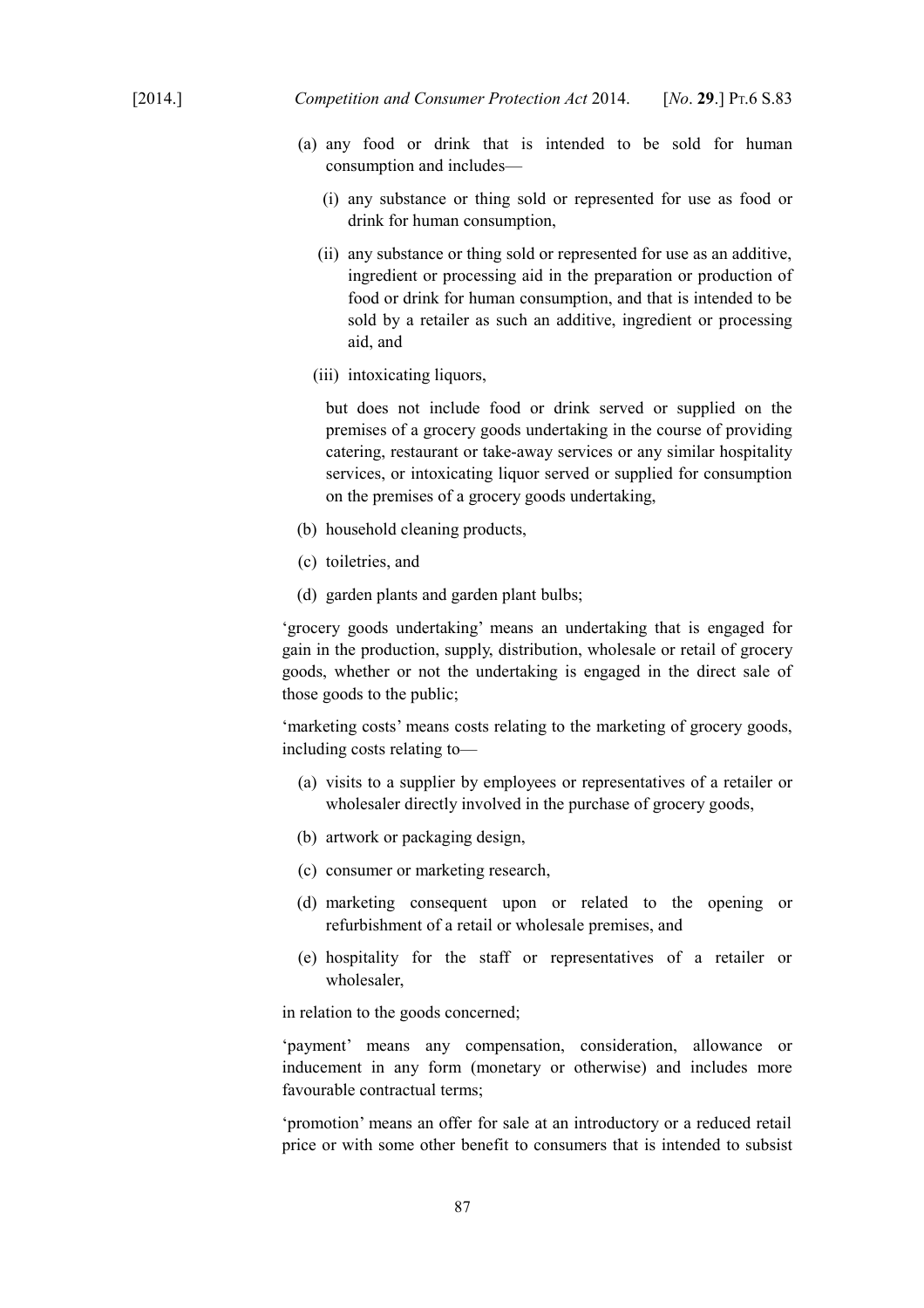(a) any food or drink that is intended to be sold for human consumption and includes—

   (i) any substance or thing sold or represented for use as food or drink for human consumption,

   (ii) any substance or thing sold or represented for use as an additive, ingredient or processing aid in the preparation or production of food or drink for human consumption, and that is intended to be sold by a retailer as such an additive, ingredient or processing aid, and

   (iii) intoxicating liquors,

   but does not include food or drink served or supplied on the premises of a grocery goods undertaking in the course of providing catering, restaurant or take-away services or any similar hospitality services, or intoxicating liquor served or supplied for consumption on the premises of a grocery goods undertaking,

(b) household cleaning products,

(c) toiletries, and

(d) garden plants and garden plant bulbs;

'grocery goods undertaking' means an undertaking that is engaged for gain in the production, supply, distribution, wholesale or retail of grocery goods, whether or not the undertaking is engaged in the direct sale of those goods to the public;

'marketing costs' means costs relating to the marketing of grocery goods, including costs relating to—

(a) visits to a supplier by employees or representatives of a retailer or wholesaler directly involved in the purchase of grocery goods,

(b) artwork or packaging design,

(c) consumer or marketing research,

(d) marketing consequent upon or related to the opening or refurbishment of a retail or wholesale premises, and

(e) hospitality for the staff or representatives of a retailer or wholesaler,

in relation to the goods concerned;

'payment' means any compensation, consideration, allowance or inducement in any form (monetary or otherwise) and includes more favourable contractual terms;

'promotion' means an offer for sale at an introductory or a reduced retail price or with some other benefit to consumers that is intended to subsist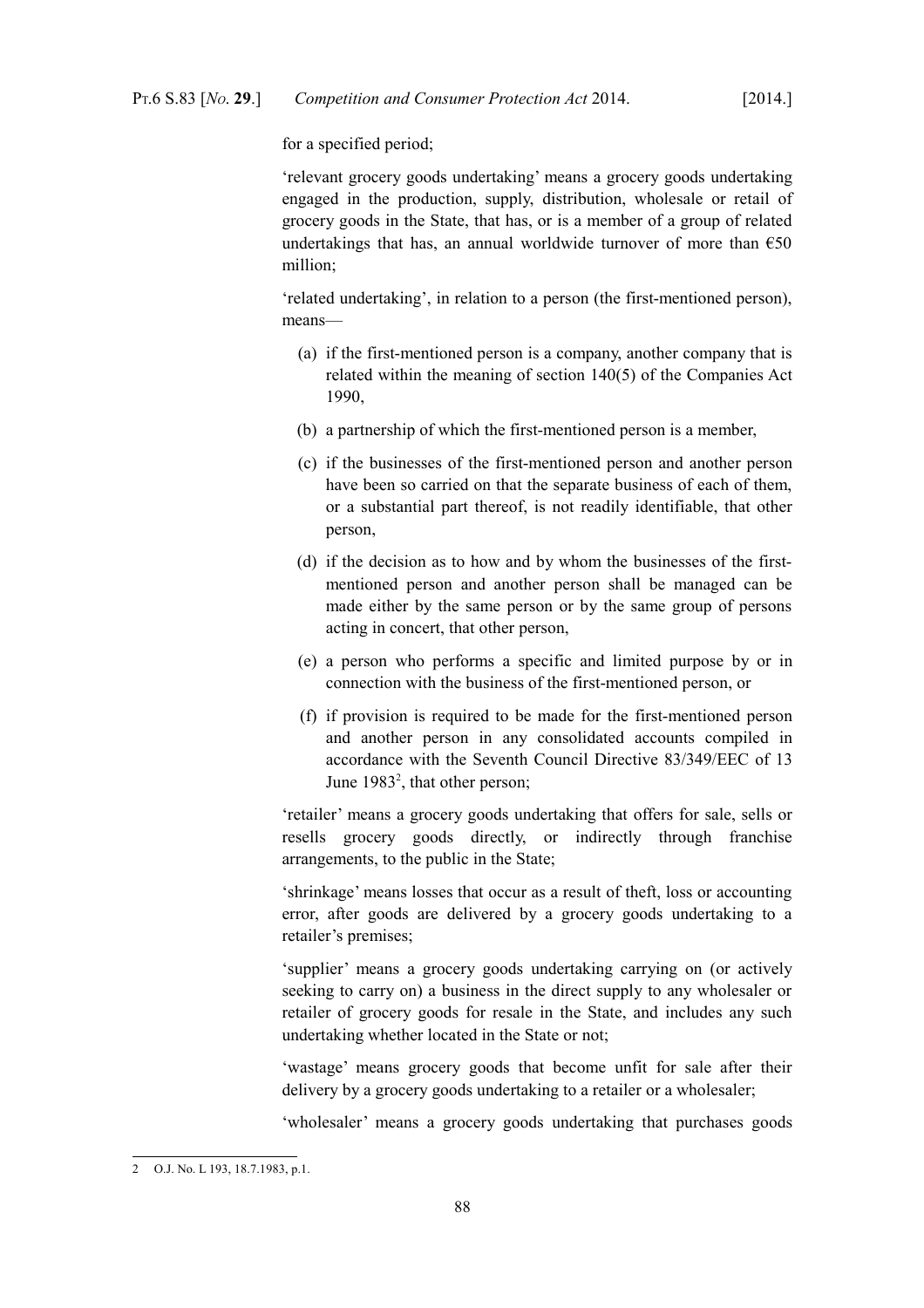for a specified period;

'relevant grocery goods undertaking' means a grocery goods undertaking engaged in the production, supply, distribution, wholesale or retail of grocery goods in the State, that has, or is a member of a group of related undertakings that has, an annual worldwide turnover of more than €50 million;

'related undertaking', in relation to a person (the first-mentioned person), means—

(a) if the first-mentioned person is a company, another company that is related within the meaning of section 140(5) of the Companies Act 1990,

(b) a partnership of which the first-mentioned person is a member,

(c) if the businesses of the first-mentioned person and another person have been so carried on that the separate business of each of them, or a substantial part thereof, is not readily identifiable, that other person,

(d) if the decision as to how and by whom the businesses of the first-mentioned person and another person shall be managed can be made either by the same person or by the same group of persons acting in concert, that other person,

(e) a person who performs a specific and limited purpose by or in connection with the business of the first-mentioned person, or

(f) if provision is required to be made for the first-mentioned person and another person in any consolidated accounts compiled in accordance with the Seventh Council Directive 83/349/EEC of 13 June 1983[2], that other person;

'retailer' means a grocery goods undertaking that offers for sale, sells or resells grocery goods directly, or indirectly through franchise arrangements, to the public in the State;

'shrinkage' means losses that occur as a result of theft, loss or accounting error, after goods are delivered by a grocery goods undertaking to a retailer's premises;

'supplier' means a grocery goods undertaking carrying on (or actively seeking to carry on) a business in the direct supply to any wholesaler or retailer of grocery goods for resale in the State, and includes any such undertaking whether located in the State or not;

'wastage' means grocery goods that become unfit for sale after their delivery by a grocery goods undertaking to a retailer or a wholesaler;

'wholesaler' means a grocery goods undertaking that purchases goods

---

2 O.J. No. L 193, 18.7.1983, p.1.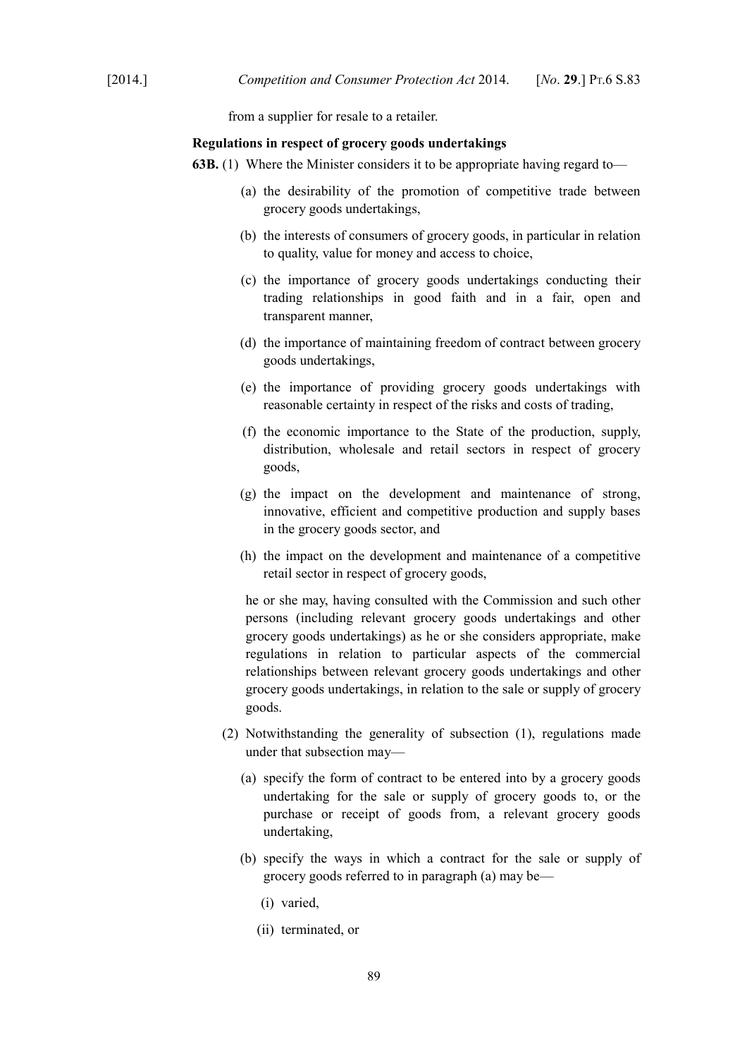from a supplier for resale to a retailer.

**Regulations in respect of grocery goods undertakings**

**63B.** (1) Where the Minister considers it to be appropriate having regard to—

(a) the desirability of the promotion of competitive trade between grocery goods undertakings,

(b) the interests of consumers of grocery goods, in particular in relation to quality, value for money and access to choice,

(c) the importance of grocery goods undertakings conducting their trading relationships in good faith and in a fair, open and transparent manner,

(d) the importance of maintaining freedom of contract between grocery goods undertakings,

(e) the importance of providing grocery goods undertakings with reasonable certainty in respect of the risks and costs of trading,

(f) the economic importance to the State of the production, supply, distribution, wholesale and retail sectors in respect of grocery goods,

(g) the impact on the development and maintenance of strong, innovative, efficient and competitive production and supply bases in the grocery goods sector, and

(h) the impact on the development and maintenance of a competitive retail sector in respect of grocery goods,

he or she may, having consulted with the Commission and such other persons (including relevant grocery goods undertakings and other grocery goods undertakings) as he or she considers appropriate, make regulations in relation to particular aspects of the commercial relationships between relevant grocery goods undertakings and other grocery goods undertakings, in relation to the sale or supply of grocery goods.

(2) Notwithstanding the generality of subsection (1), regulations made under that subsection may—

(a) specify the form of contract to be entered into by a grocery goods undertaking for the sale or supply of grocery goods to, or the purchase or receipt of goods from, a relevant grocery goods undertaking,

(b) specify the ways in which a contract for the sale or supply of grocery goods referred to in paragraph (a) may be—

(i) varied,

(ii) terminated, or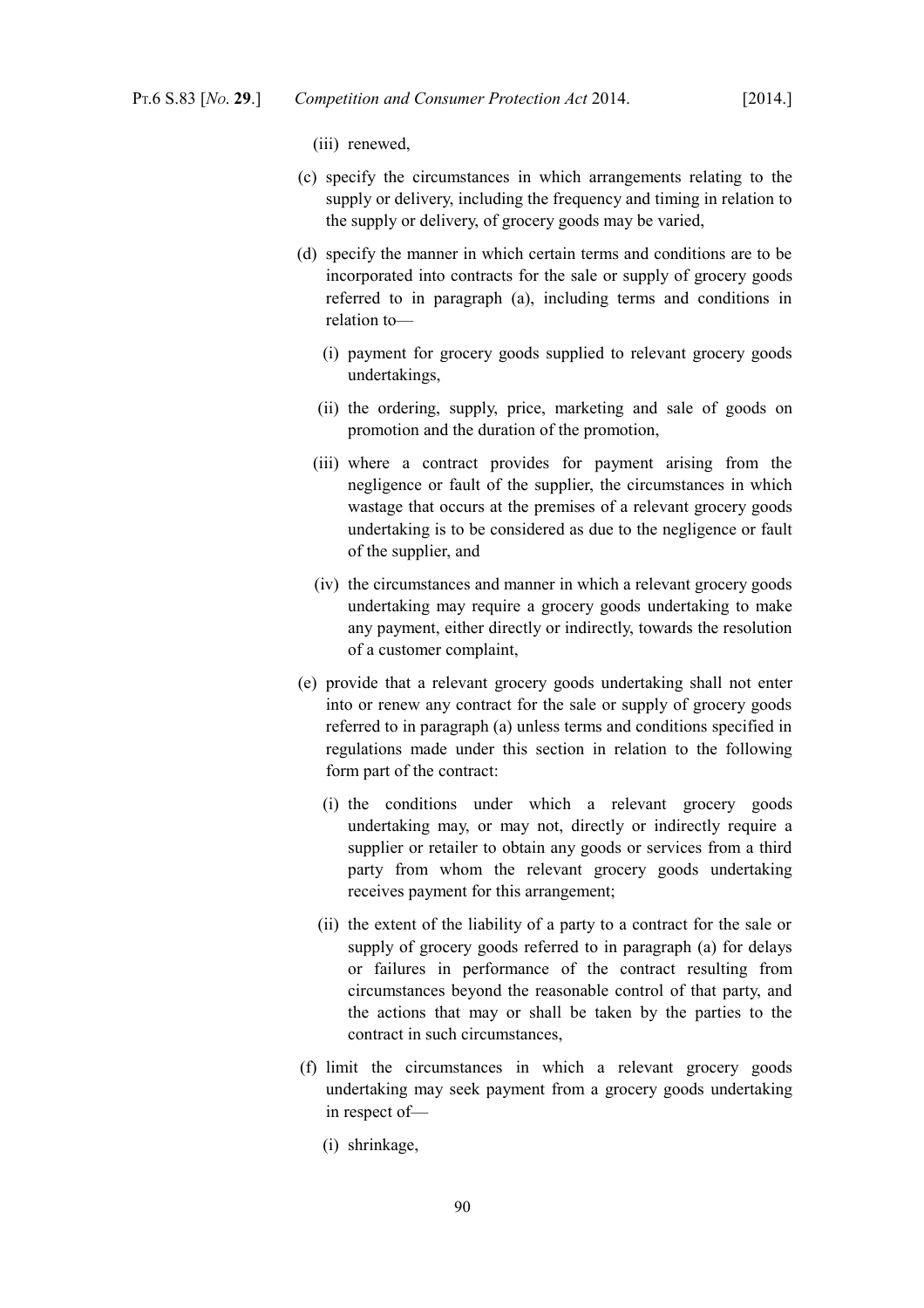(iii) renewed,

(c) specify the circumstances in which arrangements relating to the supply or delivery, including the frequency and timing in relation to the supply or delivery, of grocery goods may be varied,

(d) specify the manner in which certain terms and conditions are to be incorporated into contracts for the sale or supply of grocery goods referred to in paragraph (a), including terms and conditions in relation to—

(i) payment for grocery goods supplied to relevant grocery goods undertakings,

(ii) the ordering, supply, price, marketing and sale of goods on promotion and the duration of the promotion,

(iii) where a contract provides for payment arising from the negligence or fault of the supplier, the circumstances in which wastage that occurs at the premises of a relevant grocery goods undertaking is to be considered as due to the negligence or fault of the supplier, and

(iv) the circumstances and manner in which a relevant grocery goods undertaking may require a grocery goods undertaking to make any payment, either directly or indirectly, towards the resolution of a customer complaint,

(e) provide that a relevant grocery goods undertaking shall not enter into or renew any contract for the sale or supply of grocery goods referred to in paragraph (a) unless terms and conditions specified in regulations made under this section in relation to the following form part of the contract:

(i) the conditions under which a relevant grocery goods undertaking may, or may not, directly or indirectly require a supplier or retailer to obtain any goods or services from a third party from whom the relevant grocery goods undertaking receives payment for this arrangement;

(ii) the extent of the liability of a party to a contract for the sale or supply of grocery goods referred to in paragraph (a) for delays or failures in performance of the contract resulting from circumstances beyond the reasonable control of that party, and the actions that may or shall be taken by the parties to the contract in such circumstances,

(f) limit the circumstances in which a relevant grocery goods undertaking may seek payment from a grocery goods undertaking in respect of—

(i) shrinkage,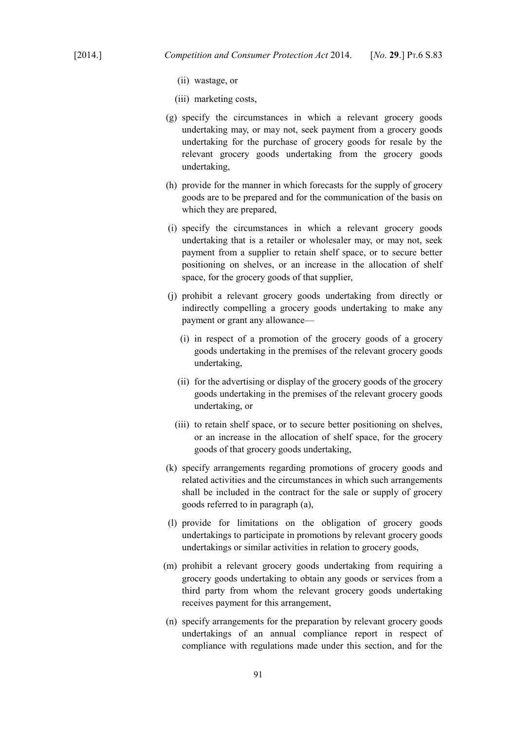(ii) wastage, or

(iii) marketing costs,

(g) specify the circumstances in which a relevant grocery goods undertaking may, or may not, seek payment from a grocery goods undertaking for the purchase of grocery goods for resale by the relevant grocery goods undertaking from the grocery goods undertaking,

(h) provide for the manner in which forecasts for the supply of grocery goods are to be prepared and for the communication of the basis on which they are prepared,

(i) specify the circumstances in which a relevant grocery goods undertaking that is a retailer or wholesaler may, or may not, seek payment from a supplier to retain shelf space, or to secure better positioning on shelves, or an increase in the allocation of shelf space, for the grocery goods of that supplier,

(j) prohibit a relevant grocery goods undertaking from directly or indirectly compelling a grocery goods undertaking to make any payment or grant any allowance—

(i) in respect of a promotion of the grocery goods of a grocery goods undertaking in the premises of the relevant grocery goods undertaking,

(ii) for the advertising or display of the grocery goods of the grocery goods undertaking in the premises of the relevant grocery goods undertaking, or

(iii) to retain shelf space, or to secure better positioning on shelves, or an increase in the allocation of shelf space, for the grocery goods of that grocery goods undertaking,

(k) specify arrangements regarding promotions of grocery goods and related activities and the circumstances in which such arrangements shall be included in the contract for the sale or supply of grocery goods referred to in paragraph (a),

(l) provide for limitations on the obligation of grocery goods undertakings to participate in promotions by relevant grocery goods undertakings or similar activities in relation to grocery goods,

(m) prohibit a relevant grocery goods undertaking from requiring a grocery goods undertaking to obtain any goods or services from a third party from whom the relevant grocery goods undertaking receives payment for this arrangement,

(n) specify arrangements for the preparation by relevant grocery goods undertakings of an annual compliance report in respect of compliance with regulations made under this section, and for the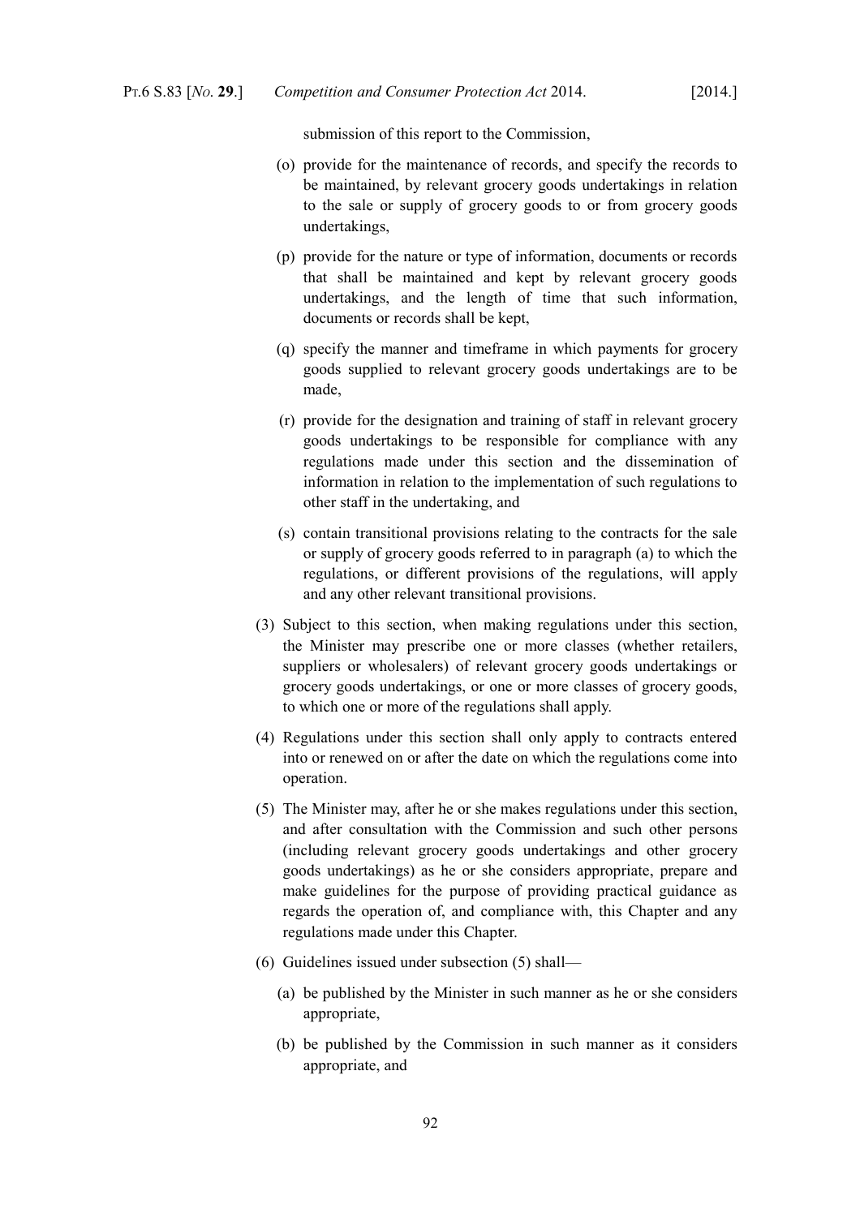submission of this report to the Commission,

(o) provide for the maintenance of records, and specify the records to be maintained, by relevant grocery goods undertakings in relation to the sale or supply of grocery goods to or from grocery goods undertakings,

(p) provide for the nature or type of information, documents or records that shall be maintained and kept by relevant grocery goods undertakings, and the length of time that such information, documents or records shall be kept,

(q) specify the manner and timeframe in which payments for grocery goods supplied to relevant grocery goods undertakings are to be made,

(r) provide for the designation and training of staff in relevant grocery goods undertakings to be responsible for compliance with any regulations made under this section and the dissemination of information in relation to the implementation of such regulations to other staff in the undertaking, and

(s) contain transitional provisions relating to the contracts for the sale or supply of grocery goods referred to in paragraph (a) to which the regulations, or different provisions of the regulations, will apply and any other relevant transitional provisions.

(3) Subject to this section, when making regulations under this section, the Minister may prescribe one or more classes (whether retailers, suppliers or wholesalers) of relevant grocery goods undertakings or grocery goods undertakings, or one or more classes of grocery goods, to which one or more of the regulations shall apply.

(4) Regulations under this section shall only apply to contracts entered into or renewed on or after the date on which the regulations come into operation.

(5) The Minister may, after he or she makes regulations under this section, and after consultation with the Commission and such other persons (including relevant grocery goods undertakings and other grocery goods undertakings) as he or she considers appropriate, prepare and make guidelines for the purpose of providing practical guidance as regards the operation of, and compliance with, this Chapter and any regulations made under this Chapter.

(6) Guidelines issued under subsection (5) shall—

(a) be published by the Minister in such manner as he or she considers appropriate,

(b) be published by the Commission in such manner as it considers appropriate, and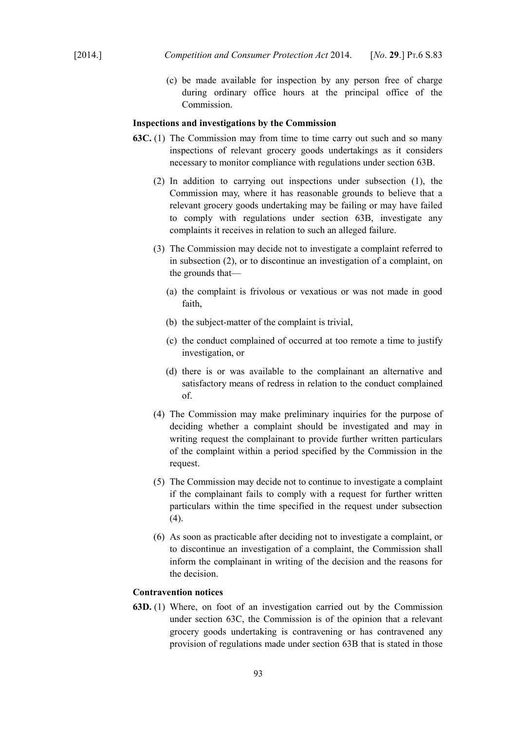(c) be made available for inspection by any person free of charge during ordinary office hours at the principal office of the Commission.

**Inspections and investigations by the Commission**

**63C.** (1) The Commission may from time to time carry out such and so many inspections of relevant grocery goods undertakings as it considers necessary to monitor compliance with regulations under section 63B.

(2) In addition to carrying out inspections under subsection (1), the Commission may, where it has reasonable grounds to believe that a relevant grocery goods undertaking may be failing or may have failed to comply with regulations under section 63B, investigate any complaints it receives in relation to such an alleged failure.

(3) The Commission may decide not to investigate a complaint referred to in subsection (2), or to discontinue an investigation of a complaint, on the grounds that—

(a) the complaint is frivolous or vexatious or was not made in good faith,

(b) the subject-matter of the complaint is trivial,

(c) the conduct complained of occurred at too remote a time to justify investigation, or

(d) there is or was available to the complainant an alternative and satisfactory means of redress in relation to the conduct complained of.

(4) The Commission may make preliminary inquiries for the purpose of deciding whether a complaint should be investigated and may in writing request the complainant to provide further written particulars of the complaint within a period specified by the Commission in the request.

(5) The Commission may decide not to continue to investigate a complaint if the complainant fails to comply with a request for further written particulars within the time specified in the request under subsection (4).

(6) As soon as practicable after deciding not to investigate a complaint, or to discontinue an investigation of a complaint, the Commission shall inform the complainant in writing of the decision and the reasons for the decision.

**Contravention notices**

**63D.** (1) Where, on foot of an investigation carried out by the Commission under section 63C, the Commission is of the opinion that a relevant grocery goods undertaking is contravening or has contravened any provision of regulations made under section 63B that is stated in those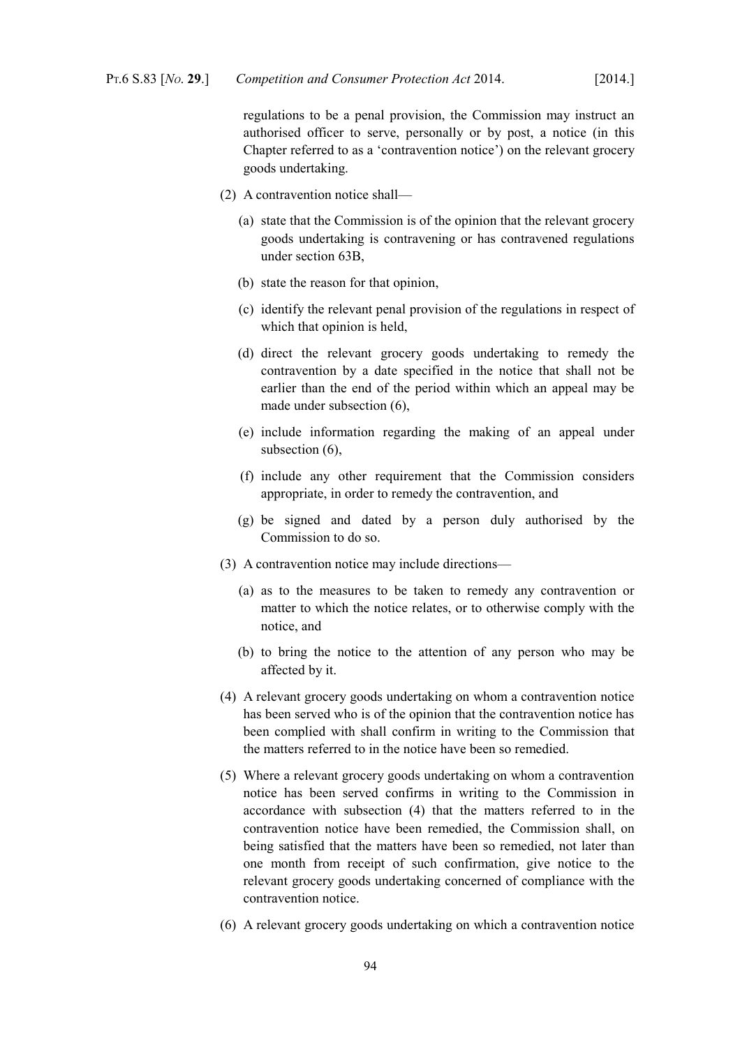regulations to be a penal provision, the Commission may instruct an authorised officer to serve, personally or by post, a notice (in this Chapter referred to as a 'contravention notice') on the relevant grocery goods undertaking.

(2) A contravention notice shall—

(a) state that the Commission is of the opinion that the relevant grocery goods undertaking is contravening or has contravened regulations under section 63B,

(b) state the reason for that opinion,

(c) identify the relevant penal provision of the regulations in respect of which that opinion is held,

(d) direct the relevant grocery goods undertaking to remedy the contravention by a date specified in the notice that shall not be earlier than the end of the period within which an appeal may be made under subsection (6),

(e) include information regarding the making of an appeal under subsection (6),

(f) include any other requirement that the Commission considers appropriate, in order to remedy the contravention, and

(g) be signed and dated by a person duly authorised by the Commission to do so.

(3) A contravention notice may include directions—

(a) as to the measures to be taken to remedy any contravention or matter to which the notice relates, or to otherwise comply with the notice, and

(b) to bring the notice to the attention of any person who may be affected by it.

(4) A relevant grocery goods undertaking on whom a contravention notice has been served who is of the opinion that the contravention notice has been complied with shall confirm in writing to the Commission that the matters referred to in the notice have been so remedied.

(5) Where a relevant grocery goods undertaking on whom a contravention notice has been served confirms in writing to the Commission in accordance with subsection (4) that the matters referred to in the contravention notice have been remedied, the Commission shall, on being satisfied that the matters have been so remedied, not later than one month from receipt of such confirmation, give notice to the relevant grocery goods undertaking concerned of compliance with the contravention notice.

(6) A relevant grocery goods undertaking on which a contravention notice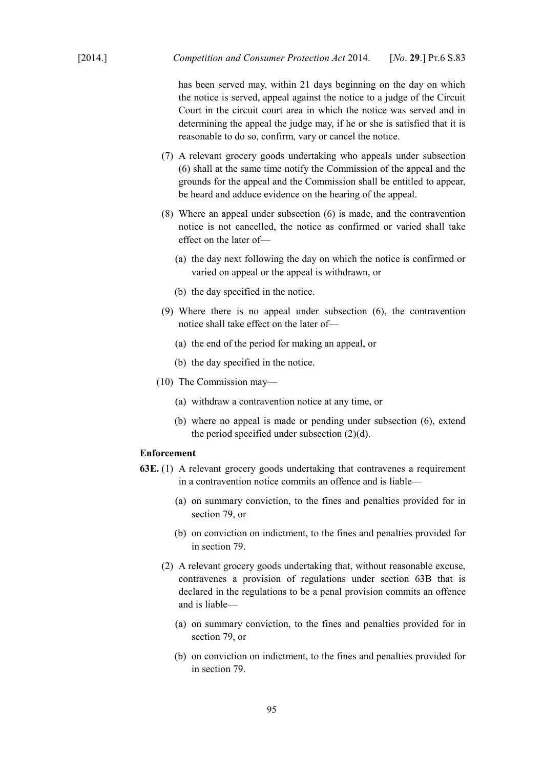has been served may, within 21 days beginning on the day on which the notice is served, appeal against the notice to a judge of the Circuit Court in the circuit court area in which the notice was served and in determining the appeal the judge may, if he or she is satisfied that it is reasonable to do so, confirm, vary or cancel the notice.

(7) A relevant grocery goods undertaking who appeals under subsection (6) shall at the same time notify the Commission of the appeal and the grounds for the appeal and the Commission shall be entitled to appear, be heard and adduce evidence on the hearing of the appeal.

(8) Where an appeal under subsection (6) is made, and the contravention notice is not cancelled, the notice as confirmed or varied shall take effect on the later of—

(a) the day next following the day on which the notice is confirmed or varied on appeal or the appeal is withdrawn, or

(b) the day specified in the notice.

(9) Where there is no appeal under subsection (6), the contravention notice shall take effect on the later of—

(a) the end of the period for making an appeal, or

(b) the day specified in the notice.

(10) The Commission may—

(a) withdraw a contravention notice at any time, or

(b) where no appeal is made or pending under subsection (6), extend the period specified under subsection (2)(d).

**Enforcement**

**63E.** (1) A relevant grocery goods undertaking that contravenes a requirement in a contravention notice commits an offence and is liable—

(a) on summary conviction, to the fines and penalties provided for in section 79, or

(b) on conviction on indictment, to the fines and penalties provided for in section 79.

(2) A relevant grocery goods undertaking that, without reasonable excuse, contravenes a provision of regulations under section 63B that is declared in the regulations to be a penal provision commits an offence and is liable—

(a) on summary conviction, to the fines and penalties provided for in section 79, or

(b) on conviction on indictment, to the fines and penalties provided for in section 79.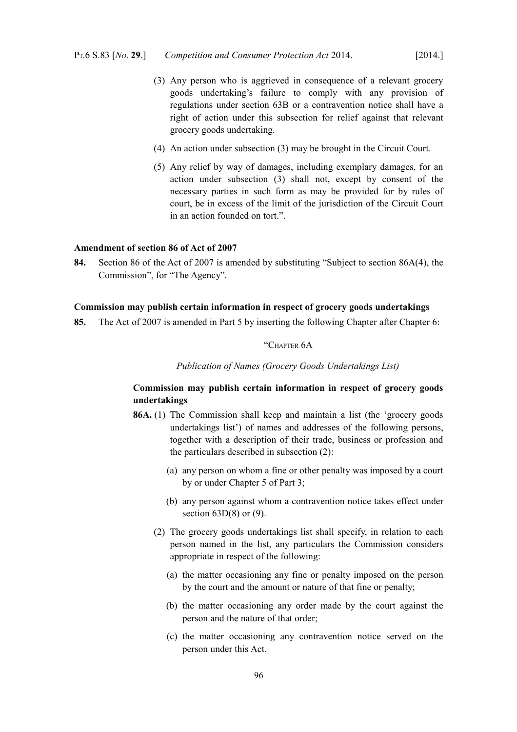(3) Any person who is aggrieved in consequence of a relevant grocery goods undertaking's failure to comply with any provision of regulations under section 63B or a contravention notice shall have a right of action under this subsection for relief against that relevant grocery goods undertaking.

(4) An action under subsection (3) may be brought in the Circuit Court.

(5) Any relief by way of damages, including exemplary damages, for an action under subsection (3) shall not, except by consent of the necessary parties in such form as may be provided for by rules of court, be in excess of the limit of the jurisdiction of the Circuit Court in an action founded on tort.".

**Amendment of section 86 of Act of 2007**

**84.** Section 86 of the Act of 2007 is amended by substituting "Subject to section 86A(4), the Commission", for "The Agency".

**Commission may publish certain information in respect of grocery goods undertakings**

**85.** The Act of 2007 is amended in Part 5 by inserting the following Chapter after Chapter 6:

"CHAPTER 6A

*Publication of Names (Grocery Goods Undertakings List)*

**Commission may publish certain information in respect of grocery goods undertakings**

**86A.** (1) The Commission shall keep and maintain a list (the 'grocery goods undertakings list') of names and addresses of the following persons, together with a description of their trade, business or profession and the particulars described in subsection (2):

(a) any person on whom a fine or other penalty was imposed by a court by or under Chapter 5 of Part 3;

(b) any person against whom a contravention notice takes effect under section 63D(8) or (9).

(2) The grocery goods undertakings list shall specify, in relation to each person named in the list, any particulars the Commission considers appropriate in respect of the following:

(a) the matter occasioning any fine or penalty imposed on the person by the court and the amount or nature of that fine or penalty;

(b) the matter occasioning any order made by the court against the person and the nature of that order;

(c) the matter occasioning any contravention notice served on the person under this Act.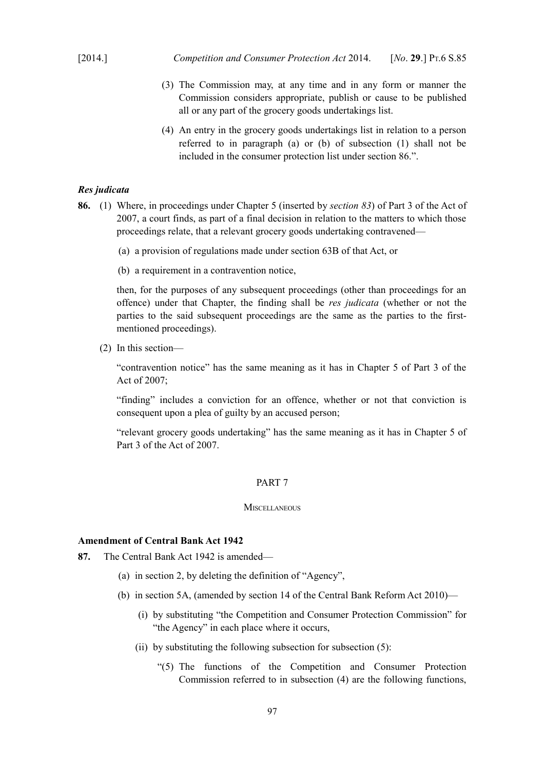(3) The Commission may, at any time and in any form or manner the Commission considers appropriate, publish or cause to be published all or any part of the grocery goods undertakings list.

(4) An entry in the grocery goods undertakings list in relation to a person referred to in paragraph (a) or (b) of subsection (1) shall not be included in the consumer protection list under section 86.".

***Res judicata***

**86.** (1) Where, in proceedings under Chapter 5 (inserted by *section 83*) of Part 3 of the Act of 2007, a court finds, as part of a final decision in relation to the matters to which those proceedings relate, that a relevant grocery goods undertaking contravened—

(a) a provision of regulations made under section 63B of that Act, or

(b) a requirement in a contravention notice,

then, for the purposes of any subsequent proceedings (other than proceedings for an offence) under that Chapter, the finding shall be *res judicata* (whether or not the parties to the said subsequent proceedings are the same as the parties to the first-mentioned proceedings).

(2) In this section—

"contravention notice" has the same meaning as it has in Chapter 5 of Part 3 of the Act of 2007;

"finding" includes a conviction for an offence, whether or not that conviction is consequent upon a plea of guilty by an accused person;

"relevant grocery goods undertaking" has the same meaning as it has in Chapter 5 of Part 3 of the Act of 2007.

## PART 7

### MISCELLANEOUS

**Amendment of Central Bank Act 1942**

**87.** The Central Bank Act 1942 is amended—

(a) in section 2, by deleting the definition of "Agency",

(b) in section 5A, (amended by section 14 of the Central Bank Reform Act 2010)—

(i) by substituting "the Competition and Consumer Protection Commission" for "the Agency" in each place where it occurs,

(ii) by substituting the following subsection for subsection (5):

"(5) The functions of the Competition and Consumer Protection Commission referred to in subsection (4) are the following functions,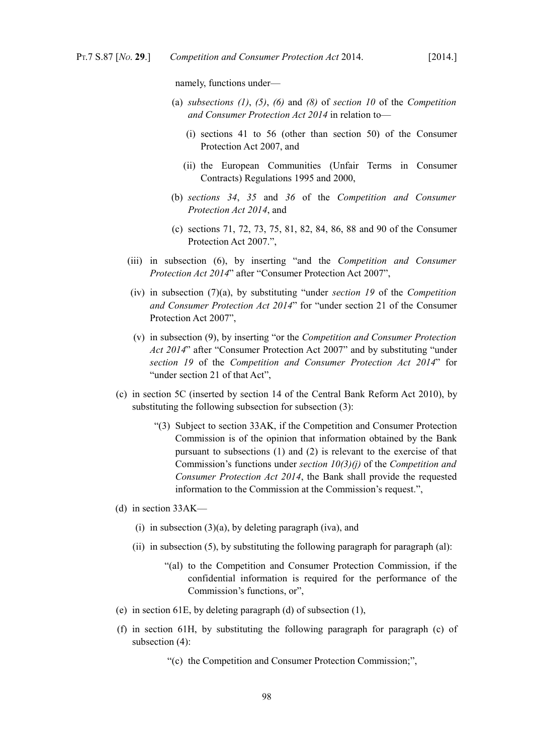namely, functions under—

- (a) *subsections (1)*, *(5)*, *(6)* and *(8)* of *section 10* of the *Competition and Consumer Protection Act 2014* in relation to—
  - (i) sections 41 to 56 (other than section 50) of the Consumer Protection Act 2007, and
  - (ii) the European Communities (Unfair Terms in Consumer Contracts) Regulations 1995 and 2000,
- (b) *sections 34*, *35* and *36* of the *Competition and Consumer Protection Act 2014*, and
- (c) sections 71, 72, 73, 75, 81, 82, 84, 86, 88 and 90 of the Consumer Protection Act 2007.",

- (iii) in subsection (6), by inserting "and the *Competition and Consumer Protection Act 2014*" after "Consumer Protection Act 2007",
- (iv) in subsection (7)(a), by substituting "under *section 19* of the *Competition and Consumer Protection Act 2014*" for "under section 21 of the Consumer Protection Act 2007",
- (v) in subsection (9), by inserting "or the *Competition and Consumer Protection Act 2014*" after "Consumer Protection Act 2007" and by substituting "under *section 19* of the *Competition and Consumer Protection Act 2014*" for "under section 21 of that Act",

(c) in section 5C (inserted by section 14 of the Central Bank Reform Act 2010), by substituting the following subsection for subsection (3):

> "(3) Subject to section 33AK, if the Competition and Consumer Protection Commission is of the opinion that information obtained by the Bank pursuant to subsections (1) and (2) is relevant to the exercise of that Commission's functions under *section 10(3)(j)* of the *Competition and Consumer Protection Act 2014*, the Bank shall provide the requested information to the Commission at the Commission's request.",

(d) in section 33AK—

- (i) in subsection (3)(a), by deleting paragraph (iva), and
- (ii) in subsection (5), by substituting the following paragraph for paragraph (al):

> "(al) to the Competition and Consumer Protection Commission, if the confidential information is required for the performance of the Commission's functions, or",

(e) in section 61E, by deleting paragraph (d) of subsection (1),

(f) in section 61H, by substituting the following paragraph for paragraph (c) of subsection (4):

> "(c) the Competition and Consumer Protection Commission;",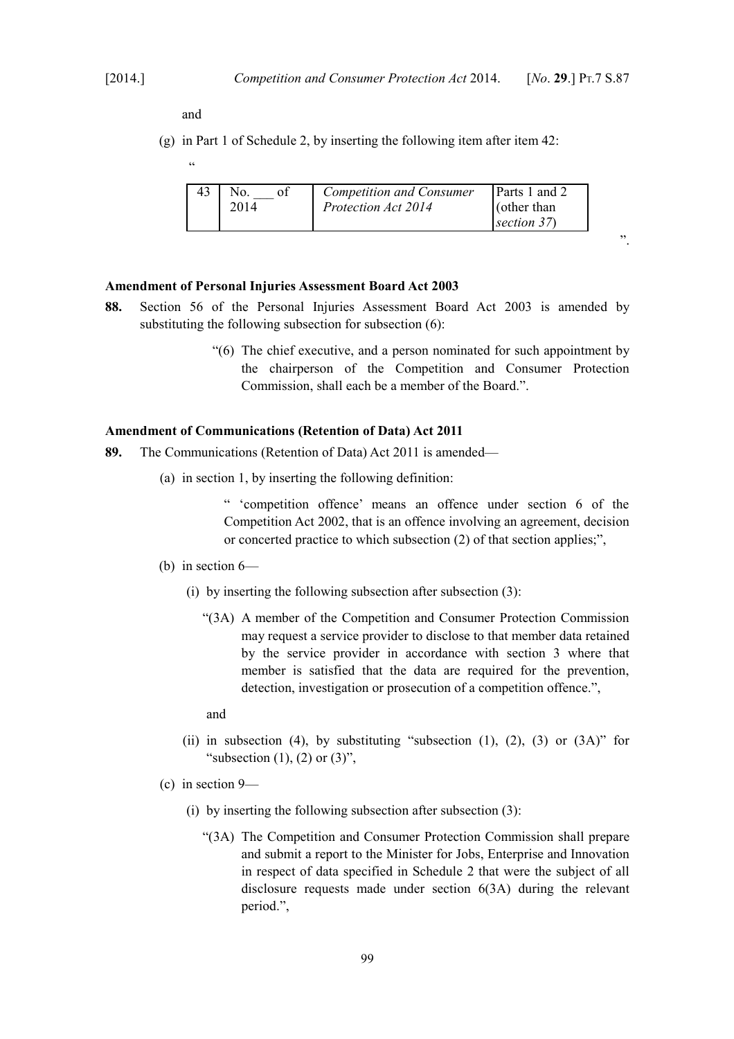and

(g) in Part 1 of Schedule 2, by inserting the following item after item 42:

"

| 43 | No. ___ of 2014 | *Competition and Consumer Protection Act 2014* | Parts 1 and 2 (other than *section 37*) |
|---|---|---|---|

".

**Amendment of Personal Injuries Assessment Board Act 2003**

**88.** Section 56 of the Personal Injuries Assessment Board Act 2003 is amended by substituting the following subsection for subsection (6):

> "(6) The chief executive, and a person nominated for such appointment by the chairperson of the Competition and Consumer Protection Commission, shall each be a member of the Board.".

**Amendment of Communications (Retention of Data) Act 2011**

**89.** The Communications (Retention of Data) Act 2011 is amended—

(a) in section 1, by inserting the following definition:

> " 'competition offence' means an offence under section 6 of the Competition Act 2002, that is an offence involving an agreement, decision or concerted practice to which subsection (2) of that section applies;",

(b) in section 6—

(i) by inserting the following subsection after subsection (3):

> "(3A) A member of the Competition and Consumer Protection Commission may request a service provider to disclose to that member data retained by the service provider in accordance with section 3 where that member is satisfied that the data are required for the prevention, detection, investigation or prosecution of a competition offence.",

and

(ii) in subsection (4), by substituting "subsection (1), (2), (3) or (3A)" for "subsection (1), (2) or (3)",

(c) in section 9—

(i) by inserting the following subsection after subsection (3):

> "(3A) The Competition and Consumer Protection Commission shall prepare and submit a report to the Minister for Jobs, Enterprise and Innovation in respect of data specified in Schedule 2 that were the subject of all disclosure requests made under section 6(3A) during the relevant period.",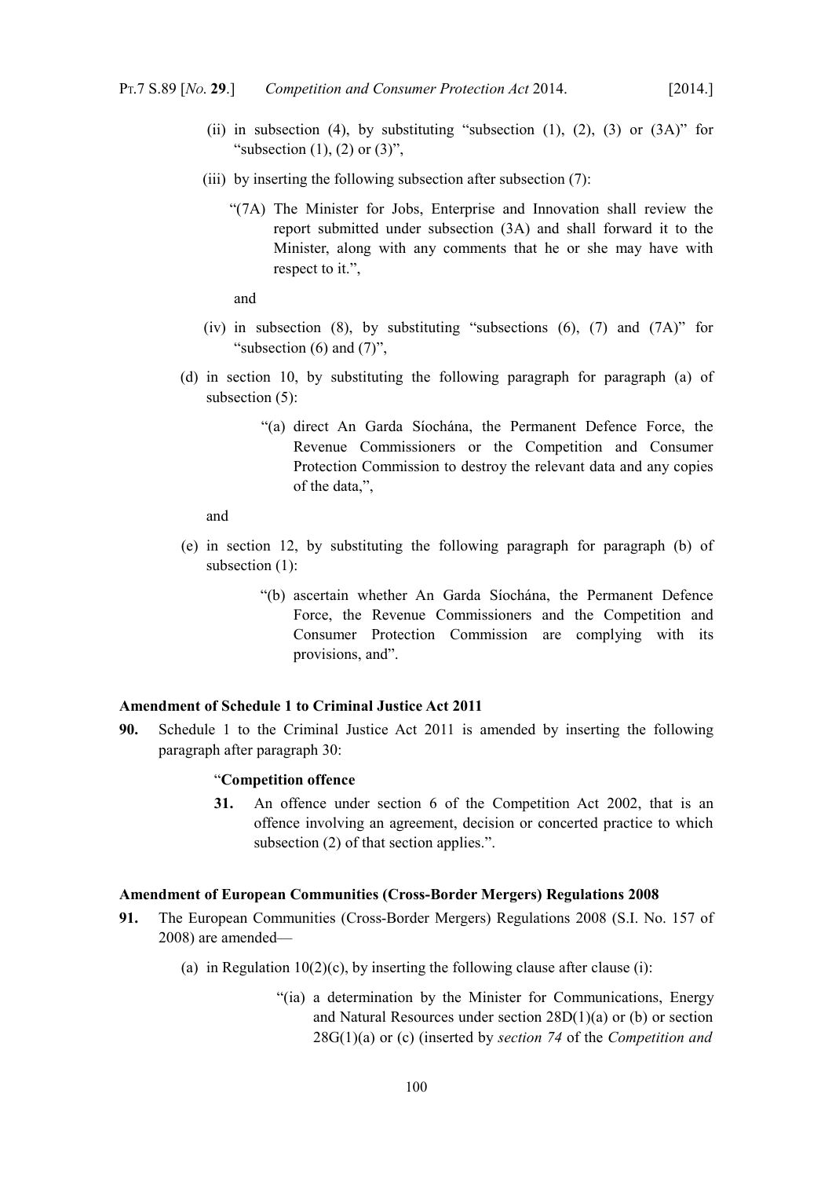(ii) in subsection (4), by substituting "subsection (1), (2), (3) or (3A)" for "subsection (1), (2) or (3)",

(iii) by inserting the following subsection after subsection (7):

> "(7A) The Minister for Jobs, Enterprise and Innovation shall review the report submitted under subsection (3A) and shall forward it to the Minister, along with any comments that he or she may have with respect to it.",

and

(iv) in subsection (8), by substituting "subsections (6), (7) and (7A)" for "subsection (6) and (7)",

(d) in section 10, by substituting the following paragraph for paragraph (a) of subsection (5):

> "(a) direct An Garda Síochána, the Permanent Defence Force, the Revenue Commissioners or the Competition and Consumer Protection Commission to destroy the relevant data and any copies of the data,",

and

(e) in section 12, by substituting the following paragraph for paragraph (b) of subsection (1):

> "(b) ascertain whether An Garda Síochána, the Permanent Defence Force, the Revenue Commissioners and the Competition and Consumer Protection Commission are complying with its provisions, and".

**Amendment of Schedule 1 to Criminal Justice Act 2011**

**90.** Schedule 1 to the Criminal Justice Act 2011 is amended by inserting the following paragraph after paragraph 30:

> "**Competition offence**
>
> **31.** An offence under section 6 of the Competition Act 2002, that is an offence involving an agreement, decision or concerted practice to which subsection (2) of that section applies.".

**Amendment of European Communities (Cross-Border Mergers) Regulations 2008**

**91.** The European Communities (Cross-Border Mergers) Regulations 2008 (S.I. No. 157 of 2008) are amended—

(a) in Regulation 10(2)(c), by inserting the following clause after clause (i):

> "(ia) a determination by the Minister for Communications, Energy and Natural Resources under section 28D(1)(a) or (b) or section 28G(1)(a) or (c) (inserted by *section 74* of the *Competition and*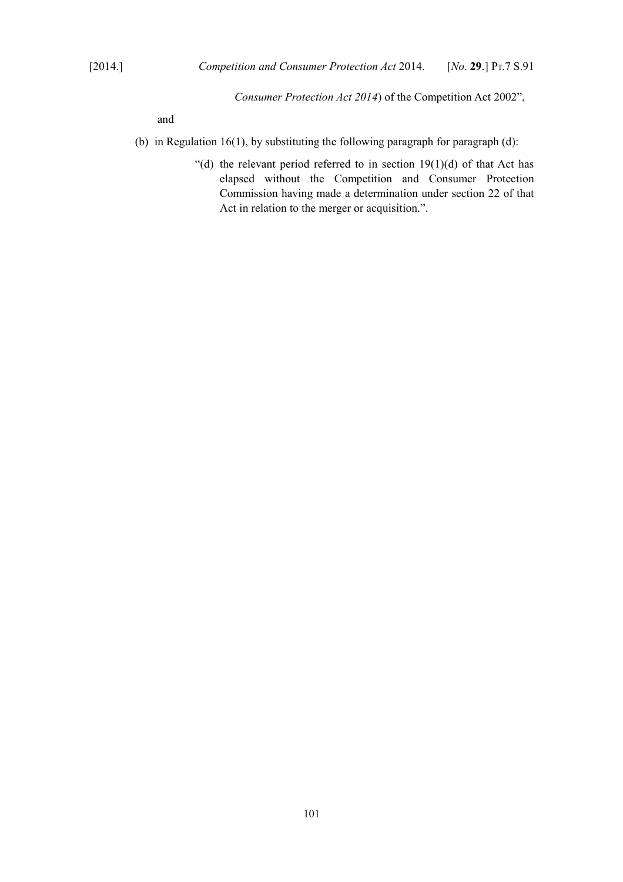*Consumer Protection Act 2014*) of the Competition Act 2002",

and

(b) in Regulation 16(1), by substituting the following paragraph for paragraph (d):

"(d) the relevant period referred to in section 19(1)(d) of that Act has elapsed without the Competition and Consumer Protection Commission having made a determination under section 22 of that Act in relation to the merger or acquisition.".